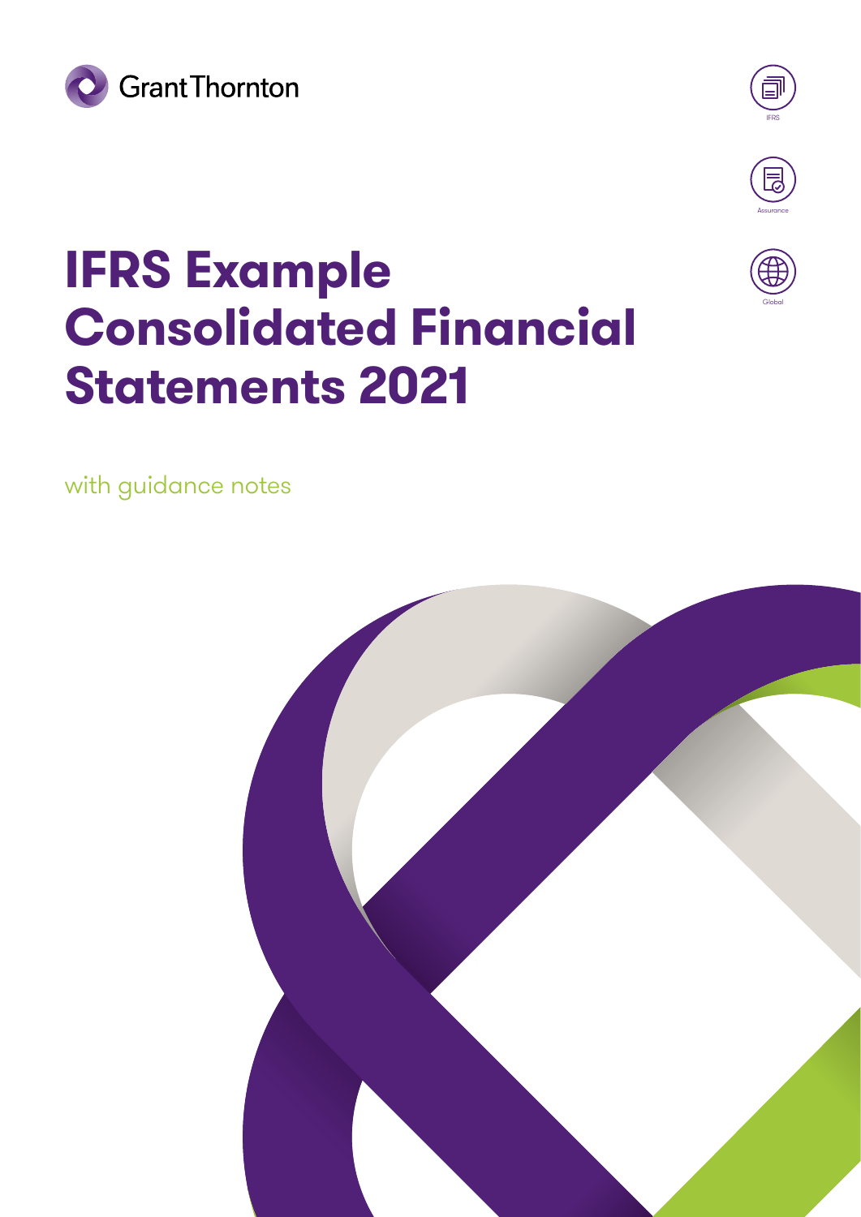Grant Thornton

IFRS

Assurance

Global

# IFRS Example Consolidated Financial Statements 2021

with guidance notes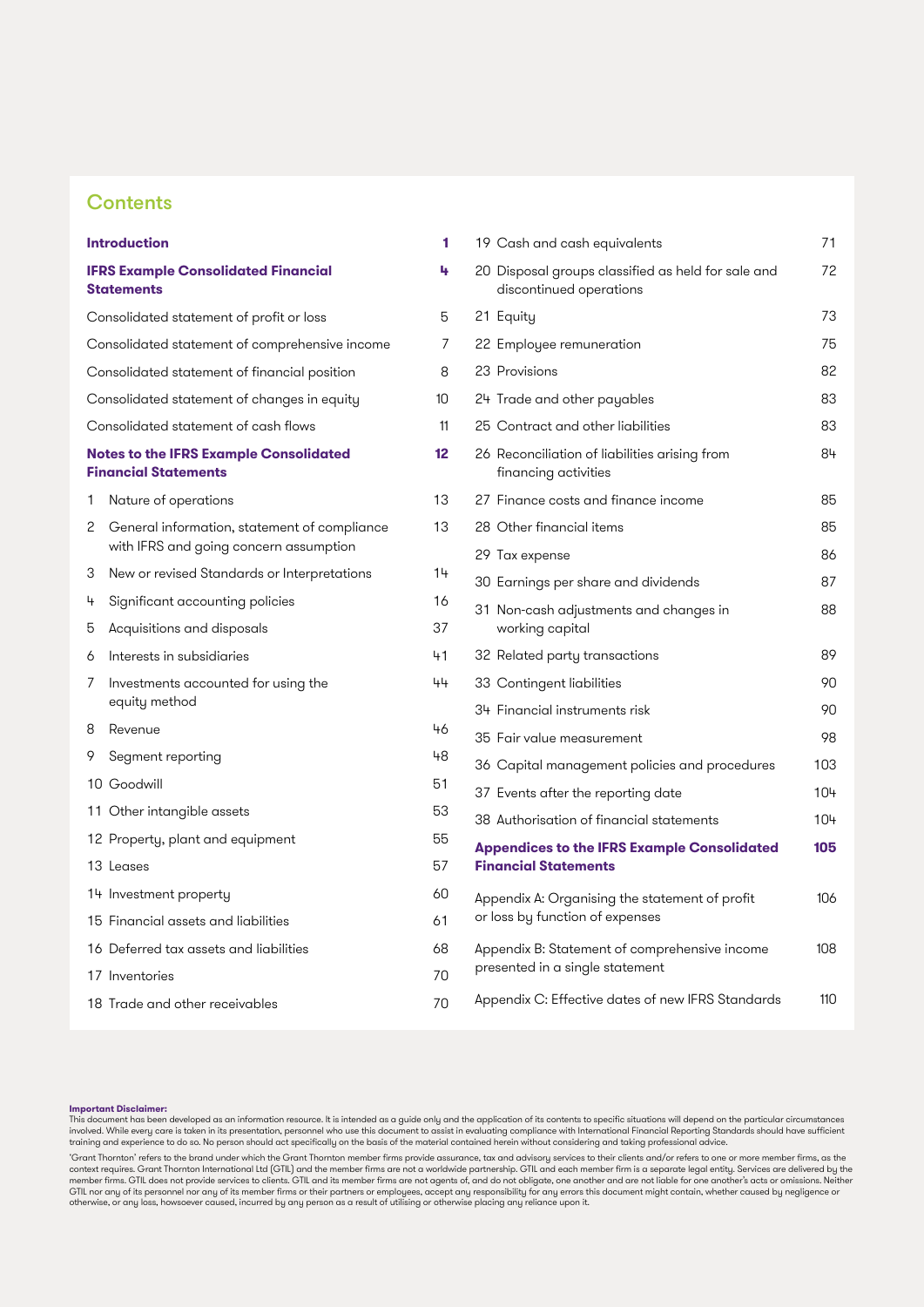## Contents

| | |
|---|---|
| **Introduction** | **1** |
| **IFRS Example Consolidated Financial Statements** | **4** |
| Consolidated statement of profit or loss | 5 |
| Consolidated statement of comprehensive income | 7 |
| Consolidated statement of financial position | 8 |
| Consolidated statement of changes in equity | 10 |
| Consolidated statement of cash flows | 11 |
| **Notes to the IFRS Example Consolidated Financial Statements** | **12** |
| 1 Nature of operations | 13 |
| 2 General information, statement of compliance with IFRS and going concern assumption | 13 |
| 3 New or revised Standards or Interpretations | 14 |
| 4 Significant accounting policies | 16 |
| 5 Acquisitions and disposals | 37 |
| 6 Interests in subsidiaries | 41 |
| 7 Investments accounted for using the equity method | 44 |
| 8 Revenue | 46 |
| 9 Segment reporting | 48 |
| 10 Goodwill | 51 |
| 11 Other intangible assets | 53 |
| 12 Property, plant and equipment | 55 |
| 13 Leases | 57 |
| 14 Investment property | 60 |
| 15 Financial assets and liabilities | 61 |
| 16 Deferred tax assets and liabilities | 68 |
| 17 Inventories | 70 |
| 18 Trade and other receivables | 70 |
| 19 Cash and cash equivalents | 71 |
| 20 Disposal groups classified as held for sale and discontinued operations | 72 |
| 21 Equity | 73 |
| 22 Employee remuneration | 75 |
| 23 Provisions | 82 |
| 24 Trade and other payables | 83 |
| 25 Contract and other liabilities | 83 |
| 26 Reconciliation of liabilities arising from financing activities | 84 |
| 27 Finance costs and finance income | 85 |
| 28 Other financial items | 85 |
| 29 Tax expense | 86 |
| 30 Earnings per share and dividends | 87 |
| 31 Non-cash adjustments and changes in working capital | 88 |
| 32 Related party transactions | 89 |
| 33 Contingent liabilities | 90 |
| 34 Financial instruments risk | 90 |
| 35 Fair value measurement | 98 |
| 36 Capital management policies and procedures | 103 |
| 37 Events after the reporting date | 104 |
| 38 Authorisation of financial statements | 104 |
| **Appendices to the IFRS Example Consolidated Financial Statements** | **105** |
| Appendix A: Organising the statement of profit or loss by function of expenses | 106 |
| Appendix B: Statement of comprehensive income presented in a single statement | 108 |
| Appendix C: Effective dates of new IFRS Standards | 110 |

**Important Disclaimer:**
This document has been developed as an information resource. It is intended as a guide only and the application of its contents to specific situations will depend on the particular circumstances involved. While every care is taken in its presentation, personnel who use this document to assist in evaluating compliance with International Financial Reporting Standards should have sufficient training and experience to do so. No person should act specifically on the basis of the material contained herein without considering and taking professional advice.

'Grant Thornton' refers to the brand under which the Grant Thornton member firms provide assurance, tax and advisory services to their clients and/or refers to one or more member firms, as the context requires. Grant Thornton International Ltd (GTIL) and the member firms are not a worldwide partnership. GTIL and each member firm is a separate legal entity. Services are delivered by the member firms. GTIL does not provide services to clients. GTIL and its member firms are not agents of, and do not obligate, one another and are not liable for one another's acts or omissions. Neither GTIL nor any of its personnel nor any of its member firms or their partners or employees, accept any responsibility for any errors this document might contain, whether caused by negligence or otherwise, or any loss, howsoever caused, incurred by any person as a result of utilising or otherwise placing any reliance upon it.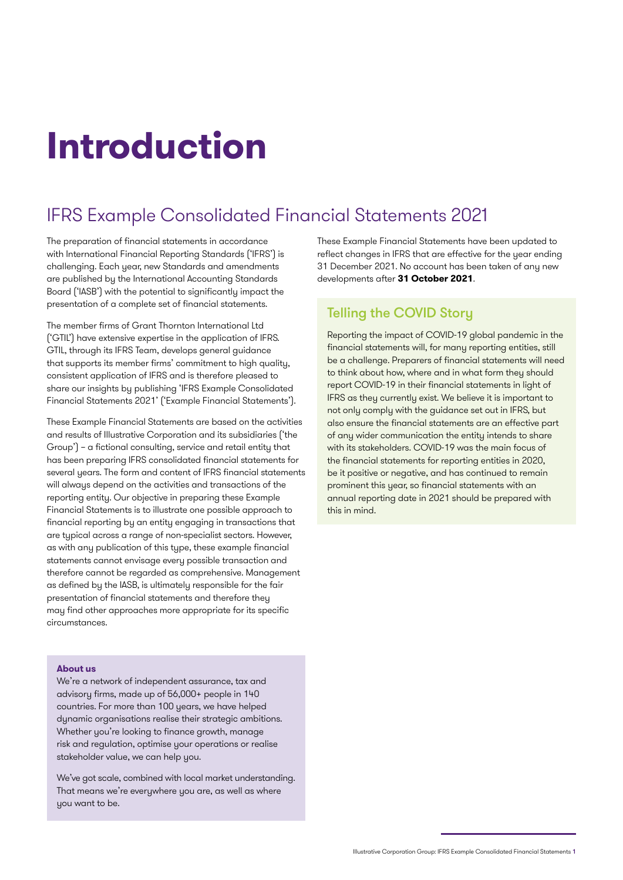# Introduction

## IFRS Example Consolidated Financial Statements 2021

The preparation of financial statements in accordance with International Financial Reporting Standards ('IFRS') is challenging. Each year, new Standards and amendments are published by the International Accounting Standards Board ('IASB') with the potential to significantly impact the presentation of a complete set of financial statements.

The member firms of Grant Thornton International Ltd ('GTIL') have extensive expertise in the application of IFRS. GTIL, through its IFRS Team, develops general guidance that supports its member firms' commitment to high quality, consistent application of IFRS and is therefore pleased to share our insights by publishing 'IFRS Example Consolidated Financial Statements 2021' ('Example Financial Statements').

These Example Financial Statements are based on the activities and results of Illustrative Corporation and its subsidiaries ('the Group') – a fictional consulting, service and retail entity that has been preparing IFRS consolidated financial statements for several years. The form and content of IFRS financial statements will always depend on the activities and transactions of the reporting entity. Our objective in preparing these Example Financial Statements is to illustrate one possible approach to financial reporting by an entity engaging in transactions that are typical across a range of non-specialist sectors. However, as with any publication of this type, these example financial statements cannot envisage every possible transaction and therefore cannot be regarded as comprehensive. Management as defined by the IASB, is ultimately responsible for the fair presentation of financial statements and therefore they may find other approaches more appropriate for its specific circumstances.

**About us**

We're a network of independent assurance, tax and advisory firms, made up of 56,000+ people in 140 countries. For more than 100 years, we have helped dynamic organisations realise their strategic ambitions. Whether you're looking to finance growth, manage risk and regulation, optimise your operations or realise stakeholder value, we can help you.

We've got scale, combined with local market understanding. That means we're everywhere you are, as well as where you want to be.

These Example Financial Statements have been updated to reflect changes in IFRS that are effective for the year ending 31 December 2021. No account has been taken of any new developments after **31 October 2021**.

### Telling the COVID Story

Reporting the impact of COVID-19 global pandemic in the financial statements will, for many reporting entities, still be a challenge. Preparers of financial statements will need to think about how, where and in what form they should report COVID-19 in their financial statements in light of IFRS as they currently exist. We believe it is important to not only comply with the guidance set out in IFRS, but also ensure the financial statements are an effective part of any wider communication the entity intends to share with its stakeholders. COVID-19 was the main focus of the financial statements for reporting entities in 2020, be it positive or negative, and has continued to remain prominent this year, so financial statements with an annual reporting date in 2021 should be prepared with this in mind.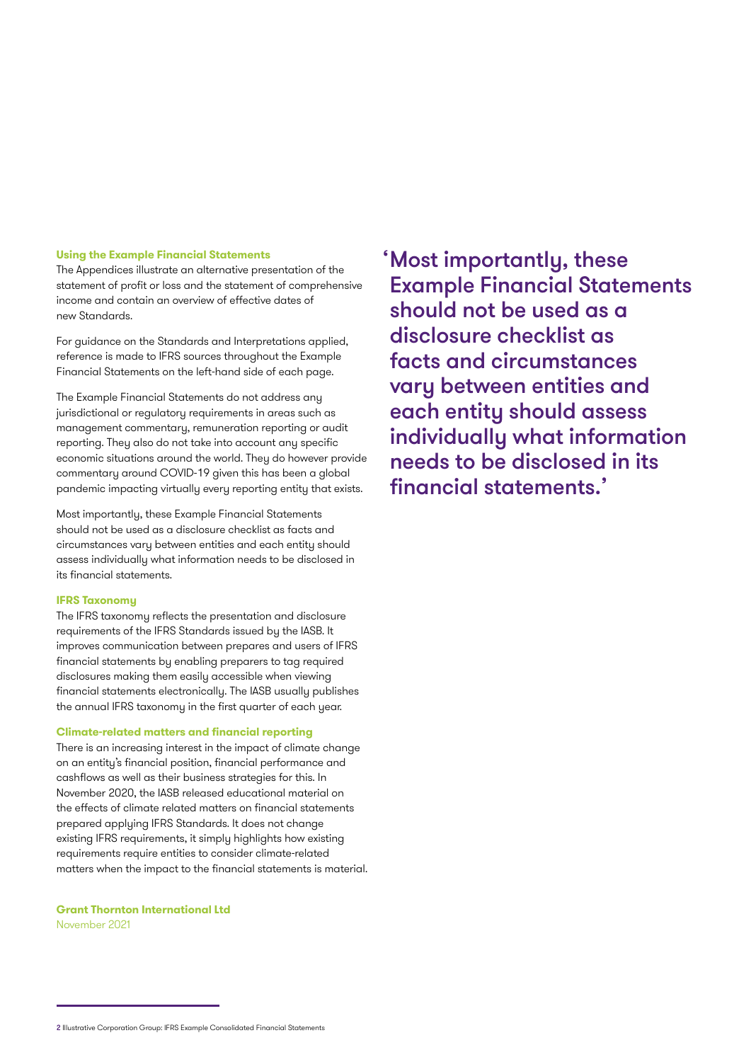### Using the Example Financial Statements

The Appendices illustrate an alternative presentation of the statement of profit or loss and the statement of comprehensive income and contain an overview of effective dates of new Standards.

For guidance on the Standards and Interpretations applied, reference is made to IFRS sources throughout the Example Financial Statements on the left-hand side of each page.

The Example Financial Statements do not address any jurisdictional or regulatory requirements in areas such as management commentary, remuneration reporting or audit reporting. They also do not take into account any specific economic situations around the world. They do however provide commentary around COVID-19 given this has been a global pandemic impacting virtually every reporting entity that exists.

Most importantly, these Example Financial Statements should not be used as a disclosure checklist as facts and circumstances vary between entities and each entity should assess individually what information needs to be disclosed in its financial statements.

### IFRS Taxonomy

The IFRS taxonomy reflects the presentation and disclosure requirements of the IFRS Standards issued by the IASB. It improves communication between prepares and users of IFRS financial statements by enabling preparers to tag required disclosures making them easily accessible when viewing financial statements electronically. The IASB usually publishes the annual IFRS taxonomy in the first quarter of each year.

### Climate-related matters and financial reporting

There is an increasing interest in the impact of climate change on an entity's financial position, financial performance and cashflows as well as their business strategies for this. In November 2020, the IASB released educational material on the effects of climate related matters on financial statements prepared applying IFRS Standards. It does not change existing IFRS requirements, it simply highlights how existing requirements require entities to consider climate-related matters when the impact to the financial statements is material.

**Grant Thornton International Ltd**
November 2021

> 'Most importantly, these Example Financial Statements should not be used as a disclosure checklist as facts and circumstances vary between entities and each entity should assess individually what information needs to be disclosed in its financial statements.'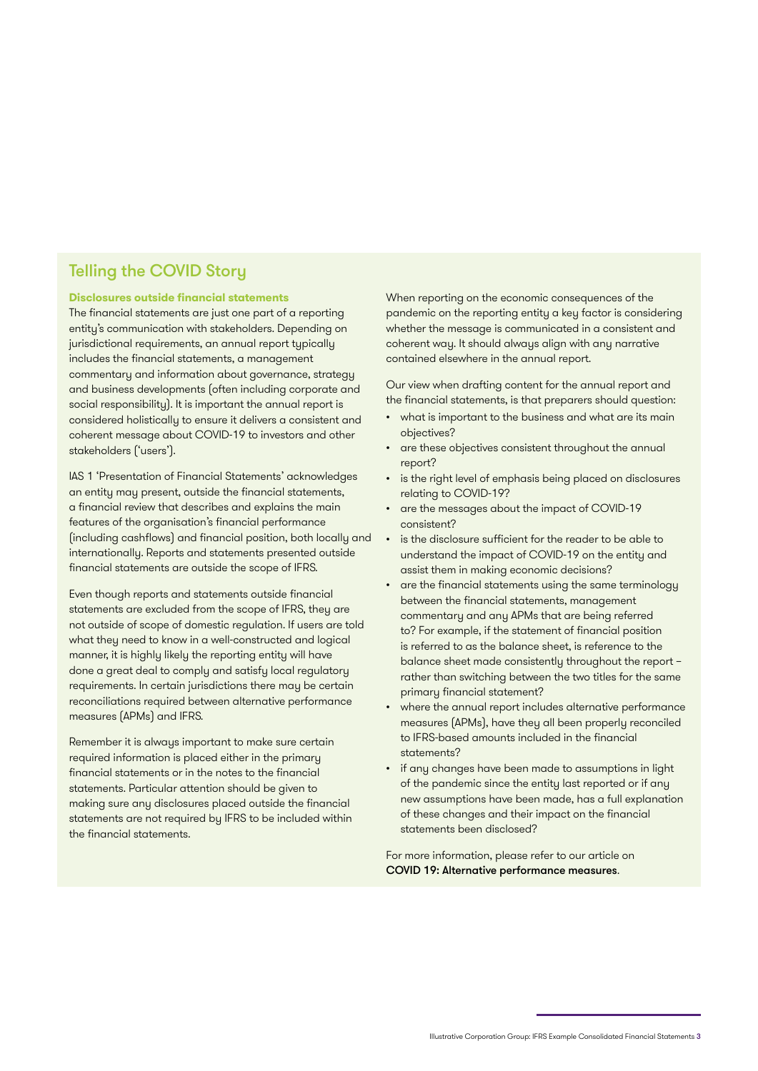## Telling the COVID Story

**Disclosures outside financial statements**

The financial statements are just one part of a reporting entity's communication with stakeholders. Depending on jurisdictional requirements, an annual report typically includes the financial statements, a management commentary and information about governance, strategy and business developments (often including corporate and social responsibility). It is important the annual report is considered holistically to ensure it delivers a consistent and coherent message about COVID-19 to investors and other stakeholders ('users').

IAS 1 'Presentation of Financial Statements' acknowledges an entity may present, outside the financial statements, a financial review that describes and explains the main features of the organisation's financial performance (including cashflows) and financial position, both locally and internationally. Reports and statements presented outside financial statements are outside the scope of IFRS.

Even though reports and statements outside financial statements are excluded from the scope of IFRS, they are not outside of scope of domestic regulation. If users are told what they need to know in a well-constructed and logical manner, it is highly likely the reporting entity will have done a great deal to comply and satisfy local regulatory requirements. In certain jurisdictions there may be certain reconciliations required between alternative performance measures (APMs) and IFRS.

Remember it is always important to make sure certain required information is placed either in the primary financial statements or in the notes to the financial statements. Particular attention should be given to making sure any disclosures placed outside the financial statements are not required by IFRS to be included within the financial statements.

When reporting on the economic consequences of the pandemic on the reporting entity a key factor is considering whether the message is communicated in a consistent and coherent way. It should always align with any narrative contained elsewhere in the annual report.

Our view when drafting content for the annual report and the financial statements, is that preparers should question:

- what is important to the business and what are its main objectives?
- are these objectives consistent throughout the annual report?
- is the right level of emphasis being placed on disclosures relating to COVID-19?
- are the messages about the impact of COVID-19 consistent?
- is the disclosure sufficient for the reader to be able to understand the impact of COVID-19 on the entity and assist them in making economic decisions?
- are the financial statements using the same terminology between the financial statements, management commentary and any APMs that are being referred to? For example, if the statement of financial position is referred to as the balance sheet, is reference to the balance sheet made consistently throughout the report – rather than switching between the two titles for the same primary financial statement?
- where the annual report includes alternative performance measures (APMs), have they all been properly reconciled to IFRS-based amounts included in the financial statements?
- if any changes have been made to assumptions in light of the pandemic since the entity last reported or if any new assumptions have been made, has a full explanation of these changes and their impact on the financial statements been disclosed?

For more information, please refer to our article on **COVID 19: Alternative performance measures**.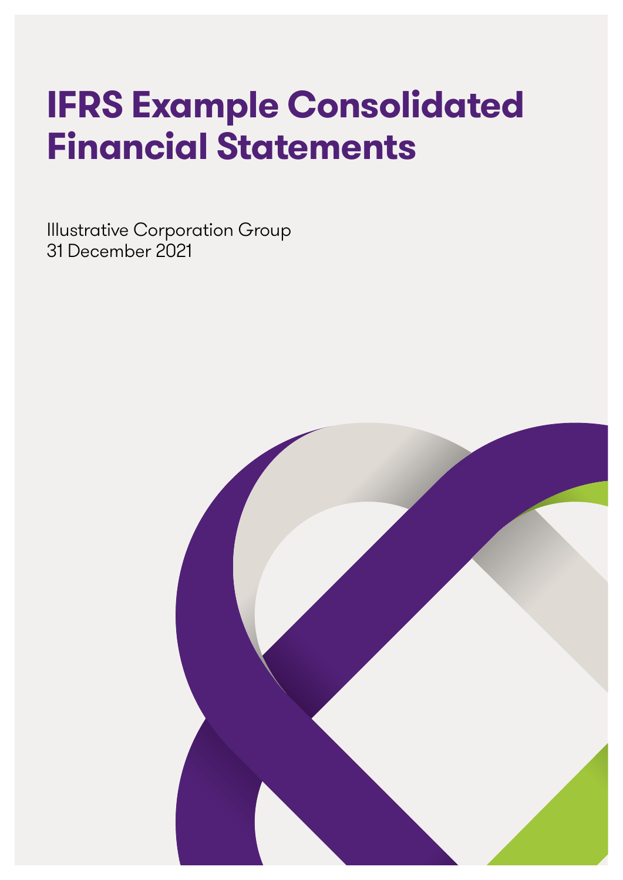# IFRS Example Consolidated Financial Statements

Illustrative Corporation Group
31 December 2021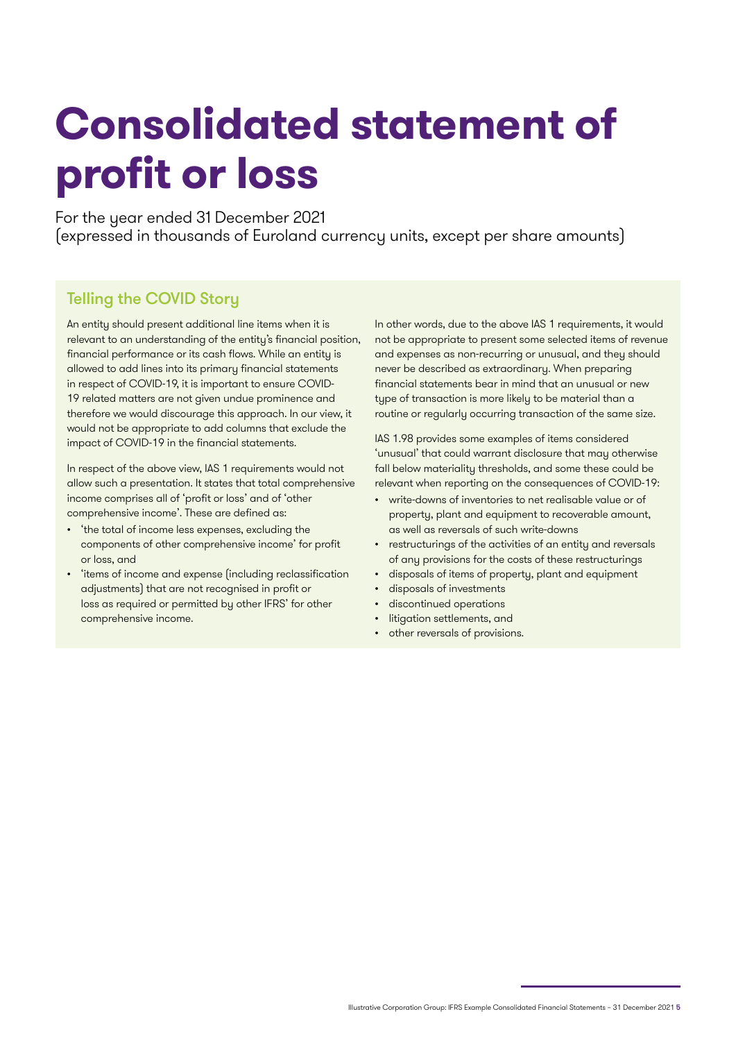# Consolidated statement of profit or loss

For the year ended 31 December 2021
(expressed in thousands of Euroland currency units, except per share amounts)

## Telling the COVID Story

An entity should present additional line items when it is relevant to an understanding of the entity's financial position, financial performance or its cash flows. While an entity is allowed to add lines into its primary financial statements in respect of COVID-19, it is important to ensure COVID-19 related matters are not given undue prominence and therefore we would discourage this approach. In our view, it would not be appropriate to add columns that exclude the impact of COVID-19 in the financial statements.

In respect of the above view, IAS 1 requirements would not allow such a presentation. It states that total comprehensive income comprises all of 'profit or loss' and of 'other comprehensive income'. These are defined as:

- 'the total of income less expenses, excluding the components of other comprehensive income' for profit or loss, and
- 'items of income and expense (including reclassification adjustments) that are not recognised in profit or loss as required or permitted by other IFRS' for other comprehensive income.

In other words, due to the above IAS 1 requirements, it would not be appropriate to present some selected items of revenue and expenses as non-recurring or unusual, and they should never be described as extraordinary. When preparing financial statements bear in mind that an unusual or new type of transaction is more likely to be material than a routine or regularly occurring transaction of the same size.

IAS 1.98 provides some examples of items considered 'unusual' that could warrant disclosure that may otherwise fall below materiality thresholds, and some these could be relevant when reporting on the consequences of COVID-19:

- write-downs of inventories to net realisable value or of property, plant and equipment to recoverable amount, as well as reversals of such write-downs
- restructurings of the activities of an entity and reversals of any provisions for the costs of these restructurings
- disposals of items of property, plant and equipment
- disposals of investments
- discontinued operations
- litigation settlements, and
- other reversals of provisions.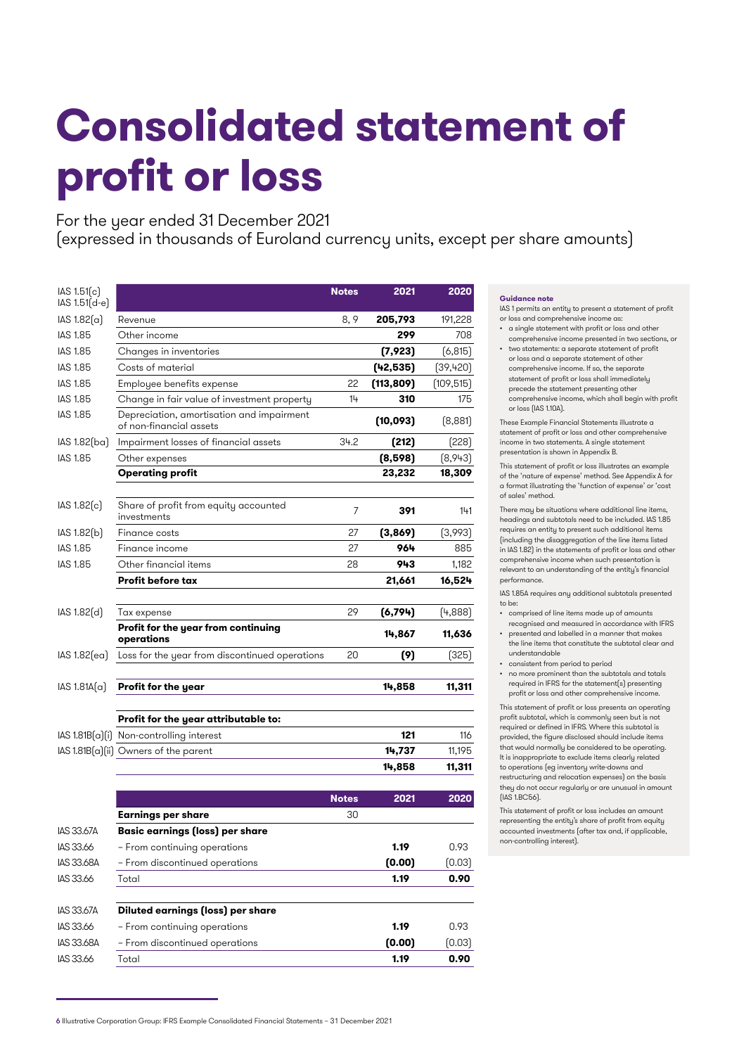# Consolidated statement of profit or loss

For the year ended 31 December 2021
(expressed in thousands of Euroland currency units, except per share amounts)

| IAS 1.51(c) IAS 1.51(d-e) | | Notes | 2021 | 2020 |
|---|---|---|---|---|
| IAS 1.82(a) | Revenue | 8, 9 | **205,793** | 191,228 |
| IAS 1.85 | Other income | | **299** | 708 |
| IAS 1.85 | Changes in inventories | | **(7,923)** | (6,815) |
| IAS 1.85 | Costs of material | | **(42,535)** | (39,420) |
| IAS 1.85 | Employee benefits expense | 22 | **(113,809)** | (109,515) |
| IAS 1.85 | Change in fair value of investment property | 14 | **310** | 175 |
| IAS 1.85 | Depreciation, amortisation and impairment of non-financial assets | | **(10,093)** | (8,881) |
| IAS 1.82(ba) | Impairment losses of financial assets | 34.2 | **(212)** | (228) |
| IAS 1.85 | Other expenses | | **(8,598)** | (8,943) |
| | **Operating profit** | | **23,232** | **18,309** |
| IAS 1.82(c) | Share of profit from equity accounted investments | 7 | **391** | 141 |
| IAS 1.82(b) | Finance costs | 27 | **(3,869)** | (3,993) |
| IAS 1.85 | Finance income | 27 | **964** | 885 |
| IAS 1.85 | Other financial items | 28 | **943** | 1,182 |
| | **Profit before tax** | | **21,661** | **16,524** |
| IAS 1.82(d) | Tax expense | 29 | **(6,794)** | (4,888) |
| | **Profit for the year from continuing operations** | | **14,867** | **11,636** |
| IAS 1.82(ea) | Loss for the year from discontinued operations | 20 | **(9)** | (325) |
| IAS 1.81A(a) | **Profit for the year** | | **14,858** | **11,311** |
| | **Profit for the year attributable to:** | | | |
| IAS 1.81B(a)(i) | Non-controlling interest | | **121** | 116 |
| IAS 1.81B(a)(ii) | Owners of the parent | | **14,737** | 11,195 |
| | | | **14,858** | **11,311** |

| | | Notes | 2021 | 2020 |
|---|---|---|---|---|
| | **Earnings per share** | 30 | | |
| IAS 33.67A | **Basic earnings (loss) per share** | | | |
| IAS 33.66 | – From continuing operations | | **1.19** | 0.93 |
| IAS 33.68A | – From discontinued operations | | **(0.00)** | (0.03) |
| IAS 33.66 | Total | | **1.19** | **0.90** |
| IAS 33.67A | **Diluted earnings (loss) per share** | | | |
| IAS 33.66 | – From continuing operations | | **1.19** | 0.93 |
| IAS 33.68A | – From discontinued operations | | **(0.00)** | (0.03) |
| IAS 33.66 | Total | | **1.19** | **0.90** |

**Guidance note**

IAS 1 permits an entity to present a statement of profit or loss and comprehensive income as:

- a single statement with profit or loss and other comprehensive income presented in two sections, or
- two statements: a separate statement of profit or loss and a separate statement of other comprehensive income. If so, the separate statement of profit or loss shall immediately precede the statement presenting other comprehensive income, which shall begin with profit or loss (IAS 1.10A).

These Example Financial Statements illustrate a statement of profit or loss and other comprehensive income in two statements. A single statement presentation is shown in Appendix B.

This statement of profit or loss illustrates an example of the 'nature of expense' method. See Appendix A for a format illustrating the 'function of expense' or 'cost of sales' method.

There may be situations where additional line items, headings and subtotals need to be included. IAS 1.85 requires an entity to present such additional items (including the disaggregation of the line items listed in IAS 1.82) in the statements of profit or loss and other comprehensive income when such presentation is relevant to an understanding of the entity's financial performance.

IAS 1.85A requires any additional subtotals presented to be:

- comprised of line items made up of amounts recognised and measured in accordance with IFRS
- presented and labelled in a manner that makes the line items that constitute the subtotal clear and understandable
- consistent from period to period
- no more prominent than the subtotals and totals required in IFRS for the statement(s) presenting profit or loss and other comprehensive income.

This statement of profit or loss presents an operating profit subtotal, which is commonly seen but is not required or defined in IFRS. Where this subtotal is provided, the figure disclosed should include items that would normally be considered to be operating. It is inappropriate to exclude items clearly related to operations (eg inventory write-downs and restructuring and relocation expenses) on the basis they do not occur regularly or are unusual in amount (IAS 1.BC56).

This statement of profit or loss includes an amount representing the entity's share of profit from equity accounted investments (after tax and, if applicable, non-controlling interest).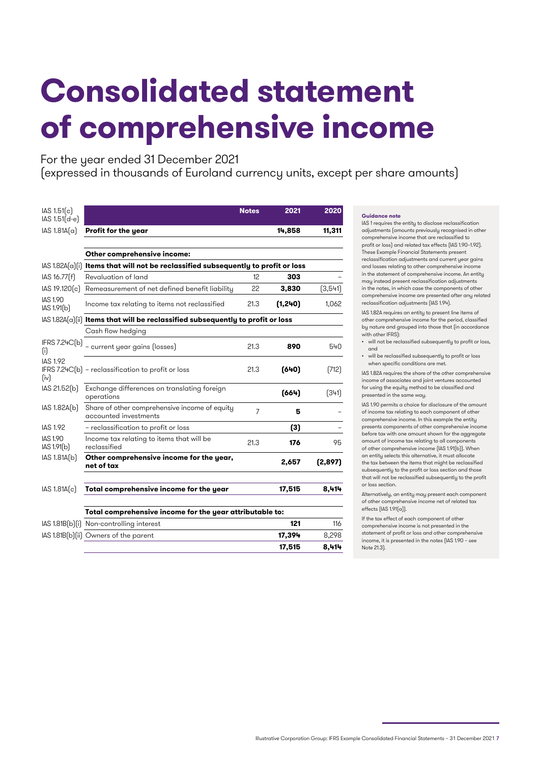# Consolidated statement of comprehensive income

For the year ended 31 December 2021
(expressed in thousands of Euroland currency units, except per share amounts)

| IAS 1.51(c) IAS 1.51(d-e) | | Notes | 2021 | 2020 |
|---|---|---|---|---|
| IAS 1.81A(a) | **Profit for the year** | | **14,858** | **11,311** |
| | | | | |
| | **Other comprehensive income:** | | | |
| IAS 1.82A(a)(i) | **Items that will not be reclassified subsequently to profit or loss** | | | |
| IAS 16.77(f) | Revaluation of land | 12 | **303** | – |
| IAS 19.120(c) | Remeasurement of net defined benefit liability | 22 | **3,830** | (3,541) |
| IAS 1.90 IAS 1.91(b) | Income tax relating to items not reclassified | 21.3 | **(1,240)** | 1,062 |
| IAS 1.82A(a)(ii) | **Items that will be reclassified subsequently to profit or loss** | | | |
| | Cash flow hedging | | | |
| IFRS 7.24C(b)(i) | – current year gains (losses) | 21.3 | **890** | 540 |
| IAS 1.92 IFRS 7.24C(b)(iv) | – reclassification to profit or loss | 21.3 | **(640)** | (712) |
| IAS 21.52(b) | Exchange differences on translating foreign operations | | **(664)** | (341) |
| IAS 1.82A(b) | Share of other comprehensive income of equity accounted investments | 7 | **5** | – |
| IAS 1.92 | – reclassification to profit or loss | | **(3)** | – |
| IAS 1.90 IAS 1.91(b) | Income tax relating to items that will be reclassified | 21.3 | **176** | 95 |
| IAS 1.81A(b) | **Other comprehensive income for the year, net of tax** | | **2,657** | **(2,897)** |
| | | | | |
| IAS 1.81A(c) | **Total comprehensive income for the year** | | **17,515** | **8,414** |
| | | | | |
| | **Total comprehensive income for the year attributable to:** | | | |
| IAS 1.81B(b)(i) | Non-controlling interest | | **121** | 116 |
| IAS 1.81B(b)(ii) | Owners of the parent | | **17,394** | 8,298 |
| | | | **17,515** | **8,414** |

**Guidance note**

IAS 1 requires the entity to disclose reclassification adjustments (amounts previously recognised in other comprehensive income that are reclassified to profit or loss) and related tax effects (IAS 1.90-1.92). These Example Financial Statements present reclassification adjustments and current year gains and losses relating to other comprehensive income in the statement of comprehensive income. An entity may instead present reclassification adjustments in the notes, in which case the components of other comprehensive income are presented after any related reclassification adjustments (IAS 1.94).

IAS 1.82A requires an entity to present line items of other comprehensive income for the period, classified by nature and grouped into those that (in accordance with other IFRS):

- will not be reclassified subsequently to profit or loss, and
- will be reclassified subsequently to profit or loss when specific conditions are met.

IAS 1.82A requires the share of the other comprehensive income of associates and joint ventures accounted for using the equity method to be classified and presented in the same way.

IAS 1.90 permits a choice for disclosure of the amount of income tax relating to each component of other comprehensive income. In this example the entity presents components of other comprehensive income before tax with one amount shown for the aggregate amount of income tax relating to all components of other comprehensive income (IAS 1.91(b)). When an entity selects this alternative, it must allocate the tax between the items that might be reclassified subsequently to the profit or loss section and those that will not be reclassified subsequently to the profit or loss section.

Alternatively, an entity may present each component of other comprehensive income net of related tax effects (IAS 1.91(a)).

If the tax effect of each component of other comprehensive income is not presented in the statement of profit or loss and other comprehensive income, it is presented in the notes (IAS 1.90 – see Note 21.3).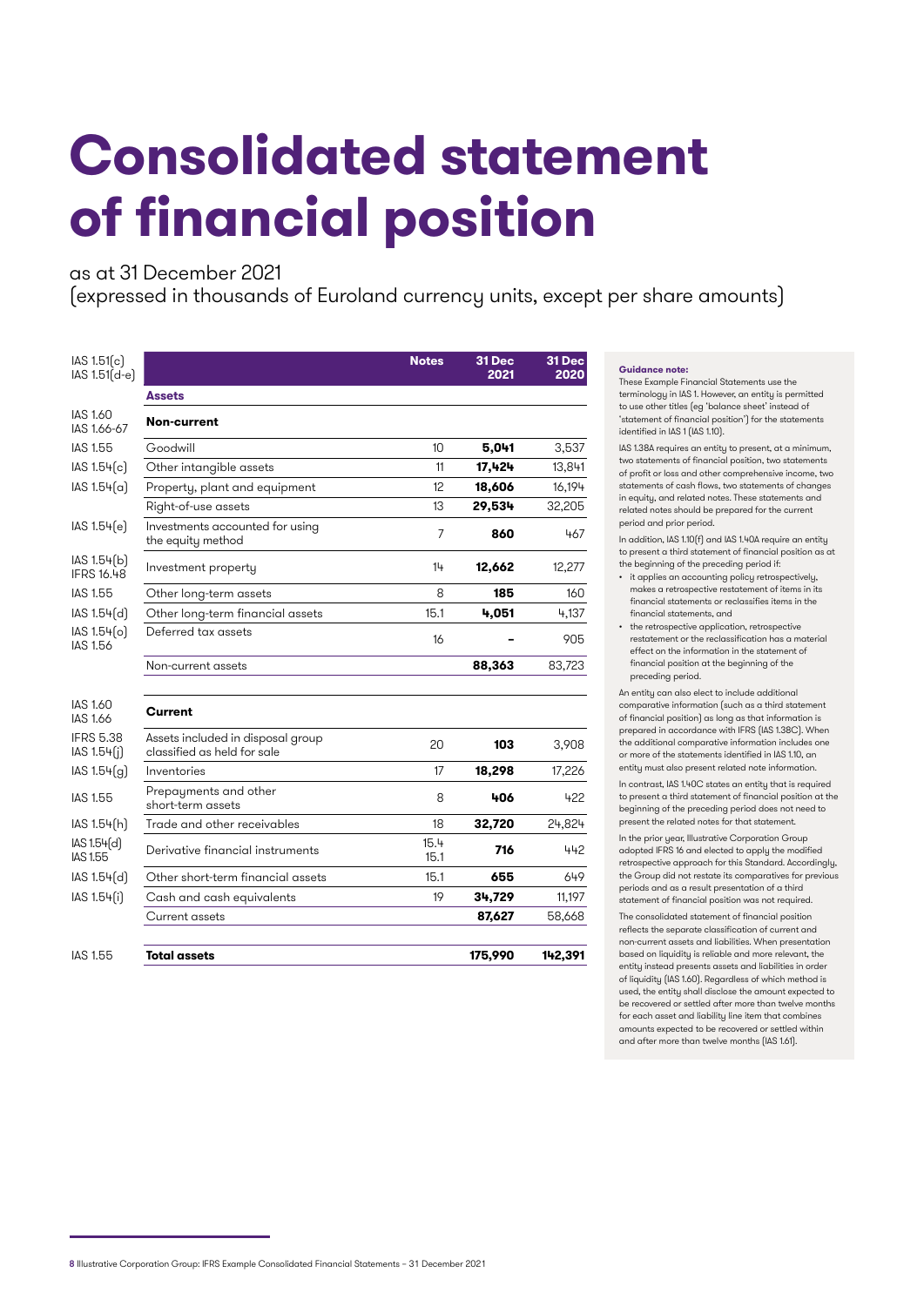# Consolidated statement of financial position

as at 31 December 2021
(expressed in thousands of Euroland currency units, except per share amounts)

| IAS 1.51(c) IAS 1.51(d-e) | | Notes | 31 Dec 2021 | 31 Dec 2020 |
|---|---|---|---|---|
| | **Assets** | | | |
| IAS 1.60 IAS 1.66-67 | **Non-current** | | | |
| IAS 1.55 | Goodwill | 10 | **5,041** | 3,537 |
| IAS 1.54(c) | Other intangible assets | 11 | **17,424** | 13,841 |
| IAS 1.54(a) | Property, plant and equipment | 12 | **18,606** | 16,194 |
| | Right-of-use assets | 13 | **29,534** | 32,205 |
| IAS 1.54(e) | Investments accounted for using the equity method | 7 | **860** | 467 |
| IAS 1.54(b) IFRS 16.48 | Investment property | 14 | **12,662** | 12,277 |
| IAS 1.55 | Other long-term assets | 8 | **185** | 160 |
| IAS 1.54(d) | Other long-term financial assets | 15.1 | **4,051** | 4,137 |
| IAS 1.54(o) IAS 1.56 | Deferred tax assets | 16 | **–** | 905 |
| | Non-current assets | | **88,363** | 83,723 |
| IAS 1.60 IAS 1.66 | **Current** | | | |
| IFRS 5.38 IAS 1.54(j) | Assets included in disposal group classified as held for sale | 20 | **103** | 3,908 |
| IAS 1.54(g) | Inventories | 17 | **18,298** | 17,226 |
| IAS 1.55 | Prepayments and other short-term assets | 8 | **406** | 422 |
| IAS 1.54(h) | Trade and other receivables | 18 | **32,720** | 24,824 |
| IAS 1.54(d) IAS 1.55 | Derivative financial instruments | 15.4 15.1 | **716** | 442 |
| IAS 1.54(d) | Other short-term financial assets | 15.1 | **655** | 649 |
| IAS 1.54(i) | Cash and cash equivalents | 19 | **34,729** | 11,197 |
| | Current assets | | **87,627** | 58,668 |
| IAS 1.55 | **Total assets** | | **175,990** | **142,391** |

**Guidance note:**

These Example Financial Statements use the terminology in IAS 1. However, an entity is permitted to use other titles (eg 'balance sheet' instead of 'statement of financial position') for the statements identified in IAS 1 (IAS 1.10).

IAS 1.38A requires an entity to present, at a minimum, two statements of financial position, two statements of profit or loss and other comprehensive income, two statements of cash flows, two statements of changes in equity, and related notes. These statements and related notes should be prepared for the current period and prior period.

In addition, IAS 1.10(f) and IAS 1.40A require an entity to present a third statement of financial position as at the beginning of the preceding period if:

- it applies an accounting policy retrospectively, makes a retrospective restatement of items in its financial statements or reclassifies items in the financial statements, and
- the retrospective application, retrospective restatement or the reclassification has a material effect on the information in the statement of financial position at the beginning of the preceding period.

An entity can also elect to include additional comparative information (such as a third statement of financial position) as long as that information is prepared in accordance with IFRS (IAS 1.38C). When the additional comparative information includes one or more of the statements identified in IAS 1.10, an entity must also present related note information.

In contrast, IAS 1.40C states an entity that is required to present a third statement of financial position at the beginning of the preceding period does not need to present the related notes for that statement.

In the prior year, Illustrative Corporation Group adopted IFRS 16 and elected to apply the modified retrospective approach for this Standard. Accordingly, the Group did not restate its comparatives for previous periods and as a result presentation of a third statement of financial position was not required.

The consolidated statement of financial position reflects the separate classification of current and non-current assets and liabilities. When presentation based on liquidity is reliable and more relevant, the entity instead presents assets and liabilities in order of liquidity (IAS 1.60). Regardless of which method is used, the entity shall disclose the amount expected to be recovered or settled after more than twelve months for each asset and liability line item that combines amounts expected to be recovered or settled within and after more than twelve months (IAS 1.61).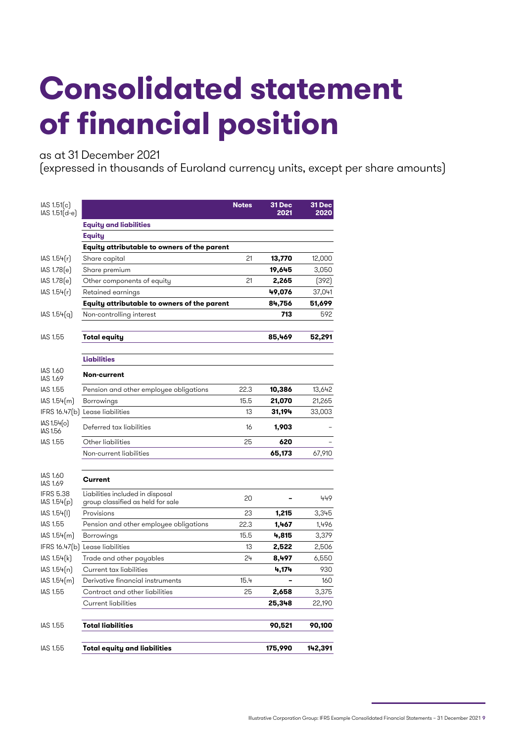# Consolidated statement of financial position

as at 31 December 2021
(expressed in thousands of Euroland currency units, except per share amounts)

| IAS 1.51(c) IAS 1.51(d-e) | | Notes | 31 Dec 2021 | 31 Dec 2020 |
|---|---|---|---|---|
| | **Equity and liabilities** | | | |
| | **Equity** | | | |
| | **Equity attributable to owners of the parent** | | | |
| IAS 1.54(r) | Share capital | 21 | **13,770** | 12,000 |
| IAS 1.78(e) | Share premium | | **19,645** | 3,050 |
| IAS 1.78(e) | Other components of equity | 21 | **2,265** | (392) |
| IAS 1.54(r) | Retained earnings | | **49,076** | 37,041 |
| | **Equity attributable to owners of the parent** | | **84,756** | **51,699** |
| IAS 1.54(q) | Non-controlling interest | | **713** | 592 |
| IAS 1.55 | **Total equity** | | **85,469** | **52,291** |
| | **Liabilities** | | | |
| IAS 1.60 IAS 1.69 | **Non-current** | | | |
| IAS 1.55 | Pension and other employee obligations | 22.3 | **10,386** | 13,642 |
| IAS 1.54(m) | Borrowings | 15.5 | **21,070** | 21,265 |
| IFRS 16.47(b) | Lease liabilities | 13 | **31,194** | 33,003 |
| IAS 1.54(o) IAS 1.56 | Deferred tax liabilities | 16 | **1,903** | – |
| IAS 1.55 | Other liabilities | 25 | **620** | – |
| | Non-current liabilities | | **65,173** | 67,910 |
| IAS 1.60 IAS 1.69 | **Current** | | | |
| IFRS 5.38 IAS 1.54(p) | Liabilities included in disposal group classified as held for sale | 20 | **–** | 449 |
| IAS 1.54(l) | Provisions | 23 | **1,215** | 3,345 |
| IAS 1.55 | Pension and other employee obligations | 22.3 | **1,467** | 1,496 |
| IAS 1.54(m) | Borrowings | 15.5 | **4,815** | 3,379 |
| IFRS 16.47(b) | Lease liabilities | 13 | **2,522** | 2,506 |
| IAS 1.54(k) | Trade and other payables | 24 | **8,497** | 6,550 |
| IAS 1.54(n) | Current tax liabilities | | **4,174** | 930 |
| IAS 1.54(m) | Derivative financial instruments | 15.4 | **–** | 160 |
| IAS 1.55 | Contract and other liabilities | 25 | **2,658** | 3,375 |
| | Current liabilities | | **25,348** | 22,190 |
| IAS 1.55 | **Total liabilities** | | **90,521** | **90,100** |
| IAS 1.55 | **Total equity and liabilities** | | **175,990** | **142,391** |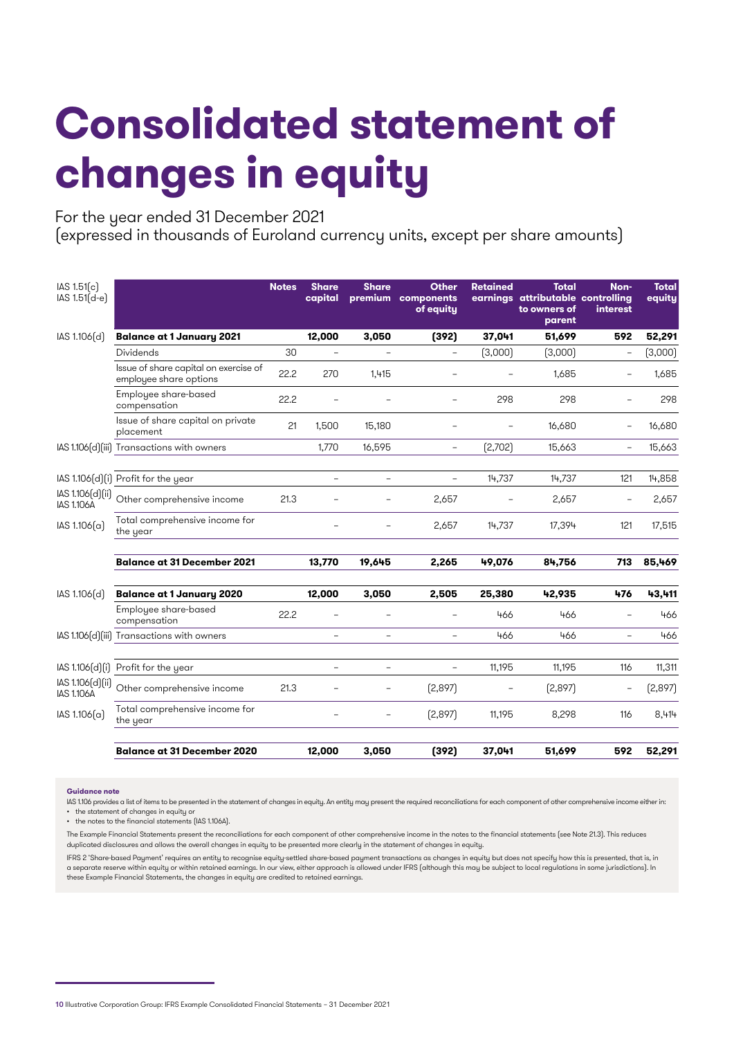# Consolidated statement of changes in equity

For the year ended 31 December 2021
(expressed in thousands of Euroland currency units, except per share amounts)

| IAS 1.51(c) IAS 1.51(d-e) | | Notes | Share capital | Share premium | Other components of equity | Retained earnings | Total attributable to owners of parent | Non-controlling interest | Total equity |
|---|---|---|---|---|---|---|---|---|---|
| IAS 1.106(d) | **Balance at 1 January 2021** | | **12,000** | **3,050** | **(392)** | **37,041** | **51,699** | **592** | **52,291** |
| | Dividends | 30 | – | – | – | (3,000) | (3,000) | – | (3,000) |
| | Issue of share capital on exercise of employee share options | 22.2 | 270 | 1,415 | – | – | 1,685 | – | 1,685 |
| | Employee share-based compensation | 22.2 | – | – | – | 298 | 298 | – | 298 |
| | Issue of share capital on private placement | 21 | 1,500 | 15,180 | – | – | 16,680 | – | 16,680 |
| IAS 1.106(d)(iii) | Transactions with owners | | 1,770 | 16,595 | – | (2,702) | 15,663 | – | 15,663 |
| IAS 1.106(d)(i) | Profit for the year | | – | – | – | 14,737 | 14,737 | 121 | 14,858 |
| IAS 1.106(d)(ii) IAS 1.106A | Other comprehensive income | 21.3 | – | – | 2,657 | – | 2,657 | – | 2,657 |
| IAS 1.106(a) | Total comprehensive income for the year | | – | – | 2,657 | 14,737 | 17,394 | 121 | 17,515 |
| | **Balance at 31 December 2021** | | **13,770** | **19,645** | **2,265** | **49,076** | **84,756** | **713** | **85,469** |
| IAS 1.106(d) | **Balance at 1 January 2020** | | **12,000** | **3,050** | **2,505** | **25,380** | **42,935** | **476** | **43,411** |
| | Employee share-based compensation | 22.2 | – | – | – | 466 | 466 | – | 466 |
| IAS 1.106(d)(iii) | Transactions with owners | | – | – | – | 466 | 466 | – | 466 |
| IAS 1.106(d)(i) | Profit for the year | | – | – | – | 11,195 | 11,195 | 116 | 11,311 |
| IAS 1.106(d)(ii) IAS 1.106A | Other comprehensive income | 21.3 | – | – | (2,897) | – | (2,897) | – | (2,897) |
| IAS 1.106(a) | Total comprehensive income for the year | | – | – | (2,897) | 11,195 | 8,298 | 116 | 8,414 |
| | **Balance at 31 December 2020** | | **12,000** | **3,050** | **(392)** | **37,041** | **51,699** | **592** | **52,291** |

**Guidance note**

IAS 1.106 provides a list of items to be presented in the statement of changes in equity. An entity may present the required reconciliations for each component of other comprehensive income either in:

- the statement of changes in equity or
- the notes to the financial statements (IAS 1.106A).

The Example Financial Statements present the reconciliations for each component of other comprehensive income in the notes to the financial statements (see Note 21.3). This reduces duplicated disclosures and allows the overall changes in equity to be presented more clearly in the statement of changes in equity.

IFRS 2 'Share-based Payment' requires an entity to recognise equity-settled share-based payment transactions as changes in equity but does not specify how this is presented, that is, in a separate reserve within equity or within retained earnings. In our view, either approach is allowed under IFRS (although this may be subject to local regulations in some jurisdictions). In these Example Financial Statements, the changes in equity are credited to retained earnings.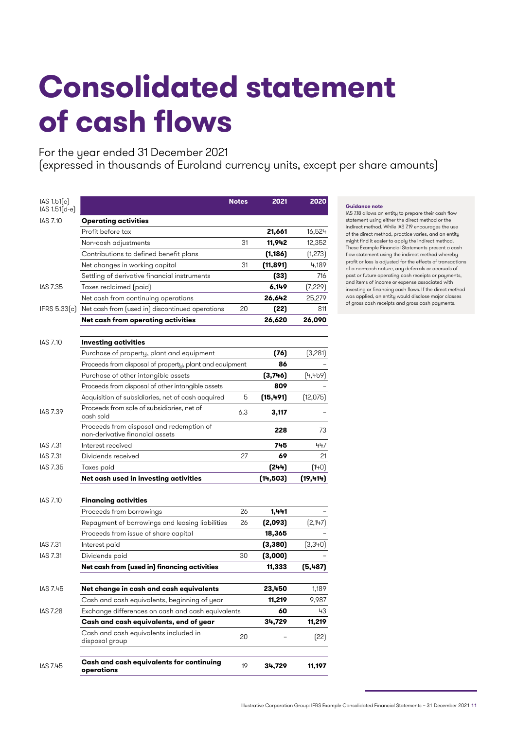# Consolidated statement of cash flows

For the year ended 31 December 2021
(expressed in thousands of Euroland currency units, except per share amounts)

| IAS 1.51(c) IAS 1.51(d-e) | | Notes | 2021 | 2020 |
|---|---|---|---|---|
| IAS 7.10 | **Operating activities** | | | |
| | Profit before tax | | **21,661** | 16,524 |
| | Non-cash adjustments | 31 | **11,942** | 12,352 |
| | Contributions to defined benefit plans | | **(1,186)** | (1,273) |
| | Net changes in working capital | 31 | **(11,891)** | 4,189 |
| | Settling of derivative financial instruments | | **(33)** | 716 |
| IAS 7.35 | Taxes reclaimed (paid) | | **6,149** | (7,229) |
| | Net cash from continuing operations | | **26,642** | 25,279 |
| IFRS 5.33(c) | Net cash from (used in) discontinued operations | 20 | **(22)** | 811 |
| | **Net cash from operating activities** | | **26,620** | **26,090** |
| IAS 7.10 | **Investing activities** | | | |
| | Purchase of property, plant and equipment | | **(76)** | (3,281) |
| | Proceeds from disposal of property, plant and equipment | | **86** | – |
| | Purchase of other intangible assets | | **(3,746)** | (4,459) |
| | Proceeds from disposal of other intangible assets | | **809** | – |
| | Acquisition of subsidiaries, net of cash acquired | 5 | **(15,491)** | (12,075) |
| IAS 7.39 | Proceeds from sale of subsidiaries, net of cash sold | 6.3 | **3,117** | – |
| | Proceeds from disposal and redemption of non-derivative financial assets | | **228** | 73 |
| IAS 7.31 | Interest received | | **745** | 447 |
| IAS 7.31 | Dividends received | 27 | **69** | 21 |
| IAS 7.35 | Taxes paid | | **(244)** | (140) |
| | **Net cash used in investing activities** | | **(14,503)** | **(19,414)** |
| IAS 7.10 | **Financing activities** | | | |
| | Proceeds from borrowings | 26 | **1,441** | – |
| | Repayment of borrowings and leasing liabilities | 26 | **(2,093)** | (2,147) |
| | Proceeds from issue of share capital | | **18,365** | – |
| IAS 7.31 | Interest paid | | **(3,380)** | (3,340) |
| IAS 7.31 | Dividends paid | 30 | **(3,000)** | – |
| | **Net cash from (used in) financing activities** | | **11,333** | **(5,487)** |
| IAS 7.45 | **Net change in cash and cash equivalents** | | **23,450** | 1,189 |
| | Cash and cash equivalents, beginning of year | | **11,219** | 9,987 |
| IAS 7.28 | Exchange differences on cash and cash equivalents | | **60** | 43 |
| | **Cash and cash equivalents, end of year** | | **34,729** | **11,219** |
| | Cash and cash equivalents included in disposal group | 20 | – | (22) |
| IAS 7.45 | **Cash and cash equivalents for continuing operations** | 19 | **34,729** | **11,197** |

**Guidance note**

IAS 7.18 allows an entity to prepare their cash flow statement using either the direct method or the indirect method. While IAS 7.19 encourages the use of the direct method, practice varies, and an entity might find it easier to apply the indirect method. These Example Financial Statements present a cash flow statement using the indirect method whereby profit or loss is adjusted for the effects of transactions of a non-cash nature, any deferrals or accruals of past or future operating cash receipts or payments, and items of income or expense associated with investing or financing cash flows. If the direct method was applied, an entity would disclose major classes of gross cash receipts and gross cash payments.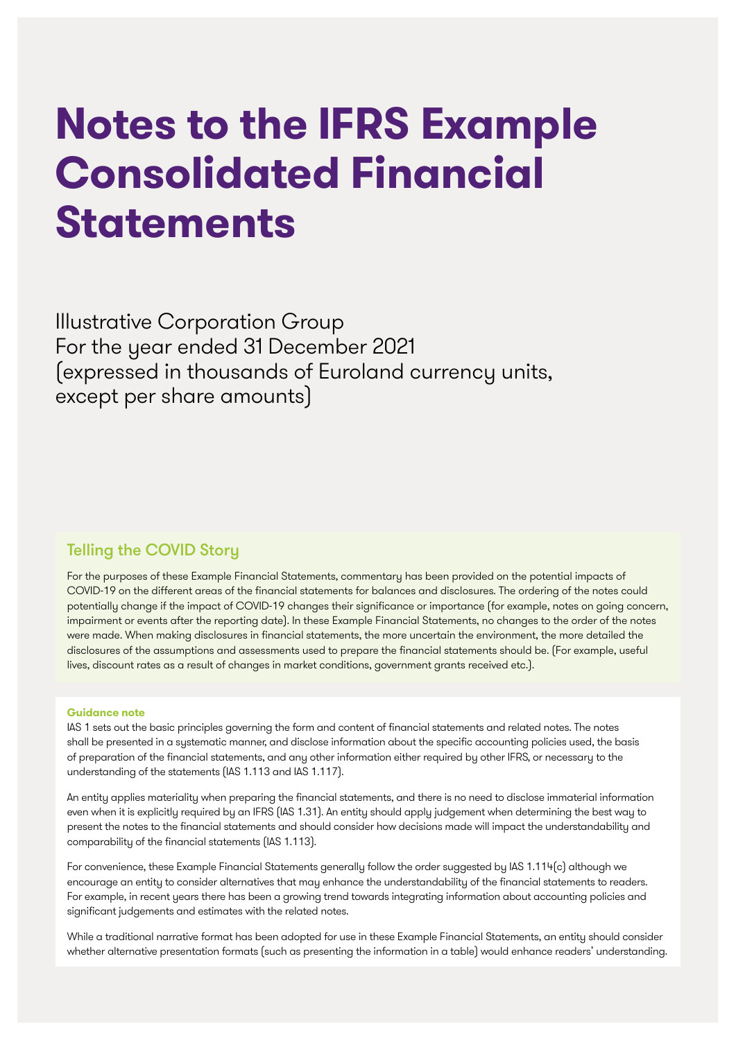# Notes to the IFRS Example Consolidated Financial Statements

Illustrative Corporation Group
For the year ended 31 December 2021
(expressed in thousands of Euroland currency units, except per share amounts)

## Telling the COVID Story

For the purposes of these Example Financial Statements, commentary has been provided on the potential impacts of COVID-19 on the different areas of the financial statements for balances and disclosures. The ordering of the notes could potentially change if the impact of COVID-19 changes their significance or importance (for example, notes on going concern, impairment or events after the reporting date). In these Example Financial Statements, no changes to the order of the notes were made. When making disclosures in financial statements, the more uncertain the environment, the more detailed the disclosures of the assumptions and assessments used to prepare the financial statements should be. (For example, useful lives, discount rates as a result of changes in market conditions, government grants received etc.).

**Guidance note**

IAS 1 sets out the basic principles governing the form and content of financial statements and related notes. The notes shall be presented in a systematic manner, and disclose information about the specific accounting policies used, the basis of preparation of the financial statements, and any other information either required by other IFRS, or necessary to the understanding of the statements (IAS 1.113 and IAS 1.117).

An entity applies materiality when preparing the financial statements, and there is no need to disclose immaterial information even when it is explicitly required by an IFRS (IAS 1.31). An entity should apply judgement when determining the best way to present the notes to the financial statements and should consider how decisions made will impact the understandability and comparability of the financial statements (IAS 1.113).

For convenience, these Example Financial Statements generally follow the order suggested by IAS 1.114(c) although we encourage an entity to consider alternatives that may enhance the understandability of the financial statements to readers. For example, in recent years there has been a growing trend towards integrating information about accounting policies and significant judgements and estimates with the related notes.

While a traditional narrative format has been adopted for use in these Example Financial Statements, an entity should consider whether alternative presentation formats (such as presenting the information in a table) would enhance readers' understanding.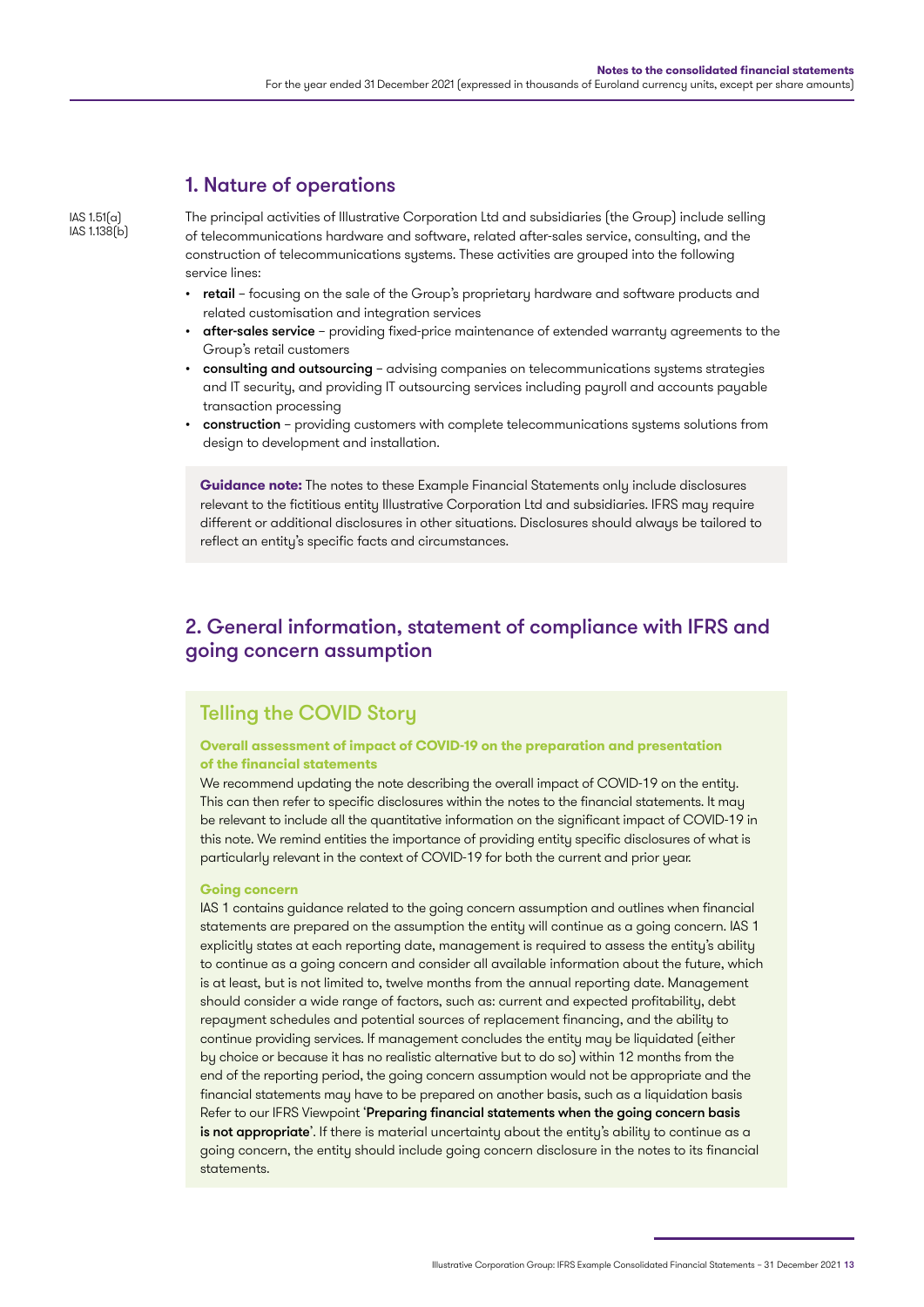## 1. Nature of operations

IAS 1.51(a)
IAS 1.138(b)

The principal activities of Illustrative Corporation Ltd and subsidiaries (the Group) include selling of telecommunications hardware and software, related after-sales service, consulting, and the construction of telecommunications systems. These activities are grouped into the following service lines:

- **retail** – focusing on the sale of the Group's proprietary hardware and software products and related customisation and integration services
- **after-sales service** – providing fixed-price maintenance of extended warranty agreements to the Group's retail customers
- **consulting and outsourcing** – advising companies on telecommunications systems strategies and IT security, and providing IT outsourcing services including payroll and accounts payable transaction processing
- **construction** – providing customers with complete telecommunications systems solutions from design to development and installation.

**Guidance note:** The notes to these Example Financial Statements only include disclosures relevant to the fictitious entity Illustrative Corporation Ltd and subsidiaries. IFRS may require different or additional disclosures in other situations. Disclosures should always be tailored to reflect an entity's specific facts and circumstances.

## 2. General information, statement of compliance with IFRS and going concern assumption

### Telling the COVID Story

**Overall assessment of impact of COVID-19 on the preparation and presentation of the financial statements**

We recommend updating the note describing the overall impact of COVID-19 on the entity. This can then refer to specific disclosures within the notes to the financial statements. It may be relevant to include all the quantitative information on the significant impact of COVID-19 in this note. We remind entities the importance of providing entity specific disclosures of what is particularly relevant in the context of COVID-19 for both the current and prior year.

**Going concern**

IAS 1 contains guidance related to the going concern assumption and outlines when financial statements are prepared on the assumption the entity will continue as a going concern. IAS 1 explicitly states at each reporting date, management is required to assess the entity's ability to continue as a going concern and consider all available information about the future, which is at least, but is not limited to, twelve months from the annual reporting date. Management should consider a wide range of factors, such as: current and expected profitability, debt repayment schedules and potential sources of replacement financing, and the ability to continue providing services. If management concludes the entity may be liquidated (either by choice or because it has no realistic alternative but to do so) within 12 months from the end of the reporting period, the going concern assumption would not be appropriate and the financial statements may have to be prepared on another basis, such as a liquidation basis Refer to our IFRS Viewpoint '**Preparing financial statements when the going concern basis is not appropriate**'. If there is material uncertainty about the entity's ability to continue as a going concern, the entity should include going concern disclosure in the notes to its financial statements.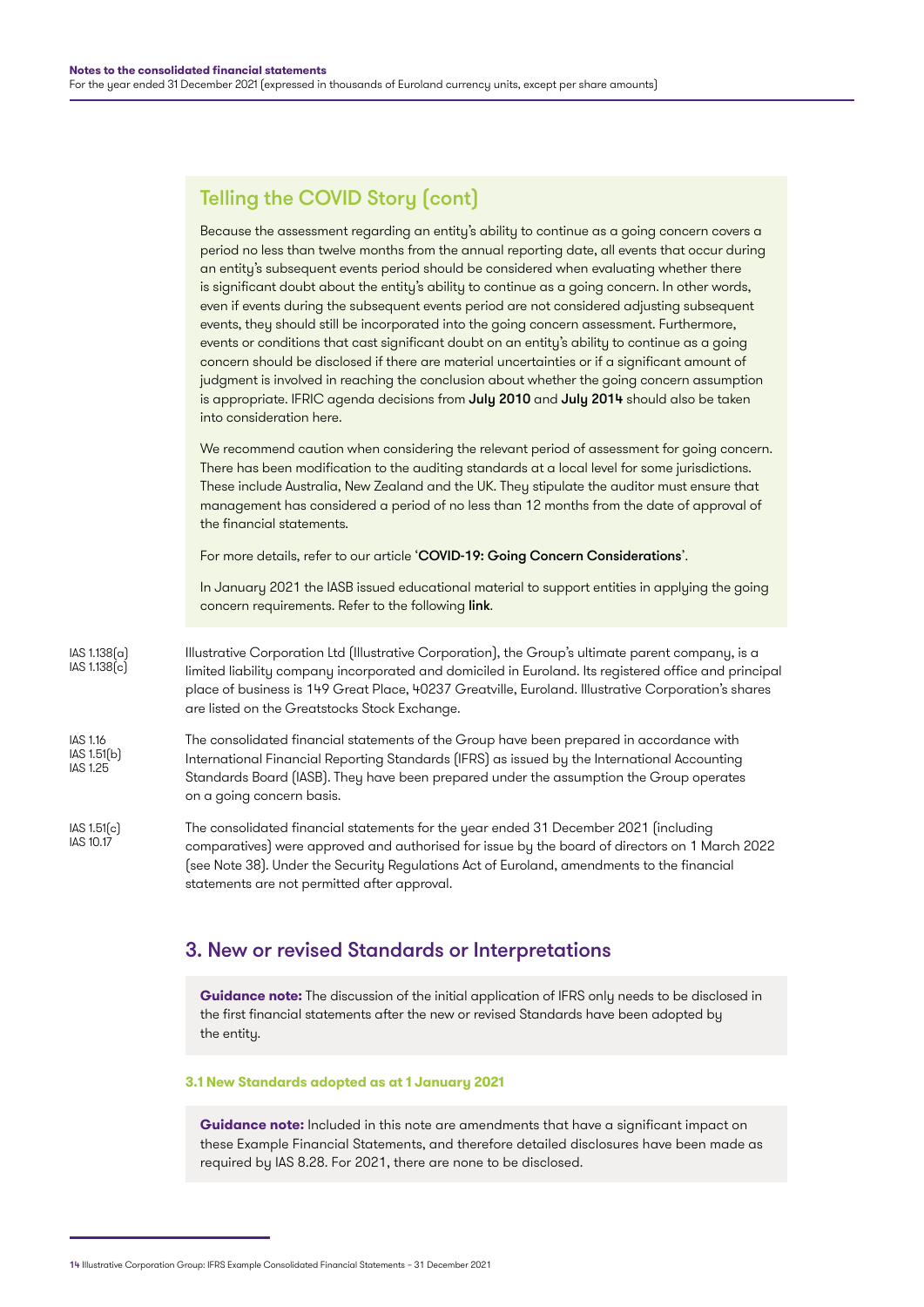## Telling the COVID Story (cont)

Because the assessment regarding an entity's ability to continue as a going concern covers a period no less than twelve months from the annual reporting date, all events that occur during an entity's subsequent events period should be considered when evaluating whether there is significant doubt about the entity's ability to continue as a going concern. In other words, even if events during the subsequent events period are not considered adjusting subsequent events, they should still be incorporated into the going concern assessment. Furthermore, events or conditions that cast significant doubt on an entity's ability to continue as a going concern should be disclosed if there are material uncertainties or if a significant amount of judgment is involved in reaching the conclusion about whether the going concern assumption is appropriate. IFRIC agenda decisions from **July 2010** and **July 2014** should also be taken into consideration here.

We recommend caution when considering the relevant period of assessment for going concern. There has been modification to the auditing standards at a local level for some jurisdictions. These include Australia, New Zealand and the UK. They stipulate the auditor must ensure that management has considered a period of no less than 12 months from the date of approval of the financial statements.

For more details, refer to our article '**COVID-19: Going Concern Considerations**'.

In January 2021 the IASB issued educational material to support entities in applying the going concern requirements. Refer to the following **link**.

IAS 1.138(a)
IAS 1.138(c)

Illustrative Corporation Ltd (Illustrative Corporation), the Group's ultimate parent company, is a limited liability company incorporated and domiciled in Euroland. Its registered office and principal place of business is 149 Great Place, 40237 Greatville, Euroland. Illustrative Corporation's shares are listed on the Greatstocks Stock Exchange.

IAS 1.16
IAS 1.51(b)
IAS 1.25

The consolidated financial statements of the Group have been prepared in accordance with International Financial Reporting Standards (IFRS) as issued by the International Accounting Standards Board (IASB). They have been prepared under the assumption the Group operates on a going concern basis.

IAS 1.51(c)
IAS 10.17

The consolidated financial statements for the year ended 31 December 2021 (including comparatives) were approved and authorised for issue by the board of directors on 1 March 2022 (see Note 38). Under the Security Regulations Act of Euroland, amendments to the financial statements are not permitted after approval.

## 3. New or revised Standards or Interpretations

**Guidance note:** The discussion of the initial application of IFRS only needs to be disclosed in the first financial statements after the new or revised Standards have been adopted by the entity.

#### 3.1 New Standards adopted as at 1 January 2021

**Guidance note:** Included in this note are amendments that have a significant impact on these Example Financial Statements, and therefore detailed disclosures have been made as required by IAS 8.28. For 2021, there are none to be disclosed.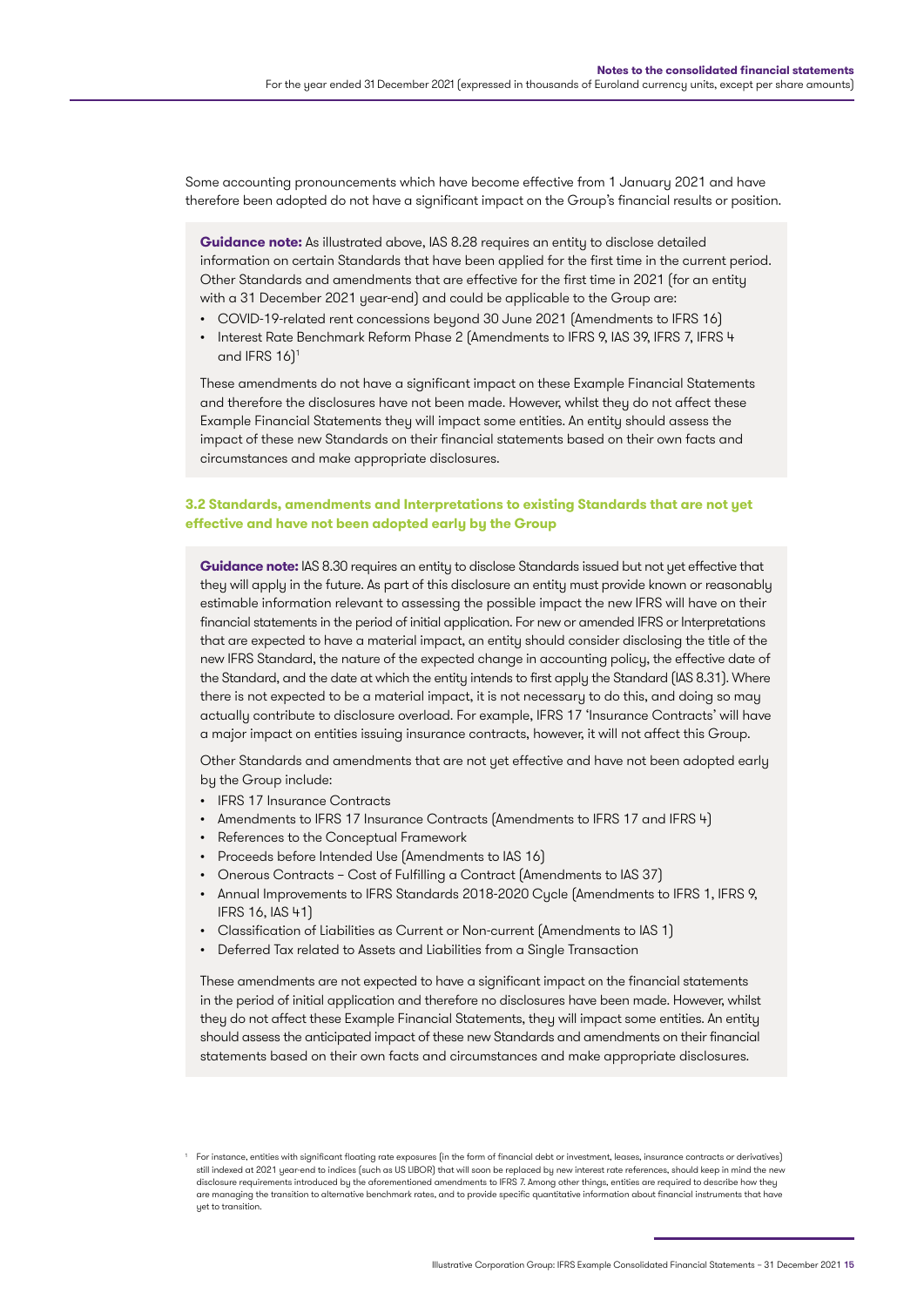Some accounting pronouncements which have become effective from 1 January 2021 and have therefore been adopted do not have a significant impact on the Group's financial results or position.

**Guidance note:** As illustrated above, IAS 8.28 requires an entity to disclose detailed information on certain Standards that have been applied for the first time in the current period. Other Standards and amendments that are effective for the first time in 2021 (for an entity with a 31 December 2021 year-end) and could be applicable to the Group are:

- COVID-19-related rent concessions beyond 30 June 2021 (Amendments to IFRS 16)
- Interest Rate Benchmark Reform Phase 2 (Amendments to IFRS 9, IAS 39, IFRS 7, IFRS 4 and IFRS 16)[1]

These amendments do not have a significant impact on these Example Financial Statements and therefore the disclosures have not been made. However, whilst they do not affect these Example Financial Statements they will impact some entities. An entity should assess the impact of these new Standards on their financial statements based on their own facts and circumstances and make appropriate disclosures.

### 3.2 Standards, amendments and Interpretations to existing Standards that are not yet effective and have not been adopted early by the Group

**Guidance note:** IAS 8.30 requires an entity to disclose Standards issued but not yet effective that they will apply in the future. As part of this disclosure an entity must provide known or reasonably estimable information relevant to assessing the possible impact the new IFRS will have on their financial statements in the period of initial application. For new or amended IFRS or Interpretations that are expected to have a material impact, an entity should consider disclosing the title of the new IFRS Standard, the nature of the expected change in accounting policy, the effective date of the Standard, and the date at which the entity intends to first apply the Standard (IAS 8.31). Where there is not expected to be a material impact, it is not necessary to do this, and doing so may actually contribute to disclosure overload. For example, IFRS 17 'Insurance Contracts' will have a major impact on entities issuing insurance contracts, however, it will not affect this Group.

Other Standards and amendments that are not yet effective and have not been adopted early by the Group include:

- IFRS 17 Insurance Contracts
- Amendments to IFRS 17 Insurance Contracts (Amendments to IFRS 17 and IFRS 4)
- References to the Conceptual Framework
- Proceeds before Intended Use (Amendments to IAS 16)
- Onerous Contracts – Cost of Fulfilling a Contract (Amendments to IAS 37)
- Annual Improvements to IFRS Standards 2018-2020 Cycle (Amendments to IFRS 1, IFRS 9, IFRS 16, IAS 41)
- Classification of Liabilities as Current or Non-current (Amendments to IAS 1)
- Deferred Tax related to Assets and Liabilities from a Single Transaction

These amendments are not expected to have a significant impact on the financial statements in the period of initial application and therefore no disclosures have been made. However, whilst they do not affect these Example Financial Statements, they will impact some entities. An entity should assess the anticipated impact of these new Standards and amendments on their financial statements based on their own facts and circumstances and make appropriate disclosures.

[1] For instance, entities with significant floating rate exposures (in the form of financial debt or investment, leases, insurance contracts or derivatives) still indexed at 2021 year-end to indices (such as US LIBOR) that will soon be replaced by new interest rate references, should keep in mind the new disclosure requirements introduced by the aforementioned amendments to IFRS 7. Among other things, entities are required to describe how they are managing the transition to alternative benchmark rates, and to provide specific quantitative information about financial instruments that have yet to transition.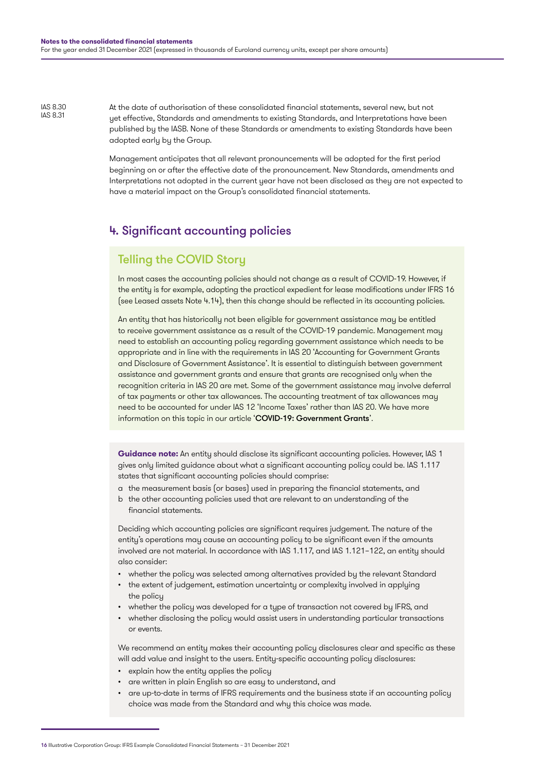IAS 8.30
IAS 8.31

At the date of authorisation of these consolidated financial statements, several new, but not yet effective, Standards and amendments to existing Standards, and Interpretations have been published by the IASB. None of these Standards or amendments to existing Standards have been adopted early by the Group.

Management anticipates that all relevant pronouncements will be adopted for the first period beginning on or after the effective date of the pronouncement. New Standards, amendments and Interpretations not adopted in the current year have not been disclosed as they are not expected to have a material impact on the Group's consolidated financial statements.

## 4. Significant accounting policies

### Telling the COVID Story

In most cases the accounting policies should not change as a result of COVID-19. However, if the entity is for example, adopting the practical expedient for lease modifications under IFRS 16 (see Leased assets Note 4.14), then this change should be reflected in its accounting policies.

An entity that has historically not been eligible for government assistance may be entitled to receive government assistance as a result of the COVID-19 pandemic. Management may need to establish an accounting policy regarding government assistance which needs to be appropriate and in line with the requirements in IAS 20 'Accounting for Government Grants and Disclosure of Government Assistance'. It is essential to distinguish between government assistance and government grants and ensure that grants are recognised only when the recognition criteria in IAS 20 are met. Some of the government assistance may involve deferral of tax payments or other tax allowances. The accounting treatment of tax allowances may need to be accounted for under IAS 12 'Income Taxes' rather than IAS 20. We have more information on this topic in our article '**COVID-19: Government Grants**'.

**Guidance note:** An entity should disclose its significant accounting policies. However, IAS 1 gives only limited guidance about what a significant accounting policy could be. IAS 1.117 states that significant accounting policies should comprise:

a the measurement basis (or bases) used in preparing the financial statements, and
b the other accounting policies used that are relevant to an understanding of the financial statements.

Deciding which accounting policies are significant requires judgement. The nature of the entity's operations may cause an accounting policy to be significant even if the amounts involved are not material. In accordance with IAS 1.117, and IAS 1.121–122, an entity should also consider:

- whether the policy was selected among alternatives provided by the relevant Standard
- the extent of judgement, estimation uncertainty or complexity involved in applying the policy
- whether the policy was developed for a type of transaction not covered by IFRS, and
- whether disclosing the policy would assist users in understanding particular transactions or events.

We recommend an entity makes their accounting policy disclosures clear and specific as these will add value and insight to the users. Entity-specific accounting policy disclosures:

- explain how the entity applies the policy
- are written in plain English so are easy to understand, and
- are up-to-date in terms of IFRS requirements and the business state if an accounting policy choice was made from the Standard and why this choice was made.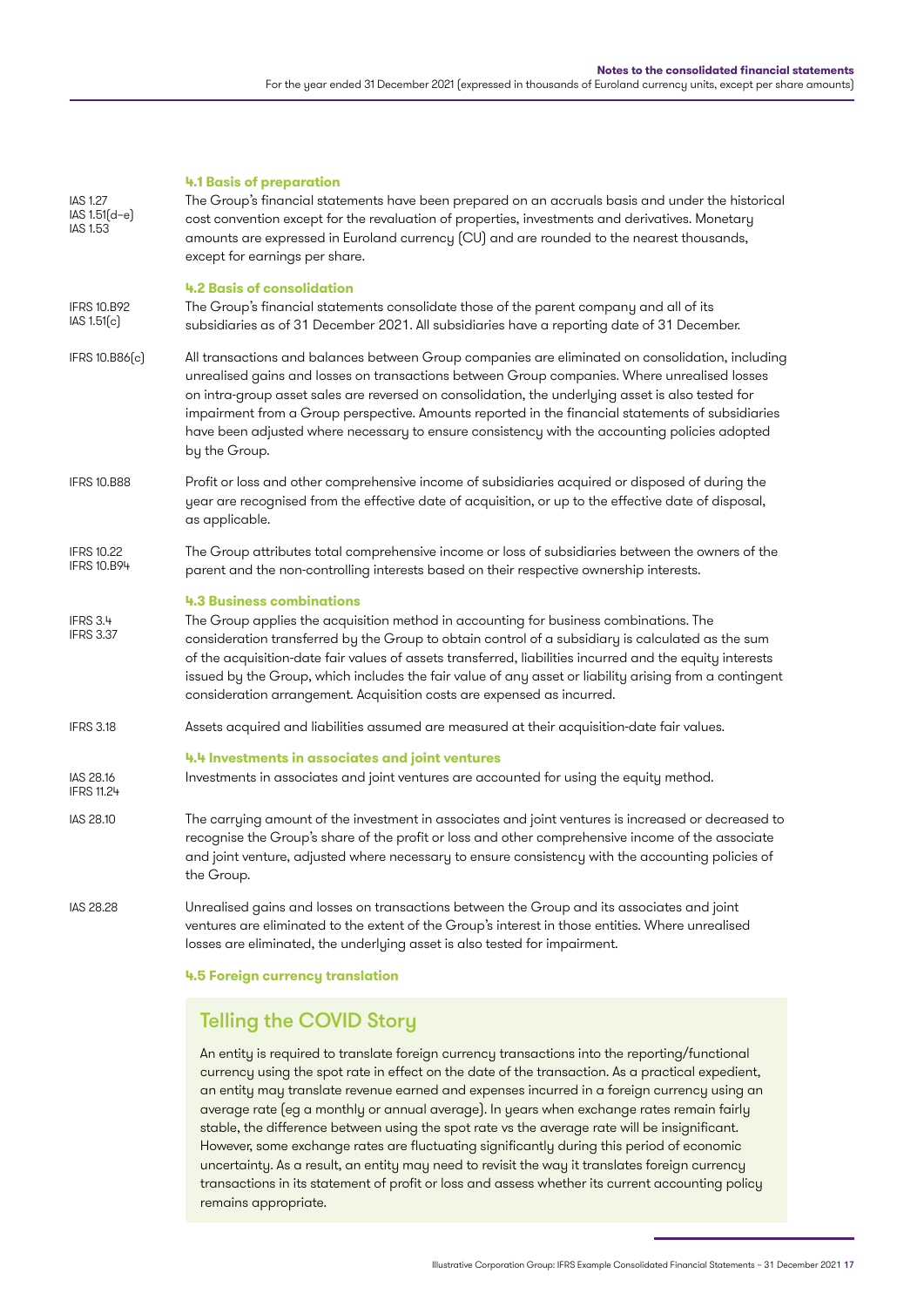### 4.1 Basis of preparation

IAS 1.27
IAS 1.51(d–e)
IAS 1.53

The Group's financial statements have been prepared on an accruals basis and under the historical cost convention except for the revaluation of properties, investments and derivatives. Monetary amounts are expressed in Euroland currency (CU) and are rounded to the nearest thousands, except for earnings per share.

### 4.2 Basis of consolidation

IFRS 10.B92
IAS 1.51(c)

The Group's financial statements consolidate those of the parent company and all of its subsidiaries as of 31 December 2021. All subsidiaries have a reporting date of 31 December.

IFRS 10.B86(c)

All transactions and balances between Group companies are eliminated on consolidation, including unrealised gains and losses on transactions between Group companies. Where unrealised losses on intra-group asset sales are reversed on consolidation, the underlying asset is also tested for impairment from a Group perspective. Amounts reported in the financial statements of subsidiaries have been adjusted where necessary to ensure consistency with the accounting policies adopted by the Group.

IFRS 10.B88

Profit or loss and other comprehensive income of subsidiaries acquired or disposed of during the year are recognised from the effective date of acquisition, or up to the effective date of disposal, as applicable.

IFRS 10.22
IFRS 10.B94

The Group attributes total comprehensive income or loss of subsidiaries between the owners of the parent and the non-controlling interests based on their respective ownership interests.

### 4.3 Business combinations

IFRS 3.4
IFRS 3.37

The Group applies the acquisition method in accounting for business combinations. The consideration transferred by the Group to obtain control of a subsidiary is calculated as the sum of the acquisition-date fair values of assets transferred, liabilities incurred and the equity interests issued by the Group, which includes the fair value of any asset or liability arising from a contingent consideration arrangement. Acquisition costs are expensed as incurred.

IFRS 3.18

Assets acquired and liabilities assumed are measured at their acquisition-date fair values.

### 4.4 Investments in associates and joint ventures

IAS 28.16
IFRS 11.24

Investments in associates and joint ventures are accounted for using the equity method.

IAS 28.10

The carrying amount of the investment in associates and joint ventures is increased or decreased to recognise the Group's share of the profit or loss and other comprehensive income of the associate and joint venture, adjusted where necessary to ensure consistency with the accounting policies of the Group.

IAS 28.28

Unrealised gains and losses on transactions between the Group and its associates and joint ventures are eliminated to the extent of the Group's interest in those entities. Where unrealised losses are eliminated, the underlying asset is also tested for impairment.

### 4.5 Foreign currency translation

#### Telling the COVID Story

An entity is required to translate foreign currency transactions into the reporting/functional currency using the spot rate in effect on the date of the transaction. As a practical expedient, an entity may translate revenue earned and expenses incurred in a foreign currency using an average rate (eg a monthly or annual average). In years when exchange rates remain fairly stable, the difference between using the spot rate vs the average rate will be insignificant. However, some exchange rates are fluctuating significantly during this period of economic uncertainty. As a result, an entity may need to revisit the way it translates foreign currency transactions in its statement of profit or loss and assess whether its current accounting policy remains appropriate.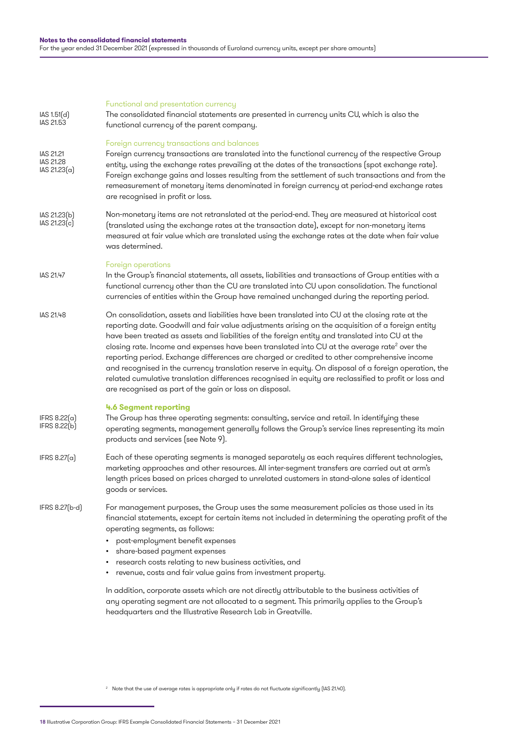Functional and presentation currency

IAS 1.51(d)
IAS 21.53

The consolidated financial statements are presented in currency units CU, which is also the functional currency of the parent company.

Foreign currency transactions and balances

IAS 21.21
IAS 21.28
IAS 21.23(a)

Foreign currency transactions are translated into the functional currency of the respective Group entity, using the exchange rates prevailing at the dates of the transactions (spot exchange rate). Foreign exchange gains and losses resulting from the settlement of such transactions and from the remeasurement of monetary items denominated in foreign currency at period-end exchange rates are recognised in profit or loss.

IAS 21.23(b)
IAS 21.23(c)

Non-monetary items are not retranslated at the period-end. They are measured at historical cost (translated using the exchange rates at the transaction date), except for non-monetary items measured at fair value which are translated using the exchange rates at the date when fair value was determined.

Foreign operations

IAS 21.47

In the Group's financial statements, all assets, liabilities and transactions of Group entities with a functional currency other than the CU are translated into CU upon consolidation. The functional currencies of entities within the Group have remained unchanged during the reporting period.

IAS 21.48

On consolidation, assets and liabilities have been translated into CU at the closing rate at the reporting date. Goodwill and fair value adjustments arising on the acquisition of a foreign entity have been treated as assets and liabilities of the foreign entity and translated into CU at the closing rate. Income and expenses have been translated into CU at the average rate[2] over the reporting period. Exchange differences are charged or credited to other comprehensive income and recognised in the currency translation reserve in equity. On disposal of a foreign operation, the related cumulative translation differences recognised in equity are reclassified to profit or loss and are recognised as part of the gain or loss on disposal.

### 4.6 Segment reporting

IFRS 8.22(a)
IFRS 8.22(b)

The Group has three operating segments: consulting, service and retail. In identifying these operating segments, management generally follows the Group's service lines representing its main products and services (see Note 9).

IFRS 8.27(a)

Each of these operating segments is managed separately as each requires different technologies, marketing approaches and other resources. All inter-segment transfers are carried out at arm's length prices based on prices charged to unrelated customers in stand-alone sales of identical goods or services.

IFRS 8.27(b-d)

For management purposes, the Group uses the same measurement policies as those used in its financial statements, except for certain items not included in determining the operating profit of the operating segments, as follows:

- post-employment benefit expenses
- share-based payment expenses
- research costs relating to new business activities, and
- revenue, costs and fair value gains from investment property.

In addition, corporate assets which are not directly attributable to the business activities of any operating segment are not allocated to a segment. This primarily applies to the Group's headquarters and the Illustrative Research Lab in Greatville.

[2] Note that the use of average rates is appropriate only if rates do not fluctuate significantly (IAS 21.40).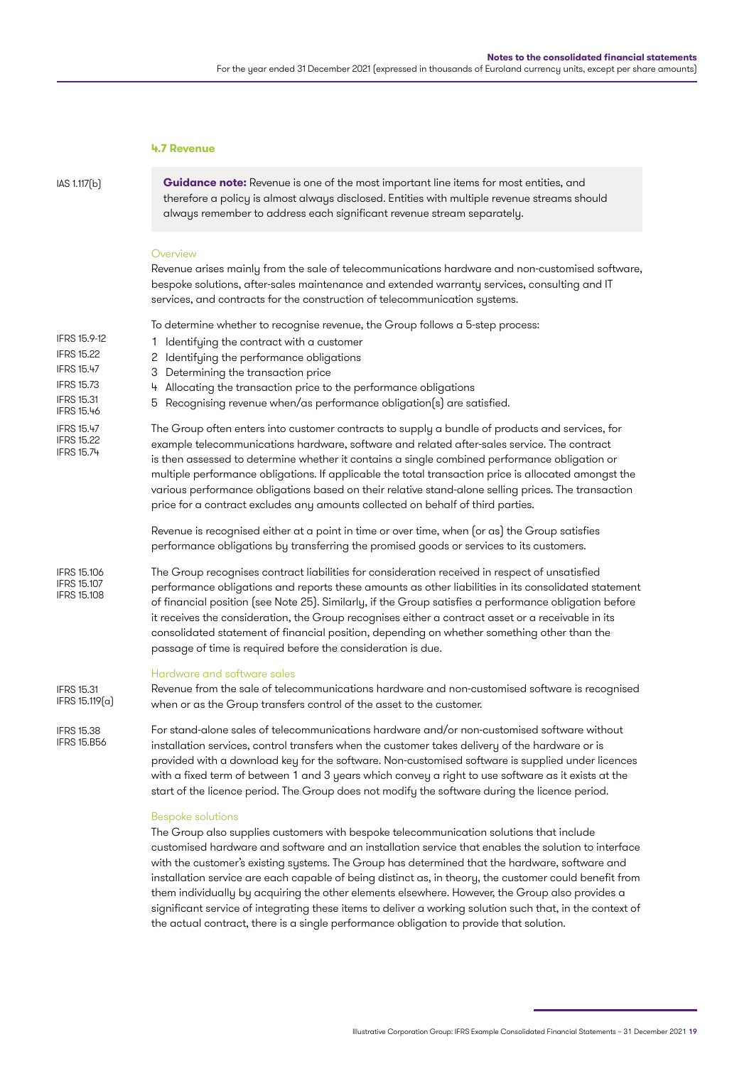### 4.7 Revenue

IAS 1.117(b)

> **Guidance note:** Revenue is one of the most important line items for most entities, and therefore a policy is almost always disclosed. Entities with multiple revenue streams should always remember to address each significant revenue stream separately.

#### Overview

Revenue arises mainly from the sale of telecommunications hardware and non-customised software, bespoke solutions, after-sales maintenance and extended warranty services, consulting and IT services, and contracts for the construction of telecommunication systems.

To determine whether to recognise revenue, the Group follows a 5-step process:

IFRS 15.9-12, IFRS 15.22, IFRS 15.47, IFRS 15.73, IFRS 15.31, IFRS 15.46

1. Identifying the contract with a customer
2. Identifying the performance obligations
3. Determining the transaction price
4. Allocating the transaction price to the performance obligations
5. Recognising revenue when/as performance obligation(s) are satisfied.

IFRS 15.47, IFRS 15.22, IFRS 15.74

The Group often enters into customer contracts to supply a bundle of products and services, for example telecommunications hardware, software and related after-sales service. The contract is then assessed to determine whether it contains a single combined performance obligation or multiple performance obligations. If applicable the total transaction price is allocated amongst the various performance obligations based on their relative stand-alone selling prices. The transaction price for a contract excludes any amounts collected on behalf of third parties.

Revenue is recognised either at a point in time or over time, when (or as) the Group satisfies performance obligations by transferring the promised goods or services to its customers.

IFRS 15.106, IFRS 15.107, IFRS 15.108

The Group recognises contract liabilities for consideration received in respect of unsatisfied performance obligations and reports these amounts as other liabilities in its consolidated statement of financial position (see Note 25). Similarly, if the Group satisfies a performance obligation before it receives the consideration, the Group recognises either a contract asset or a receivable in its consolidated statement of financial position, depending on whether something other than the passage of time is required before the consideration is due.

#### Hardware and software sales

IFRS 15.31, IFRS 15.119(a)

Revenue from the sale of telecommunications hardware and non-customised software is recognised when or as the Group transfers control of the asset to the customer.

IFRS 15.38, IFRS 15.B56

For stand-alone sales of telecommunications hardware and/or non-customised software without installation services, control transfers when the customer takes delivery of the hardware or is provided with a download key for the software. Non-customised software is supplied under licences with a fixed term of between 1 and 3 years which convey a right to use software as it exists at the start of the licence period. The Group does not modify the software during the licence period.

#### Bespoke solutions

The Group also supplies customers with bespoke telecommunication solutions that include customised hardware and software and an installation service that enables the solution to interface with the customer's existing systems. The Group has determined that the hardware, software and installation service are each capable of being distinct as, in theory, the customer could benefit from them individually by acquiring the other elements elsewhere. However, the Group also provides a significant service of integrating these items to deliver a working solution such that, in the context of the actual contract, there is a single performance obligation to provide that solution.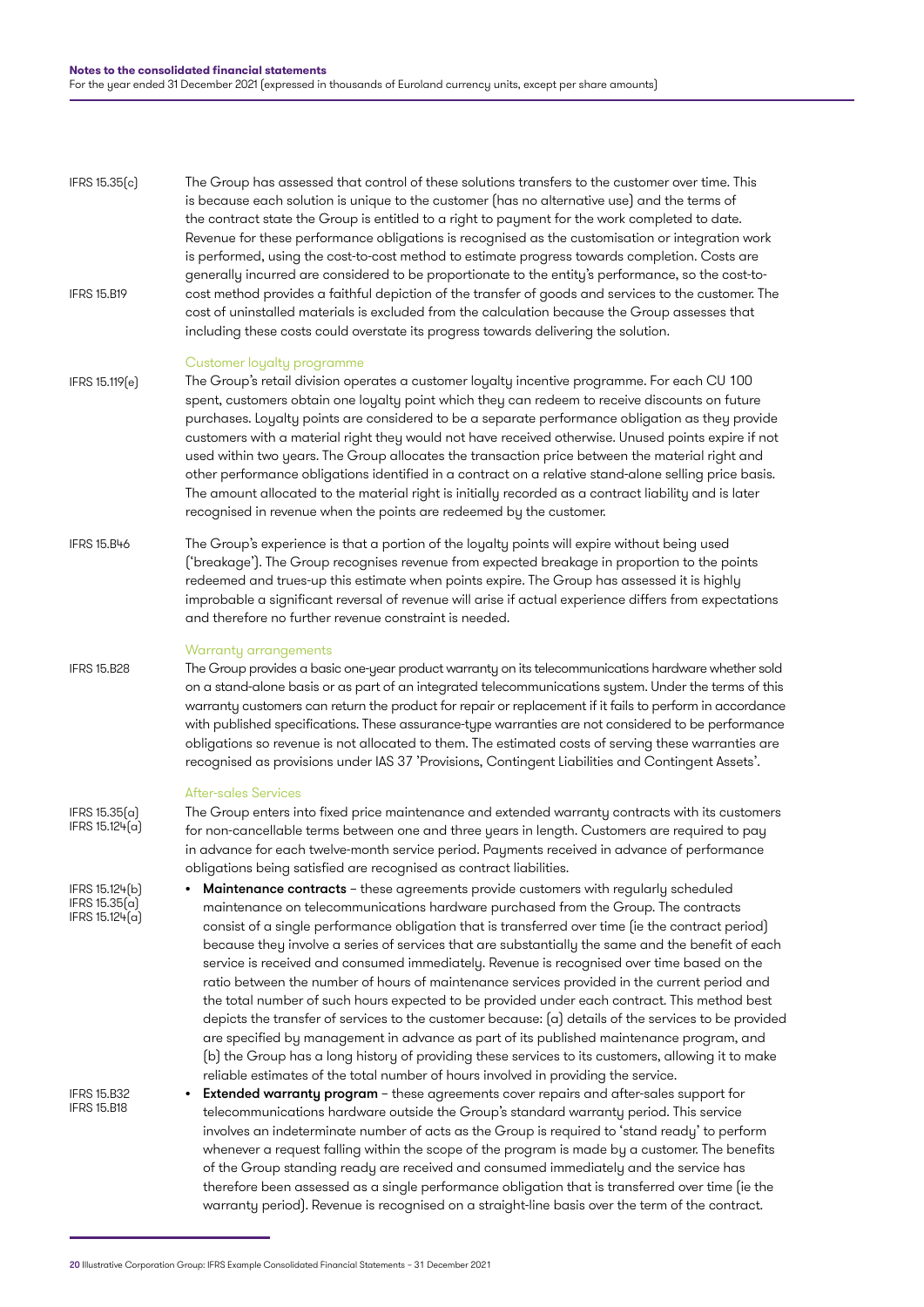IFRS 15.35(c)

The Group has assessed that control of these solutions transfers to the customer over time. This is because each solution is unique to the customer (has no alternative use) and the terms of the contract state the Group is entitled to a right to payment for the work completed to date. Revenue for these performance obligations is recognised as the customisation or integration work is performed, using the cost-to-cost method to estimate progress towards completion. Costs are generally incurred are considered to be proportionate to the entity's performance, so the cost-to-cost method provides a faithful depiction of the transfer of goods and services to the customer. The cost of uninstalled materials is excluded from the calculation because the Group assesses that including these costs could overstate its progress towards delivering the solution.

IFRS 15.B19

### Customer loyalty programme

IFRS 15.119(e)

The Group's retail division operates a customer loyalty incentive programme. For each CU 100 spent, customers obtain one loyalty point which they can redeem to receive discounts on future purchases. Loyalty points are considered to be a separate performance obligation as they provide customers with a material right they would not have received otherwise. Unused points expire if not used within two years. The Group allocates the transaction price between the material right and other performance obligations identified in a contract on a relative stand-alone selling price basis. The amount allocated to the material right is initially recorded as a contract liability and is later recognised in revenue when the points are redeemed by the customer.

IFRS 15.B46

The Group's experience is that a portion of the loyalty points will expire without being used ('breakage'). The Group recognises revenue from expected breakage in proportion to the points redeemed and trues-up this estimate when points expire. The Group has assessed it is highly improbable a significant reversal of revenue will arise if actual experience differs from expectations and therefore no further revenue constraint is needed.

### Warranty arrangements

IFRS 15.B28

The Group provides a basic one-year product warranty on its telecommunications hardware whether sold on a stand-alone basis or as part of an integrated telecommunications system. Under the terms of this warranty customers can return the product for repair or replacement if it fails to perform in accordance with published specifications. These assurance-type warranties are not considered to be performance obligations so revenue is not allocated to them. The estimated costs of serving these warranties are recognised as provisions under IAS 37 'Provisions, Contingent Liabilities and Contingent Assets'.

### After-sales Services

IFRS 15.35(a)
IFRS 15.124(a)

The Group enters into fixed price maintenance and extended warranty contracts with its customers for non-cancellable terms between one and three years in length. Customers are required to pay in advance for each twelve-month service period. Payments received in advance of performance obligations being satisfied are recognised as contract liabilities.

IFRS 15.124(b)
IFRS 15.35(a)
IFRS 15.124(a)

- **Maintenance contracts** – these agreements provide customers with regularly scheduled maintenance on telecommunications hardware purchased from the Group. The contracts consist of a single performance obligation that is transferred over time (ie the contract period) because they involve a series of services that are substantially the same and the benefit of each service is received and consumed immediately. Revenue is recognised over time based on the ratio between the number of hours of maintenance services provided in the current period and the total number of such hours expected to be provided under each contract. This method best depicts the transfer of services to the customer because: (a) details of the services to be provided are specified by management in advance as part of its published maintenance program, and (b) the Group has a long history of providing these services to its customers, allowing it to make reliable estimates of the total number of hours involved in providing the service.

IFRS 15.B32
IFRS 15.B18

- **Extended warranty program** – these agreements cover repairs and after-sales support for telecommunications hardware outside the Group's standard warranty period. This service involves an indeterminate number of acts as the Group is required to 'stand ready' to perform whenever a request falling within the scope of the program is made by a customer. The benefits of the Group standing ready are received and consumed immediately and the service has therefore been assessed as a single performance obligation that is transferred over time (ie the warranty period). Revenue is recognised on a straight-line basis over the term of the contract.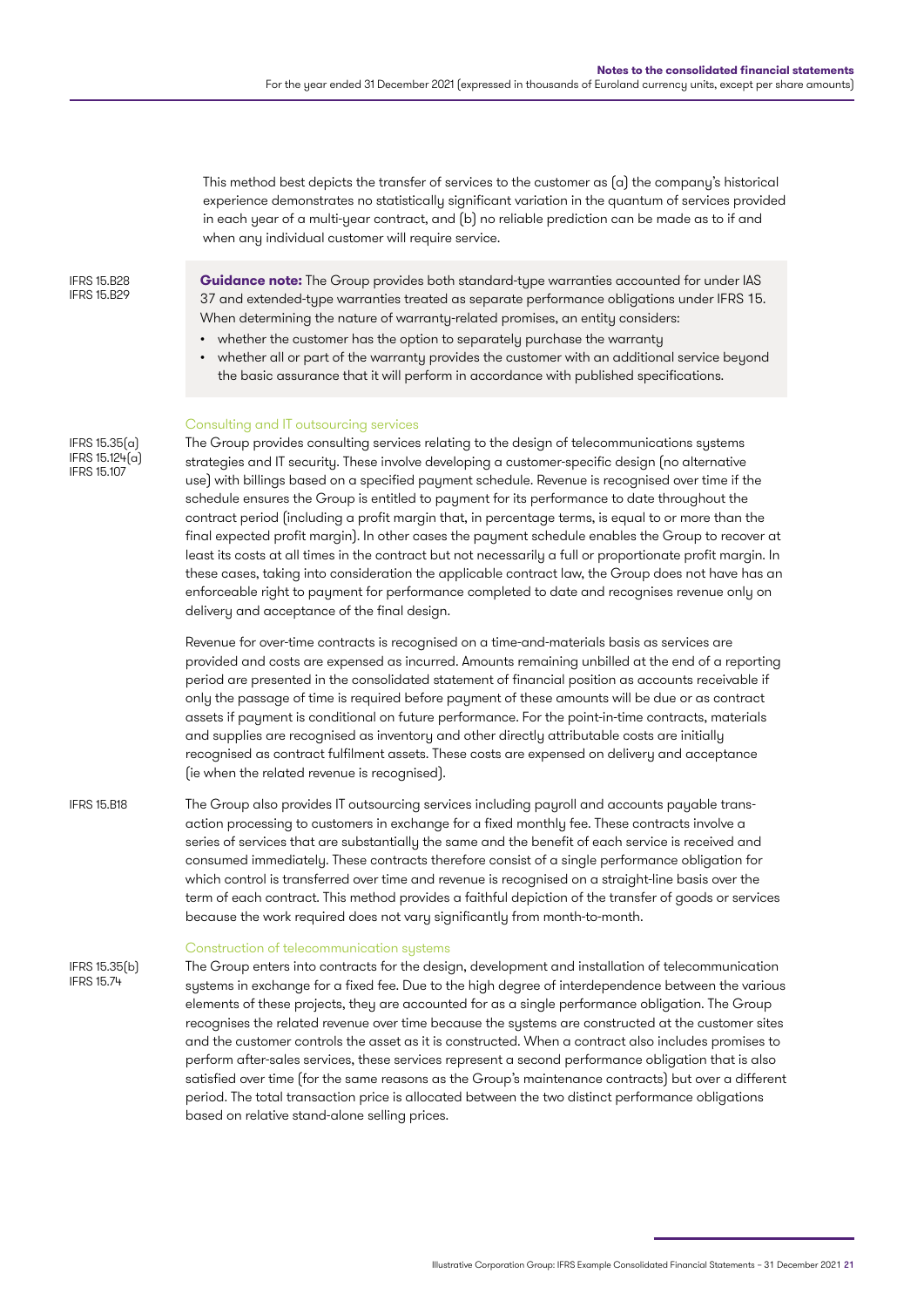This method best depicts the transfer of services to the customer as (a) the company's historical experience demonstrates no statistically significant variation in the quantum of services provided in each year of a multi-year contract, and (b) no reliable prediction can be made as to if and when any individual customer will require service.

IFRS 15.B28
IFRS 15.B29

> **Guidance note:** The Group provides both standard-type warranties accounted for under IAS 37 and extended-type warranties treated as separate performance obligations under IFRS 15. When determining the nature of warranty-related promises, an entity considers:
>
> - whether the customer has the option to separately purchase the warranty
> - whether all or part of the warranty provides the customer with an additional service beyond the basic assurance that it will perform in accordance with published specifications.

### Consulting and IT outsourcing services

IFRS 15.35(a)
IFRS 15.124(a)
IFRS 15.107

The Group provides consulting services relating to the design of telecommunications systems strategies and IT security. These involve developing a customer-specific design (no alternative use) with billings based on a specified payment schedule. Revenue is recognised over time if the schedule ensures the Group is entitled to payment for its performance to date throughout the contract period (including a profit margin that, in percentage terms, is equal to or more than the final expected profit margin). In other cases the payment schedule enables the Group to recover at least its costs at all times in the contract but not necessarily a full or proportionate profit margin. In these cases, taking into consideration the applicable contract law, the Group does not have has an enforceable right to payment for performance completed to date and recognises revenue only on delivery and acceptance of the final design.

Revenue for over-time contracts is recognised on a time-and-materials basis as services are provided and costs are expensed as incurred. Amounts remaining unbilled at the end of a reporting period are presented in the consolidated statement of financial position as accounts receivable if only the passage of time is required before payment of these amounts will be due or as contract assets if payment is conditional on future performance. For the point-in-time contracts, materials and supplies are recognised as inventory and other directly attributable costs are initially recognised as contract fulfilment assets. These costs are expensed on delivery and acceptance (ie when the related revenue is recognised).

IFRS 15.B18

The Group also provides IT outsourcing services including payroll and accounts payable transaction processing to customers in exchange for a fixed monthly fee. These contracts involve a series of services that are substantially the same and the benefit of each service is received and consumed immediately. These contracts therefore consist of a single performance obligation for which control is transferred over time and revenue is recognised on a straight-line basis over the term of each contract. This method provides a faithful depiction of the transfer of goods or services because the work required does not vary significantly from month-to-month.

### Construction of telecommunication systems

IFRS 15.35(b)
IFRS 15.74

The Group enters into contracts for the design, development and installation of telecommunication systems in exchange for a fixed fee. Due to the high degree of interdependence between the various elements of these projects, they are accounted for as a single performance obligation. The Group recognises the related revenue over time because the systems are constructed at the customer sites and the customer controls the asset as it is constructed. When a contract also includes promises to perform after-sales services, these services represent a second performance obligation that is also satisfied over time (for the same reasons as the Group's maintenance contracts) but over a different period. The total transaction price is allocated between the two distinct performance obligations based on relative stand-alone selling prices.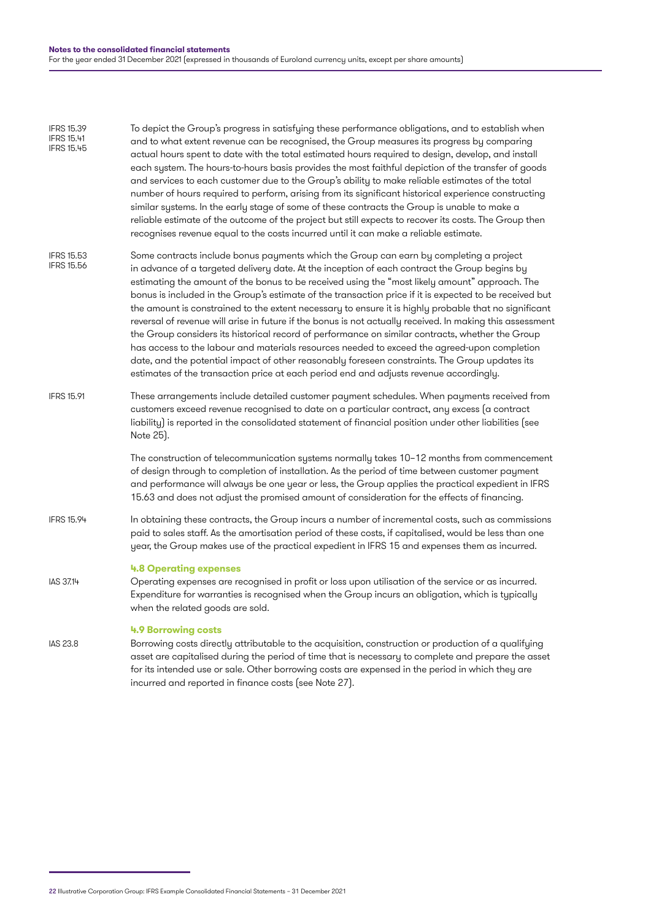IFRS 15.39
IFRS 15.41
IFRS 15.45

To depict the Group's progress in satisfying these performance obligations, and to establish when and to what extent revenue can be recognised, the Group measures its progress by comparing actual hours spent to date with the total estimated hours required to design, develop, and install each system. The hours-to-hours basis provides the most faithful depiction of the transfer of goods and services to each customer due to the Group's ability to make reliable estimates of the total number of hours required to perform, arising from its significant historical experience constructing similar systems. In the early stage of some of these contracts the Group is unable to make a reliable estimate of the outcome of the project but still expects to recover its costs. The Group then recognises revenue equal to the costs incurred until it can make a reliable estimate.

IFRS 15.53
IFRS 15.56

Some contracts include bonus payments which the Group can earn by completing a project in advance of a targeted delivery date. At the inception of each contract the Group begins by estimating the amount of the bonus to be received using the "most likely amount" approach. The bonus is included in the Group's estimate of the transaction price if it is expected to be received but the amount is constrained to the extent necessary to ensure it is highly probable that no significant reversal of revenue will arise in future if the bonus is not actually received. In making this assessment the Group considers its historical record of performance on similar contracts, whether the Group has access to the labour and materials resources needed to exceed the agreed-upon completion date, and the potential impact of other reasonably foreseen constraints. The Group updates its estimates of the transaction price at each period end and adjusts revenue accordingly.

IFRS 15.91

These arrangements include detailed customer payment schedules. When payments received from customers exceed revenue recognised to date on a particular contract, any excess (a contract liability) is reported in the consolidated statement of financial position under other liabilities (see Note 25).

The construction of telecommunication systems normally takes 10–12 months from commencement of design through to completion of installation. As the period of time between customer payment and performance will always be one year or less, the Group applies the practical expedient in IFRS 15.63 and does not adjust the promised amount of consideration for the effects of financing.

IFRS 15.94

In obtaining these contracts, the Group incurs a number of incremental costs, such as commissions paid to sales staff. As the amortisation period of these costs, if capitalised, would be less than one year, the Group makes use of the practical expedient in IFRS 15 and expenses them as incurred.

### 4.8 Operating expenses

IAS 37.14

Operating expenses are recognised in profit or loss upon utilisation of the service or as incurred. Expenditure for warranties is recognised when the Group incurs an obligation, which is typically when the related goods are sold.

### 4.9 Borrowing costs

IAS 23.8

Borrowing costs directly attributable to the acquisition, construction or production of a qualifying asset are capitalised during the period of time that is necessary to complete and prepare the asset for its intended use or sale. Other borrowing costs are expensed in the period in which they are incurred and reported in finance costs (see Note 27).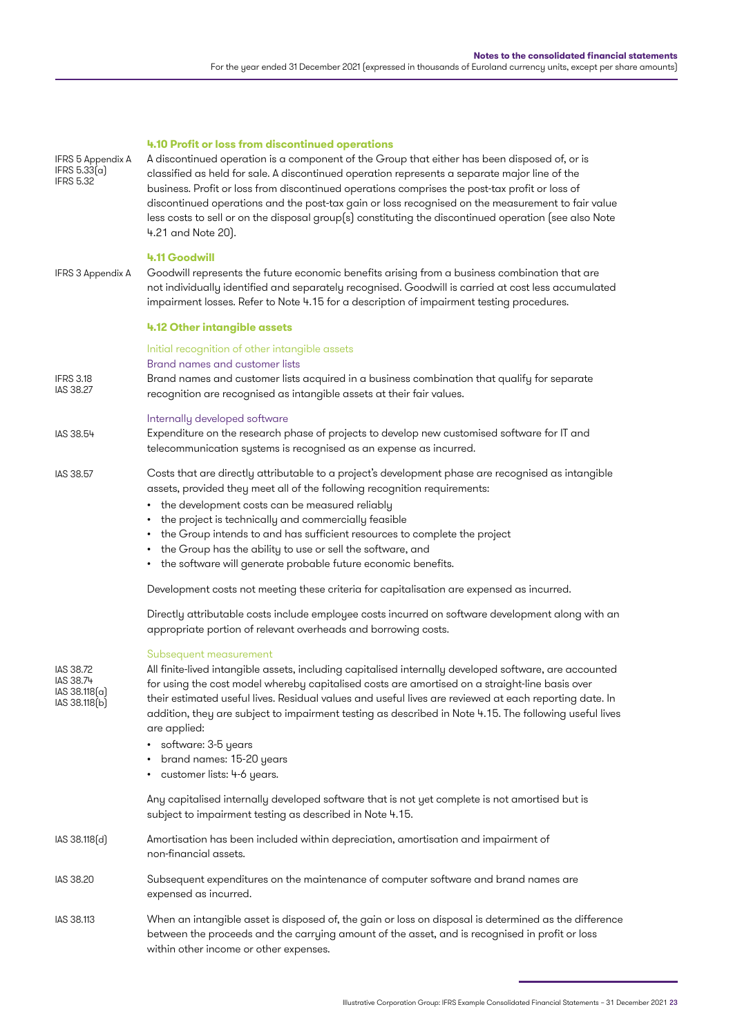### 4.10 Profit or loss from discontinued operations

IFRS 5 Appendix A
IFRS 5.33(a)
IFRS 5.32

A discontinued operation is a component of the Group that either has been disposed of, or is classified as held for sale. A discontinued operation represents a separate major line of the business. Profit or loss from discontinued operations comprises the post-tax profit or loss of discontinued operations and the post-tax gain or loss recognised on the measurement to fair value less costs to sell or on the disposal group(s) constituting the discontinued operation (see also Note 4.21 and Note 20).

### 4.11 Goodwill

IFRS 3 Appendix A

Goodwill represents the future economic benefits arising from a business combination that are not individually identified and separately recognised. Goodwill is carried at cost less accumulated impairment losses. Refer to Note 4.15 for a description of impairment testing procedures.

### 4.12 Other intangible assets

#### Initial recognition of other intangible assets

##### Brand names and customer lists

IFRS 3.18
IAS 38.27

Brand names and customer lists acquired in a business combination that qualify for separate recognition are recognised as intangible assets at their fair values.

##### Internally developed software

IAS 38.54

Expenditure on the research phase of projects to develop new customised software for IT and telecommunication systems is recognised as an expense as incurred.

IAS 38.57

Costs that are directly attributable to a project's development phase are recognised as intangible assets, provided they meet all of the following recognition requirements:

- the development costs can be measured reliably
- the project is technically and commercially feasible
- the Group intends to and has sufficient resources to complete the project
- the Group has the ability to use or sell the software, and
- the software will generate probable future economic benefits.

Development costs not meeting these criteria for capitalisation are expensed as incurred.

Directly attributable costs include employee costs incurred on software development along with an appropriate portion of relevant overheads and borrowing costs.

#### Subsequent measurement

IAS 38.72
IAS 38.74
IAS 38.118(a)
IAS 38.118(b)

All finite-lived intangible assets, including capitalised internally developed software, are accounted for using the cost model whereby capitalised costs are amortised on a straight-line basis over their estimated useful lives. Residual values and useful lives are reviewed at each reporting date. In addition, they are subject to impairment testing as described in Note 4.15. The following useful lives are applied:

- software: 3-5 years
- brand names: 15-20 years
- customer lists: 4-6 years.

Any capitalised internally developed software that is not yet complete is not amortised but is subject to impairment testing as described in Note 4.15.

IAS 38.118(d)

Amortisation has been included within depreciation, amortisation and impairment of non-financial assets.

IAS 38.20

Subsequent expenditures on the maintenance of computer software and brand names are expensed as incurred.

IAS 38.113

When an intangible asset is disposed of, the gain or loss on disposal is determined as the difference between the proceeds and the carrying amount of the asset, and is recognised in profit or loss within other income or other expenses.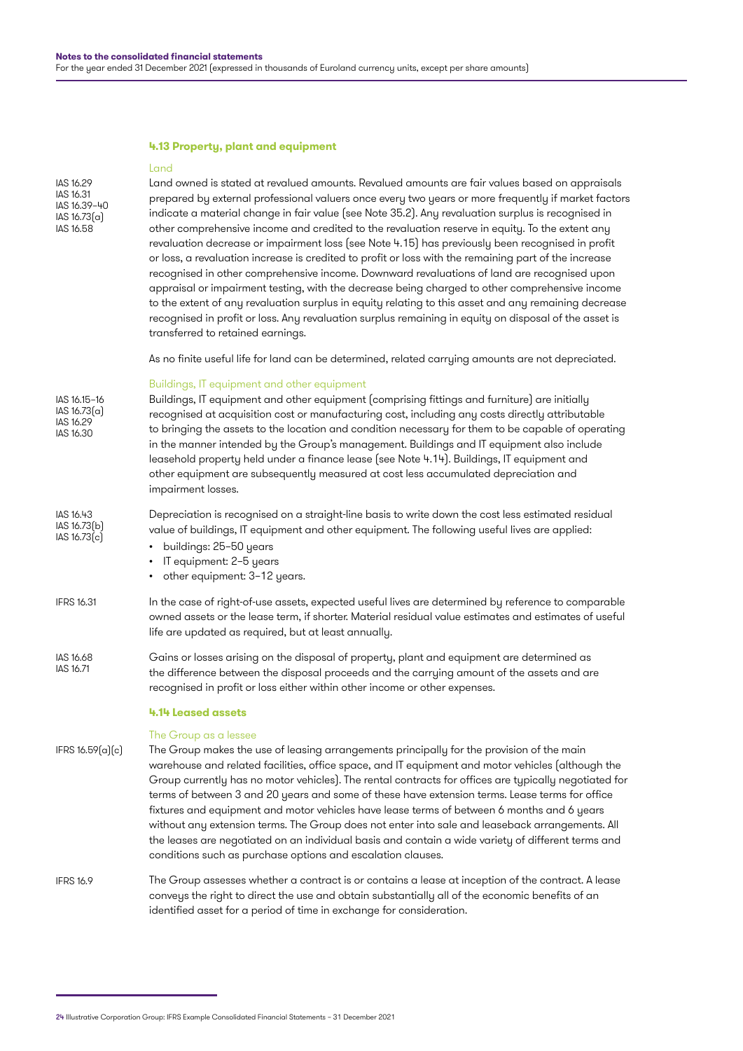### 4.13 Property, plant and equipment

Land

IAS 16.29
IAS 16.31
IAS 16.39–40
IAS 16.73(a)
IAS 16.58

Land owned is stated at revalued amounts. Revalued amounts are fair values based on appraisals prepared by external professional valuers once every two years or more frequently if market factors indicate a material change in fair value (see Note 35.2). Any revaluation surplus is recognised in other comprehensive income and credited to the revaluation reserve in equity. To the extent any revaluation decrease or impairment loss (see Note 4.15) has previously been recognised in profit or loss, a revaluation increase is credited to profit or loss with the remaining part of the increase recognised in other comprehensive income. Downward revaluations of land are recognised upon appraisal or impairment testing, with the decrease being charged to other comprehensive income to the extent of any revaluation surplus in equity relating to this asset and any remaining decrease recognised in profit or loss. Any revaluation surplus remaining in equity on disposal of the asset is transferred to retained earnings.

As no finite useful life for land can be determined, related carrying amounts are not depreciated.

Buildings, IT equipment and other equipment

IAS 16.15–16
IAS 16.73(a)
IAS 16.29
IAS 16.30

Buildings, IT equipment and other equipment (comprising fittings and furniture) are initially recognised at acquisition cost or manufacturing cost, including any costs directly attributable to bringing the assets to the location and condition necessary for them to be capable of operating in the manner intended by the Group's management. Buildings and IT equipment also include leasehold property held under a finance lease (see Note 4.14). Buildings, IT equipment and other equipment are subsequently measured at cost less accumulated depreciation and impairment losses.

IAS 16.43
IAS 16.73(b)
IAS 16.73(c)

Depreciation is recognised on a straight-line basis to write down the cost less estimated residual value of buildings, IT equipment and other equipment. The following useful lives are applied:

- buildings: 25–50 years
- IT equipment: 2–5 years
- other equipment: 3–12 years.

IFRS 16.31

In the case of right-of-use assets, expected useful lives are determined by reference to comparable owned assets or the lease term, if shorter. Material residual value estimates and estimates of useful life are updated as required, but at least annually.

IAS 16.68
IAS 16.71

Gains or losses arising on the disposal of property, plant and equipment are determined as the difference between the disposal proceeds and the carrying amount of the assets and are recognised in profit or loss either within other income or other expenses.

### 4.14 Leased assets

The Group as a lessee

IFRS 16.59(a)(c)

The Group makes the use of leasing arrangements principally for the provision of the main warehouse and related facilities, office space, and IT equipment and motor vehicles (although the Group currently has no motor vehicles). The rental contracts for offices are typically negotiated for terms of between 3 and 20 years and some of these have extension terms. Lease terms for office fixtures and equipment and motor vehicles have lease terms of between 6 months and 6 years without any extension terms. The Group does not enter into sale and leaseback arrangements. All the leases are negotiated on an individual basis and contain a wide variety of different terms and conditions such as purchase options and escalation clauses.

IFRS 16.9

The Group assesses whether a contract is or contains a lease at inception of the contract. A lease conveys the right to direct the use and obtain substantially all of the economic benefits of an identified asset for a period of time in exchange for consideration.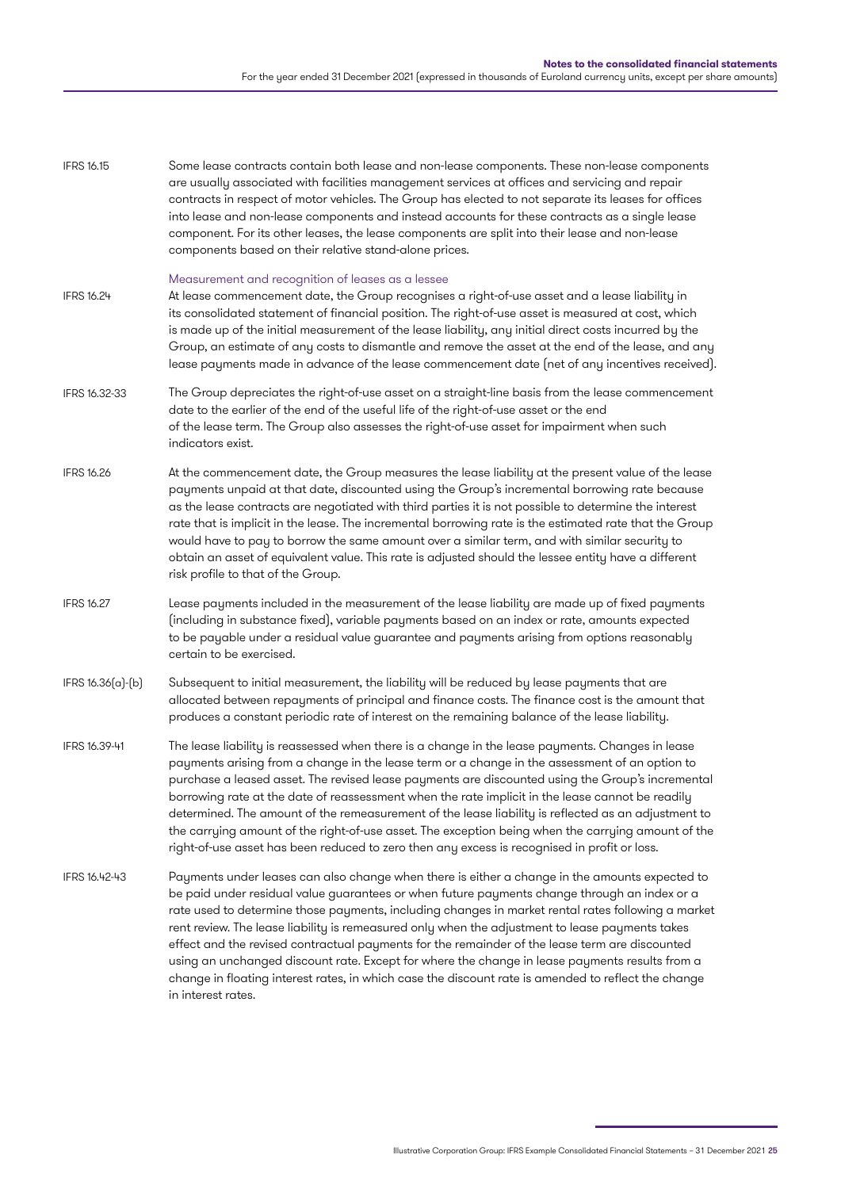IFRS 16.15 Some lease contracts contain both lease and non-lease components. These non-lease components are usually associated with facilities management services at offices and servicing and repair contracts in respect of motor vehicles. The Group has elected to not separate its leases for offices into lease and non-lease components and instead accounts for these contracts as a single lease component. For its other leases, the lease components are split into their lease and non-lease components based on their relative stand-alone prices.

### Measurement and recognition of leases as a lessee

IFRS 16.24 At lease commencement date, the Group recognises a right-of-use asset and a lease liability in its consolidated statement of financial position. The right-of-use asset is measured at cost, which is made up of the initial measurement of the lease liability, any initial direct costs incurred by the Group, an estimate of any costs to dismantle and remove the asset at the end of the lease, and any lease payments made in advance of the lease commencement date (net of any incentives received).

IFRS 16.32-33 The Group depreciates the right-of-use asset on a straight-line basis from the lease commencement date to the earlier of the end of the useful life of the right-of-use asset or the end of the lease term. The Group also assesses the right-of-use asset for impairment when such indicators exist.

IFRS 16.26 At the commencement date, the Group measures the lease liability at the present value of the lease payments unpaid at that date, discounted using the Group's incremental borrowing rate because as the lease contracts are negotiated with third parties it is not possible to determine the interest rate that is implicit in the lease. The incremental borrowing rate is the estimated rate that the Group would have to pay to borrow the same amount over a similar term, and with similar security to obtain an asset of equivalent value. This rate is adjusted should the lessee entity have a different risk profile to that of the Group.

IFRS 16.27 Lease payments included in the measurement of the lease liability are made up of fixed payments (including in substance fixed), variable payments based on an index or rate, amounts expected to be payable under a residual value guarantee and payments arising from options reasonably certain to be exercised.

IFRS 16.36(a)-(b) Subsequent to initial measurement, the liability will be reduced by lease payments that are allocated between repayments of principal and finance costs. The finance cost is the amount that produces a constant periodic rate of interest on the remaining balance of the lease liability.

IFRS 16.39-41 The lease liability is reassessed when there is a change in the lease payments. Changes in lease payments arising from a change in the lease term or a change in the assessment of an option to purchase a leased asset. The revised lease payments are discounted using the Group's incremental borrowing rate at the date of reassessment when the rate implicit in the lease cannot be readily determined. The amount of the remeasurement of the lease liability is reflected as an adjustment to the carrying amount of the right-of-use asset. The exception being when the carrying amount of the right-of-use asset has been reduced to zero then any excess is recognised in profit or loss.

IFRS 16.42-43 Payments under leases can also change when there is either a change in the amounts expected to be paid under residual value guarantees or when future payments change through an index or a rate used to determine those payments, including changes in market rental rates following a market rent review. The lease liability is remeasured only when the adjustment to lease payments takes effect and the revised contractual payments for the remainder of the lease term are discounted using an unchanged discount rate. Except for where the change in lease payments results from a change in floating interest rates, in which case the discount rate is amended to reflect the change in interest rates.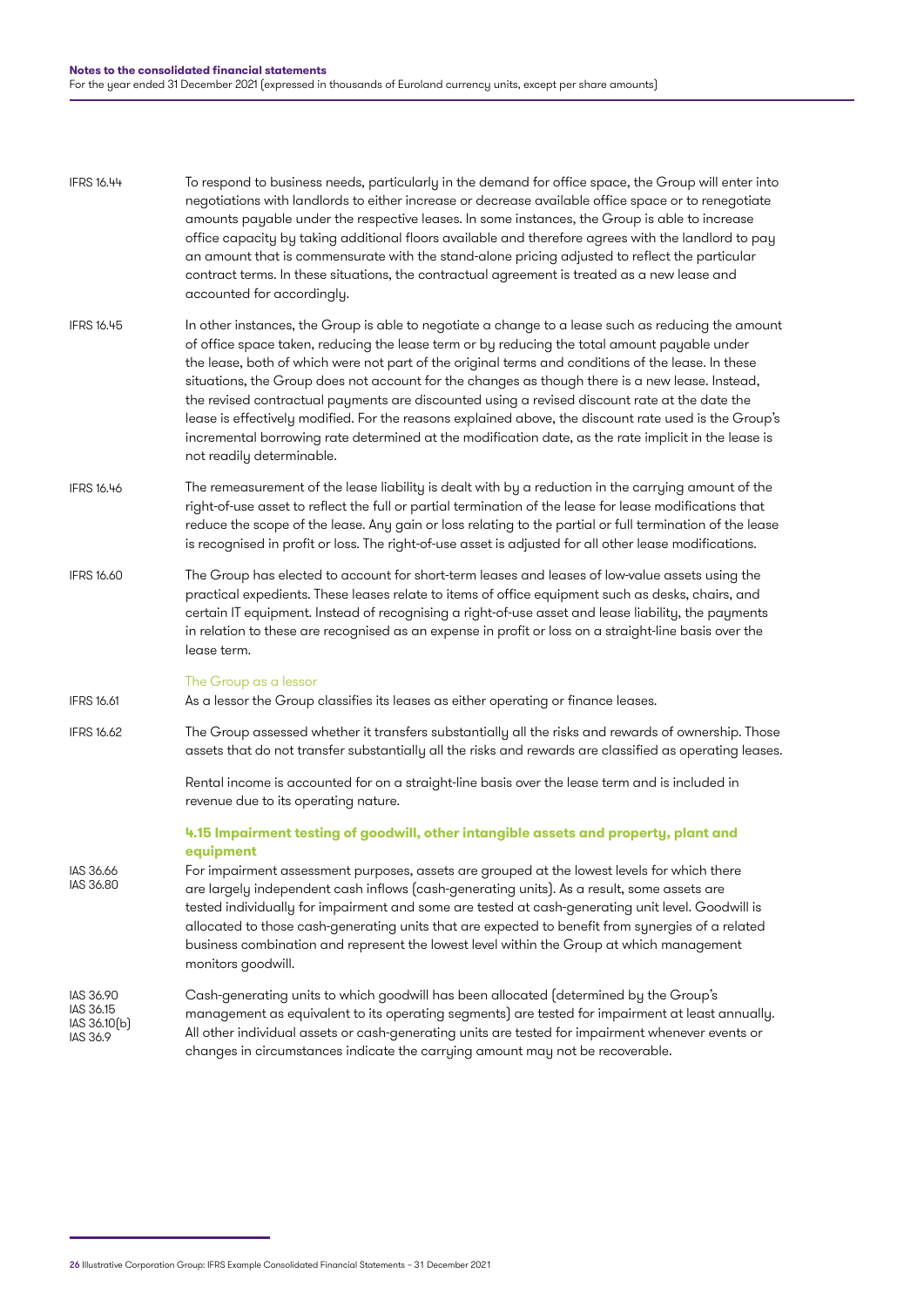IFRS 16.44 To respond to business needs, particularly in the demand for office space, the Group will enter into negotiations with landlords to either increase or decrease available office space or to renegotiate amounts payable under the respective leases. In some instances, the Group is able to increase office capacity by taking additional floors available and therefore agrees with the landlord to pay an amount that is commensurate with the stand-alone pricing adjusted to reflect the particular contract terms. In these situations, the contractual agreement is treated as a new lease and accounted for accordingly.

IFRS 16.45 In other instances, the Group is able to negotiate a change to a lease such as reducing the amount of office space taken, reducing the lease term or by reducing the total amount payable under the lease, both of which were not part of the original terms and conditions of the lease. In these situations, the Group does not account for the changes as though there is a new lease. Instead, the revised contractual payments are discounted using a revised discount rate at the date the lease is effectively modified. For the reasons explained above, the discount rate used is the Group's incremental borrowing rate determined at the modification date, as the rate implicit in the lease is not readily determinable.

IFRS 16.46 The remeasurement of the lease liability is dealt with by a reduction in the carrying amount of the right-of-use asset to reflect the full or partial termination of the lease for lease modifications that reduce the scope of the lease. Any gain or loss relating to the partial or full termination of the lease is recognised in profit or loss. The right-of-use asset is adjusted for all other lease modifications.

IFRS 16.60 The Group has elected to account for short-term leases and leases of low-value assets using the practical expedients. These leases relate to items of office equipment such as desks, chairs, and certain IT equipment. Instead of recognising a right-of-use asset and lease liability, the payments in relation to these are recognised as an expense in profit or loss on a straight-line basis over the lease term.

### The Group as a lessor

IFRS 16.61 As a lessor the Group classifies its leases as either operating or finance leases.

IFRS 16.62 The Group assessed whether it transfers substantially all the risks and rewards of ownership. Those assets that do not transfer substantially all the risks and rewards are classified as operating leases.

Rental income is accounted for on a straight-line basis over the lease term and is included in revenue due to its operating nature.

### 4.15 Impairment testing of goodwill, other intangible assets and property, plant and equipment

IAS 36.66
IAS 36.80 For impairment assessment purposes, assets are grouped at the lowest levels for which there are largely independent cash inflows (cash-generating units). As a result, some assets are tested individually for impairment and some are tested at cash-generating unit level. Goodwill is allocated to those cash-generating units that are expected to benefit from synergies of a related business combination and represent the lowest level within the Group at which management monitors goodwill.

IAS 36.90
IAS 36.15
IAS 36.10(b)
IAS 36.9 Cash-generating units to which goodwill has been allocated (determined by the Group's management as equivalent to its operating segments) are tested for impairment at least annually. All other individual assets or cash-generating units are tested for impairment whenever events or changes in circumstances indicate the carrying amount may not be recoverable.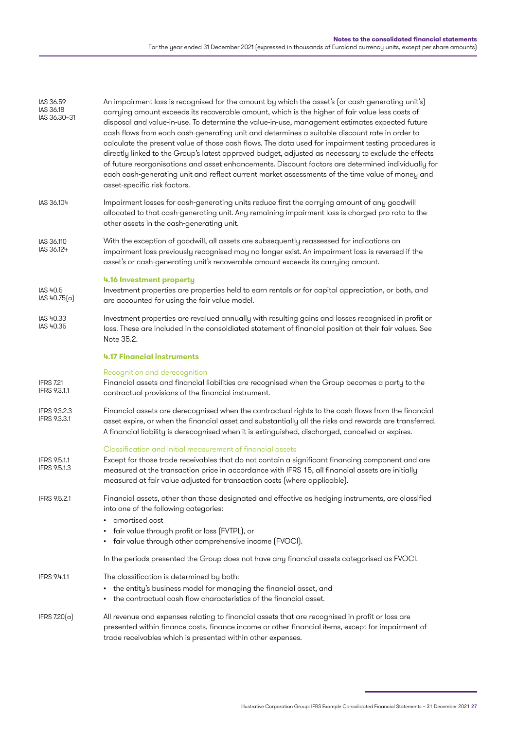IAS 36.59
IAS 36.18
IAS 36.30-31

An impairment loss is recognised for the amount by which the asset's (or cash-generating unit's) carrying amount exceeds its recoverable amount, which is the higher of fair value less costs of disposal and value-in-use. To determine the value-in-use, management estimates expected future cash flows from each cash-generating unit and determines a suitable discount rate in order to calculate the present value of those cash flows. The data used for impairment testing procedures is directly linked to the Group's latest approved budget, adjusted as necessary to exclude the effects of future reorganisations and asset enhancements. Discount factors are determined individually for each cash-generating unit and reflect current market assessments of the time value of money and asset-specific risk factors.

IAS 36.104

Impairment losses for cash-generating units reduce first the carrying amount of any goodwill allocated to that cash-generating unit. Any remaining impairment loss is charged pro rata to the other assets in the cash-generating unit.

IAS 36.110
IAS 36.124

With the exception of goodwill, all assets are subsequently reassessed for indications an impairment loss previously recognised may no longer exist. An impairment loss is reversed if the asset's or cash-generating unit's recoverable amount exceeds its carrying amount.

### 4.16 Investment property

IAS 40.5
IAS 40.75(a)

Investment properties are properties held to earn rentals or for capital appreciation, or both, and are accounted for using the fair value model.

IAS 40.33
IAS 40.35

Investment properties are revalued annually with resulting gains and losses recognised in profit or loss. These are included in the consoldiated statement of financial position at their fair values. See Note 35.2.

### 4.17 Financial instruments

#### Recognition and derecognition

IFRS 7.21
IFRS 9.3.1.1

Financial assets and financial liabilities are recognised when the Group becomes a party to the contractual provisions of the financial instrument.

IFRS 9.3.2.3
IFRS 9.3.3.1

Financial assets are derecognised when the contractual rights to the cash flows from the financial asset expire, or when the financial asset and substantially all the risks and rewards are transferred. A financial liability is derecognised when it is extinguished, discharged, cancelled or expires.

#### Classification and initial measurement of financial assets

IFRS 9.5.1.1
IFRS 9.5.1.3

Except for those trade receivables that do not contain a significant financing component and are measured at the transaction price in accordance with IFRS 15, all financial assets are initially measured at fair value adjusted for transaction costs (where applicable).

IFRS 9.5.2.1

Financial assets, other than those designated and effective as hedging instruments, are classified into one of the following categories:

- amortised cost
- fair value through profit or loss (FVTPL), or
- fair value through other comprehensive income (FVOCI).

In the periods presented the Group does not have any financial assets categorised as FVOCI.

IFRS 9.4.1.1

The classification is determined by both:

- the entity's business model for managing the financial asset, and
- the contractual cash flow characteristics of the financial asset.

IFRS 7.20(a)

All revenue and expenses relating to financial assets that are recognised in profit or loss are presented within finance costs, finance income or other financial items, except for impairment of trade receivables which is presented within other expenses.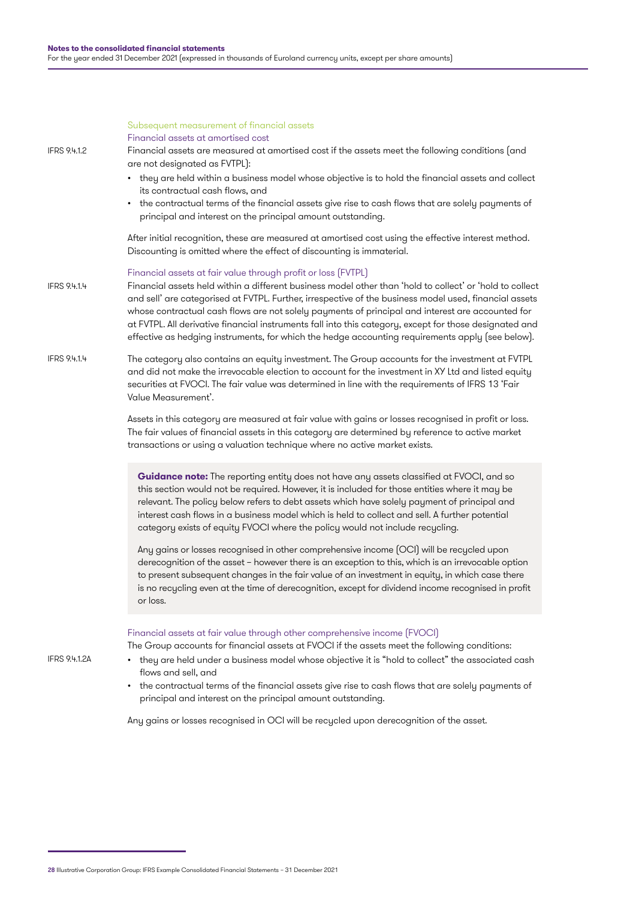### Subsequent measurement of financial assets

#### Financial assets at amortised cost

IFRS 9.4.1.2

Financial assets are measured at amortised cost if the assets meet the following conditions (and are not designated as FVTPL):

- they are held within a business model whose objective is to hold the financial assets and collect its contractual cash flows, and
- the contractual terms of the financial assets give rise to cash flows that are solely payments of principal and interest on the principal amount outstanding.

After initial recognition, these are measured at amortised cost using the effective interest method. Discounting is omitted where the effect of discounting is immaterial.

#### Financial assets at fair value through profit or loss (FVTPL)

IFRS 9.4.1.4

Financial assets held within a different business model other than 'hold to collect' or 'hold to collect and sell' are categorised at FVTPL. Further, irrespective of the business model used, financial assets whose contractual cash flows are not solely payments of principal and interest are accounted for at FVTPL. All derivative financial instruments fall into this category, except for those designated and effective as hedging instruments, for which the hedge accounting requirements apply (see below).

IFRS 9.4.1.4

The category also contains an equity investment. The Group accounts for the investment at FVTPL and did not make the irrevocable election to account for the investment in XY Ltd and listed equity securities at FVOCI. The fair value was determined in line with the requirements of IFRS 13 'Fair Value Measurement'.

Assets in this category are measured at fair value with gains or losses recognised in profit or loss. The fair values of financial assets in this category are determined by reference to active market transactions or using a valuation technique where no active market exists.

> **Guidance note:** The reporting entity does not have any assets classified at FVOCI, and so this section would not be required. However, it is included for those entities where it may be relevant. The policy below refers to debt assets which have solely payment of principal and interest cash flows in a business model which is held to collect and sell. A further potential category exists of equity FVOCI where the policy would not include recycling.
>
> Any gains or losses recognised in other comprehensive income (OCI) will be recycled upon derecognition of the asset – however there is an exception to this, which is an irrevocable option to present subsequent changes in the fair value of an investment in equity, in which case there is no recycling even at the time of derecognition, except for dividend income recognised in profit or loss.

#### Financial assets at fair value through other comprehensive income (FVOCI)

The Group accounts for financial assets at FVOCI if the assets meet the following conditions:

IFRS 9.4.1.2A

- they are held under a business model whose objective it is "hold to collect" the associated cash flows and sell, and
- the contractual terms of the financial assets give rise to cash flows that are solely payments of principal and interest on the principal amount outstanding.

Any gains or losses recognised in OCI will be recycled upon derecognition of the asset.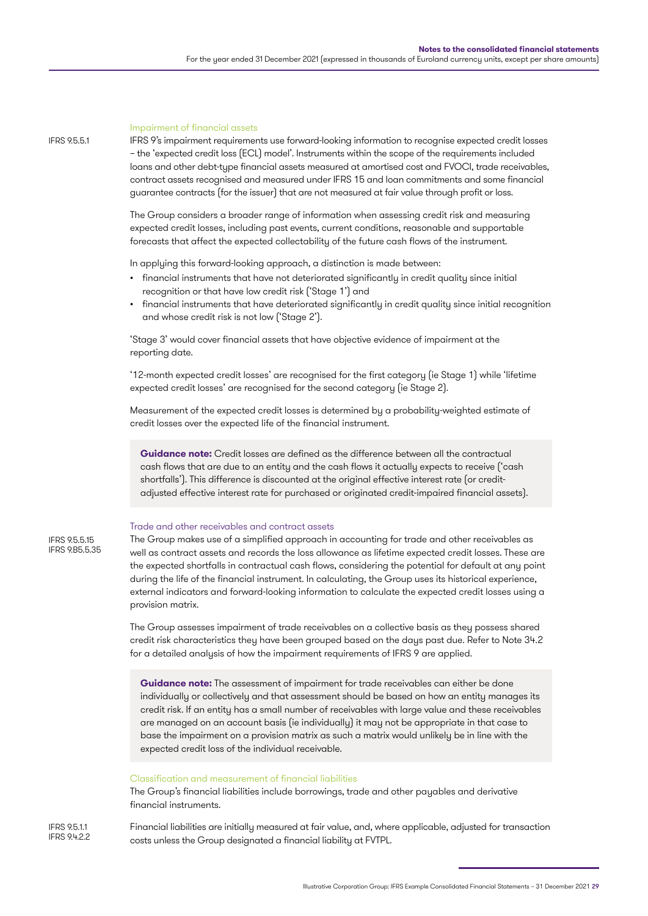### Impairment of financial assets

IFRS 9.5.5.1

IFRS 9's impairment requirements use forward-looking information to recognise expected credit losses – the 'expected credit loss (ECL) model'. Instruments within the scope of the requirements included loans and other debt-type financial assets measured at amortised cost and FVOCI, trade receivables, contract assets recognised and measured under IFRS 15 and loan commitments and some financial guarantee contracts (for the issuer) that are not measured at fair value through profit or loss.

The Group considers a broader range of information when assessing credit risk and measuring expected credit losses, including past events, current conditions, reasonable and supportable forecasts that affect the expected collectability of the future cash flows of the instrument.

In applying this forward-looking approach, a distinction is made between:

- financial instruments that have not deteriorated significantly in credit quality since initial recognition or that have low credit risk ('Stage 1') and
- financial instruments that have deteriorated significantly in credit quality since initial recognition and whose credit risk is not low ('Stage 2').

'Stage 3' would cover financial assets that have objective evidence of impairment at the reporting date.

'12-month expected credit losses' are recognised for the first category (ie Stage 1) while 'lifetime expected credit losses' are recognised for the second category (ie Stage 2).

Measurement of the expected credit losses is determined by a probability-weighted estimate of credit losses over the expected life of the financial instrument.

> **Guidance note:** Credit losses are defined as the difference between all the contractual cash flows that are due to an entity and the cash flows it actually expects to receive ('cash shortfalls'). This difference is discounted at the original effective interest rate (or credit-adjusted effective interest rate for purchased or originated credit-impaired financial assets).

### Trade and other receivables and contract assets

IFRS 9.5.5.15
IFRS 9.B5.5.35

The Group makes use of a simplified approach in accounting for trade and other receivables as well as contract assets and records the loss allowance as lifetime expected credit losses. These are the expected shortfalls in contractual cash flows, considering the potential for default at any point during the life of the financial instrument. In calculating, the Group uses its historical experience, external indicators and forward-looking information to calculate the expected credit losses using a provision matrix.

The Group assesses impairment of trade receivables on a collective basis as they possess shared credit risk characteristics they have been grouped based on the days past due. Refer to Note 34.2 for a detailed analysis of how the impairment requirements of IFRS 9 are applied.

> **Guidance note:** The assessment of impairment for trade receivables can either be done individually or collectively and that assessment should be based on how an entity manages its credit risk. If an entity has a small number of receivables with large value and these receivables are managed on an account basis (ie individually) it may not be appropriate in that case to base the impairment on a provision matrix as such a matrix would unlikely be in line with the expected credit loss of the individual receivable.

### Classification and measurement of financial liabilities

The Group's financial liabilities include borrowings, trade and other payables and derivative financial instruments.

IFRS 9.5.1.1
IFRS 9.4.2.2

Financial liabilities are initially measured at fair value, and, where applicable, adjusted for transaction costs unless the Group designated a financial liability at FVTPL.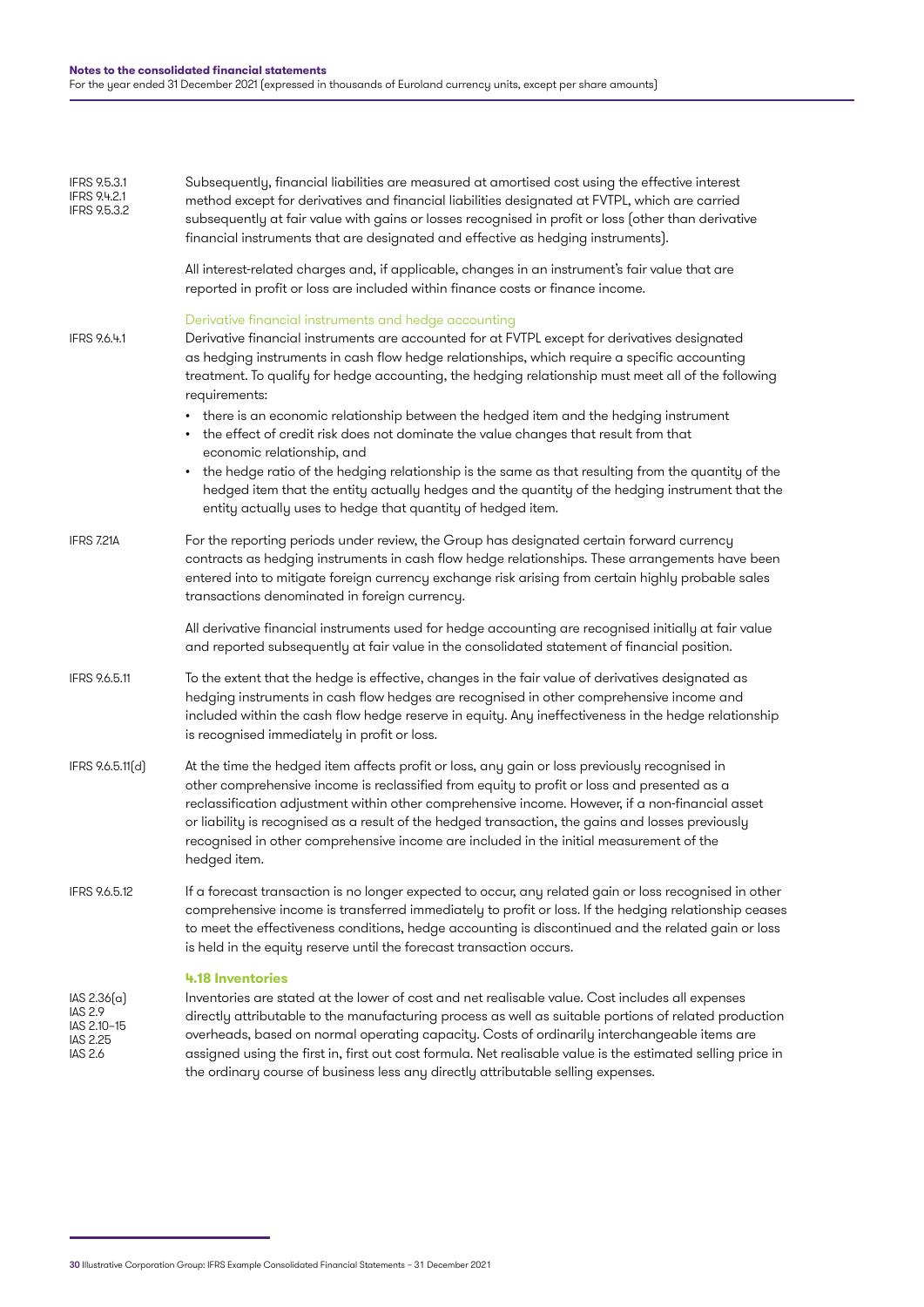IFRS 9.5.3.1
IFRS 9.4.2.1
IFRS 9.5.3.2

Subsequently, financial liabilities are measured at amortised cost using the effective interest method except for derivatives and financial liabilities designated at FVTPL, which are carried subsequently at fair value with gains or losses recognised in profit or loss (other than derivative financial instruments that are designated and effective as hedging instruments).

All interest-related charges and, if applicable, changes in an instrument's fair value that are reported in profit or loss are included within finance costs or finance income.

### Derivative financial instruments and hedge accounting

IFRS 9.6.4.1

Derivative financial instruments are accounted for at FVTPL except for derivatives designated as hedging instruments in cash flow hedge relationships, which require a specific accounting treatment. To qualify for hedge accounting, the hedging relationship must meet all of the following requirements:

- there is an economic relationship between the hedged item and the hedging instrument
- the effect of credit risk does not dominate the value changes that result from that economic relationship, and
- the hedge ratio of the hedging relationship is the same as that resulting from the quantity of the hedged item that the entity actually hedges and the quantity of the hedging instrument that the entity actually uses to hedge that quantity of hedged item.

IFRS 7.21A

For the reporting periods under review, the Group has designated certain forward currency contracts as hedging instruments in cash flow hedge relationships. These arrangements have been entered into to mitigate foreign currency exchange risk arising from certain highly probable sales transactions denominated in foreign currency.

All derivative financial instruments used for hedge accounting are recognised initially at fair value and reported subsequently at fair value in the consolidated statement of financial position.

IFRS 9.6.5.11

To the extent that the hedge is effective, changes in the fair value of derivatives designated as hedging instruments in cash flow hedges are recognised in other comprehensive income and included within the cash flow hedge reserve in equity. Any ineffectiveness in the hedge relationship is recognised immediately in profit or loss.

IFRS 9.6.5.11(d)

At the time the hedged item affects profit or loss, any gain or loss previously recognised in other comprehensive income is reclassified from equity to profit or loss and presented as a reclassification adjustment within other comprehensive income. However, if a non-financial asset or liability is recognised as a result of the hedged transaction, the gains and losses previously recognised in other comprehensive income are included in the initial measurement of the hedged item.

IFRS 9.6.5.12

If a forecast transaction is no longer expected to occur, any related gain or loss recognised in other comprehensive income is transferred immediately to profit or loss. If the hedging relationship ceases to meet the effectiveness conditions, hedge accounting is discontinued and the related gain or loss is held in the equity reserve until the forecast transaction occurs.

## 4.18 Inventories

IAS 2.36(a)
IAS 2.9
IAS 2.10–15
IAS 2.25
IAS 2.6

Inventories are stated at the lower of cost and net realisable value. Cost includes all expenses directly attributable to the manufacturing process as well as suitable portions of related production overheads, based on normal operating capacity. Costs of ordinarily interchangeable items are assigned using the first in, first out cost formula. Net realisable value is the estimated selling price in the ordinary course of business less any directly attributable selling expenses.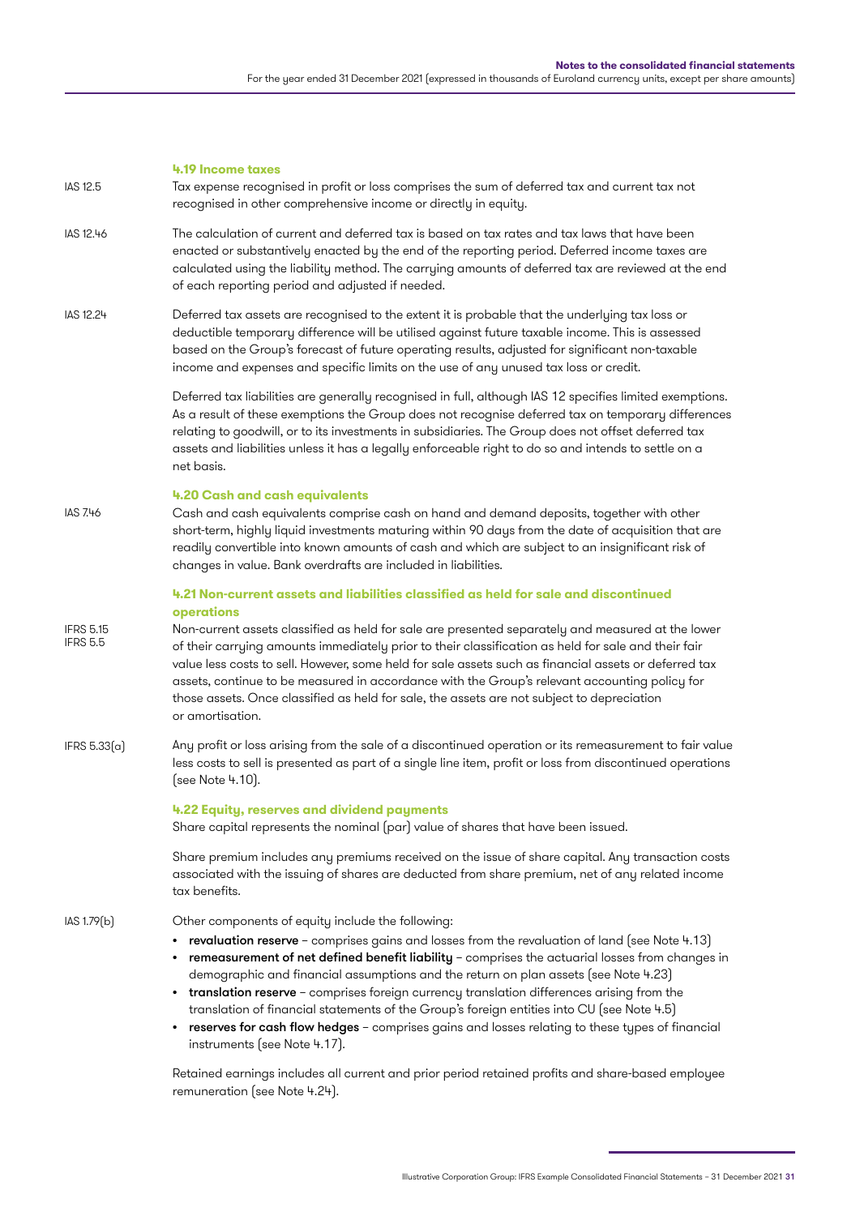### 4.19 Income taxes

IAS 12.5

Tax expense recognised in profit or loss comprises the sum of deferred tax and current tax not recognised in other comprehensive income or directly in equity.

IAS 12.46

The calculation of current and deferred tax is based on tax rates and tax laws that have been enacted or substantively enacted by the end of the reporting period. Deferred income taxes are calculated using the liability method. The carrying amounts of deferred tax are reviewed at the end of each reporting period and adjusted if needed.

IAS 12.24

Deferred tax assets are recognised to the extent it is probable that the underlying tax loss or deductible temporary difference will be utilised against future taxable income. This is assessed based on the Group's forecast of future operating results, adjusted for significant non-taxable income and expenses and specific limits on the use of any unused tax loss or credit.

Deferred tax liabilities are generally recognised in full, although IAS 12 specifies limited exemptions. As a result of these exemptions the Group does not recognise deferred tax on temporary differences relating to goodwill, or to its investments in subsidiaries. The Group does not offset deferred tax assets and liabilities unless it has a legally enforceable right to do so and intends to settle on a net basis.

### 4.20 Cash and cash equivalents

IAS 7.46

Cash and cash equivalents comprise cash on hand and demand deposits, together with other short-term, highly liquid investments maturing within 90 days from the date of acquisition that are readily convertible into known amounts of cash and which are subject to an insignificant risk of changes in value. Bank overdrafts are included in liabilities.

### 4.21 Non-current assets and liabilities classified as held for sale and discontinued operations

IFRS 5.15
IFRS 5.5

Non-current assets classified as held for sale are presented separately and measured at the lower of their carrying amounts immediately prior to their classification as held for sale and their fair value less costs to sell. However, some held for sale assets such as financial assets or deferred tax assets, continue to be measured in accordance with the Group's relevant accounting policy for those assets. Once classified as held for sale, the assets are not subject to depreciation or amortisation.

IFRS 5.33(a)

Any profit or loss arising from the sale of a discontinued operation or its remeasurement to fair value less costs to sell is presented as part of a single line item, profit or loss from discontinued operations (see Note 4.10).

### 4.22 Equity, reserves and dividend payments

Share capital represents the nominal (par) value of shares that have been issued.

Share premium includes any premiums received on the issue of share capital. Any transaction costs associated with the issuing of shares are deducted from share premium, net of any related income tax benefits.

IAS 1.79(b)

Other components of equity include the following:

- **revaluation reserve** – comprises gains and losses from the revaluation of land (see Note 4.13)
- **remeasurement of net defined benefit liability** – comprises the actuarial losses from changes in demographic and financial assumptions and the return on plan assets (see Note 4.23)
- **translation reserve** – comprises foreign currency translation differences arising from the translation of financial statements of the Group's foreign entities into CU (see Note 4.5)
- **reserves for cash flow hedges** – comprises gains and losses relating to these types of financial instruments (see Note 4.17).

Retained earnings includes all current and prior period retained profits and share-based employee remuneration (see Note 4.24).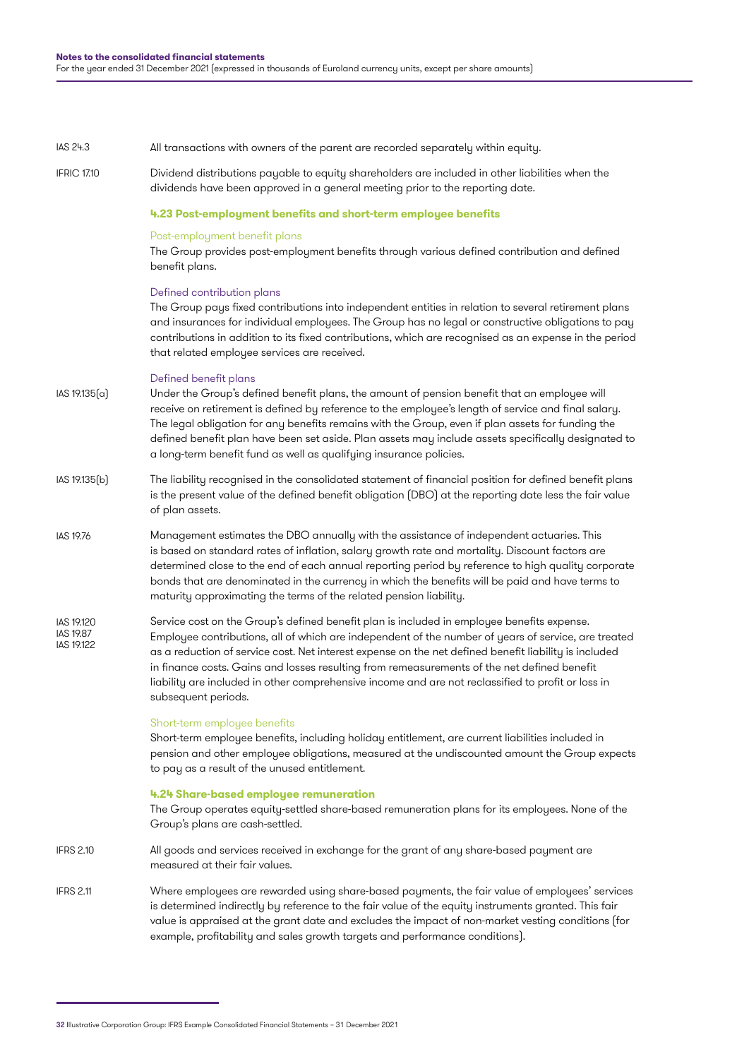IAS 24.3 All transactions with owners of the parent are recorded separately within equity.

IFRIC 17.10 Dividend distributions payable to equity shareholders are included in other liabilities when the dividends have been approved in a general meeting prior to the reporting date.

### 4.23 Post-employment benefits and short-term employee benefits

#### Post-employment benefit plans

The Group provides post-employment benefits through various defined contribution and defined benefit plans.

#### Defined contribution plans

The Group pays fixed contributions into independent entities in relation to several retirement plans and insurances for individual employees. The Group has no legal or constructive obligations to pay contributions in addition to its fixed contributions, which are recognised as an expense in the period that related employee services are received.

#### Defined benefit plans

IAS 19.135(a) Under the Group's defined benefit plans, the amount of pension benefit that an employee will receive on retirement is defined by reference to the employee's length of service and final salary. The legal obligation for any benefits remains with the Group, even if plan assets for funding the defined benefit plan have been set aside. Plan assets may include assets specifically designated to a long-term benefit fund as well as qualifying insurance policies.

IAS 19.135(b) The liability recognised in the consolidated statement of financial position for defined benefit plans is the present value of the defined benefit obligation (DBO) at the reporting date less the fair value of plan assets.

IAS 19.76 Management estimates the DBO annually with the assistance of independent actuaries. This is based on standard rates of inflation, salary growth rate and mortality. Discount factors are determined close to the end of each annual reporting period by reference to high quality corporate bonds that are denominated in the currency in which the benefits will be paid and have terms to maturity approximating the terms of the related pension liability.

IAS 19.120, IAS 19.87, IAS 19.122 Service cost on the Group's defined benefit plan is included in employee benefits expense. Employee contributions, all of which are independent of the number of years of service, are treated as a reduction of service cost. Net interest expense on the net defined benefit liability is included in finance costs. Gains and losses resulting from remeasurements of the net defined benefit liability are included in other comprehensive income and are not reclassified to profit or loss in subsequent periods.

#### Short-term employee benefits

Short-term employee benefits, including holiday entitlement, are current liabilities included in pension and other employee obligations, measured at the undiscounted amount the Group expects to pay as a result of the unused entitlement.

### 4.24 Share-based employee remuneration

The Group operates equity-settled share-based remuneration plans for its employees. None of the Group's plans are cash-settled.

IFRS 2.10 All goods and services received in exchange for the grant of any share-based payment are measured at their fair values.

IFRS 2.11 Where employees are rewarded using share-based payments, the fair value of employees' services is determined indirectly by reference to the fair value of the equity instruments granted. This fair value is appraised at the grant date and excludes the impact of non-market vesting conditions (for example, profitability and sales growth targets and performance conditions).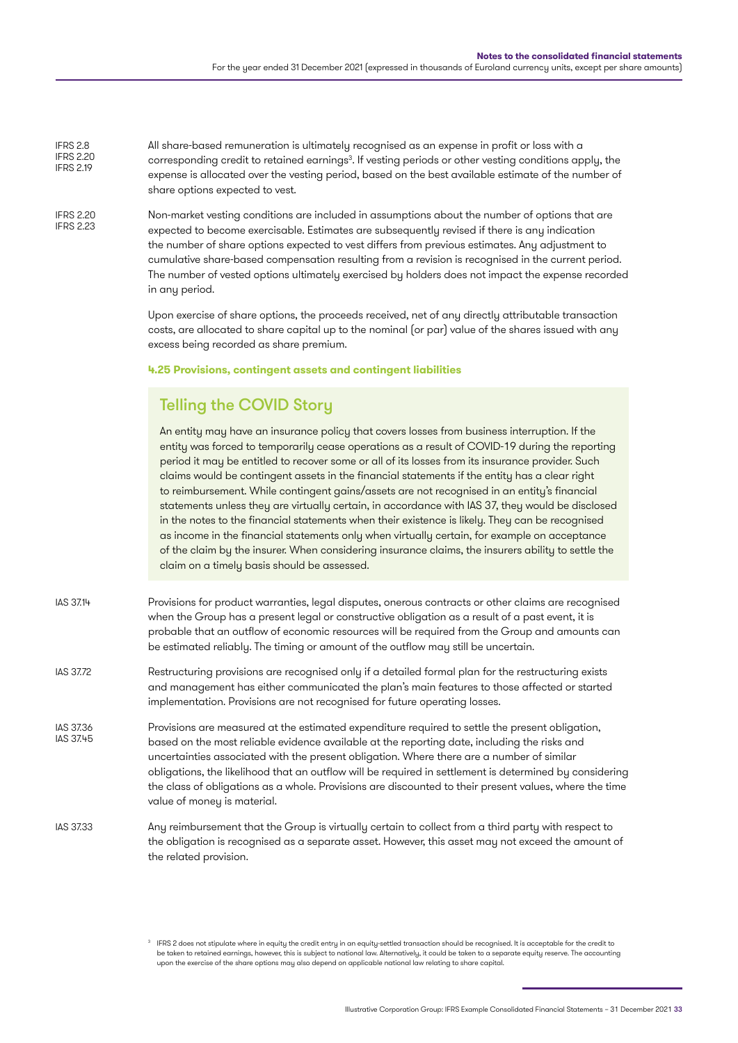IFRS 2.8
IFRS 2.20
IFRS 2.19

All share-based remuneration is ultimately recognised as an expense in profit or loss with a corresponding credit to retained earnings[3]. If vesting periods or other vesting conditions apply, the expense is allocated over the vesting period, based on the best available estimate of the number of share options expected to vest.

IFRS 2.20
IFRS 2.23

Non-market vesting conditions are included in assumptions about the number of options that are expected to become exercisable. Estimates are subsequently revised if there is any indication the number of share options expected to vest differs from previous estimates. Any adjustment to cumulative share-based compensation resulting from a revision is recognised in the current period. The number of vested options ultimately exercised by holders does not impact the expense recorded in any period.

Upon exercise of share options, the proceeds received, net of any directly attributable transaction costs, are allocated to share capital up to the nominal (or par) value of the shares issued with any excess being recorded as share premium.

#### 4.25 Provisions, contingent assets and contingent liabilities

> ### Telling the COVID Story
>
> An entity may have an insurance policy that covers losses from business interruption. If the entity was forced to temporarily cease operations as a result of COVID-19 during the reporting period it may be entitled to recover some or all of its losses from its insurance provider. Such claims would be contingent assets in the financial statements if the entity has a clear right to reimbursement. While contingent gains/assets are not recognised in an entity's financial statements unless they are virtually certain, in accordance with IAS 37, they would be disclosed in the notes to the financial statements when their existence is likely. They can be recognised as income in the financial statements only when virtually certain, for example on acceptance of the claim by the insurer. When considering insurance claims, the insurers ability to settle the claim on a timely basis should be assessed.

IAS 37.14

Provisions for product warranties, legal disputes, onerous contracts or other claims are recognised when the Group has a present legal or constructive obligation as a result of a past event, it is probable that an outflow of economic resources will be required from the Group and amounts can be estimated reliably. The timing or amount of the outflow may still be uncertain.

IAS 37.72

Restructuring provisions are recognised only if a detailed formal plan for the restructuring exists and management has either communicated the plan's main features to those affected or started implementation. Provisions are not recognised for future operating losses.

IAS 37.36
IAS 37.45

Provisions are measured at the estimated expenditure required to settle the present obligation, based on the most reliable evidence available at the reporting date, including the risks and uncertainties associated with the present obligation. Where there are a number of similar obligations, the likelihood that an outflow will be required in settlement is determined by considering the class of obligations as a whole. Provisions are discounted to their present values, where the time value of money is material.

IAS 37.33

Any reimbursement that the Group is virtually certain to collect from a third party with respect to the obligation is recognised as a separate asset. However, this asset may not exceed the amount of the related provision.

[3] IFRS 2 does not stipulate where in equity the credit entry in an equity-settled transaction should be recognised. It is acceptable for the credit to be taken to retained earnings, however, this is subject to national law. Alternatively, it could be taken to a separate equity reserve. The accounting upon the exercise of the share options may also depend on applicable national law relating to share capital.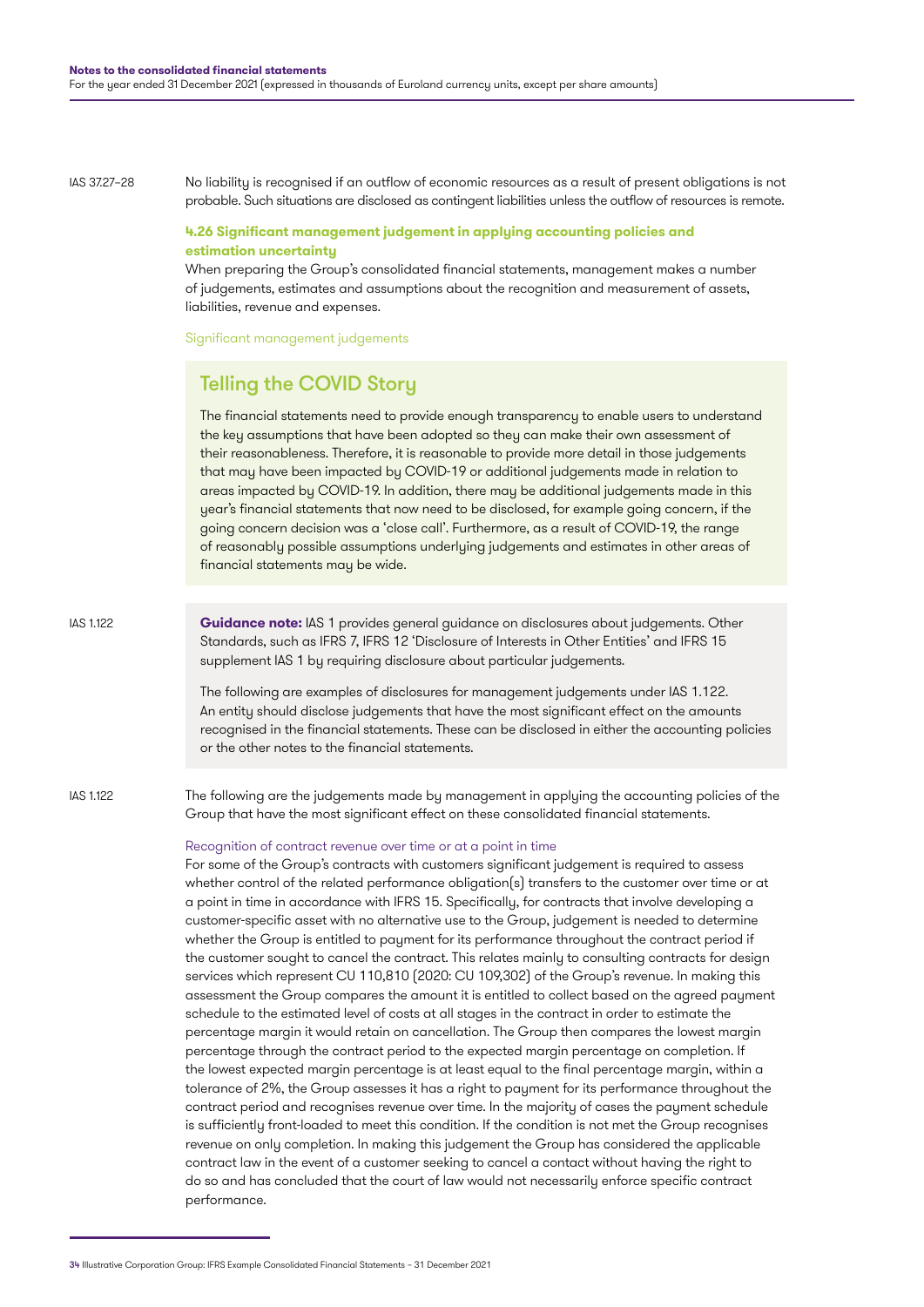IAS 37.27–28

No liability is recognised if an outflow of economic resources as a result of present obligations is not probable. Such situations are disclosed as contingent liabilities unless the outflow of resources is remote.

### 4.26 Significant management judgement in applying accounting policies and estimation uncertainty

When preparing the Group's consolidated financial statements, management makes a number of judgements, estimates and assumptions about the recognition and measurement of assets, liabilities, revenue and expenses.

Significant management judgements

## Telling the COVID Story

The financial statements need to provide enough transparency to enable users to understand the key assumptions that have been adopted so they can make their own assessment of their reasonableness. Therefore, it is reasonable to provide more detail in those judgements that may have been impacted by COVID-19 or additional judgements made in relation to areas impacted by COVID-19. In addition, there may be additional judgements made in this year's financial statements that now need to be disclosed, for example going concern, if the going concern decision was a 'close call'. Furthermore, as a result of COVID-19, the range of reasonably possible assumptions underlying judgements and estimates in other areas of financial statements may be wide.

IAS 1.122

**Guidance note:** IAS 1 provides general guidance on disclosures about judgements. Other Standards, such as IFRS 7, IFRS 12 'Disclosure of Interests in Other Entities' and IFRS 15 supplement IAS 1 by requiring disclosure about particular judgements.

The following are examples of disclosures for management judgements under IAS 1.122. An entity should disclose judgements that have the most significant effect on the amounts recognised in the financial statements. These can be disclosed in either the accounting policies or the other notes to the financial statements.

IAS 1.122

The following are the judgements made by management in applying the accounting policies of the Group that have the most significant effect on these consolidated financial statements.

Recognition of contract revenue over time or at a point in time

For some of the Group's contracts with customers significant judgement is required to assess whether control of the related performance obligation(s) transfers to the customer over time or at a point in time in accordance with IFRS 15. Specifically, for contracts that involve developing a customer-specific asset with no alternative use to the Group, judgement is needed to determine whether the Group is entitled to payment for its performance throughout the contract period if the customer sought to cancel the contract. This relates mainly to consulting contracts for design services which represent CU 110,810 (2020: CU 109,302) of the Group's revenue. In making this assessment the Group compares the amount it is entitled to collect based on the agreed payment schedule to the estimated level of costs at all stages in the contract in order to estimate the percentage margin it would retain on cancellation. The Group then compares the lowest margin percentage through the contract period to the expected margin percentage on completion. If the lowest expected margin percentage is at least equal to the final percentage margin, within a tolerance of 2%, the Group assesses it has a right to payment for its performance throughout the contract period and recognises revenue over time. In the majority of cases the payment schedule is sufficiently front-loaded to meet this condition. If the condition is not met the Group recognises revenue on only completion. In making this judgement the Group has considered the applicable contract law in the event of a customer seeking to cancel a contact without having the right to do so and has concluded that the court of law would not necessarily enforce specific contract performance.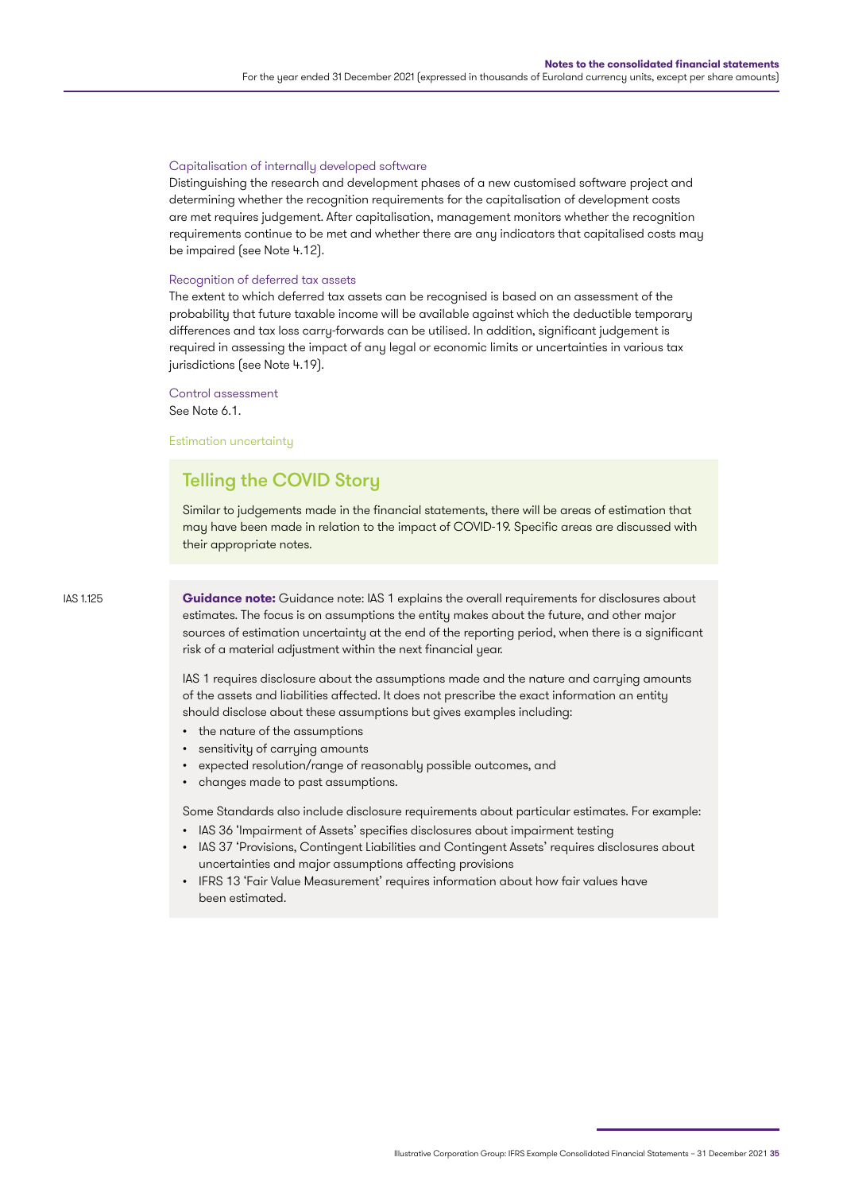### Capitalisation of internally developed software

Distinguishing the research and development phases of a new customised software project and determining whether the recognition requirements for the capitalisation of development costs are met requires judgement. After capitalisation, management monitors whether the recognition requirements continue to be met and whether there are any indicators that capitalised costs may be impaired (see Note 4.12).

### Recognition of deferred tax assets

The extent to which deferred tax assets can be recognised is based on an assessment of the probability that future taxable income will be available against which the deductible temporary differences and tax loss carry-forwards can be utilised. In addition, significant judgement is required in assessing the impact of any legal or economic limits or uncertainties in various tax jurisdictions (see Note 4.19).

### Control assessment

See Note 6.1.

### Estimation uncertainty

## Telling the COVID Story

Similar to judgements made in the financial statements, there will be areas of estimation that may have been made in relation to the impact of COVID-19. Specific areas are discussed with their appropriate notes.

IAS 1.125

**Guidance note:** Guidance note: IAS 1 explains the overall requirements for disclosures about estimates. The focus is on assumptions the entity makes about the future, and other major sources of estimation uncertainty at the end of the reporting period, when there is a significant risk of a material adjustment within the next financial year.

IAS 1 requires disclosure about the assumptions made and the nature and carrying amounts of the assets and liabilities affected. It does not prescribe the exact information an entity should disclose about these assumptions but gives examples including:

- the nature of the assumptions
- sensitivity of carrying amounts
- expected resolution/range of reasonably possible outcomes, and
- changes made to past assumptions.

Some Standards also include disclosure requirements about particular estimates. For example:

- IAS 36 'Impairment of Assets' specifies disclosures about impairment testing
- IAS 37 'Provisions, Contingent Liabilities and Contingent Assets' requires disclosures about uncertainties and major assumptions affecting provisions
- IFRS 13 'Fair Value Measurement' requires information about how fair values have been estimated.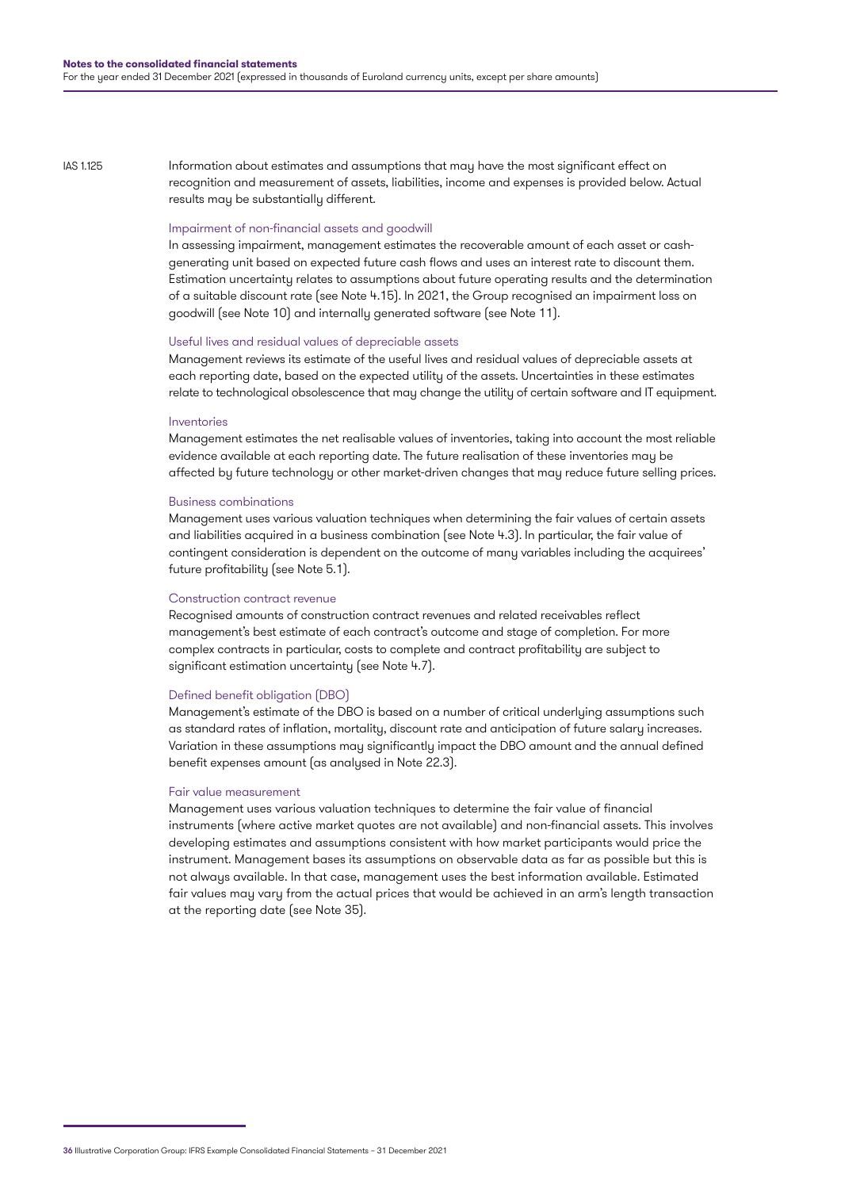IAS 1.125

Information about estimates and assumptions that may have the most significant effect on recognition and measurement of assets, liabilities, income and expenses is provided below. Actual results may be substantially different.

### Impairment of non-financial assets and goodwill

In assessing impairment, management estimates the recoverable amount of each asset or cash-generating unit based on expected future cash flows and uses an interest rate to discount them. Estimation uncertainty relates to assumptions about future operating results and the determination of a suitable discount rate (see Note 4.15). In 2021, the Group recognised an impairment loss on goodwill (see Note 10) and internally generated software (see Note 11).

### Useful lives and residual values of depreciable assets

Management reviews its estimate of the useful lives and residual values of depreciable assets at each reporting date, based on the expected utility of the assets. Uncertainties in these estimates relate to technological obsolescence that may change the utility of certain software and IT equipment.

### Inventories

Management estimates the net realisable values of inventories, taking into account the most reliable evidence available at each reporting date. The future realisation of these inventories may be affected by future technology or other market-driven changes that may reduce future selling prices.

### Business combinations

Management uses various valuation techniques when determining the fair values of certain assets and liabilities acquired in a business combination (see Note 4.3). In particular, the fair value of contingent consideration is dependent on the outcome of many variables including the acquirees' future profitability (see Note 5.1).

### Construction contract revenue

Recognised amounts of construction contract revenues and related receivables reflect management's best estimate of each contract's outcome and stage of completion. For more complex contracts in particular, costs to complete and contract profitability are subject to significant estimation uncertainty (see Note 4.7).

### Defined benefit obligation (DBO)

Management's estimate of the DBO is based on a number of critical underlying assumptions such as standard rates of inflation, mortality, discount rate and anticipation of future salary increases. Variation in these assumptions may significantly impact the DBO amount and the annual defined benefit expenses amount (as analysed in Note 22.3).

### Fair value measurement

Management uses various valuation techniques to determine the fair value of financial instruments (where active market quotes are not available) and non-financial assets. This involves developing estimates and assumptions consistent with how market participants would price the instrument. Management bases its assumptions on observable data as far as possible but this is not always available. In that case, management uses the best information available. Estimated fair values may vary from the actual prices that would be achieved in an arm's length transaction at the reporting date (see Note 35).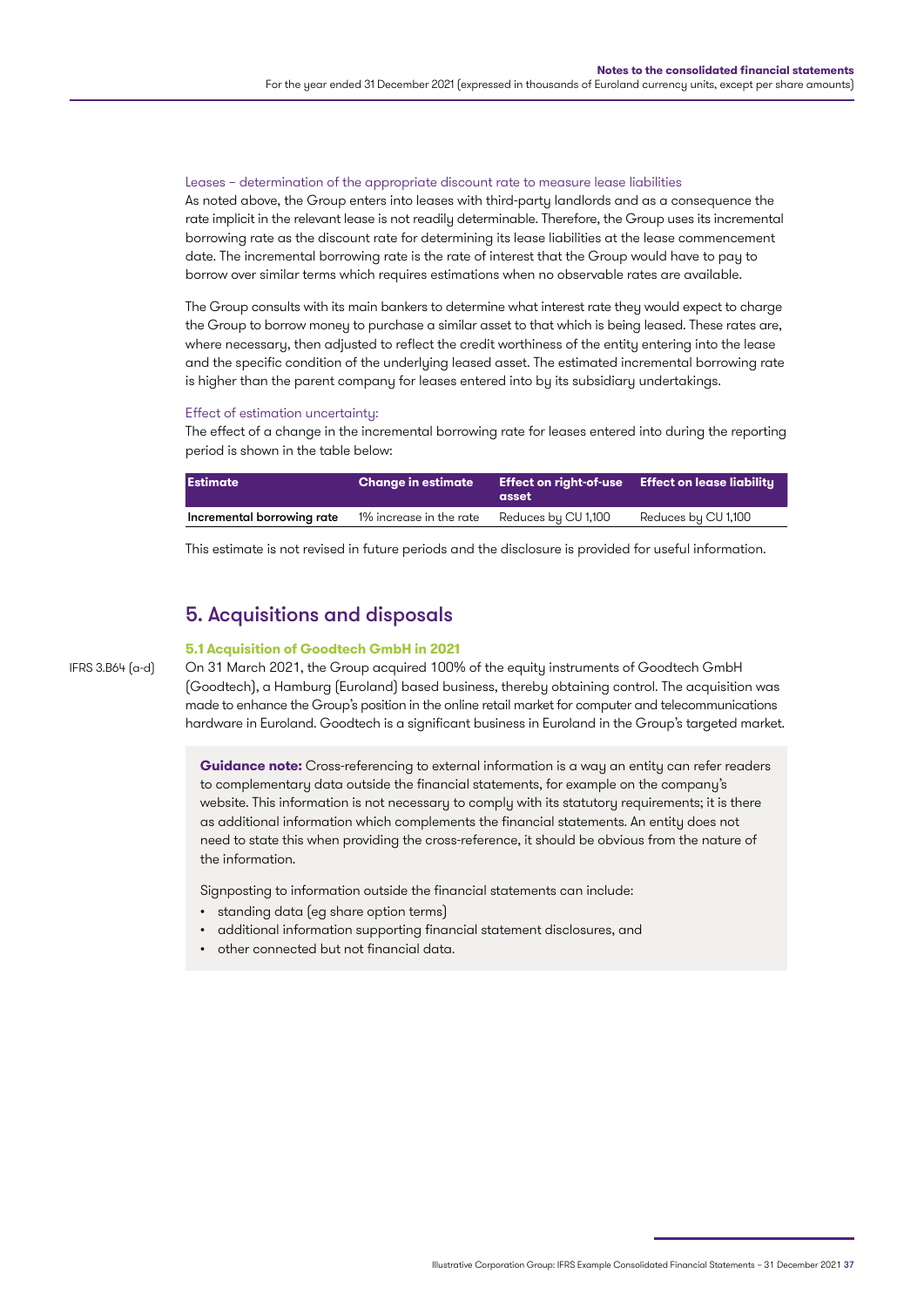Leases – determination of the appropriate discount rate to measure lease liabilities

As noted above, the Group enters into leases with third-party landlords and as a consequence the rate implicit in the relevant lease is not readily determinable. Therefore, the Group uses its incremental borrowing rate as the discount rate for determining its lease liabilities at the lease commencement date. The incremental borrowing rate is the rate of interest that the Group would have to pay to borrow over similar terms which requires estimations when no observable rates are available.

The Group consults with its main bankers to determine what interest rate they would expect to charge the Group to borrow money to purchase a similar asset to that which is being leased. These rates are, where necessary, then adjusted to reflect the credit worthiness of the entity entering into the lease and the specific condition of the underlying leased asset. The estimated incremental borrowing rate is higher than the parent company for leases entered into by its subsidiary undertakings.

Effect of estimation uncertainty:

The effect of a change in the incremental borrowing rate for leases entered into during the reporting period is shown in the table below:

| Estimate | Change in estimate | Effect on right-of-use asset | Effect on lease liability |
|---|---|---|---|
| **Incremental borrowing rate** | 1% increase in the rate | Reduces by CU 1,100 | Reduces by CU 1,100 |

This estimate is not revised in future periods and the disclosure is provided for useful information.

## 5. Acquisitions and disposals

### 5.1 Acquisition of Goodtech GmbH in 2021

IFRS 3.B64 (a-d)

On 31 March 2021, the Group acquired 100% of the equity instruments of Goodtech GmbH (Goodtech), a Hamburg (Euroland) based business, thereby obtaining control. The acquisition was made to enhance the Group's position in the online retail market for computer and telecommunications hardware in Euroland. Goodtech is a significant business in Euroland in the Group's targeted market.

**Guidance note:** Cross-referencing to external information is a way an entity can refer readers to complementary data outside the financial statements, for example on the company's website. This information is not necessary to comply with its statutory requirements; it is there as additional information which complements the financial statements. An entity does not need to state this when providing the cross-reference, it should be obvious from the nature of the information.

Signposting to information outside the financial statements can include:

- standing data (eg share option terms)
- additional information supporting financial statement disclosures, and
- other connected but not financial data.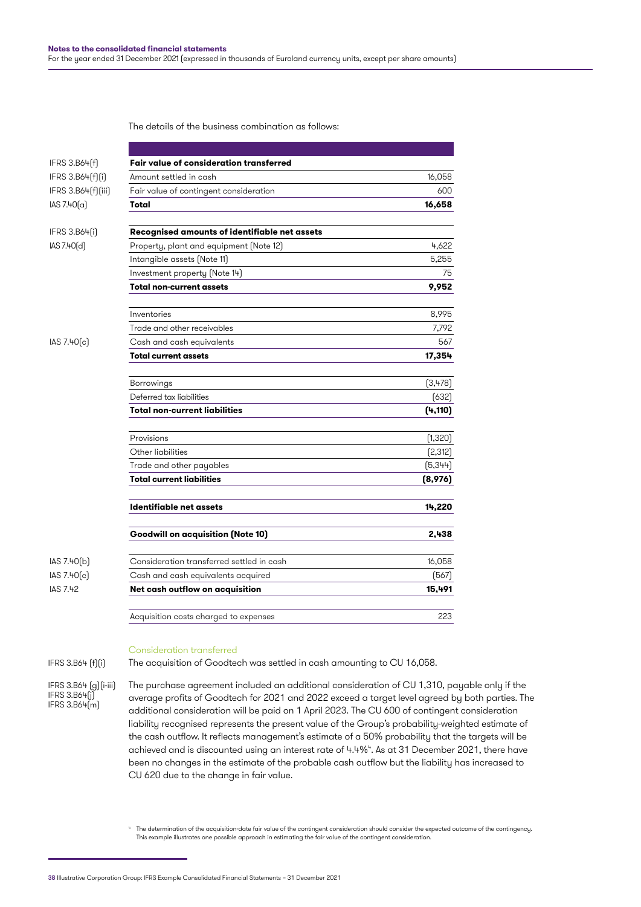The details of the business combination as follows:

| Reference | | |
|---|---|---|
| IFRS 3.B64(f) | **Fair value of consideration transferred** | |
| IFRS 3.B64(f)(i) | Amount settled in cash | 16,058 |
| IFRS 3.B64(f)(iii) | Fair value of contingent consideration | 600 |
| IAS 7.40(a) | **Total** | **16,658** |
| IFRS 3.B64(i) | **Recognised amounts of identifiable net assets** | |
| IAS 7.40(d) | Property, plant and equipment (Note 12) | 4,622 |
| | Intangible assets (Note 11) | 5,255 |
| | Investment property (Note 14) | 75 |
| | **Total non-current assets** | **9,952** |
| | Inventories | 8,995 |
| | Trade and other receivables | 7,792 |
| IAS 7.40(c) | Cash and cash equivalents | 567 |
| | **Total current assets** | **17,354** |
| | Borrowings | (3,478) |
| | Deferred tax liabilities | (632) |
| | **Total non-current liabilities** | **(4,110)** |
| | Provisions | (1,320) |
| | Other liabilities | (2,312) |
| | Trade and other payables | (5,344) |
| | **Total current liabilities** | **(8,976)** |
| | **Identifiable net assets** | **14,220** |
| | **Goodwill on acquisition (Note 10)** | **2,438** |
| IAS 7.40(b) | Consideration transferred settled in cash | 16,058 |
| IAS 7.40(c) | Cash and cash equivalents acquired | (567) |
| IAS 7.42 | **Net cash outflow on acquisition** | **15,491** |
| | Acquisition costs charged to expenses | 223 |

### Consideration transferred

IFRS 3.B64 (f)(i)

The acquisition of Goodtech was settled in cash amounting to CU 16,058.

IFRS 3.B64 (g)(i-iii)
IFRS 3.B64(j)
IFRS 3.B64(m)

The purchase agreement included an additional consideration of CU 1,310, payable only if the average profits of Goodtech for 2021 and 2022 exceed a target level agreed by both parties. The additional consideration will be paid on 1 April 2023. The CU 600 of contingent consideration liability recognised represents the present value of the Group's probability-weighted estimate of the cash outflow. It reflects management's estimate of a 50% probability that the targets will be achieved and is discounted using an interest rate of 4.4%[4]. As at 31 December 2021, there have been no changes in the estimate of the probable cash outflow but the liability has increased to CU 620 due to the change in fair value.

[4] The determination of the acquisition-date fair value of the contingent consideration should consider the expected outcome of the contingency. This example illustrates one possible approach in estimating the fair value of the contingent consideration.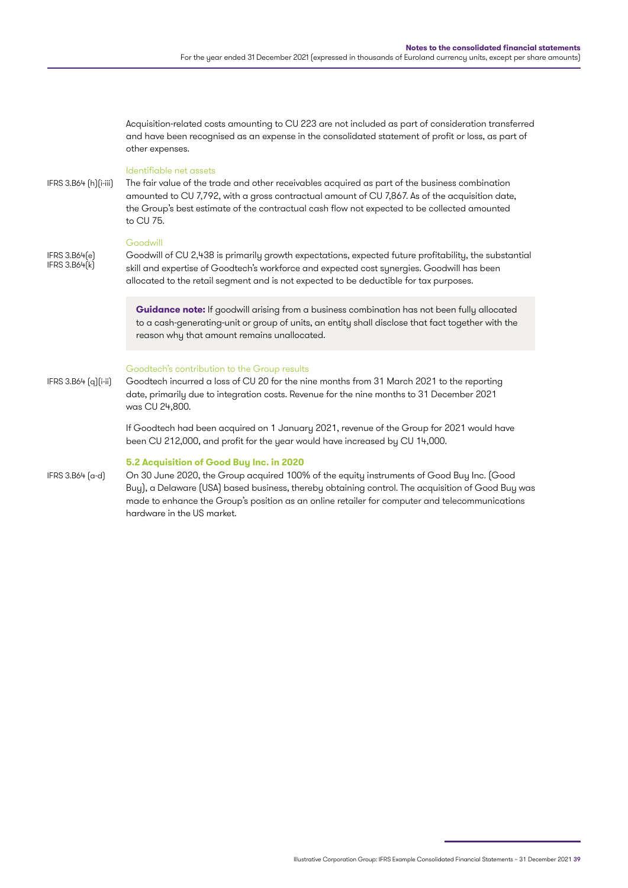Acquisition-related costs amounting to CU 223 are not included as part of consideration transferred and have been recognised as an expense in the consolidated statement of profit or loss, as part of other expenses.

### Identifiable net assets

IFRS 3.B64 (h)(i-iii)

The fair value of the trade and other receivables acquired as part of the business combination amounted to CU 7,792, with a gross contractual amount of CU 7,867. As of the acquisition date, the Group's best estimate of the contractual cash flow not expected to be collected amounted to CU 75.

### Goodwill

IFRS 3.B64(e)
IFRS 3.B64(k)

Goodwill of CU 2,438 is primarily growth expectations, expected future profitability, the substantial skill and expertise of Goodtech's workforce and expected cost synergies. Goodwill has been allocated to the retail segment and is not expected to be deductible for tax purposes.

> **Guidance note:** If goodwill arising from a business combination has not been fully allocated to a cash-generating-unit or group of units, an entity shall disclose that fact together with the reason why that amount remains unallocated.

### Goodtech's contribution to the Group results

IFRS 3.B64 (q)(i-ii)

Goodtech incurred a loss of CU 20 for the nine months from 31 March 2021 to the reporting date, primarily due to integration costs. Revenue for the nine months to 31 December 2021 was CU 24,800.

If Goodtech had been acquired on 1 January 2021, revenue of the Group for 2021 would have been CU 212,000, and profit for the year would have increased by CU 14,000.

## 5.2 Acquisition of Good Buy Inc. in 2020

IFRS 3.B64 (a-d)

On 30 June 2020, the Group acquired 100% of the equity instruments of Good Buy Inc. (Good Buy), a Delaware (USA) based business, thereby obtaining control. The acquisition of Good Buy was made to enhance the Group's position as an online retailer for computer and telecommunications hardware in the US market.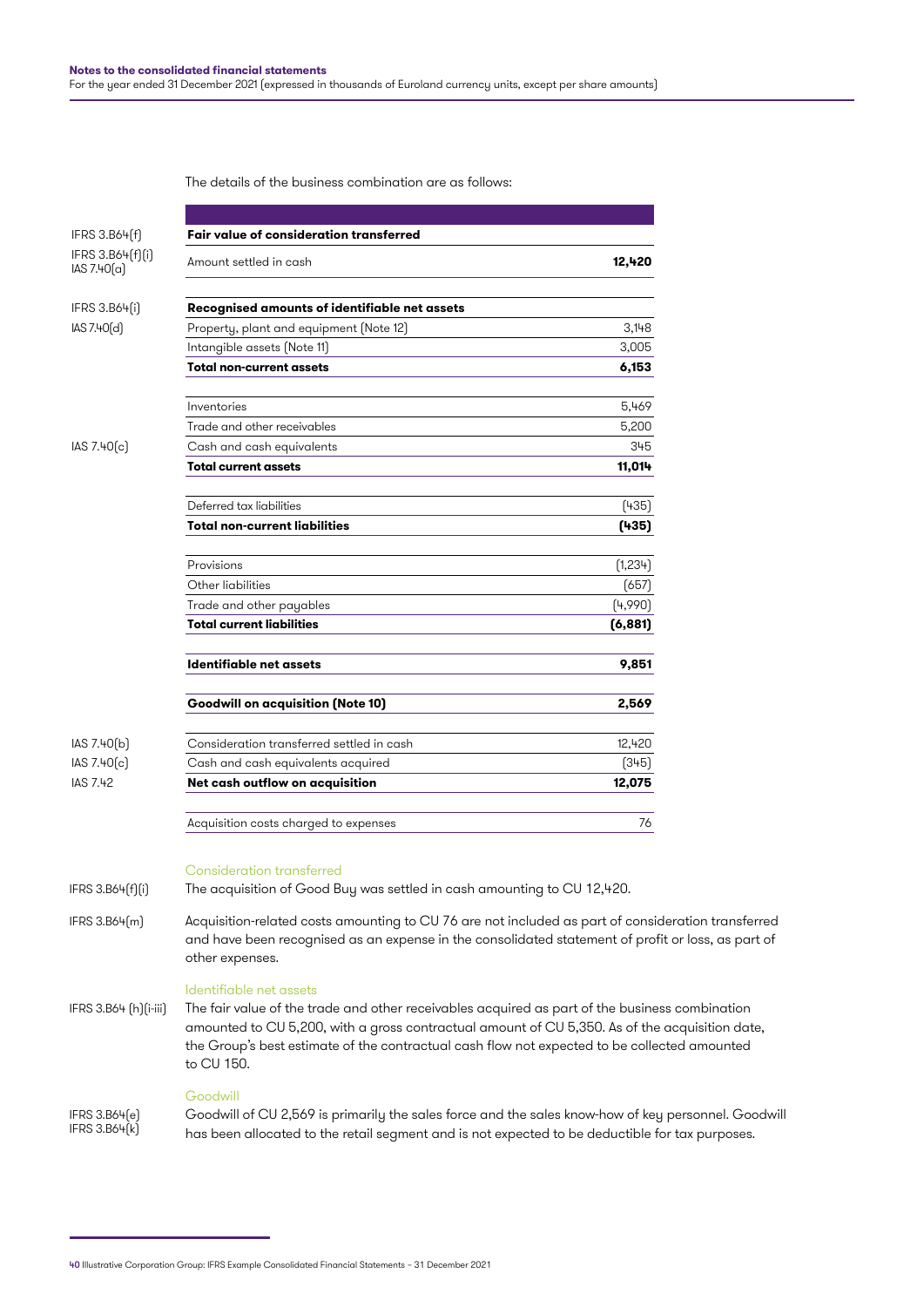The details of the business combination are as follows:

| Reference | | |
|---|---|---|
| IFRS 3.B64(f) | **Fair value of consideration transferred** | |
| IFRS 3.B64(f)(i) IAS 7.40(a) | Amount settled in cash | **12,420** |
| | | |
| IFRS 3.B64(i) | **Recognised amounts of identifiable net assets** | |
| IAS 7.40(d) | Property, plant and equipment (Note 12) | 3,148 |
| | Intangible assets (Note 11) | 3,005 |
| | **Total non-current assets** | **6,153** |
| | | |
| | Inventories | 5,469 |
| | Trade and other receivables | 5,200 |
| IAS 7.40(c) | Cash and cash equivalents | 345 |
| | **Total current assets** | **11,014** |
| | | |
| | Deferred tax liabilities | (435) |
| | **Total non-current liabilities** | **(435)** |
| | | |
| | Provisions | (1,234) |
| | Other liabilities | (657) |
| | Trade and other payables | (4,990) |
| | **Total current liabilities** | **(6,881)** |
| | | |
| | **Identifiable net assets** | **9,851** |
| | | |
| | **Goodwill on acquisition (Note 10)** | **2,569** |
| | | |
| IAS 7.40(b) | Consideration transferred settled in cash | 12,420 |
| IAS 7.40(c) | Cash and cash equivalents acquired | (345) |
| IAS 7.42 | **Net cash outflow on acquisition** | **12,075** |
| | | |
| | Acquisition costs charged to expenses | 76 |

### Consideration transferred

IFRS 3.B64(f)(i) — The acquisition of Good Buy was settled in cash amounting to CU 12,420.

IFRS 3.B64(m) — Acquisition-related costs amounting to CU 76 are not included as part of consideration transferred and have been recognised as an expense in the consolidated statement of profit or loss, as part of other expenses.

### Identifiable net assets

IFRS 3.B64 (h)(i-iii) — The fair value of the trade and other receivables acquired as part of the business combination amounted to CU 5,200, with a gross contractual amount of CU 5,350. As of the acquisition date, the Group's best estimate of the contractual cash flow not expected to be collected amounted to CU 150.

### Goodwill

IFRS 3.B64(e) IFRS 3.B64(k) — Goodwill of CU 2,569 is primarily the sales force and the sales know-how of key personnel. Goodwill has been allocated to the retail segment and is not expected to be deductible for tax purposes.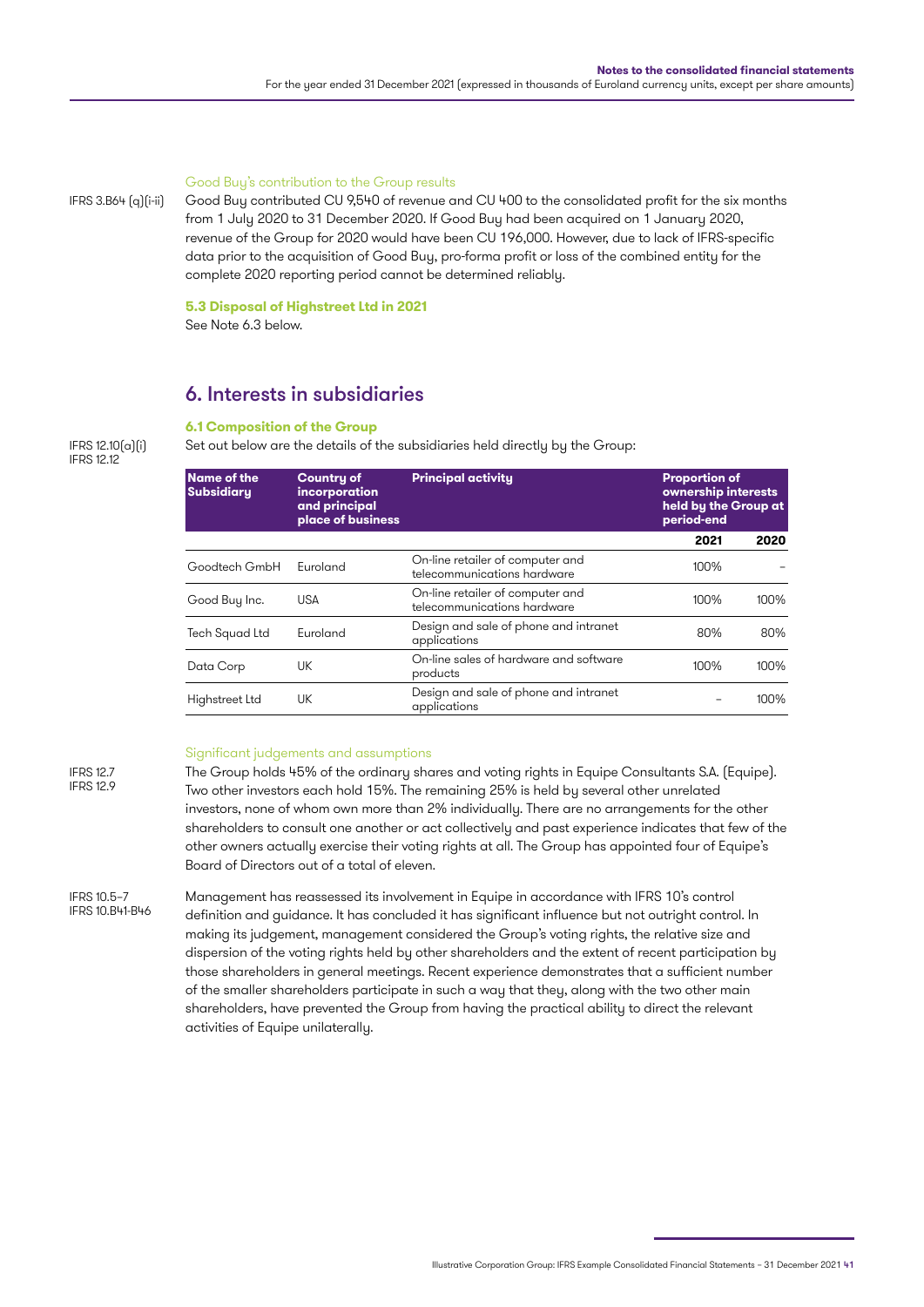IFRS 3.B64 (q)(i-ii)

Good Buy's contribution to the Group results

Good Buy contributed CU 9,540 of revenue and CU 400 to the consolidated profit for the six months from 1 July 2020 to 31 December 2020. If Good Buy had been acquired on 1 January 2020, revenue of the Group for 2020 would have been CU 196,000. However, due to lack of IFRS-specific data prior to the acquisition of Good Buy, pro-forma profit or loss of the combined entity for the complete 2020 reporting period cannot be determined reliably.

**5.3 Disposal of Highstreet Ltd in 2021**

See Note 6.3 below.

## 6. Interests in subsidiaries

### 6.1 Composition of the Group

IFRS 12.10(a)(i)
IFRS 12.12

Set out below are the details of the subsidiaries held directly by the Group:

| Name of the Subsidiary | Country of incorporation and principal place of business | Principal activity | Proportion of ownership interests held by the Group at period-end | |
|---|---|---|---|---|
| | | | 2021 | 2020 |
| Goodtech GmbH | Euroland | On-line retailer of computer and telecommunications hardware | 100% | – |
| Good Buy Inc. | USA | On-line retailer of computer and telecommunications hardware | 100% | 100% |
| Tech Squad Ltd | Euroland | Design and sale of phone and intranet applications | 80% | 80% |
| Data Corp | UK | On-line sales of hardware and software products | 100% | 100% |
| Highstreet Ltd | UK | Design and sale of phone and intranet applications | – | 100% |

Significant judgements and assumptions

IFRS 12.7
IFRS 12.9

The Group holds 45% of the ordinary shares and voting rights in Equipe Consultants S.A. (Equipe). Two other investors each hold 15%. The remaining 25% is held by several other unrelated investors, none of whom own more than 2% individually. There are no arrangements for the other shareholders to consult one another or act collectively and past experience indicates that few of the other owners actually exercise their voting rights at all. The Group has appointed four of Equipe's Board of Directors out of a total of eleven.

IFRS 10.5-7
IFRS 10.B41-B46

Management has reassessed its involvement in Equipe in accordance with IFRS 10's control definition and guidance. It has concluded it has significant influence but not outright control. In making its judgement, management considered the Group's voting rights, the relative size and dispersion of the voting rights held by other shareholders and the extent of recent participation by those shareholders in general meetings. Recent experience demonstrates that a sufficient number of the smaller shareholders participate in such a way that they, along with the two other main shareholders, have prevented the Group from having the practical ability to direct the relevant activities of Equipe unilaterally.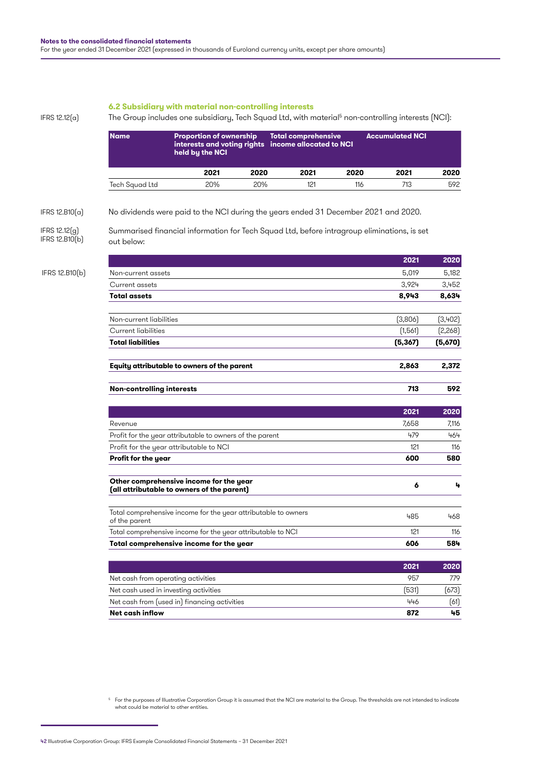### 6.2 Subsidiary with material non-controlling interests

IFRS 12.12(a)

The Group includes one subsidiary, Tech Squad Ltd, with material[5] non-controlling interests (NCI):

| Name | Proportion of ownership interests and voting rights held by the NCI | | Total comprehensive income allocated to NCI | | Accumulated NCI | |
|---|---|---|---|---|---|---|
| | 2021 | 2020 | 2021 | 2020 | 2021 | 2020 |
| Tech Squad Ltd | 20% | 20% | 121 | 116 | 713 | 592 |

IFRS 12.B10(a)

No dividends were paid to the NCI during the years ended 31 December 2021 and 2020.

IFRS 12.12(g)
IFRS 12.B10(b)

Summarised financial information for Tech Squad Ltd, before intragroup eliminations, is set out below:

IFRS 12.B10(b)

| | 2021 | 2020 |
|---|---|---|
| Non-current assets | 5,019 | 5,182 |
| Current assets | 3,924 | 3,452 |
| **Total assets** | **8,943** | **8,634** |
| | | |
| Non-current liabilities | (3,806) | (3,402) |
| Current liabilities | (1,561) | (2,268) |
| **Total liabilities** | **(5,367)** | **(5,670)** |
| | | |
| **Equity attributable to owners of the parent** | **2,863** | **2,372** |
| | | |
| **Non-controlling interests** | **713** | **592** |

| | 2021 | 2020 |
|---|---|---|
| Revenue | 7,658 | 7,116 |
| Profit for the year attributable to owners of the parent | 479 | 464 |
| Profit for the year attributable to NCI | 121 | 116 |
| **Profit for the year** | **600** | **580** |
| | | |
| **Other comprehensive income for the year (all attributable to owners of the parent)** | **6** | **4** |
| | | |
| Total comprehensive income for the year attributable to owners of the parent | 485 | 468 |
| Total comprehensive income for the year attributable to NCI | 121 | 116 |
| **Total comprehensive income for the year** | **606** | **584** |

| | 2021 | 2020 |
|---|---|---|
| Net cash from operating activities | 957 | 779 |
| Net cash used in investing activities | (531) | (673) |
| Net cash from (used in) financing activities | 446 | (61) |
| **Net cash inflow** | **872** | **45** |

[5] For the purposes of Illustrative Corporation Group it is assumed that the NCI are material to the Group. The thresholds are not intended to indicate what could be material to other entities.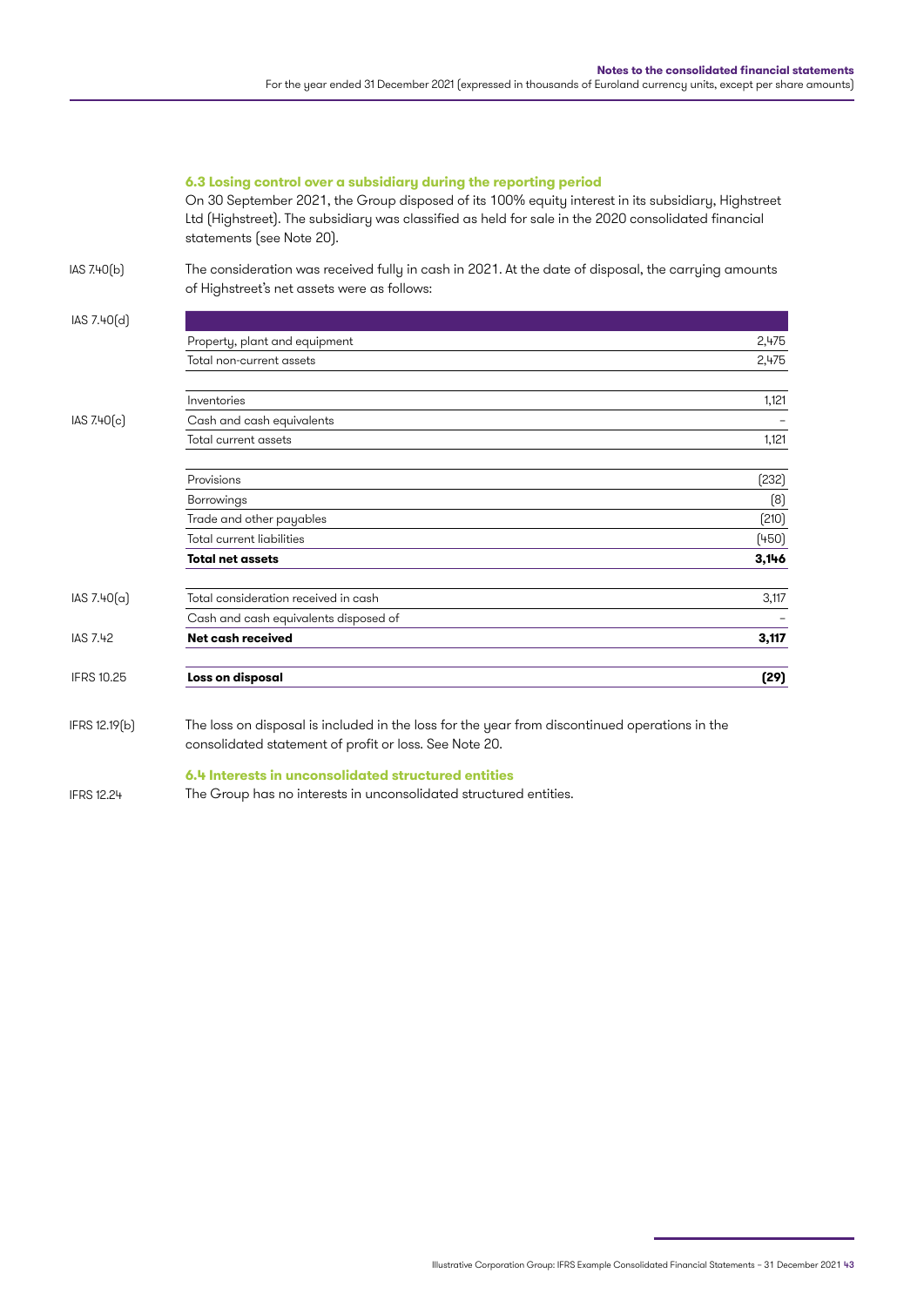### 6.3 Losing control over a subsidiary during the reporting period

On 30 September 2021, the Group disposed of its 100% equity interest in its subsidiary, Highstreet Ltd (Highstreet). The subsidiary was classified as held for sale in the 2020 consolidated financial statements (see Note 20).

IAS 7.40(b) The consideration was received fully in cash in 2021. At the date of disposal, the carrying amounts of Highstreet's net assets were as follows:

IAS 7.40(d)

| Reference | | |
|---|---|---|
| | Property, plant and equipment | 2,475 |
| | Total non-current assets | 2,475 |
| | Inventories | 1,121 |
| IAS 7.40(c) | Cash and cash equivalents | – |
| | Total current assets | 1,121 |
| | Provisions | (232) |
| | Borrowings | (8) |
| | Trade and other payables | (210) |
| | Total current liabilities | (450) |
| | **Total net assets** | **3,146** |
| IAS 7.40(a) | Total consideration received in cash | 3,117 |
| | Cash and cash equivalents disposed of | – |
| IAS 7.42 | **Net cash received** | **3,117** |
| IFRS 10.25 | **Loss on disposal** | **(29)** |

IFRS 12.19(b) The loss on disposal is included in the loss for the year from discontinued operations in the consolidated statement of profit or loss. See Note 20.

### 6.4 Interests in unconsolidated structured entities

IFRS 12.24 The Group has no interests in unconsolidated structured entities.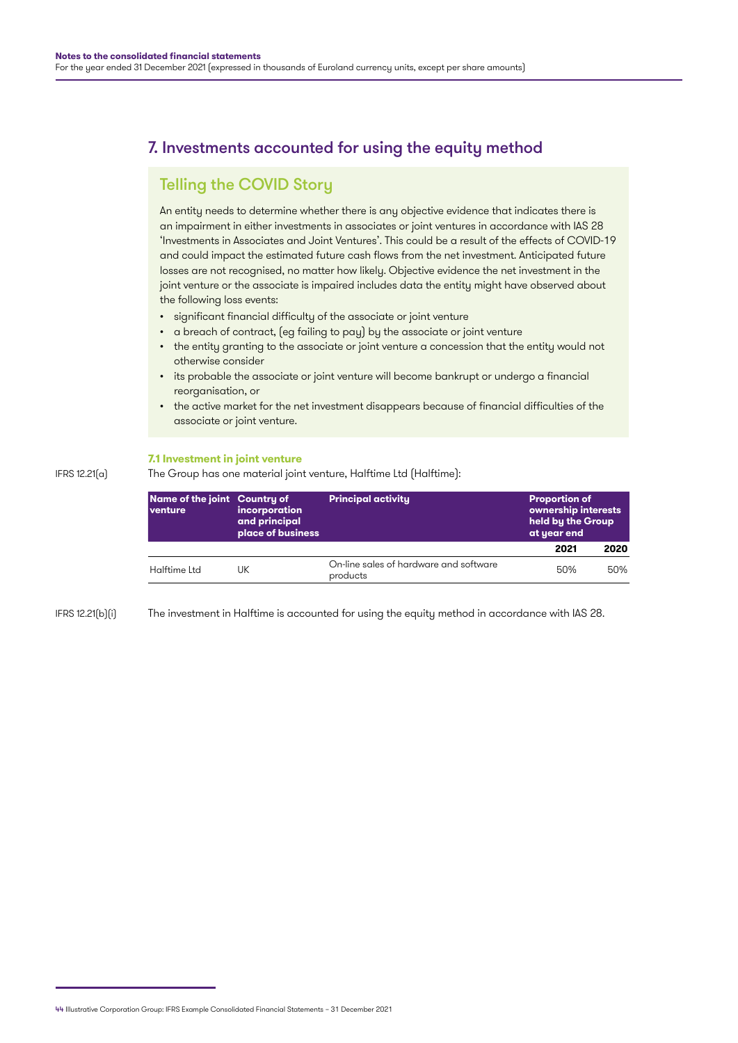## 7. Investments accounted for using the equity method

### Telling the COVID Story

An entity needs to determine whether there is any objective evidence that indicates there is an impairment in either investments in associates or joint ventures in accordance with IAS 28 'Investments in Associates and Joint Ventures'. This could be a result of the effects of COVID-19 and could impact the estimated future cash flows from the net investment. Anticipated future losses are not recognised, no matter how likely. Objective evidence the net investment in the joint venture or the associate is impaired includes data the entity might have observed about the following loss events:

- significant financial difficulty of the associate or joint venture
- a breach of contract, (eg failing to pay) by the associate or joint venture
- the entity granting to the associate or joint venture a concession that the entity would not otherwise consider
- its probable the associate or joint venture will become bankrupt or undergo a financial reorganisation, or
- the active market for the net investment disappears because of financial difficulties of the associate or joint venture.

#### 7.1 Investment in joint venture

IFRS 12.21(a)

The Group has one material joint venture, Halftime Ltd (Halftime):

| Name of the joint venture | Country of incorporation and principal place of business | Principal activity | Proportion of ownership interests held by the Group at year end | |
|---|---|---|---|---|
| | | | **2021** | **2020** |
| Halftime Ltd | UK | On-line sales of hardware and software products | 50% | 50% |

IFRS 12.21(b)(i)

The investment in Halftime is accounted for using the equity method in accordance with IAS 28.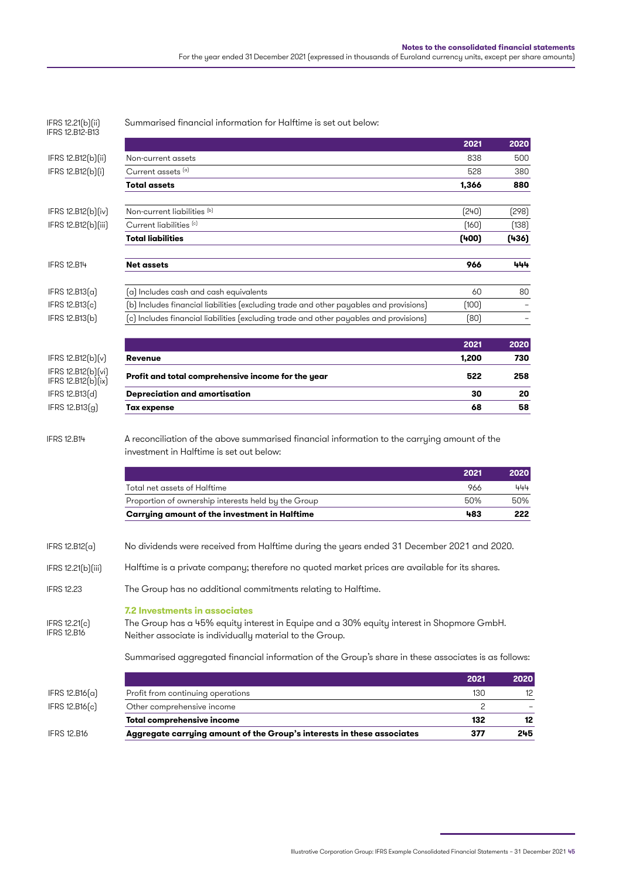IFRS 12.21(b)(ii)
IFRS 12.B12-B13

Summarised financial information for Halftime is set out below:

| | | 2021 | 2020 |
|---|---|---|---|
| IFRS 12.B12(b)(ii) | Non-current assets | 838 | 500 |
| IFRS 12.B12(b)(i) | Current assets [(a)] | 528 | 380 |
| | **Total assets** | **1,366** | **880** |
| IFRS 12.B12(b)(iv) | Non-current liabilities [(b)] | (240) | (298) |
| IFRS 12.B12(b)(iii) | Current liabilities [(c)] | (160) | (138) |
| | **Total liabilities** | **(400)** | **(436)** |
| IFRS 12.B14 | **Net assets** | **966** | **444** |
| IFRS 12.B13(a) | (a) Includes cash and cash equivalents | 60 | 80 |
| IFRS 12.B13(c) | (b) Includes financial liabilities (excluding trade and other payables and provisions) | (100) | – |
| IFRS 12.B13(b) | (c) Includes financial liabilities (excluding trade and other payables and provisions) | (80) | – |

| | | 2021 | 2020 |
|---|---|---|---|
| IFRS 12.B12(b)(v) | **Revenue** | **1,200** | **730** |
| IFRS 12.B12(b)(vi) IFRS 12.B12(b)(ix) | **Profit and total comprehensive income for the year** | **522** | **258** |
| IFRS 12.B13(d) | **Depreciation and amortisation** | **30** | **20** |
| IFRS 12.B13(g) | **Tax expense** | **68** | **58** |

IFRS 12.B14

A reconciliation of the above summarised financial information to the carrying amount of the investment in Halftime is set out below:

| | 2021 | 2020 |
|---|---|---|
| Total net assets of Halftime | 966 | 444 |
| Proportion of ownership interests held by the Group | 50% | 50% |
| **Carrying amount of the investment in Halftime** | **483** | **222** |

IFRS 12.B12(a) — No dividends were received from Halftime during the years ended 31 December 2021 and 2020.

IFRS 12.21(b)(iii) — Halftime is a private company; therefore no quoted market prices are available for its shares.

IFRS 12.23 — The Group has no additional commitments relating to Halftime.

### 7.2 Investments in associates

IFRS 12.21(c)
IFRS 12.B16

The Group has a 45% equity interest in Equipe and a 30% equity interest in Shopmore GmbH. Neither associate is individually material to the Group.

Summarised aggregated financial information of the Group's share in these associates is as follows:

| | | 2021 | 2020 |
|---|---|---|---|
| IFRS 12.B16(a) | Profit from continuing operations | 130 | 12 |
| IFRS 12.B16(c) | Other comprehensive income | 2 | – |
| | **Total comprehensive income** | **132** | **12** |
| IFRS 12.B16 | **Aggregate carrying amount of the Group's interests in these associates** | **377** | **245** |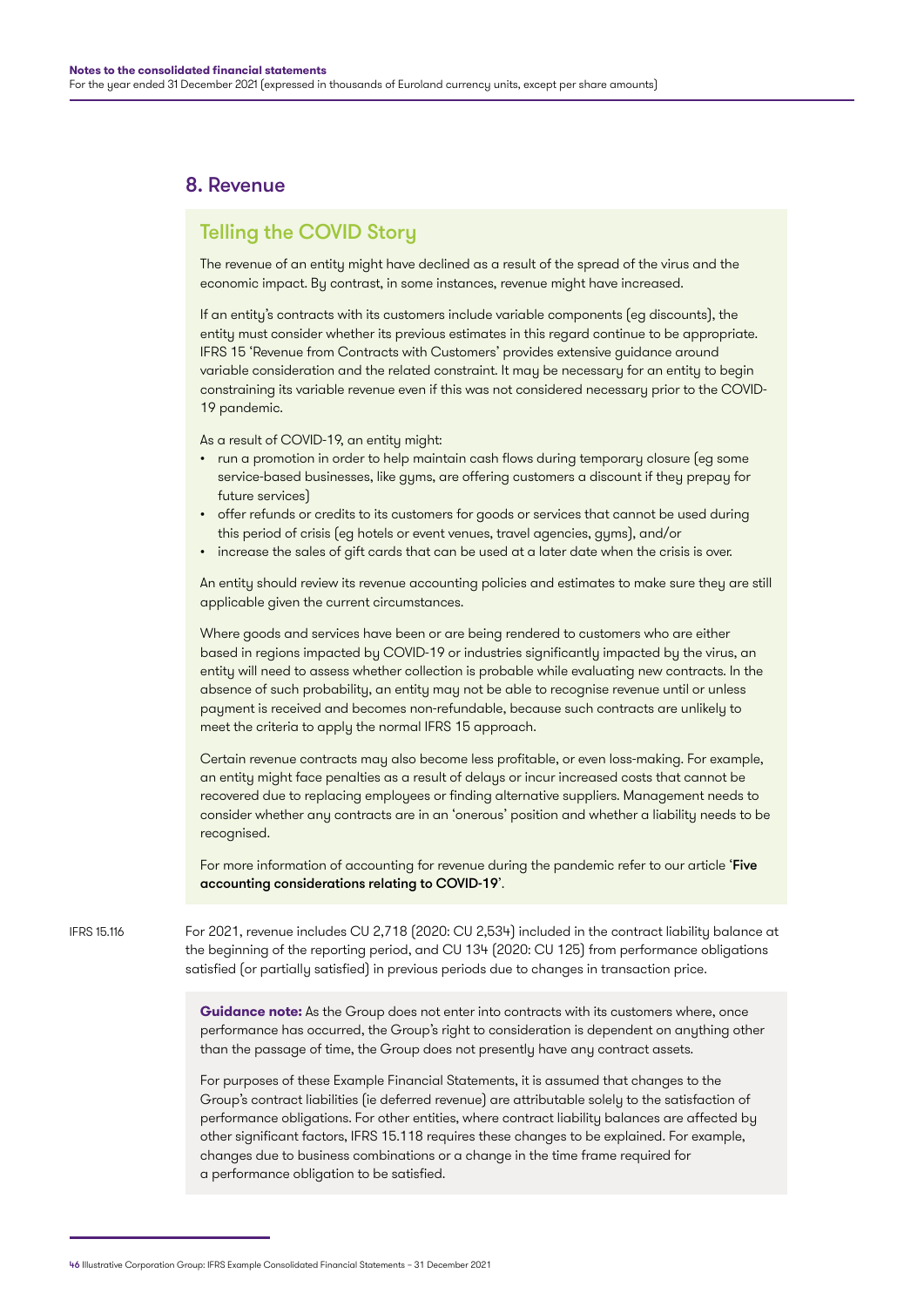## 8. Revenue

### Telling the COVID Story

The revenue of an entity might have declined as a result of the spread of the virus and the economic impact. By contrast, in some instances, revenue might have increased.

If an entity's contracts with its customers include variable components (eg discounts), the entity must consider whether its previous estimates in this regard continue to be appropriate. IFRS 15 'Revenue from Contracts with Customers' provides extensive guidance around variable consideration and the related constraint. It may be necessary for an entity to begin constraining its variable revenue even if this was not considered necessary prior to the COVID-19 pandemic.

As a result of COVID-19, an entity might:

- run a promotion in order to help maintain cash flows during temporary closure (eg some service-based businesses, like gyms, are offering customers a discount if they prepay for future services)
- offer refunds or credits to its customers for goods or services that cannot be used during this period of crisis (eg hotels or event venues, travel agencies, gyms), and/or
- increase the sales of gift cards that can be used at a later date when the crisis is over.

An entity should review its revenue accounting policies and estimates to make sure they are still applicable given the current circumstances.

Where goods and services have been or are being rendered to customers who are either based in regions impacted by COVID-19 or industries significantly impacted by the virus, an entity will need to assess whether collection is probable while evaluating new contracts. In the absence of such probability, an entity may not be able to recognise revenue until or unless payment is received and becomes non-refundable, because such contracts are unlikely to meet the criteria to apply the normal IFRS 15 approach.

Certain revenue contracts may also become less profitable, or even loss-making. For example, an entity might face penalties as a result of delays or incur increased costs that cannot be recovered due to replacing employees or finding alternative suppliers. Management needs to consider whether any contracts are in an 'onerous' position and whether a liability needs to be recognised.

For more information of accounting for revenue during the pandemic refer to our article '**Five accounting considerations relating to COVID-19**'.

IFRS 15.116

For 2021, revenue includes CU 2,718 (2020: CU 2,534) included in the contract liability balance at the beginning of the reporting period, and CU 134 (2020: CU 125) from performance obligations satisfied (or partially satisfied) in previous periods due to changes in transaction price.

**Guidance note:** As the Group does not enter into contracts with its customers where, once performance has occurred, the Group's right to consideration is dependent on anything other than the passage of time, the Group does not presently have any contract assets.

For purposes of these Example Financial Statements, it is assumed that changes to the Group's contract liabilities (ie deferred revenue) are attributable solely to the satisfaction of performance obligations. For other entities, where contract liability balances are affected by other significant factors, IFRS 15.118 requires these changes to be explained. For example, changes due to business combinations or a change in the time frame required for a performance obligation to be satisfied.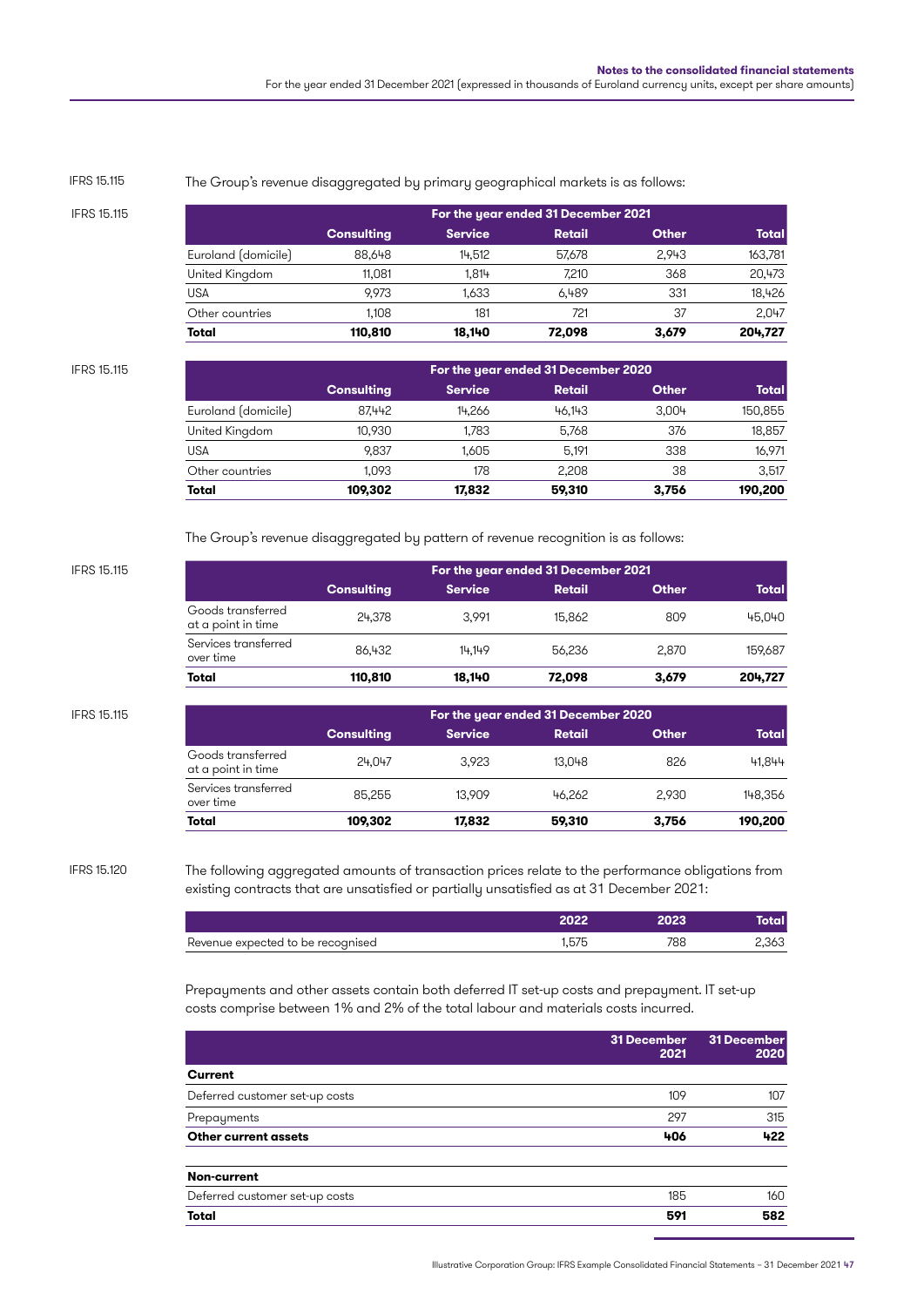IFRS 15.115

The Group's revenue disaggregated by primary geographical markets is as follows:

IFRS 15.115

| | For the year ended 31 December 2021 | | | | |
|---|---|---|---|---|---|
| | Consulting | Service | Retail | Other | Total |
| Euroland (domicile) | 88,648 | 14,512 | 57,678 | 2,943 | 163,781 |
| United Kingdom | 11,081 | 1,814 | 7,210 | 368 | 20,473 |
| USA | 9,973 | 1,633 | 6,489 | 331 | 18,426 |
| Other countries | 1,108 | 181 | 721 | 37 | 2,047 |
| **Total** | **110,810** | **18,140** | **72,098** | **3,679** | **204,727** |

IFRS 15.115

| | For the year ended 31 December 2020 | | | | |
|---|---|---|---|---|---|
| | Consulting | Service | Retail | Other | Total |
| Euroland (domicile) | 87,442 | 14,266 | 46,143 | 3,004 | 150,855 |
| United Kingdom | 10,930 | 1,783 | 5,768 | 376 | 18,857 |
| USA | 9,837 | 1,605 | 5,191 | 338 | 16,971 |
| Other countries | 1,093 | 178 | 2,208 | 38 | 3,517 |
| **Total** | **109,302** | **17,832** | **59,310** | **3,756** | **190,200** |

The Group's revenue disaggregated by pattern of revenue recognition is as follows:

IFRS 15.115

| | For the year ended 31 December 2021 | | | | |
|---|---|---|---|---|---|
| | Consulting | Service | Retail | Other | Total |
| Goods transferred at a point in time | 24,378 | 3,991 | 15,862 | 809 | 45,040 |
| Services transferred over time | 86,432 | 14,149 | 56,236 | 2,870 | 159,687 |
| **Total** | **110,810** | **18,140** | **72,098** | **3,679** | **204,727** |

IFRS 15.115

| | For the year ended 31 December 2020 | | | | |
|---|---|---|---|---|---|
| | Consulting | Service | Retail | Other | Total |
| Goods transferred at a point in time | 24,047 | 3,923 | 13,048 | 826 | 41,844 |
| Services transferred over time | 85,255 | 13,909 | 46,262 | 2,930 | 148,356 |
| **Total** | **109,302** | **17,832** | **59,310** | **3,756** | **190,200** |

IFRS 15.120

The following aggregated amounts of transaction prices relate to the performance obligations from existing contracts that are unsatisfied or partially unsatisfied as at 31 December 2021:

| | 2022 | 2023 | Total |
|---|---|---|---|
| Revenue expected to be recognised | 1,575 | 788 | 2,363 |

Prepayments and other assets contain both deferred IT set-up costs and prepayment. IT set-up costs comprise between 1% and 2% of the total labour and materials costs incurred.

| | 31 December 2021 | 31 December 2020 |
|---|---|---|
| **Current** | | |
| Deferred customer set-up costs | 109 | 107 |
| Prepayments | 297 | 315 |
| **Other current assets** | **406** | **422** |
| | | |
| **Non-current** | | |
| Deferred customer set-up costs | 185 | 160 |
| **Total** | **591** | **582** |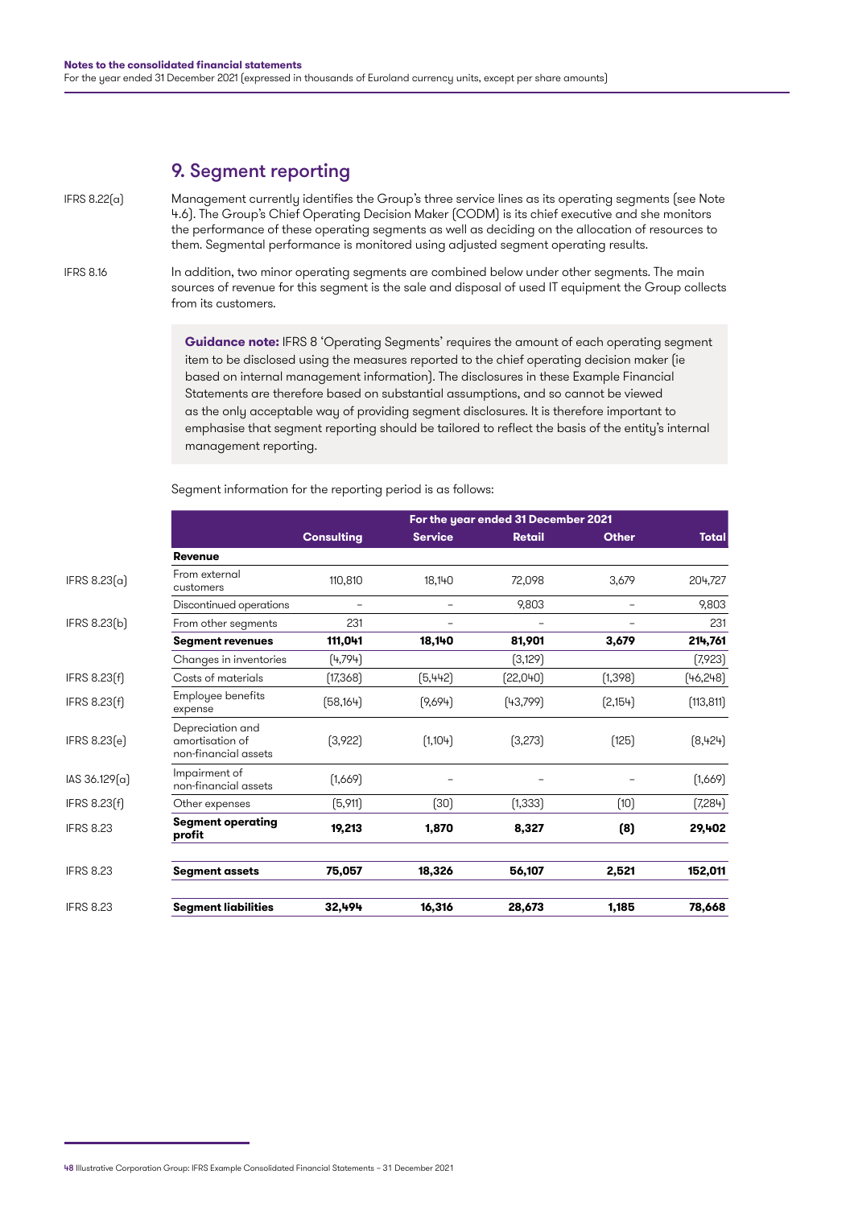## 9. Segment reporting

IFRS 8.22(a)

Management currently identifies the Group's three service lines as its operating segments (see Note 4.6). The Group's Chief Operating Decision Maker (CODM) is its chief executive and she monitors the performance of these operating segments as well as deciding on the allocation of resources to them. Segmental performance is monitored using adjusted segment operating results.

IFRS 8.16

In addition, two minor operating segments are combined below under other segments. The main sources of revenue for this segment is the sale and disposal of used IT equipment the Group collects from its customers.

> **Guidance note:** IFRS 8 'Operating Segments' requires the amount of each operating segment item to be disclosed using the measures reported to the chief operating decision maker (ie based on internal management information). The disclosures in these Example Financial Statements are therefore based on substantial assumptions, and so cannot be viewed as the only acceptable way of providing segment disclosures. It is therefore important to emphasise that segment reporting should be tailored to reflect the basis of the entity's internal management reporting.

Segment information for the reporting period is as follows:

| | | For the year ended 31 December 2021 | | | | |
|---|---|---|---|---|---|---|
| | | Consulting | Service | Retail | Other | Total |
| | **Revenue** | | | | | |
| IFRS 8.23(a) | From external customers | 110,810 | 18,140 | 72,098 | 3,679 | 204,727 |
| | Discontinued operations | – | – | 9,803 | – | 9,803 |
| IFRS 8.23(b) | From other segments | 231 | – | – | – | 231 |
| | **Segment revenues** | **111,041** | **18,140** | **81,901** | **3,679** | **214,761** |
| | Changes in inventories | (4,794) | | (3,129) | | (7,923) |
| IFRS 8.23(f) | Costs of materials | (17,368) | (5,442) | (22,040) | (1,398) | (46,248) |
| IFRS 8.23(f) | Employee benefits expense | (58,164) | (9,694) | (43,799) | (2,154) | (113,811) |
| IFRS 8.23(e) | Depreciation and amortisation of non-financial assets | (3,922) | (1,104) | (3,273) | (125) | (8,424) |
| IAS 36.129(a) | Impairment of non-financial assets | (1,669) | – | – | – | (1,669) |
| IFRS 8.23(f) | Other expenses | (5,911) | (30) | (1,333) | (10) | (7,284) |
| IFRS 8.23 | **Segment operating profit** | **19,213** | **1,870** | **8,327** | **(8)** | **29,402** |
| IFRS 8.23 | **Segment assets** | **75,057** | **18,326** | **56,107** | **2,521** | **152,011** |
| IFRS 8.23 | **Segment liabilities** | **32,494** | **16,316** | **28,673** | **1,185** | **78,668** |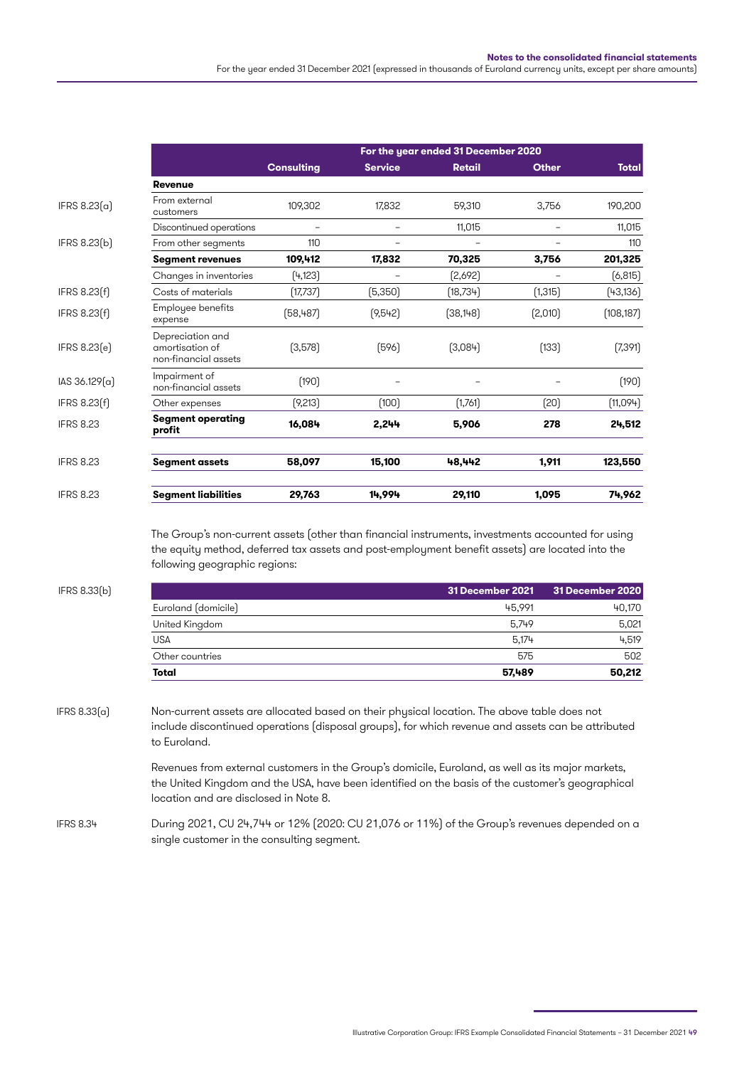| | | For the year ended 31 December 2020 | | | | |
|---|---|---|---|---|---|---|
| | | Consulting | Service | Retail | Other | Total |
| | **Revenue** | | | | | |
| IFRS 8.23(a) | From external customers | 109,302 | 17,832 | 59,310 | 3,756 | 190,200 |
| | Discontinued operations | – | – | 11,015 | – | 11,015 |
| IFRS 8.23(b) | From other segments | 110 | – | – | – | 110 |
| | **Segment revenues** | **109,412** | **17,832** | **70,325** | **3,756** | **201,325** |
| | Changes in inventories | (4,123) | – | (2,692) | – | (6,815) |
| IFRS 8.23(f) | Costs of materials | (17,737) | (5,350) | (18,734) | (1,315) | (43,136) |
| IFRS 8.23(f) | Employee benefits expense | (58,487) | (9,542) | (38,148) | (2,010) | (108,187) |
| IFRS 8.23(e) | Depreciation and amortisation of non-financial assets | (3,578) | (596) | (3,084) | (133) | (7,391) |
| IAS 36.129(a) | Impairment of non-financial assets | (190) | – | – | – | (190) |
| IFRS 8.23(f) | Other expenses | (9,213) | (100) | (1,761) | (20) | (11,094) |
| IFRS 8.23 | **Segment operating profit** | **16,084** | **2,244** | **5,906** | **278** | **24,512** |
| IFRS 8.23 | **Segment assets** | **58,097** | **15,100** | **48,442** | **1,911** | **123,550** |
| IFRS 8.23 | **Segment liabilities** | **29,763** | **14,994** | **29,110** | **1,095** | **74,962** |

The Group's non-current assets (other than financial instruments, investments accounted for using the equity method, deferred tax assets and post-employment benefit assets) are located into the following geographic regions:

IFRS 8.33(b)

| | 31 December 2021 | 31 December 2020 |
|---|---|---|
| Euroland (domicile) | 45,991 | 40,170 |
| United Kingdom | 5,749 | 5,021 |
| USA | 5,174 | 4,519 |
| Other countries | 575 | 502 |
| **Total** | **57,489** | **50,212** |

IFRS 8.33(a) Non-current assets are allocated based on their physical location. The above table does not include discontinued operations (disposal groups), for which revenue and assets can be attributed to Euroland.

Revenues from external customers in the Group's domicile, Euroland, as well as its major markets, the United Kingdom and the USA, have been identified on the basis of the customer's geographical location and are disclosed in Note 8.

IFRS 8.34 During 2021, CU 24,744 or 12% (2020: CU 21,076 or 11%) of the Group's revenues depended on a single customer in the consulting segment.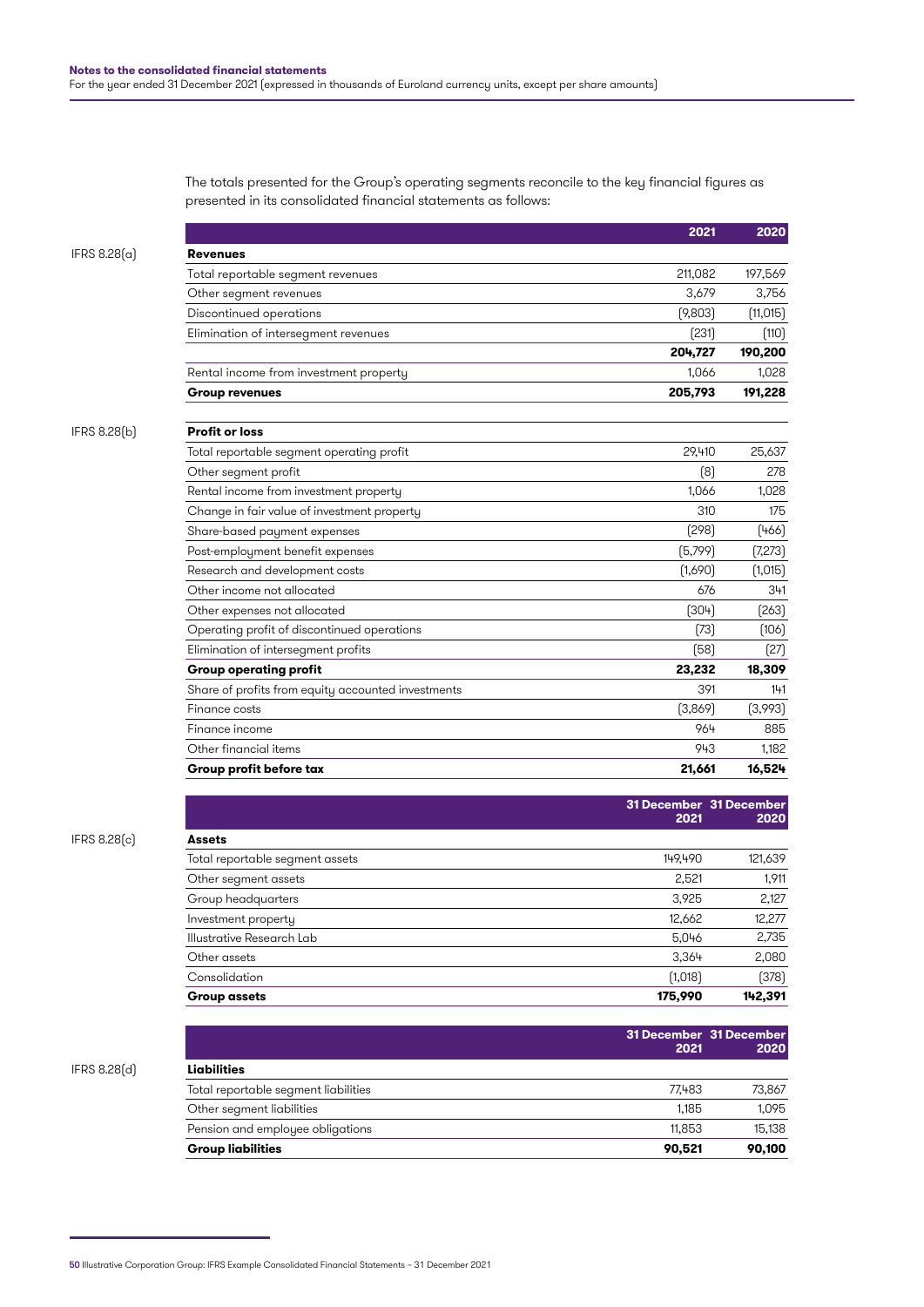The totals presented for the Group's operating segments reconcile to the key financial figures as presented in its consolidated financial statements as follows:

| | | 2021 | 2020 |
|---|---|---|---|
| IFRS 8.28(a) | **Revenues** | | |
| | Total reportable segment revenues | 211,082 | 197,569 |
| | Other segment revenues | 3,679 | 3,756 |
| | Discontinued operations | (9,803) | (11,015) |
| | Elimination of intersegment revenues | (231) | (110) |
| | | **204,727** | **190,200** |
| | Rental income from investment property | 1,066 | 1,028 |
| | **Group revenues** | **205,793** | **191,228** |
| IFRS 8.28(b) | **Profit or loss** | | |
| | Total reportable segment operating profit | 29,410 | 25,637 |
| | Other segment profit | (8) | 278 |
| | Rental income from investment property | 1,066 | 1,028 |
| | Change in fair value of investment property | 310 | 175 |
| | Share-based payment expenses | (298) | (466) |
| | Post-employment benefit expenses | (5,799) | (7,273) |
| | Research and development costs | (1,690) | (1,015) |
| | Other income not allocated | 676 | 341 |
| | Other expenses not allocated | (304) | (263) |
| | Operating profit of discontinued operations | (73) | (106) |
| | Elimination of intersegment profits | (58) | (27) |
| | **Group operating profit** | **23,232** | **18,309** |
| | Share of profits from equity accounted investments | 391 | 141 |
| | Finance costs | (3,869) | (3,993) |
| | Finance income | 964 | 885 |
| | Other financial items | 943 | 1,182 |
| | **Group profit before tax** | **21,661** | **16,524** |

| | | 31 December 2021 | 31 December 2020 |
|---|---|---|---|
| IFRS 8.28(c) | **Assets** | | |
| | Total reportable segment assets | 149,490 | 121,639 |
| | Other segment assets | 2,521 | 1,911 |
| | Group headquarters | 3,925 | 2,127 |
| | Investment property | 12,662 | 12,277 |
| | Illustrative Research Lab | 5,046 | 2,735 |
| | Other assets | 3,364 | 2,080 |
| | Consolidation | (1,018) | (378) |
| | **Group assets** | **175,990** | **142,391** |

| | | 31 December 2021 | 31 December 2020 |
|---|---|---|---|
| IFRS 8.28(d) | **Liabilities** | | |
| | Total reportable segment liabilities | 77,483 | 73,867 |
| | Other segment liabilities | 1,185 | 1,095 |
| | Pension and employee obligations | 11,853 | 15,138 |
| | **Group liabilities** | **90,521** | **90,100** |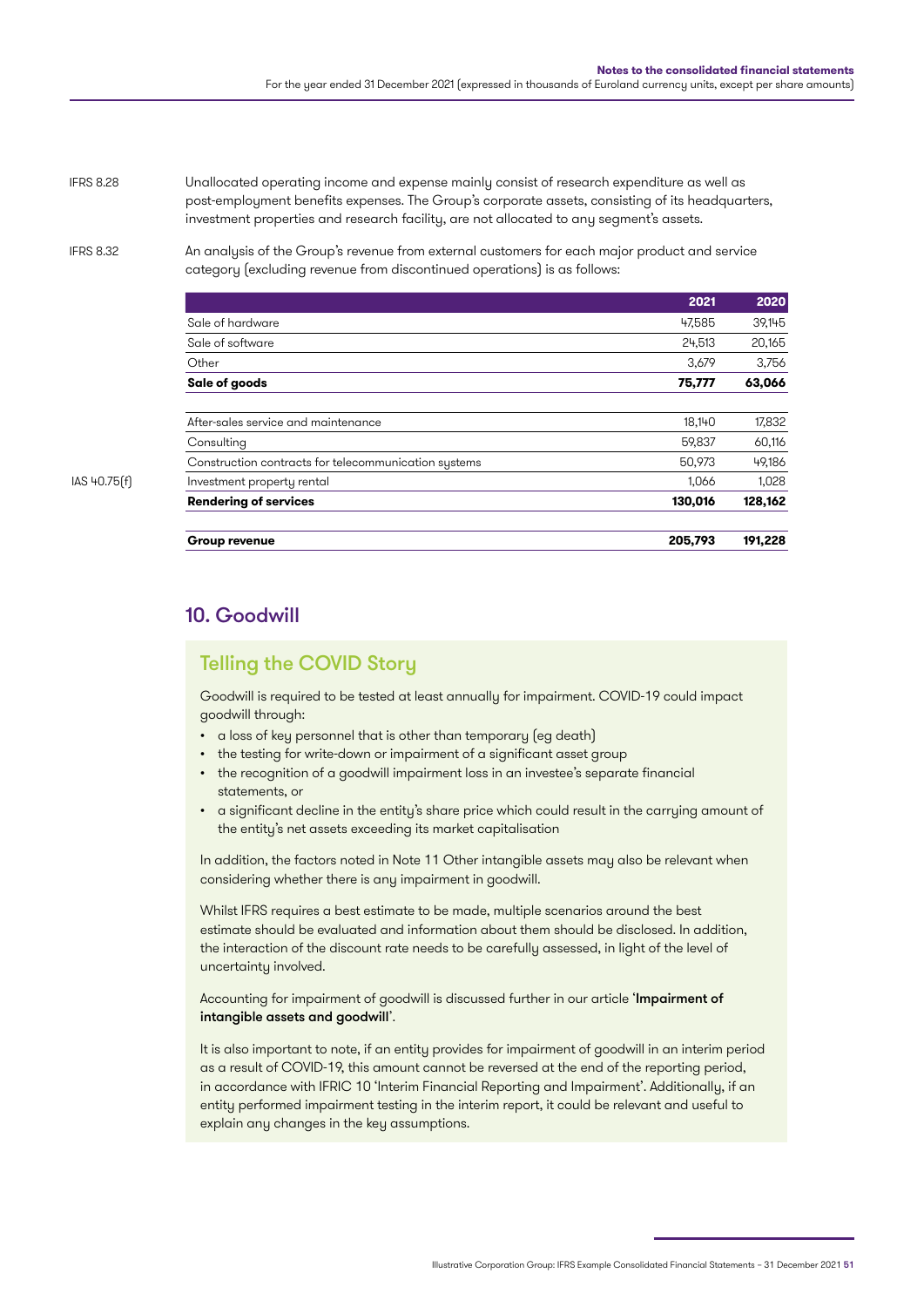IFRS 8.28

Unallocated operating income and expense mainly consist of research expenditure as well as post-employment benefits expenses. The Group's corporate assets, consisting of its headquarters, investment properties and research facility, are not allocated to any segment's assets.

IFRS 8.32

An analysis of the Group's revenue from external customers for each major product and service category (excluding revenue from discontinued operations) is as follows:

| | | 2021 | 2020 |
|---|---|---|---|
| | Sale of hardware | 47,585 | 39,145 |
| | Sale of software | 24,513 | 20,165 |
| | Other | 3,679 | 3,756 |
| | **Sale of goods** | **75,777** | **63,066** |
| | | | |
| | After-sales service and maintenance | 18,140 | 17,832 |
| | Consulting | 59,837 | 60,116 |
| | Construction contracts for telecommunication systems | 50,973 | 49,186 |
| IAS 40.75(f) | Investment property rental | 1,066 | 1,028 |
| | **Rendering of services** | **130,016** | **128,162** |
| | | | |
| | **Group revenue** | **205,793** | **191,228** |

## 10. Goodwill

### Telling the COVID Story

Goodwill is required to be tested at least annually for impairment. COVID-19 could impact goodwill through:

- a loss of key personnel that is other than temporary (eg death)
- the testing for write-down or impairment of a significant asset group
- the recognition of a goodwill impairment loss in an investee's separate financial statements, or
- a significant decline in the entity's share price which could result in the carrying amount of the entity's net assets exceeding its market capitalisation

In addition, the factors noted in Note 11 Other intangible assets may also be relevant when considering whether there is any impairment in goodwill.

Whilst IFRS requires a best estimate to be made, multiple scenarios around the best estimate should be evaluated and information about them should be disclosed. In addition, the interaction of the discount rate needs to be carefully assessed, in light of the level of uncertainty involved.

Accounting for impairment of goodwill is discussed further in our article '**Impairment of intangible assets and goodwill**'.

It is also important to note, if an entity provides for impairment of goodwill in an interim period as a result of COVID-19, this amount cannot be reversed at the end of the reporting period, in accordance with IFRIC 10 'Interim Financial Reporting and Impairment'. Additionally, if an entity performed impairment testing in the interim report, it could be relevant and useful to explain any changes in the key assumptions.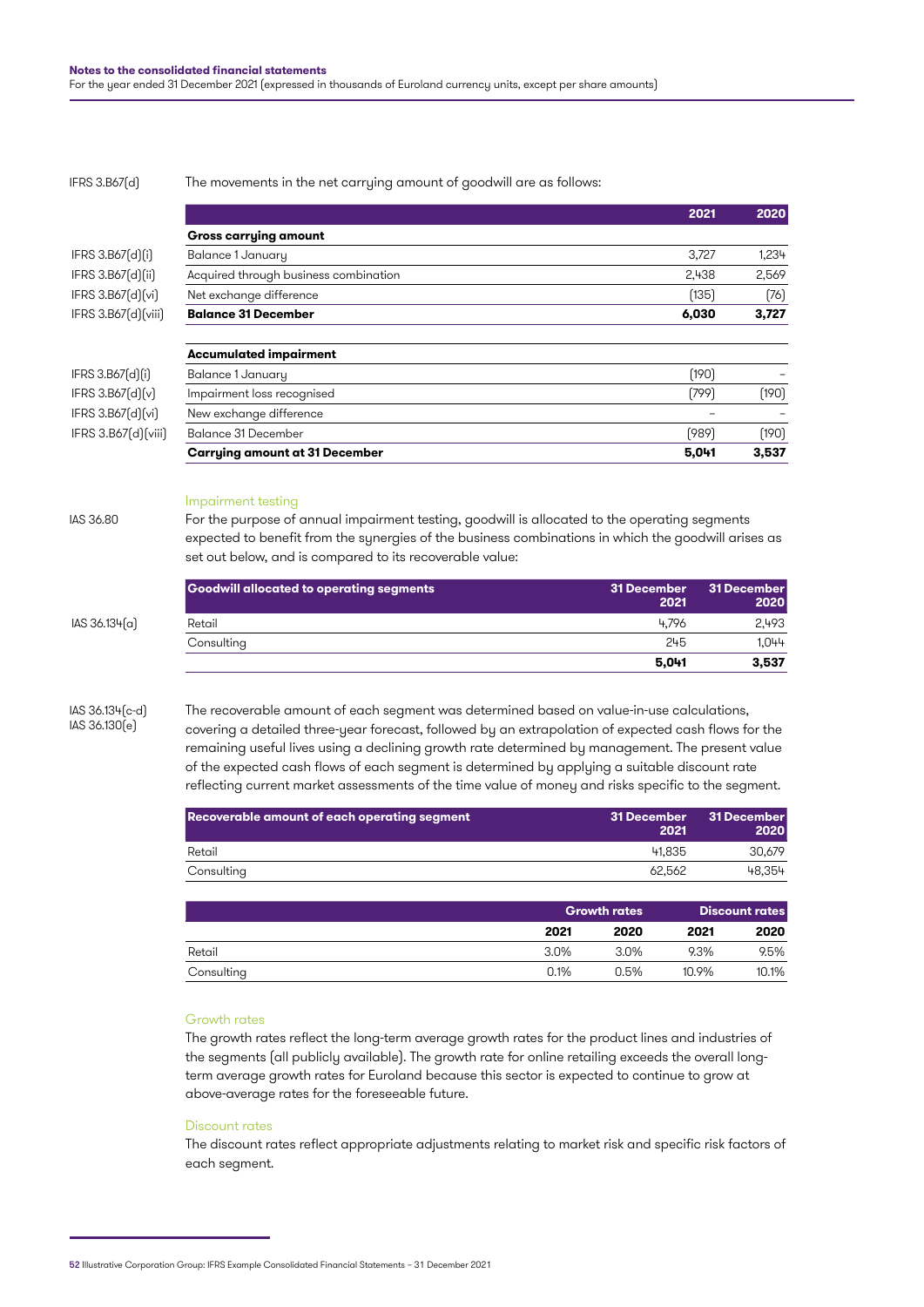IFRS 3.B67(d) The movements in the net carrying amount of goodwill are as follows:

| | | 2021 | 2020 |
|---|---|---|---|
| | **Gross carrying amount** | | |
| IFRS 3.B67(d)(i) | Balance 1 January | 3,727 | 1,234 |
| IFRS 3.B67(d)(ii) | Acquired through business combination | 2,438 | 2,569 |
| IFRS 3.B67(d)(vi) | Net exchange difference | (135) | (76) |
| IFRS 3.B67(d)(viii) | **Balance 31 December** | **6,030** | **3,727** |
| | **Accumulated impairment** | | |
| IFRS 3.B67(d)(i) | Balance 1 January | (190) | – |
| IFRS 3.B67(d)(v) | Impairment loss recognised | (799) | (190) |
| IFRS 3.B67(d)(vi) | New exchange difference | – | – |
| IFRS 3.B67(d)(viii) | Balance 31 December | (989) | (190) |
| | **Carrying amount at 31 December** | **5,041** | **3,537** |

### Impairment testing

IAS 36.80

For the purpose of annual impairment testing, goodwill is allocated to the operating segments expected to benefit from the synergies of the business combinations in which the goodwill arises as set out below, and is compared to its recoverable value:

| | Goodwill allocated to operating segments | 31 December 2021 | 31 December 2020 |
|---|---|---|---|
| IAS 36.134(a) | Retail | 4,796 | 2,493 |
| | Consulting | 245 | 1,044 |
| | | **5,041** | **3,537** |

IAS 36.134(c-d)
IAS 36.130(e)

The recoverable amount of each segment was determined based on value-in-use calculations, covering a detailed three-year forecast, followed by an extrapolation of expected cash flows for the remaining useful lives using a declining growth rate determined by management. The present value of the expected cash flows of each segment is determined by applying a suitable discount rate reflecting current market assessments of the time value of money and risks specific to the segment.

| Recoverable amount of each operating segment | 31 December 2021 | 31 December 2020 |
|---|---|---|
| Retail | 41,835 | 30,679 |
| Consulting | 62,562 | 48,354 |

| | Growth rates | | Discount rates | |
|---|---|---|---|---|
| | 2021 | 2020 | 2021 | 2020 |
| Retail | 3.0% | 3.0% | 9.3% | 9.5% |
| Consulting | 0.1% | 0.5% | 10.9% | 10.1% |

### Growth rates

The growth rates reflect the long-term average growth rates for the product lines and industries of the segments (all publicly available). The growth rate for online retailing exceeds the overall long-term average growth rates for Euroland because this sector is expected to continue to grow at above-average rates for the foreseeable future.

### Discount rates

The discount rates reflect appropriate adjustments relating to market risk and specific risk factors of each segment.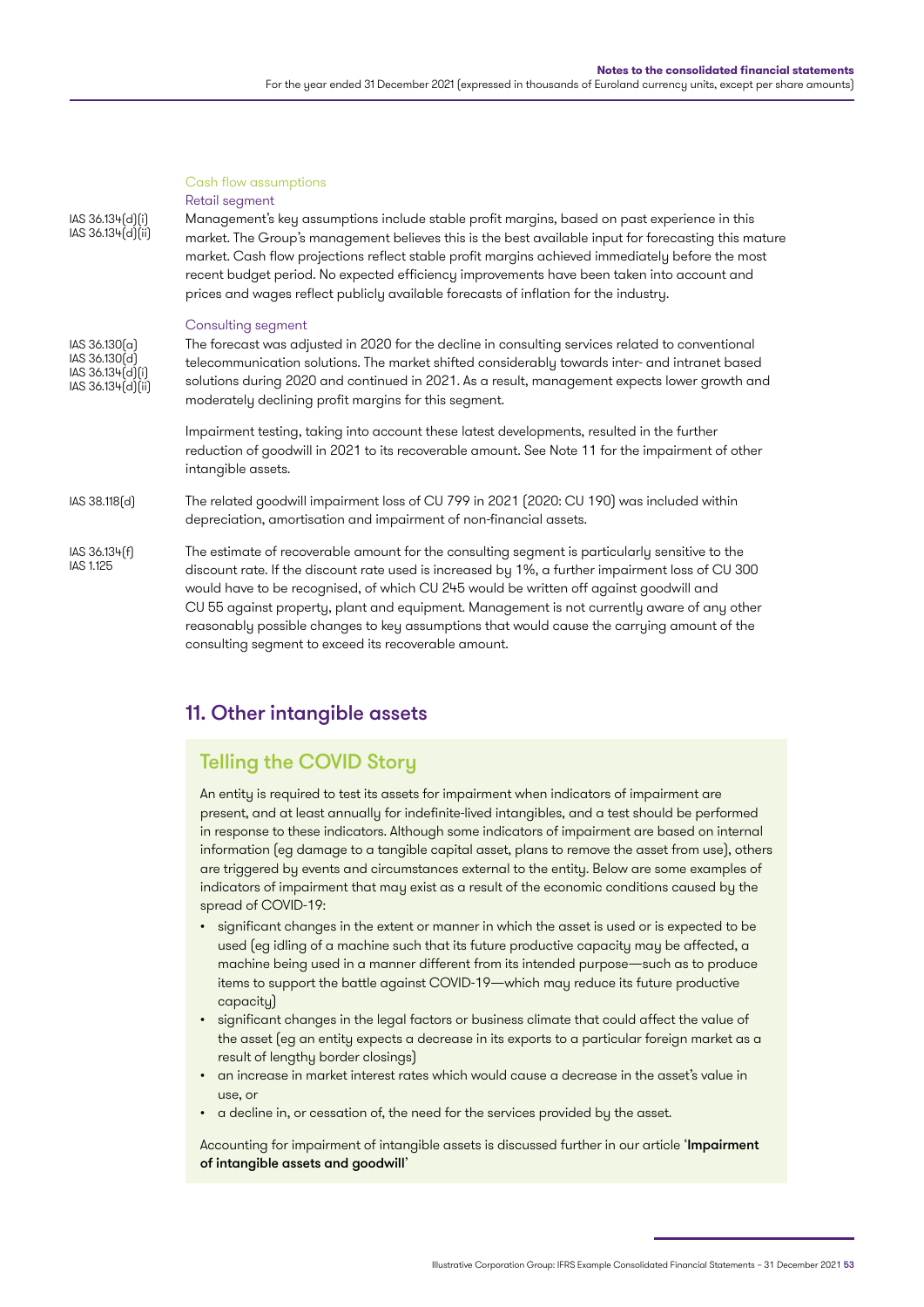#### Cash flow assumptions

##### Retail segment

IAS 36.134(d)(i)
IAS 36.134(d)(ii)

Management's key assumptions include stable profit margins, based on past experience in this market. The Group's management believes this is the best available input for forecasting this mature market. Cash flow projections reflect stable profit margins achieved immediately before the most recent budget period. No expected efficiency improvements have been taken into account and prices and wages reflect publicly available forecasts of inflation for the industry.

##### Consulting segment

IAS 36.130(a)
IAS 36.130(d)
IAS 36.134(d)(i)
IAS 36.134(d)(ii)

The forecast was adjusted in 2020 for the decline in consulting services related to conventional telecommunication solutions. The market shifted considerably towards inter- and intranet based solutions during 2020 and continued in 2021. As a result, management expects lower growth and moderately declining profit margins for this segment.

Impairment testing, taking into account these latest developments, resulted in the further reduction of goodwill in 2021 to its recoverable amount. See Note 11 for the impairment of other intangible assets.

IAS 38.118(d)

The related goodwill impairment loss of CU 799 in 2021 (2020: CU 190) was included within depreciation, amortisation and impairment of non-financial assets.

IAS 36.134(f)
IAS 1.125

The estimate of recoverable amount for the consulting segment is particularly sensitive to the discount rate. If the discount rate used is increased by 1%, a further impairment loss of CU 300 would have to be recognised, of which CU 245 would be written off against goodwill and CU 55 against property, plant and equipment. Management is not currently aware of any other reasonably possible changes to key assumptions that would cause the carrying amount of the consulting segment to exceed its recoverable amount.

## 11. Other intangible assets

### Telling the COVID Story

An entity is required to test its assets for impairment when indicators of impairment are present, and at least annually for indefinite-lived intangibles, and a test should be performed in response to these indicators. Although some indicators of impairment are based on internal information (eg damage to a tangible capital asset, plans to remove the asset from use), others are triggered by events and circumstances external to the entity. Below are some examples of indicators of impairment that may exist as a result of the economic conditions caused by the spread of COVID-19:

- significant changes in the extent or manner in which the asset is used or is expected to be used (eg idling of a machine such that its future productive capacity may be affected, a machine being used in a manner different from its intended purpose—such as to produce items to support the battle against COVID-19—which may reduce its future productive capacity)
- significant changes in the legal factors or business climate that could affect the value of the asset (eg an entity expects a decrease in its exports to a particular foreign market as a result of lengthy border closings)
- an increase in market interest rates which would cause a decrease in the asset's value in use, or
- a decline in, or cessation of, the need for the services provided by the asset.

Accounting for impairment of intangible assets is discussed further in our article '**Impairment of intangible assets and goodwill**'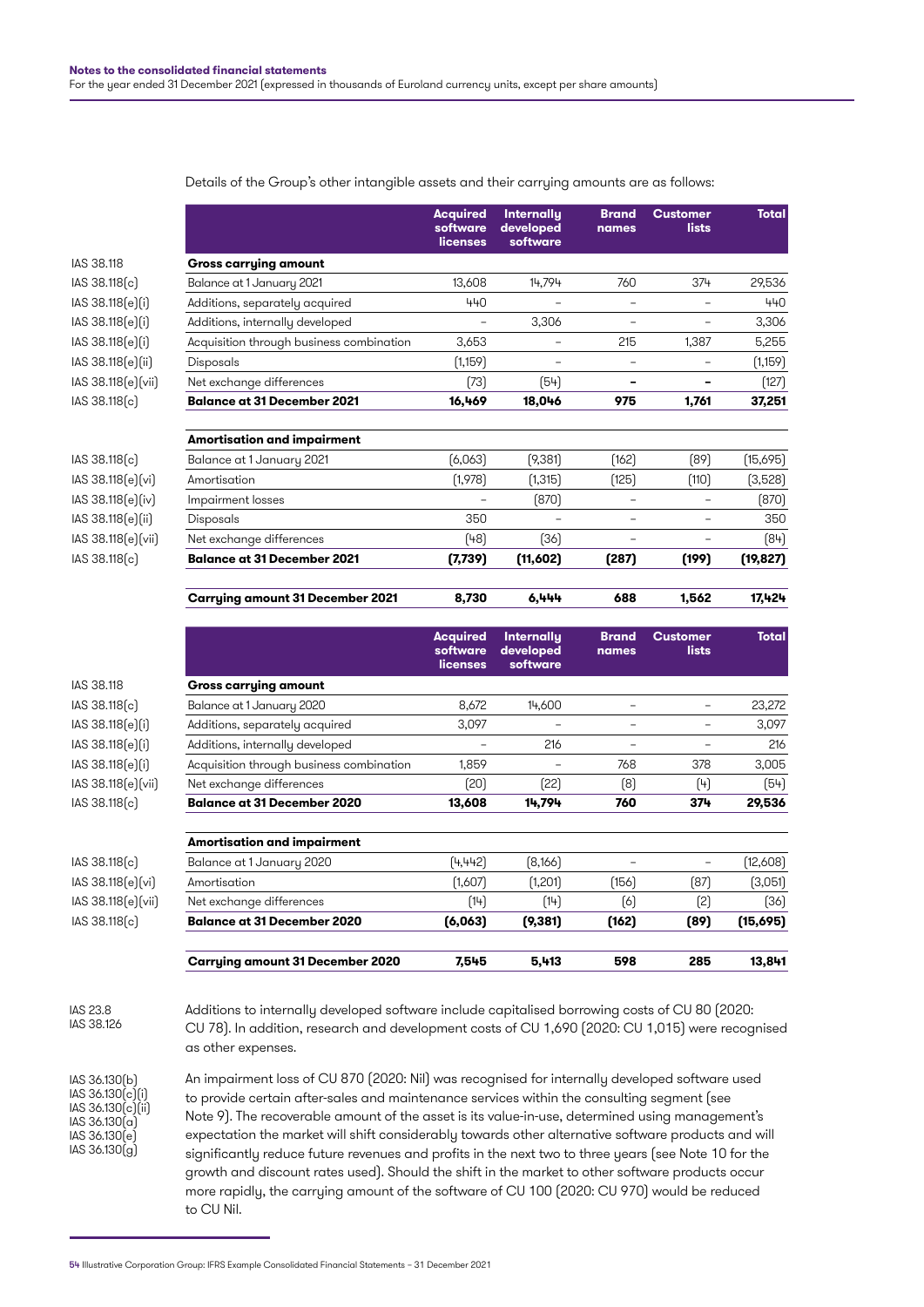Details of the Group's other intangible assets and their carrying amounts are as follows:

| | | Acquired software licenses | Internally developed software | Brand names | Customer lists | Total |
|---|---|---|---|---|---|---|
| IAS 38.118 | **Gross carrying amount** | | | | | |
| IAS 38.118(c) | Balance at 1 January 2021 | 13,608 | 14,794 | 760 | 374 | 29,536 |
| IAS 38.118(e)(i) | Additions, separately acquired | 440 | – | – | – | 440 |
| IAS 38.118(e)(i) | Additions, internally developed | – | 3,306 | – | – | 3,306 |
| IAS 38.118(e)(i) | Acquisition through business combination | 3,653 | – | 215 | 1,387 | 5,255 |
| IAS 38.118(e)(ii) | Disposals | (1,159) | – | – | – | (1,159) |
| IAS 38.118(e)(vii) | Net exchange differences | (73) | (54) | – | – | (127) |
| IAS 38.118(c) | **Balance at 31 December 2021** | **16,469** | **18,046** | **975** | **1,761** | **37,251** |
| | **Amortisation and impairment** | | | | | |
| IAS 38.118(c) | Balance at 1 January 2021 | (6,063) | (9,381) | (162) | (89) | (15,695) |
| IAS 38.118(e)(vi) | Amortisation | (1,978) | (1,315) | (125) | (110) | (3,528) |
| IAS 38.118(e)(iv) | Impairment losses | – | (870) | – | – | (870) |
| IAS 38.118(e)(ii) | Disposals | 350 | – | – | – | 350 |
| IAS 38.118(e)(vii) | Net exchange differences | (48) | (36) | – | – | (84) |
| IAS 38.118(c) | **Balance at 31 December 2021** | **(7,739)** | **(11,602)** | **(287)** | **(199)** | **(19,827)** |
| | **Carrying amount 31 December 2021** | **8,730** | **6,444** | **688** | **1,562** | **17,424** |

| | | Acquired software licenses | Internally developed software | Brand names | Customer lists | Total |
|---|---|---|---|---|---|---|
| IAS 38.118 | **Gross carrying amount** | | | | | |
| IAS 38.118(c) | Balance at 1 January 2020 | 8,672 | 14,600 | – | – | 23,272 |
| IAS 38.118(e)(i) | Additions, separately acquired | 3,097 | – | – | – | 3,097 |
| IAS 38.118(e)(i) | Additions, internally developed | – | 216 | – | – | 216 |
| IAS 38.118(e)(i) | Acquisition through business combination | 1,859 | – | 768 | 378 | 3,005 |
| IAS 38.118(e)(vii) | Net exchange differences | (20) | (22) | (8) | (4) | (54) |
| IAS 38.118(c) | **Balance at 31 December 2020** | **13,608** | **14,794** | **760** | **374** | **29,536** |
| | **Amortisation and impairment** | | | | | |
| IAS 38.118(c) | Balance at 1 January 2020 | (4,442) | (8,166) | – | – | (12,608) |
| IAS 38.118(e)(vi) | Amortisation | (1,607) | (1,201) | (156) | (87) | (3,051) |
| IAS 38.118(e)(vii) | Net exchange differences | (14) | (14) | (6) | (2) | (36) |
| IAS 38.118(c) | **Balance at 31 December 2020** | **(6,063)** | **(9,381)** | **(162)** | **(89)** | **(15,695)** |
| | **Carrying amount 31 December 2020** | **7,545** | **5,413** | **598** | **285** | **13,841** |

IAS 23.8
IAS 38.126

Additions to internally developed software include capitalised borrowing costs of CU 80 (2020: CU 78). In addition, research and development costs of CU 1,690 (2020: CU 1,015) were recognised as other expenses.

IAS 36.130(b)
IAS 36.130(c)(i)
IAS 36.130(c)(ii)
IAS 36.130(a)
IAS 36.130(e)
IAS 36.130(g)

An impairment loss of CU 870 (2020: Nil) was recognised for internally developed software used to provide certain after-sales and maintenance services within the consulting segment (see Note 9). The recoverable amount of the asset is its value-in-use, determined using management's expectation the market will shift considerably towards other alternative software products and will significantly reduce future revenues and profits in the next two to three years (see Note 10 for the growth and discount rates used). Should the shift in the market to other software products occur more rapidly, the carrying amount of the software of CU 100 (2020: CU 970) would be reduced to CU Nil.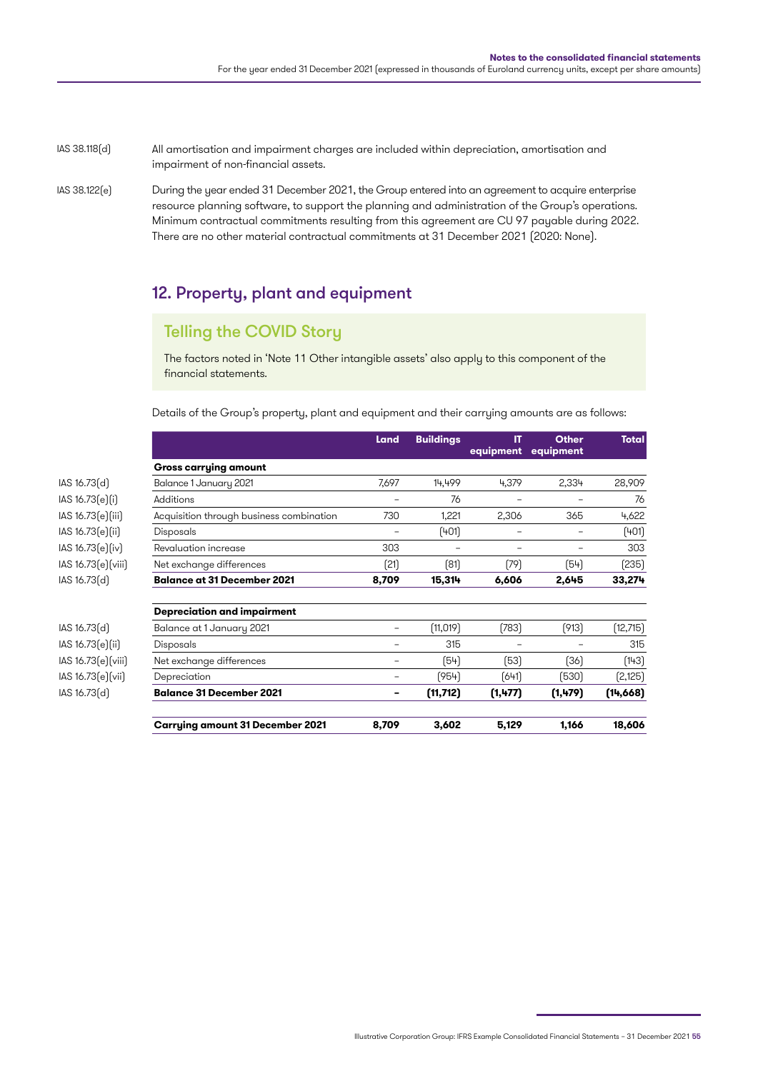IAS 38.118(d) All amortisation and impairment charges are included within depreciation, amortisation and impairment of non-financial assets.

IAS 38.122(e) During the year ended 31 December 2021, the Group entered into an agreement to acquire enterprise resource planning software, to support the planning and administration of the Group's operations. Minimum contractual commitments resulting from this agreement are CU 97 payable during 2022. There are no other material contractual commitments at 31 December 2021 (2020: None).

## 12. Property, plant and equipment

### Telling the COVID Story

The factors noted in 'Note 11 Other intangible assets' also apply to this component of the financial statements.

Details of the Group's property, plant and equipment and their carrying amounts are as follows:

| | | Land | Buildings | IT equipment | Other equipment | Total |
|---|---|---|---|---|---|---|
| | **Gross carrying amount** | | | | | |
| IAS 16.73(d) | Balance 1 January 2021 | 7,697 | 14,499 | 4,379 | 2,334 | 28,909 |
| IAS 16.73(e)(i) | Additions | – | 76 | – | – | 76 |
| IAS 16.73(e)(iii) | Acquisition through business combination | 730 | 1,221 | 2,306 | 365 | 4,622 |
| IAS 16.73(e)(ii) | Disposals | – | (401) | – | – | (401) |
| IAS 16.73(e)(iv) | Revaluation increase | 303 | – | – | – | 303 |
| IAS 16.73(e)(viii) | Net exchange differences | (21) | (81) | (79) | (54) | (235) |
| IAS 16.73(d) | **Balance at 31 December 2021** | **8,709** | **15,314** | **6,606** | **2,645** | **33,274** |
| | **Depreciation and impairment** | | | | | |
| IAS 16.73(d) | Balance at 1 January 2021 | – | (11,019) | (783) | (913) | (12,715) |
| IAS 16.73(e)(ii) | Disposals | – | 315 | – | – | 315 |
| IAS 16.73(e)(viii) | Net exchange differences | – | (54) | (53) | (36) | (143) |
| IAS 16.73(e)(vii) | Depreciation | – | (954) | (641) | (530) | (2,125) |
| IAS 16.73(d) | **Balance 31 December 2021** | **–** | **(11,712)** | **(1,477)** | **(1,479)** | **(14,668)** |
| | **Carrying amount 31 December 2021** | **8,709** | **3,602** | **5,129** | **1,166** | **18,606** |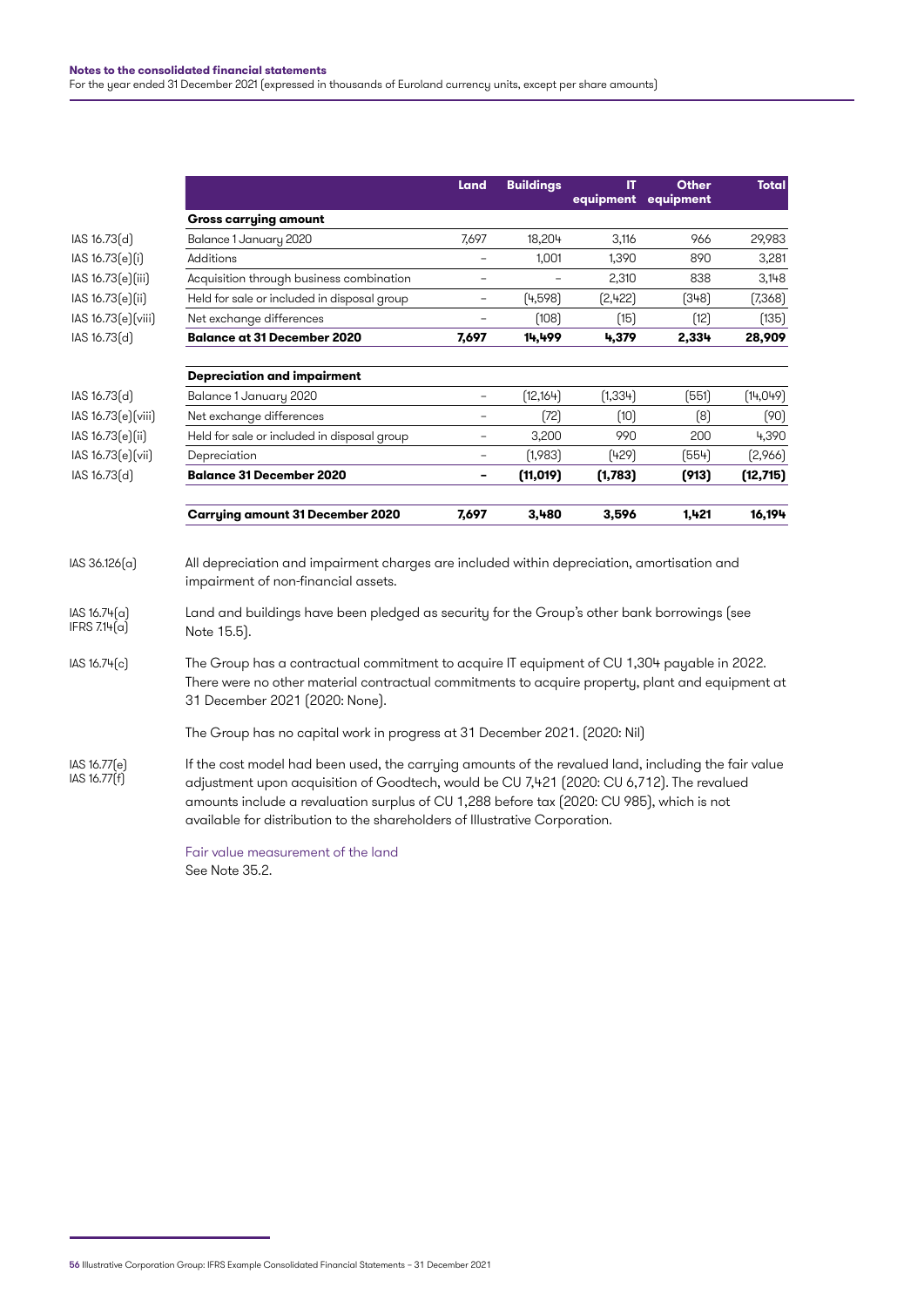| | | Land | Buildings | IT equipment | Other equipment | Total |
|---|---|---|---|---|---|---|
| | **Gross carrying amount** | | | | | |
| IAS 16.73(d) | Balance 1 January 2020 | 7,697 | 18,204 | 3,116 | 966 | 29,983 |
| IAS 16.73(e)(i) | Additions | – | 1,001 | 1,390 | 890 | 3,281 |
| IAS 16.73(e)(iii) | Acquisition through business combination | – | – | 2,310 | 838 | 3,148 |
| IAS 16.73(e)(ii) | Held for sale or included in disposal group | – | (4,598) | (2,422) | (348) | (7,368) |
| IAS 16.73(e)(viii) | Net exchange differences | – | (108) | (15) | (12) | (135) |
| IAS 16.73(d) | **Balance at 31 December 2020** | **7,697** | **14,499** | **4,379** | **2,334** | **28,909** |
| | **Depreciation and impairment** | | | | | |
| IAS 16.73(d) | Balance 1 January 2020 | – | (12,164) | (1,334) | (551) | (14,049) |
| IAS 16.73(e)(viii) | Net exchange differences | – | (72) | (10) | (8) | (90) |
| IAS 16.73(e)(ii) | Held for sale or included in disposal group | – | 3,200 | 990 | 200 | 4,390 |
| IAS 16.73(e)(vii) | Depreciation | – | (1,983) | (429) | (554) | (2,966) |
| IAS 16.73(d) | **Balance 31 December 2020** | **–** | **(11,019)** | **(1,783)** | **(913)** | **(12,715)** |
| | **Carrying amount 31 December 2020** | **7,697** | **3,480** | **3,596** | **1,421** | **16,194** |

IAS 36.126(a) All depreciation and impairment charges are included within depreciation, amortisation and impairment of non-financial assets.

IAS 16.74(a) IFRS 7.14(a) Land and buildings have been pledged as security for the Group's other bank borrowings (see Note 15.5).

IAS 16.74(c) The Group has a contractual commitment to acquire IT equipment of CU 1,304 payable in 2022. There were no other material contractual commitments to acquire property, plant and equipment at 31 December 2021 (2020: None).

The Group has no capital work in progress at 31 December 2021. (2020: Nil)

IAS 16.77(e) IAS 16.77(f) If the cost model had been used, the carrying amounts of the revalued land, including the fair value adjustment upon acquisition of Goodtech, would be CU 7,421 (2020: CU 6,712). The revalued amounts include a revaluation surplus of CU 1,288 before tax (2020: CU 985), which is not available for distribution to the shareholders of Illustrative Corporation.

### Fair value measurement of the land

See Note 35.2.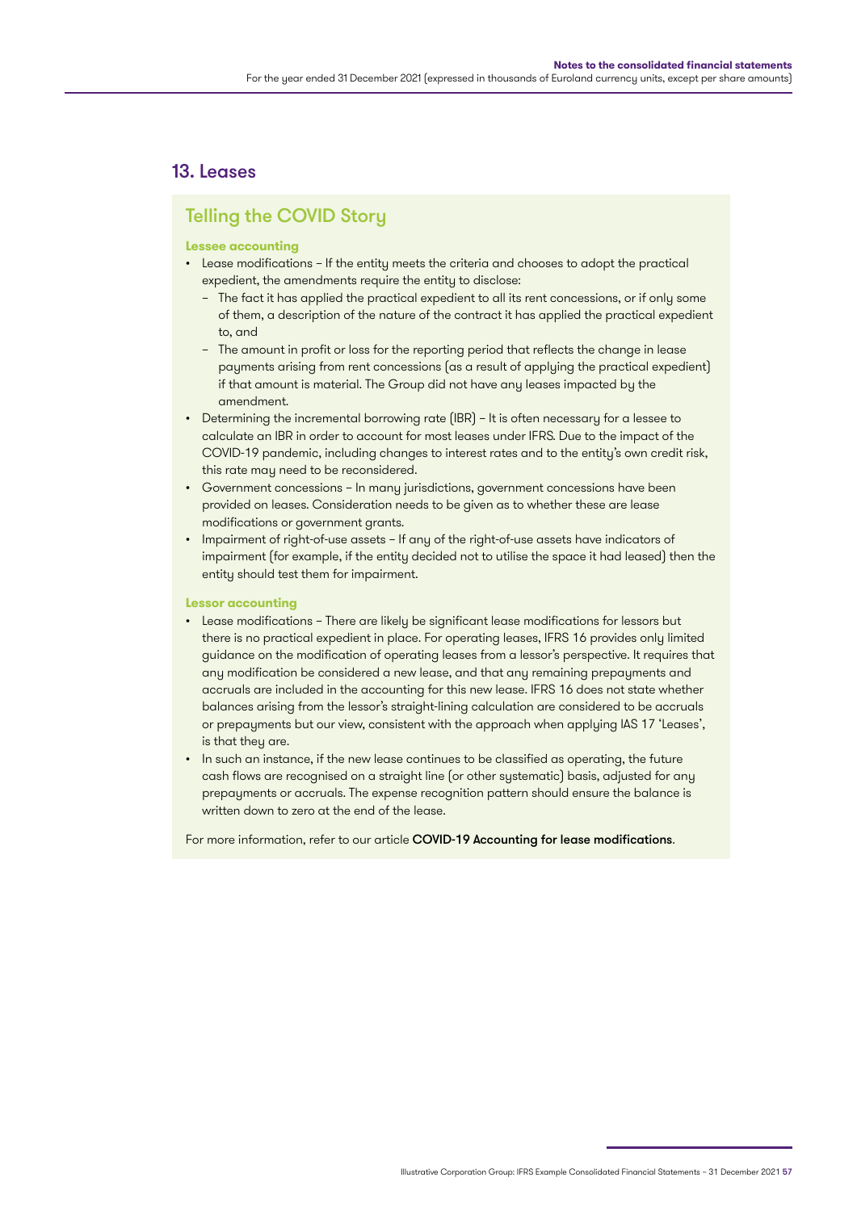## 13. Leases

### Telling the COVID Story

**Lessee accounting**

- Lease modifications – If the entity meets the criteria and chooses to adopt the practical expedient, the amendments require the entity to disclose:
  - The fact it has applied the practical expedient to all its rent concessions, or if only some of them, a description of the nature of the contract it has applied the practical expedient to, and
  - The amount in profit or loss for the reporting period that reflects the change in lease payments arising from rent concessions (as a result of applying the practical expedient) if that amount is material. The Group did not have any leases impacted by the amendment.
- Determining the incremental borrowing rate (IBR) – It is often necessary for a lessee to calculate an IBR in order to account for most leases under IFRS. Due to the impact of the COVID-19 pandemic, including changes to interest rates and to the entity's own credit risk, this rate may need to be reconsidered.
- Government concessions – In many jurisdictions, government concessions have been provided on leases. Consideration needs to be given as to whether these are lease modifications or government grants.
- Impairment of right-of-use assets – If any of the right-of-use assets have indicators of impairment (for example, if the entity decided not to utilise the space it had leased) then the entity should test them for impairment.

**Lessor accounting**

- Lease modifications – There are likely be significant lease modifications for lessors but there is no practical expedient in place. For operating leases, IFRS 16 provides only limited guidance on the modification of operating leases from a lessor's perspective. It requires that any modification be considered a new lease, and that any remaining prepayments and accruals are included in the accounting for this new lease. IFRS 16 does not state whether balances arising from the lessor's straight-lining calculation are considered to be accruals or prepayments but our view, consistent with the approach when applying IAS 17 'Leases', is that they are.
- In such an instance, if the new lease continues to be classified as operating, the future cash flows are recognised on a straight line (or other systematic) basis, adjusted for any prepayments or accruals. The expense recognition pattern should ensure the balance is written down to zero at the end of the lease.

For more information, refer to our article **COVID-19 Accounting for lease modifications**.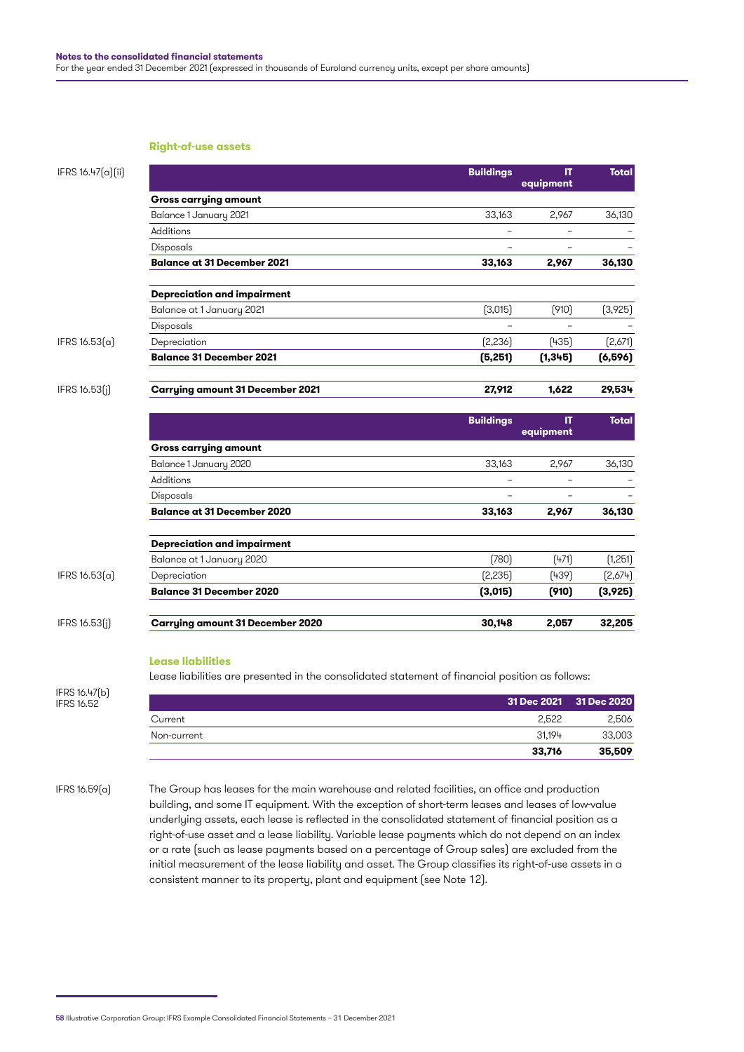### Right-of-use assets

IFRS 16.47(a)(ii)

| | Buildings | IT equipment | Total |
|---|---|---|---|
| **Gross carrying amount** | | | |
| Balance 1 January 2021 | 33,163 | 2,967 | 36,130 |
| Additions | – | – | – |
| Disposals | – | – | – |
| **Balance at 31 December 2021** | **33,163** | **2,967** | **36,130** |
| **Depreciation and impairment** | | | |
| Balance at 1 January 2021 | (3,015) | (910) | (3,925) |
| Disposals | – | – | – |
| Depreciation (IFRS 16.53(a)) | (2,236) | (435) | (2,671) |
| **Balance 31 December 2021** | **(5,251)** | **(1,345)** | **(6,596)** |
| **Carrying amount 31 December 2021** (IFRS 16.53(j)) | **27,912** | **1,622** | **29,534** |

| | Buildings | IT equipment | Total |
|---|---|---|---|
| **Gross carrying amount** | | | |
| Balance 1 January 2020 | 33,163 | 2,967 | 36,130 |
| Additions | – | – | – |
| Disposals | – | – | – |
| **Balance at 31 December 2020** | **33,163** | **2,967** | **36,130** |
| **Depreciation and impairment** | | | |
| Balance at 1 January 2020 | (780) | (471) | (1,251) |
| Depreciation (IFRS 16.53(a)) | (2,235) | (439) | (2,674) |
| **Balance 31 December 2020** | **(3,015)** | **(910)** | **(3,925)** |
| **Carrying amount 31 December 2020** (IFRS 16.53(j)) | **30,148** | **2,057** | **32,205** |

### Lease liabilities

IFRS 16.47(b)
IFRS 16.52

Lease liabilities are presented in the consolidated statement of financial position as follows:

| | 31 Dec 2021 | 31 Dec 2020 |
|---|---|---|
| Current | 2,522 | 2,506 |
| Non-current | 31,194 | 33,003 |
| | **33,716** | **35,509** |

IFRS 16.59(a)

The Group has leases for the main warehouse and related facilities, an office and production building, and some IT equipment. With the exception of short-term leases and leases of low-value underlying assets, each lease is reflected in the consolidated statement of financial position as a right-of-use asset and a lease liability. Variable lease payments which do not depend on an index or a rate (such as lease payments based on a percentage of Group sales) are excluded from the initial measurement of the lease liability and asset. The Group classifies its right-of-use assets in a consistent manner to its property, plant and equipment (see Note 12).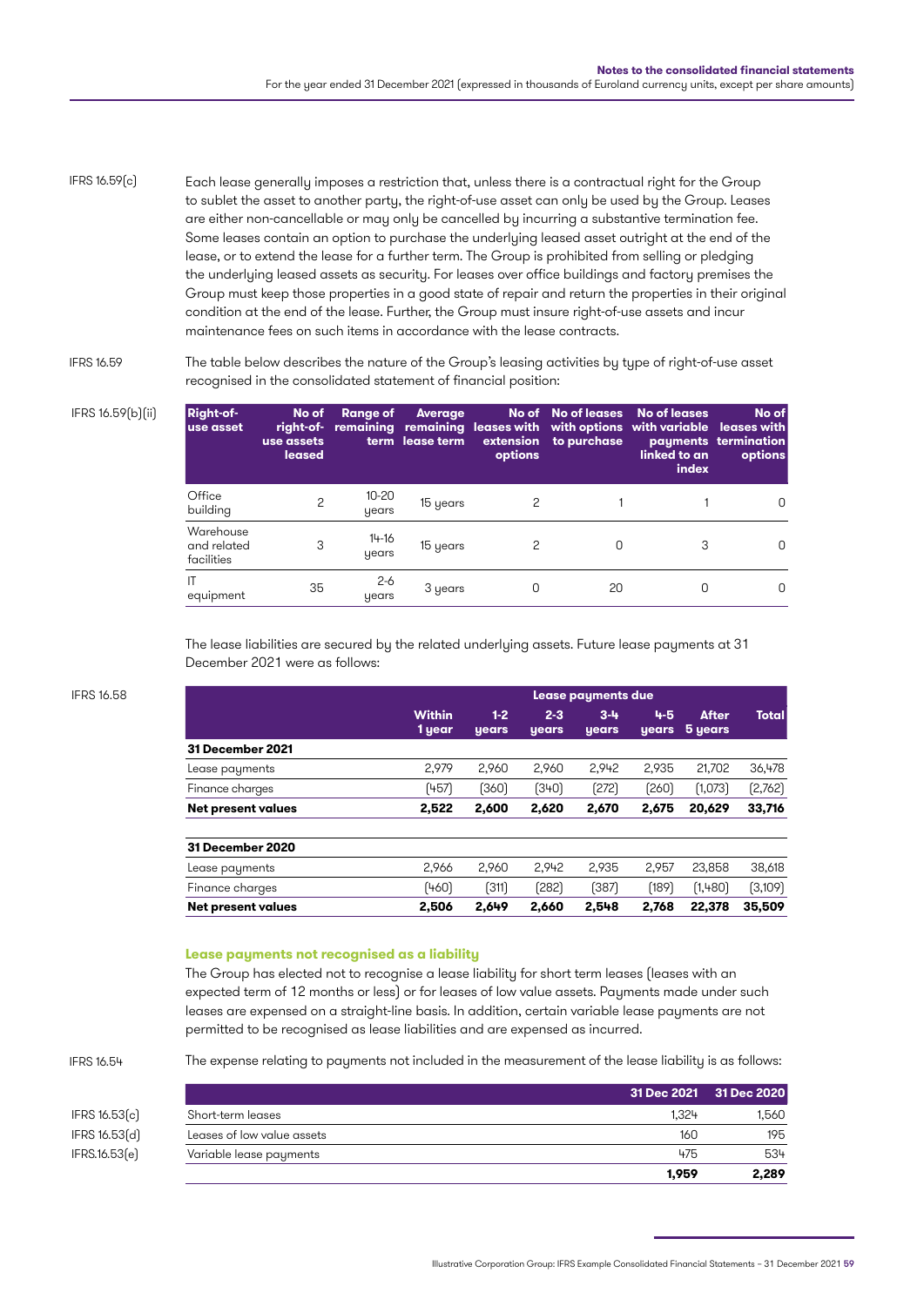IFRS 16.59(c)

Each lease generally imposes a restriction that, unless there is a contractual right for the Group to sublet the asset to another party, the right-of-use asset can only be used by the Group. Leases are either non-cancellable or may only be cancelled by incurring a substantive termination fee. Some leases contain an option to purchase the underlying leased asset outright at the end of the lease, or to extend the lease for a further term. The Group is prohibited from selling or pledging the underlying leased assets as security. For leases over office buildings and factory premises the Group must keep those properties in a good state of repair and return the properties in their original condition at the end of the lease. Further, the Group must insure right-of-use assets and incur maintenance fees on such items in accordance with the lease contracts.

IFRS 16.59

The table below describes the nature of the Group's leasing activities by type of right-of-use asset recognised in the consolidated statement of financial position:

IFRS 16.59(b)(ii)

| Right-of-use asset | No of right-of-use assets leased | Range of remaining term | Average remaining lease term | No of leases with extension options | No of leases with options to purchase | No of leases with variable payments linked to an index | No of leases with termination options |
|---|---|---|---|---|---|---|---|
| Office building | 2 | 10-20 years | 15 years | 2 | 1 | 1 | 0 |
| Warehouse and related facilities | 3 | 14-16 years | 15 years | 2 | 0 | 3 | 0 |
| IT equipment | 35 | 2-6 years | 3 years | 0 | 20 | 0 | 0 |

The lease liabilities are secured by the related underlying assets. Future lease payments at 31 December 2021 were as follows:

IFRS 16.58

| | Lease payments due | | | | | | |
|---|---|---|---|---|---|---|---|
| | Within 1 year | 1-2 years | 2-3 years | 3-4 years | 4-5 years | After 5 years | Total |
| **31 December 2021** | | | | | | | |
| Lease payments | 2,979 | 2,960 | 2,960 | 2,942 | 2,935 | 21,702 | 36,478 |
| Finance charges | (457) | (360) | (340) | (272) | (260) | (1,073) | (2,762) |
| **Net present values** | **2,522** | **2,600** | **2,620** | **2,670** | **2,675** | **20,629** | **33,716** |
| | | | | | | | |
| **31 December 2020** | | | | | | | |
| Lease payments | 2,966 | 2,960 | 2,942 | 2,935 | 2,957 | 23,858 | 38,618 |
| Finance charges | (460) | (311) | (282) | (387) | (189) | (1,480) | (3,109) |
| **Net present values** | **2,506** | **2,649** | **2,660** | **2,548** | **2,768** | **22,378** | **35,509** |

### Lease payments not recognised as a liability

The Group has elected not to recognise a lease liability for short term leases (leases with an expected term of 12 months or less) or for leases of low value assets. Payments made under such leases are expensed on a straight-line basis. In addition, certain variable lease payments are not permitted to be recognised as lease liabilities and are expensed as incurred.

IFRS 16.54

The expense relating to payments not included in the measurement of the lease liability is as follows:

| | | 31 Dec 2021 | 31 Dec 2020 |
|---|---|---|---|
| IFRS 16.53(c) | Short-term leases | 1,324 | 1,560 |
| IFRS 16.53(d) | Leases of low value assets | 160 | 195 |
| IFRS.16.53(e) | Variable lease payments | 475 | 534 |
| | | **1,959** | **2,289** |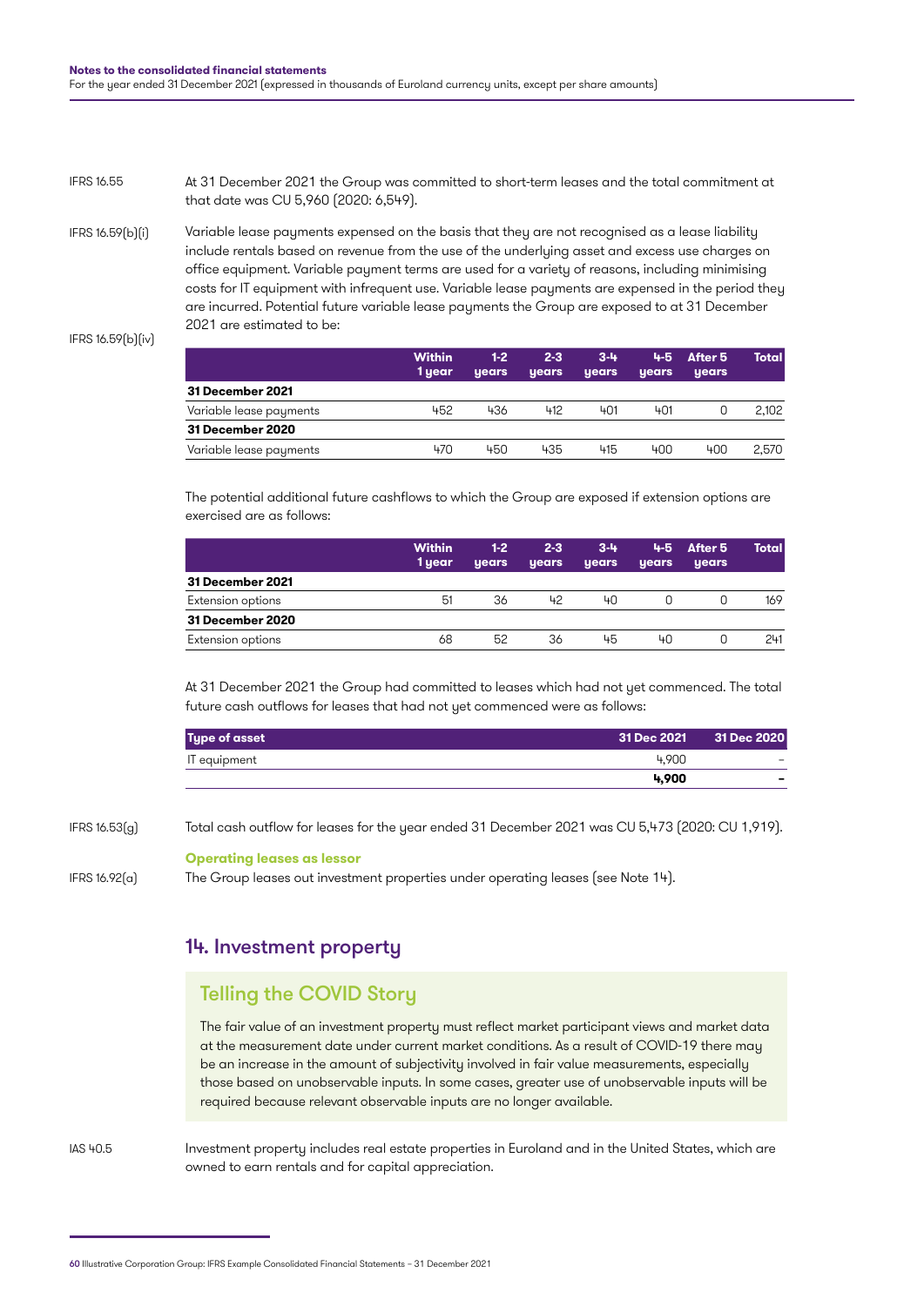IFRS 16.55

At 31 December 2021 the Group was committed to short-term leases and the total commitment at that date was CU 5,960 (2020: 6,549).

IFRS 16.59(b)(i)

Variable lease payments expensed on the basis that they are not recognised as a lease liability include rentals based on revenue from the use of the underlying asset and excess use charges on office equipment. Variable payment terms are used for a variety of reasons, including minimising costs for IT equipment with infrequent use. Variable lease payments are expensed in the period they are incurred. Potential future variable lease payments the Group are exposed to at 31 December 2021 are estimated to be:

IFRS 16.59(b)(iv)

| | Within 1 year | 1-2 years | 2-3 years | 3-4 years | 4-5 years | After 5 years | Total |
|---|---|---|---|---|---|---|---|
| **31 December 2021** | | | | | | | |
| Variable lease payments | 452 | 436 | 412 | 401 | 401 | 0 | 2,102 |
| **31 December 2020** | | | | | | | |
| Variable lease payments | 470 | 450 | 435 | 415 | 400 | 400 | 2,570 |

The potential additional future cashflows to which the Group are exposed if extension options are exercised are as follows:

| | Within 1 year | 1-2 years | 2-3 years | 3-4 years | 4-5 years | After 5 years | Total |
|---|---|---|---|---|---|---|---|
| **31 December 2021** | | | | | | | |
| Extension options | 51 | 36 | 42 | 40 | 0 | 0 | 169 |
| **31 December 2020** | | | | | | | |
| Extension options | 68 | 52 | 36 | 45 | 40 | 0 | 241 |

At 31 December 2021 the Group had committed to leases which had not yet commenced. The total future cash outflows for leases that had not yet commenced were as follows:

| Type of asset | 31 Dec 2021 | 31 Dec 2020 |
|---|---|---|
| IT equipment | 4,900 | – |
| | **4,900** | **–** |

IFRS 16.53(g)

Total cash outflow for leases for the year ended 31 December 2021 was CU 5,473 (2020: CU 1,919).

**Operating leases as lessor**

IFRS 16.92(a)

The Group leases out investment properties under operating leases (see Note 14).

## 14. Investment property

### Telling the COVID Story

The fair value of an investment property must reflect market participant views and market data at the measurement date under current market conditions. As a result of COVID-19 there may be an increase in the amount of subjectivity involved in fair value measurements, especially those based on unobservable inputs. In some cases, greater use of unobservable inputs will be required because relevant observable inputs are no longer available.

IAS 40.5

Investment property includes real estate properties in Euroland and in the United States, which are owned to earn rentals and for capital appreciation.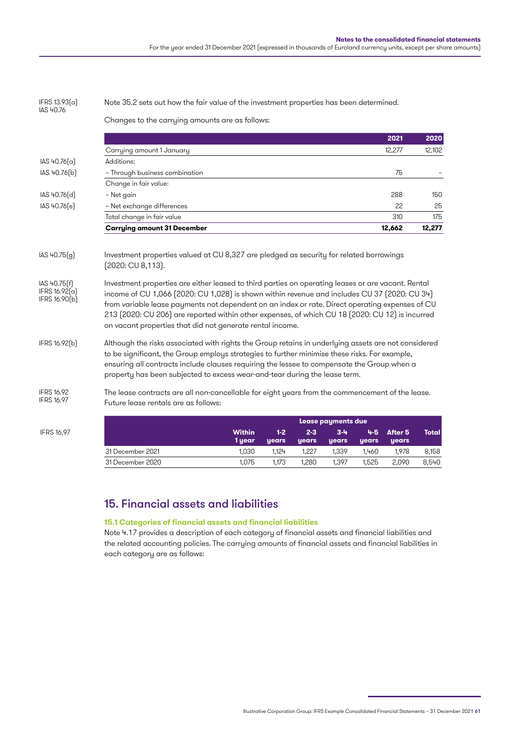IFRS 13.93(a)
IAS 40.76

Note 35.2 sets out how the fair value of the investment properties has been determined.

Changes to the carrying amounts are as follows:

| | | 2021 | 2020 |
|---|---|---|---|
| | Carrying amount 1 January | 12,277 | 12,102 |
| IAS 40.76(a) | Additions: | | |
| IAS 40.76(b) | – Through business combination | 75 | – |
| | Change in fair value: | | |
| IAS 40.76(d) | – Net gain | 288 | 150 |
| IAS 40.76(e) | – Net exchange differences | 22 | 25 |
| | Total change in fair value | 310 | 175 |
| | **Carrying amount 31 December** | **12,662** | **12,277** |

IAS 40.75(g)

Investment properties valued at CU 8,327 are pledged as security for related borrowings (2020: CU 8,113).

IAS 40.75(f)
IFRS 16.92(a)
IFRS 16.90(b)

Investment properties are either leased to third parties on operating leases or are vacant. Rental income of CU 1,066 (2020: CU 1,028) is shown within revenue and includes CU 37 (2020: CU 34) from variable lease payments not dependent on an index or rate. Direct operating expenses of CU 213 (2020: CU 206) are reported within other expenses, of which CU 18 (2020: CU 12) is incurred on vacant properties that did not generate rental income.

IFRS 16.92(b)

Although the risks associated with rights the Group retains in underlying assets are not considered to be significant, the Group employs strategies to further minimise these risks. For example, ensuring all contracts include clauses requiring the lessee to compensate the Group when a property has been subjected to excess wear-and-tear during the lease term.

IFRS 16.92
IFRS 16.97

The lease contracts are all non-cancellable for eight years from the commencement of the lease. Future lease rentals are as follows:

IFRS 16.97

| | Lease payments due | | | | | | |
|---|---|---|---|---|---|---|---|
| | Within 1 year | 1-2 years | 2-3 years | 3-4 years | 4-5 years | After 5 years | Total |
| 31 December 2021 | 1,030 | 1,124 | 1,227 | 1,339 | 1,460 | 1,978 | 8,158 |
| 31 December 2020 | 1,075 | 1,173 | 1,280 | 1,397 | 1,525 | 2,090 | 8,540 |

## 15. Financial assets and liabilities

### 15.1 Categories of financial assets and financial liabilities

Note 4.17 provides a description of each category of financial assets and financial liabilities and the related accounting policies. The carrying amounts of financial assets and financial liabilities in each category are as follows: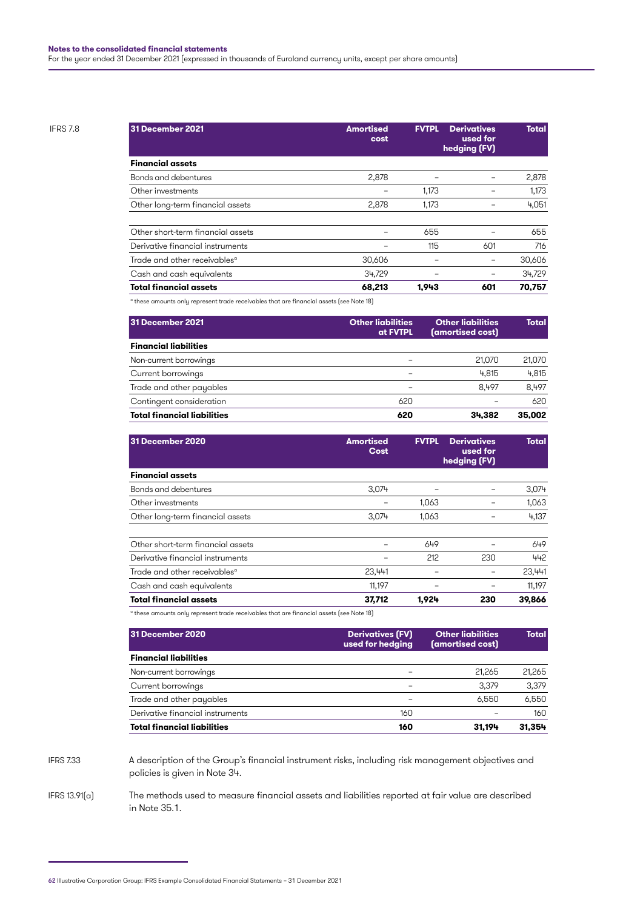IFRS 7.8

| 31 December 2021 | Amortised cost | FVTPL | Derivatives used for hedging (FV) | Total |
|---|---|---|---|---|
| **Financial assets** | | | | |
| Bonds and debentures | 2,878 | – | – | 2,878 |
| Other investments | – | 1,173 | – | 1,173 |
| Other long-term financial assets | 2,878 | 1,173 | – | 4,051 |
| | | | | |
| Other short-term financial assets | – | 655 | – | 655 |
| Derivative financial instruments | – | 115 | 601 | 716 |
| Trade and other receivables[a] | 30,606 | – | – | 30,606 |
| Cash and cash equivalents | 34,729 | – | – | 34,729 |
| **Total financial assets** | **68,213** | **1,943** | **601** | **70,757** |

[a] these amounts only represent trade receivables that are financial assets (see Note 18)

| 31 December 2021 | Other liabilities at FVTPL | Other liabilities (amortised cost) | Total |
|---|---|---|---|
| **Financial liabilities** | | | |
| Non-current borrowings | – | 21,070 | 21,070 |
| Current borrowings | – | 4,815 | 4,815 |
| Trade and other payables | – | 8,497 | 8,497 |
| Contingent consideration | 620 | – | 620 |
| **Total financial liabilities** | **620** | **34,382** | **35,002** |

| 31 December 2020 | Amortised Cost | FVTPL | Derivatives used for hedging (FV) | Total |
|---|---|---|---|---|
| **Financial assets** | | | | |
| Bonds and debentures | 3,074 | – | – | 3,074 |
| Other investments | – | 1,063 | – | 1,063 |
| Other long-term financial assets | 3,074 | 1,063 | – | 4,137 |
| | | | | |
| Other short-term financial assets | – | 649 | – | 649 |
| Derivative financial instruments | – | 212 | 230 | 442 |
| Trade and other receivables[a] | 23,441 | – | – | 23,441 |
| Cash and cash equivalents | 11,197 | – | – | 11,197 |
| **Total financial assets** | **37,712** | **1,924** | **230** | **39,866** |

[a] these amounts only represent trade receivables that are financial assets (see Note 18)

| 31 December 2020 | Derivatives (FV) used for hedging | Other liabilities (amortised cost) | Total |
|---|---|---|---|
| **Financial liabilities** | | | |
| Non-current borrowings | – | 21,265 | 21,265 |
| Current borrowings | – | 3,379 | 3,379 |
| Trade and other payables | – | 6,550 | 6,550 |
| Derivative financial instruments | 160 | – | 160 |
| **Total financial liabilities** | **160** | **31,194** | **31,354** |

IFRS 7.33

A description of the Group's financial instrument risks, including risk management objectives and policies is given in Note 34.

IFRS 13.91(a)

The methods used to measure financial assets and liabilities reported at fair value are described in Note 35.1.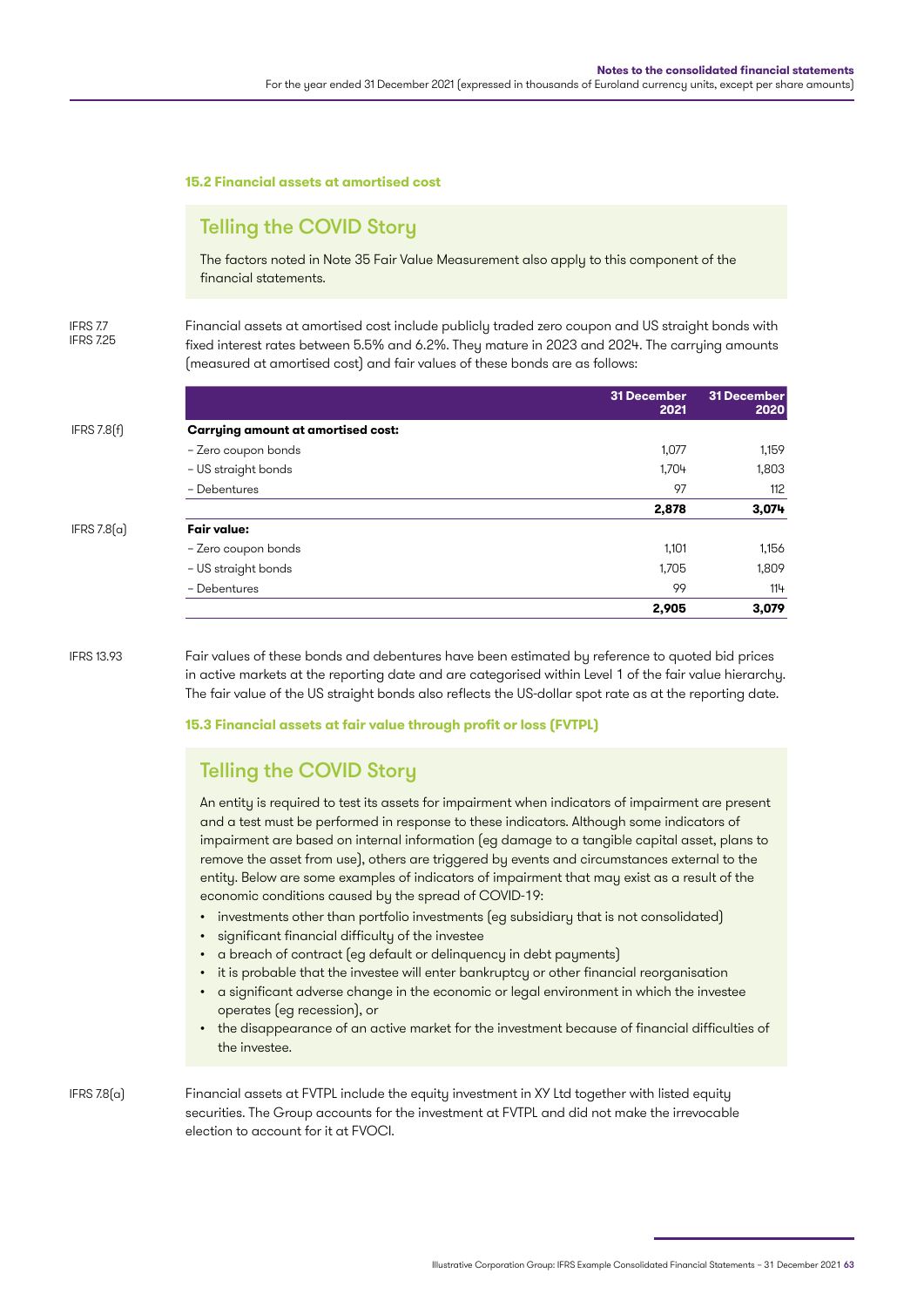### 15.2 Financial assets at amortised cost

> **Telling the COVID Story**
>
> The factors noted in Note 35 Fair Value Measurement also apply to this component of the financial statements.

IFRS 7.7
IFRS 7.25

Financial assets at amortised cost include publicly traded zero coupon and US straight bonds with fixed interest rates between 5.5% and 6.2%. They mature in 2023 and 2024. The carrying amounts (measured at amortised cost) and fair values of these bonds are as follows:

| | | 31 December 2021 | 31 December 2020 |
|---|---|---|---|
| IFRS 7.8(f) | **Carrying amount at amortised cost:** | | |
| | – Zero coupon bonds | 1,077 | 1,159 |
| | – US straight bonds | 1,704 | 1,803 |
| | – Debentures | 97 | 112 |
| | | **2,878** | **3,074** |
| IFRS 7.8(a) | **Fair value:** | | |
| | – Zero coupon bonds | 1,101 | 1,156 |
| | – US straight bonds | 1,705 | 1,809 |
| | – Debentures | 99 | 114 |
| | | **2,905** | **3,079** |

IFRS 13.93

Fair values of these bonds and debentures have been estimated by reference to quoted bid prices in active markets at the reporting date and are categorised within Level 1 of the fair value hierarchy. The fair value of the US straight bonds also reflects the US-dollar spot rate as at the reporting date.

### 15.3 Financial assets at fair value through profit or loss (FVTPL)

> **Telling the COVID Story**
>
> An entity is required to test its assets for impairment when indicators of impairment are present and a test must be performed in response to these indicators. Although some indicators of impairment are based on internal information (eg damage to a tangible capital asset, plans to remove the asset from use), others are triggered by events and circumstances external to the entity. Below are some examples of indicators of impairment that may exist as a result of the economic conditions caused by the spread of COVID-19:
>
> - investments other than portfolio investments (eg subsidiary that is not consolidated)
> - significant financial difficulty of the investee
> - a breach of contract (eg default or delinquency in debt payments)
> - it is probable that the investee will enter bankruptcy or other financial reorganisation
> - a significant adverse change in the economic or legal environment in which the investee operates (eg recession), or
> - the disappearance of an active market for the investment because of financial difficulties of the investee.

IFRS 7.8(a)

Financial assets at FVTPL include the equity investment in XY Ltd together with listed equity securities. The Group accounts for the investment at FVTPL and did not make the irrevocable election to account for it at FVOCI.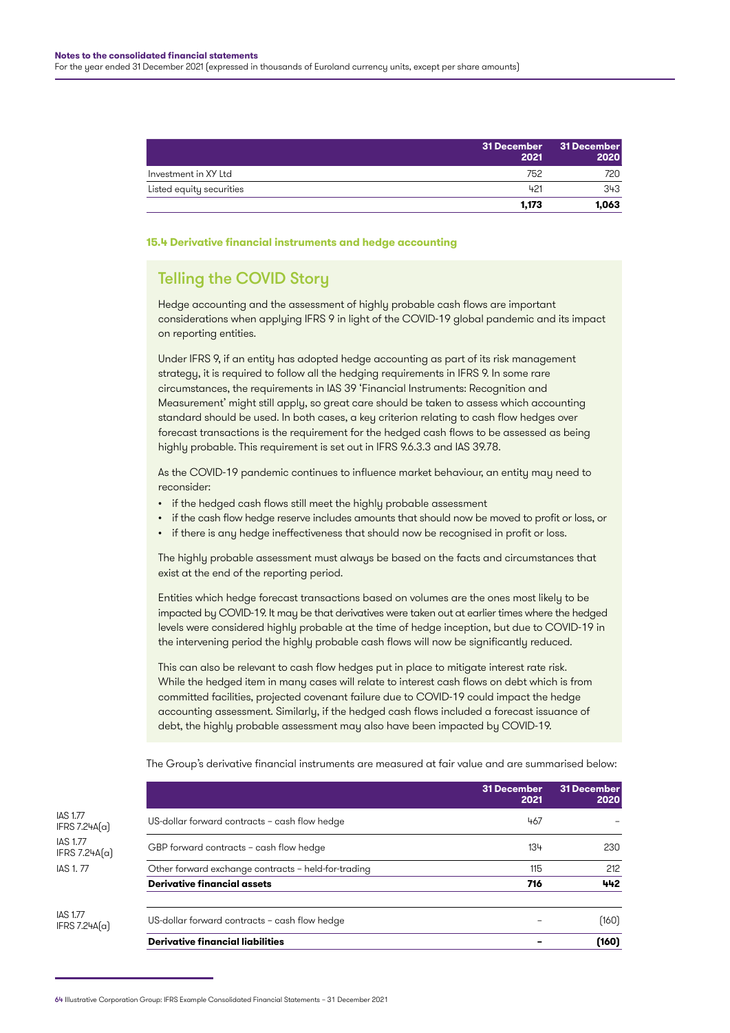| | 31 December 2021 | 31 December 2020 |
|---|---|---|
| Investment in XY Ltd | 752 | 720 |
| Listed equity securities | 421 | 343 |
| | **1,173** | **1,063** |

### 15.4 Derivative financial instruments and hedge accounting

## Telling the COVID Story

Hedge accounting and the assessment of highly probable cash flows are important considerations when applying IFRS 9 in light of the COVID-19 global pandemic and its impact on reporting entities.

Under IFRS 9, if an entity has adopted hedge accounting as part of its risk management strategy, it is required to follow all the hedging requirements in IFRS 9. In some rare circumstances, the requirements in IAS 39 'Financial Instruments: Recognition and Measurement' might still apply, so great care should be taken to assess which accounting standard should be used. In both cases, a key criterion relating to cash flow hedges over forecast transactions is the requirement for the hedged cash flows to be assessed as being highly probable. This requirement is set out in IFRS 9.6.3.3 and IAS 39.78.

As the COVID-19 pandemic continues to influence market behaviour, an entity may need to reconsider:

- if the hedged cash flows still meet the highly probable assessment
- if the cash flow hedge reserve includes amounts that should now be moved to profit or loss, or
- if there is any hedge ineffectiveness that should now be recognised in profit or loss.

The highly probable assessment must always be based on the facts and circumstances that exist at the end of the reporting period.

Entities which hedge forecast transactions based on volumes are the ones most likely to be impacted by COVID-19. It may be that derivatives were taken out at earlier times where the hedged levels were considered highly probable at the time of hedge inception, but due to COVID-19 in the intervening period the highly probable cash flows will now be significantly reduced.

This can also be relevant to cash flow hedges put in place to mitigate interest rate risk. While the hedged item in many cases will relate to interest cash flows on debt which is from committed facilities, projected covenant failure due to COVID-19 could impact the hedge accounting assessment. Similarly, if the hedged cash flows included a forecast issuance of debt, the highly probable assessment may also have been impacted by COVID-19.

The Group's derivative financial instruments are measured at fair value and are summarised below:

| Reference | | 31 December 2021 | 31 December 2020 |
|---|---|---|---|
| IAS 1.77 IFRS 7.24A(a) | US-dollar forward contracts – cash flow hedge | 467 | – |
| IAS 1.77 IFRS 7.24A(a) | GBP forward contracts – cash flow hedge | 134 | 230 |
| IAS 1. 77 | Other forward exchange contracts – held-for-trading | 115 | 212 |
| | **Derivative financial assets** | **716** | **442** |
| IAS 1.77 IFRS 7.24A(a) | US-dollar forward contracts – cash flow hedge | – | (160) |
| | **Derivative financial liabilities** | **–** | **(160)** |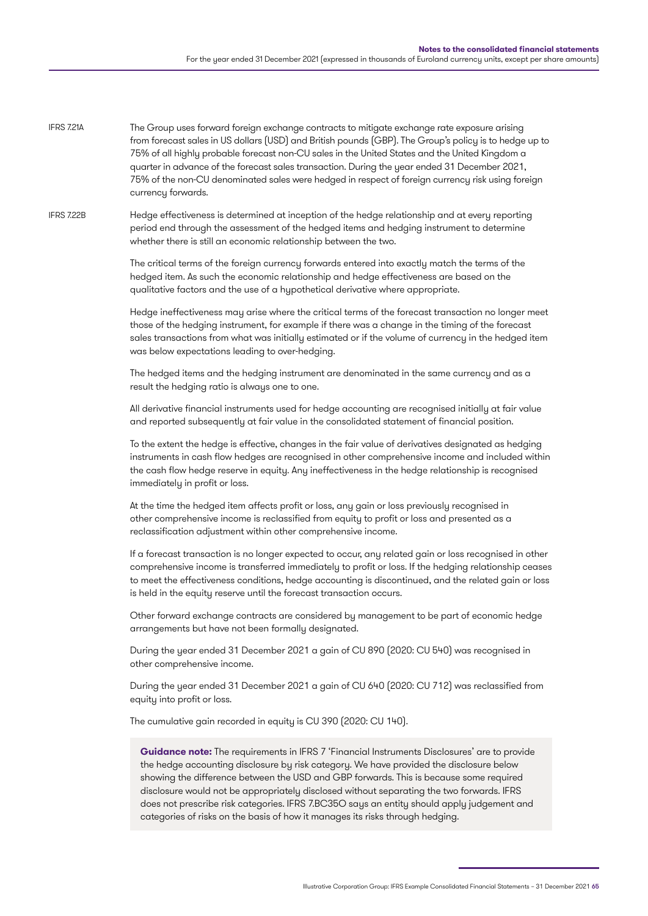IFRS 7.21A

The Group uses forward foreign exchange contracts to mitigate exchange rate exposure arising from forecast sales in US dollars (USD) and British pounds (GBP). The Group's policy is to hedge up to 75% of all highly probable forecast non-CU sales in the United States and the United Kingdom a quarter in advance of the forecast sales transaction. During the year ended 31 December 2021, 75% of the non-CU denominated sales were hedged in respect of foreign currency risk using foreign currency forwards.

IFRS 7.22B

Hedge effectiveness is determined at inception of the hedge relationship and at every reporting period end through the assessment of the hedged items and hedging instrument to determine whether there is still an economic relationship between the two.

The critical terms of the foreign currency forwards entered into exactly match the terms of the hedged item. As such the economic relationship and hedge effectiveness are based on the qualitative factors and the use of a hypothetical derivative where appropriate.

Hedge ineffectiveness may arise where the critical terms of the forecast transaction no longer meet those of the hedging instrument, for example if there was a change in the timing of the forecast sales transactions from what was initially estimated or if the volume of currency in the hedged item was below expectations leading to over-hedging.

The hedged items and the hedging instrument are denominated in the same currency and as a result the hedging ratio is always one to one.

All derivative financial instruments used for hedge accounting are recognised initially at fair value and reported subsequently at fair value in the consolidated statement of financial position.

To the extent the hedge is effective, changes in the fair value of derivatives designated as hedging instruments in cash flow hedges are recognised in other comprehensive income and included within the cash flow hedge reserve in equity. Any ineffectiveness in the hedge relationship is recognised immediately in profit or loss.

At the time the hedged item affects profit or loss, any gain or loss previously recognised in other comprehensive income is reclassified from equity to profit or loss and presented as a reclassification adjustment within other comprehensive income.

If a forecast transaction is no longer expected to occur, any related gain or loss recognised in other comprehensive income is transferred immediately to profit or loss. If the hedging relationship ceases to meet the effectiveness conditions, hedge accounting is discontinued, and the related gain or loss is held in the equity reserve until the forecast transaction occurs.

Other forward exchange contracts are considered by management to be part of economic hedge arrangements but have not been formally designated.

During the year ended 31 December 2021 a gain of CU 890 (2020: CU 540) was recognised in other comprehensive income.

During the year ended 31 December 2021 a gain of CU 640 (2020: CU 712) was reclassified from equity into profit or loss.

The cumulative gain recorded in equity is CU 390 (2020: CU 140).

**Guidance note:** The requirements in IFRS 7 'Financial Instruments Disclosures' are to provide the hedge accounting disclosure by risk category. We have provided the disclosure below showing the difference between the USD and GBP forwards. This is because some required disclosure would not be appropriately disclosed without separating the two forwards. IFRS does not prescribe risk categories. IFRS 7.BC35O says an entity should apply judgement and categories of risks on the basis of how it manages its risks through hedging.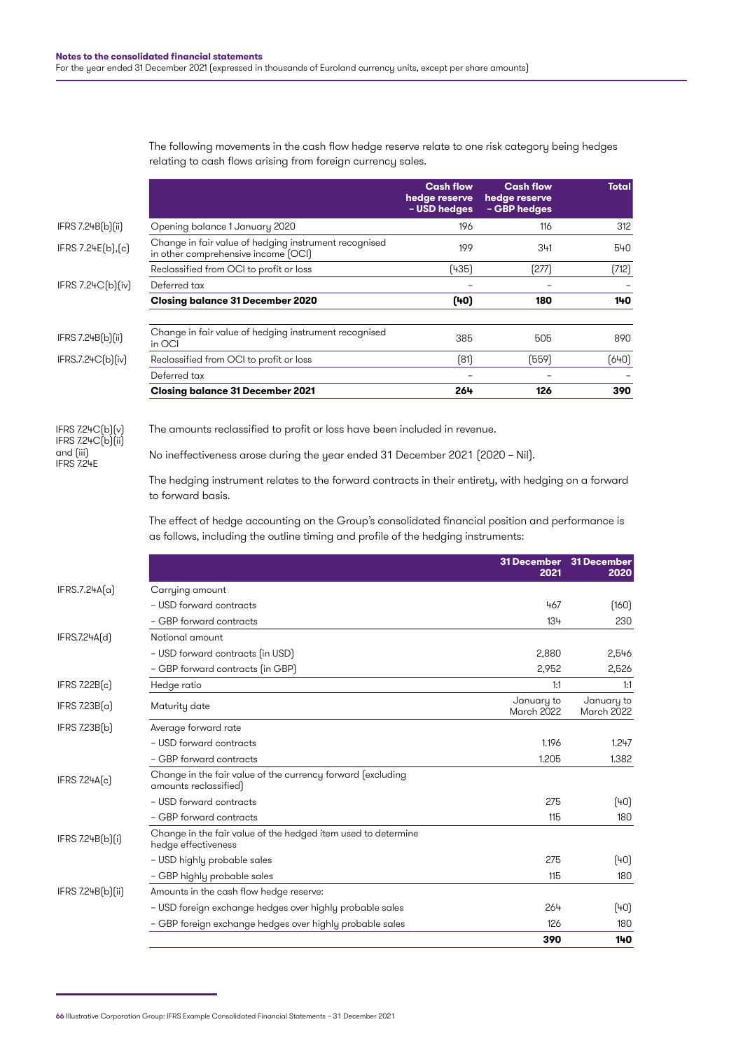The following movements in the cash flow hedge reserve relate to one risk category being hedges relating to cash flows arising from foreign currency sales.

| | | Cash flow hedge reserve – USD hedges | Cash flow hedge reserve – GBP hedges | Total |
|---|---|---|---|---|
| IFRS 7.24B(b)(ii) | Opening balance 1 January 2020 | 196 | 116 | 312 |
| IFRS 7.24E(b),(c) | Change in fair value of hedging instrument recognised in other comprehensive income (OCI) | 199 | 341 | 540 |
| | Reclassified from OCI to profit or loss | (435) | (277) | (712) |
| IFRS 7.24C(b)(iv) | Deferred tax | – | – | – |
| | **Closing balance 31 December 2020** | **(40)** | **180** | **140** |
| IFRS 7.24B(b)(ii) | Change in fair value of hedging instrument recognised in OCI | 385 | 505 | 890 |
| IFRS.7.24C(b)(iv) | Reclassified from OCI to profit or loss | (81) | (559) | (640) |
| | Deferred tax | – | – | – |
| | **Closing balance 31 December 2021** | **264** | **126** | **390** |

IFRS 7.24C(b)(v)
IFRS 7.24C(b)(ii) and (iii)
IFRS 7.24E

The amounts reclassified to profit or loss have been included in revenue.

No ineffectiveness arose during the year ended 31 December 2021 (2020 – Nil).

The hedging instrument relates to the forward contracts in their entirety, with hedging on a forward to forward basis.

The effect of hedge accounting on the Group's consolidated financial position and performance is as follows, including the outline timing and profile of the hedging instruments:

| | | 31 December 2021 | 31 December 2020 |
|---|---|---|---|
| IFRS.7.24A(a) | Carrying amount | | |
| | – USD forward contracts | 467 | (160) |
| | – GBP forward contracts | 134 | 230 |
| IFRS.7.24A(d) | Notional amount | | |
| | – USD forward contracts (in USD) | 2,880 | 2,546 |
| | – GBP forward contracts (in GBP) | 2,952 | 2,526 |
| IFRS 7.22B(c) | Hedge ratio | 1:1 | 1:1 |
| IFRS 7.23B(a) | Maturity date | January to March 2022 | January to March 2022 |
| IFRS 7.23B(b) | Average forward rate | | |
| | – USD forward contracts | 1.196 | 1.247 |
| | – GBP forward contracts | 1.205 | 1.382 |
| IFRS 7.24A(c) | Change in the fair value of the currency forward (excluding amounts reclassified) | | |
| | – USD forward contracts | 275 | (40) |
| | – GBP forward contracts | 115 | 180 |
| IFRS 7.24B(b)(i) | Change in the fair value of the hedged item used to determine hedge effectiveness | | |
| | – USD highly probable sales | 275 | (40) |
| | – GBP highly probable sales | 115 | 180 |
| IFRS 7.24B(b)(ii) | Amounts in the cash flow hedge reserve: | | |
| | – USD foreign exchange hedges over highly probable sales | 264 | (40) |
| | – GBP foreign exchange hedges over highly probable sales | 126 | 180 |
| | | **390** | **140** |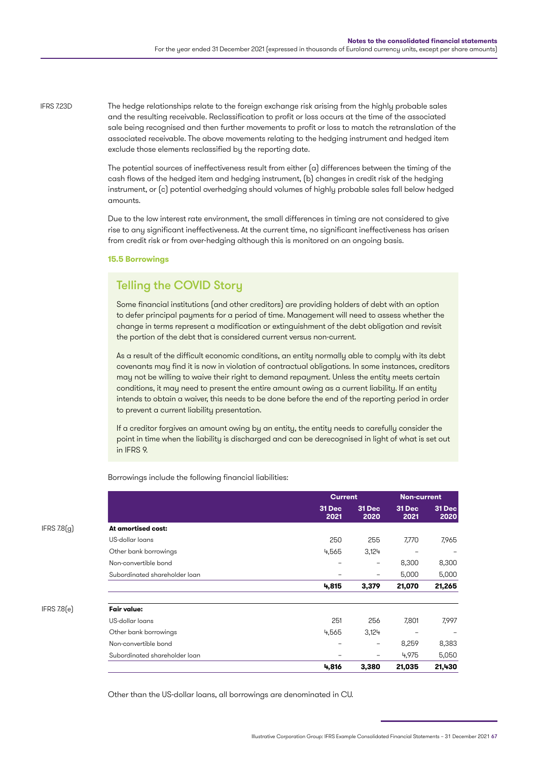IFRS 7.23D

The hedge relationships relate to the foreign exchange risk arising from the highly probable sales and the resulting receivable. Reclassification to profit or loss occurs at the time of the associated sale being recognised and then further movements to profit or loss to match the retranslation of the associated receivable. The above movements relating to the hedging instrument and hedged item exclude those elements reclassified by the reporting date.

The potential sources of ineffectiveness result from either (a) differences between the timing of the cash flows of the hedged item and hedging instrument, (b) changes in credit risk of the hedging instrument, or (c) potential overhedging should volumes of highly probable sales fall below hedged amounts.

Due to the low interest rate environment, the small differences in timing are not considered to give rise to any significant ineffectiveness. At the current time, no significant ineffectiveness has arisen from credit risk or from over-hedging although this is monitored on an ongoing basis.

### 15.5 Borrowings

## Telling the COVID Story

Some financial institutions (and other creditors) are providing holders of debt with an option to defer principal payments for a period of time. Management will need to assess whether the change in terms represent a modification or extinguishment of the debt obligation and revisit the portion of the debt that is considered current versus non-current.

As a result of the difficult economic conditions, an entity normally able to comply with its debt covenants may find it is now in violation of contractual obligations. In some instances, creditors may not be willing to waive their right to demand repayment. Unless the entity meets certain conditions, it may need to present the entire amount owing as a current liability. If an entity intends to obtain a waiver, this needs to be done before the end of the reporting period in order to prevent a current liability presentation.

If a creditor forgives an amount owing by an entity, the entity needs to carefully consider the point in time when the liability is discharged and can be derecognised in light of what is set out in IFRS 9.

Borrowings include the following financial liabilities:

| | | Current | | Non-current | |
|---|---|---|---|---|---|
| | | 31 Dec 2021 | 31 Dec 2020 | 31 Dec 2021 | 31 Dec 2020 |
| IFRS 7.8(g) | **At amortised cost:** | | | | |
| | US-dollar loans | 250 | 255 | 7,770 | 7,965 |
| | Other bank borrowings | 4,565 | 3,124 | – | – |
| | Non-convertible bond | – | – | 8,300 | 8,300 |
| | Subordinated shareholder loan | – | – | 5,000 | 5,000 |
| | | **4,815** | **3,379** | **21,070** | **21,265** |
| IFRS 7.8(e) | **Fair value:** | | | | |
| | US-dollar loans | 251 | 256 | 7,801 | 7,997 |
| | Other bank borrowings | 4,565 | 3,124 | – | – |
| | Non-convertible bond | – | – | 8,259 | 8,383 |
| | Subordinated shareholder loan | – | – | 4,975 | 5,050 |
| | | **4,816** | **3,380** | **21,035** | **21,430** |

Other than the US-dollar loans, all borrowings are denominated in CU.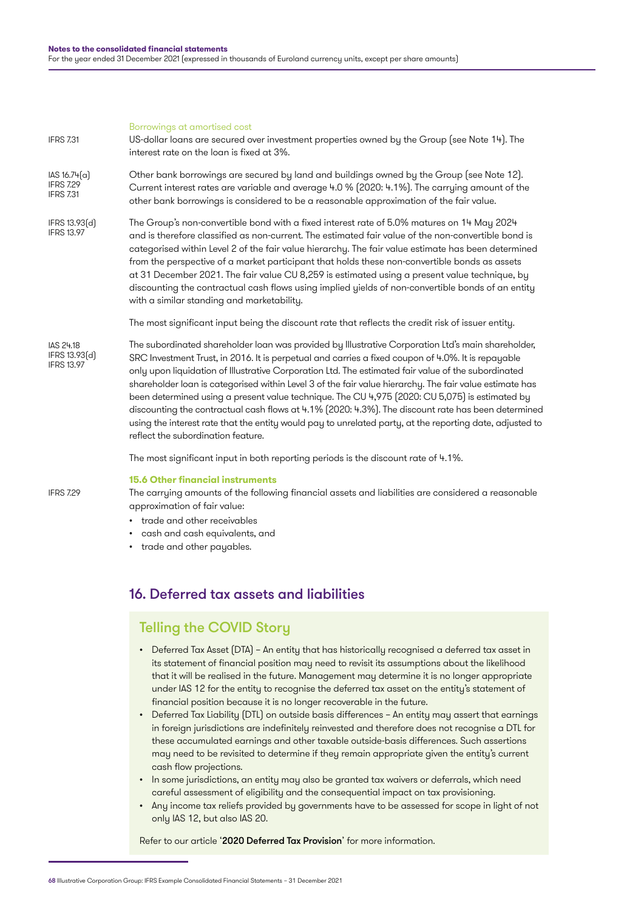Borrowings at amortised cost

IFRS 7.31

US-dollar loans are secured over investment properties owned by the Group (see Note 14). The interest rate on the loan is fixed at 3%.

IAS 16.74(a)
IFRS 7.29
IFRS 7.31

Other bank borrowings are secured by land and buildings owned by the Group (see Note 12). Current interest rates are variable and average 4.0 % (2020: 4.1%). The carrying amount of the other bank borrowings is considered to be a reasonable approximation of the fair value.

IFRS 13.93(d)
IFRS 13.97

The Group's non-convertible bond with a fixed interest rate of 5.0% matures on 14 May 2024 and is therefore classified as non-current. The estimated fair value of the non-convertible bond is categorised within Level 2 of the fair value hierarchy. The fair value estimate has been determined from the perspective of a market participant that holds these non-convertible bonds as assets at 31 December 2021. The fair value CU 8,259 is estimated using a present value technique, by discounting the contractual cash flows using implied yields of non-convertible bonds of an entity with a similar standing and marketability.

The most significant input being the discount rate that reflects the credit risk of issuer entity.

IAS 24.18
IFRS 13.93(d)
IFRS 13.97

The subordinated shareholder loan was provided by Illustrative Corporation Ltd's main shareholder, SRC Investment Trust, in 2016. It is perpetual and carries a fixed coupon of 4.0%. It is repayable only upon liquidation of Illustrative Corporation Ltd. The estimated fair value of the subordinated shareholder loan is categorised within Level 3 of the fair value hierarchy. The fair value estimate has been determined using a present value technique. The CU 4,975 (2020: CU 5,075) is estimated by discounting the contractual cash flows at 4.1% (2020: 4.3%). The discount rate has been determined using the interest rate that the entity would pay to unrelated party, at the reporting date, adjusted to reflect the subordination feature.

The most significant input in both reporting periods is the discount rate of 4.1%.

### 15.6 Other financial instruments

IFRS 7.29

The carrying amounts of the following financial assets and liabilities are considered a reasonable approximation of fair value:

- trade and other receivables
- cash and cash equivalents, and
- trade and other payables.

## 16. Deferred tax assets and liabilities

### Telling the COVID Story

- Deferred Tax Asset (DTA) – An entity that has historically recognised a deferred tax asset in its statement of financial position may need to revisit its assumptions about the likelihood that it will be realised in the future. Management may determine it is no longer appropriate under IAS 12 for the entity to recognise the deferred tax asset on the entity's statement of financial position because it is no longer recoverable in the future.
- Deferred Tax Liability (DTL) on outside basis differences – An entity may assert that earnings in foreign jurisdictions are indefinitely reinvested and therefore does not recognise a DTL for these accumulated earnings and other taxable outside-basis differences. Such assertions may need to be revisited to determine if they remain appropriate given the entity's current cash flow projections.
- In some jurisdictions, an entity may also be granted tax waivers or deferrals, which need careful assessment of eligibility and the consequential impact on tax provisioning.
- Any income tax reliefs provided by governments have to be assessed for scope in light of not only IAS 12, but also IAS 20.

Refer to our article '**2020 Deferred Tax Provision**' for more information.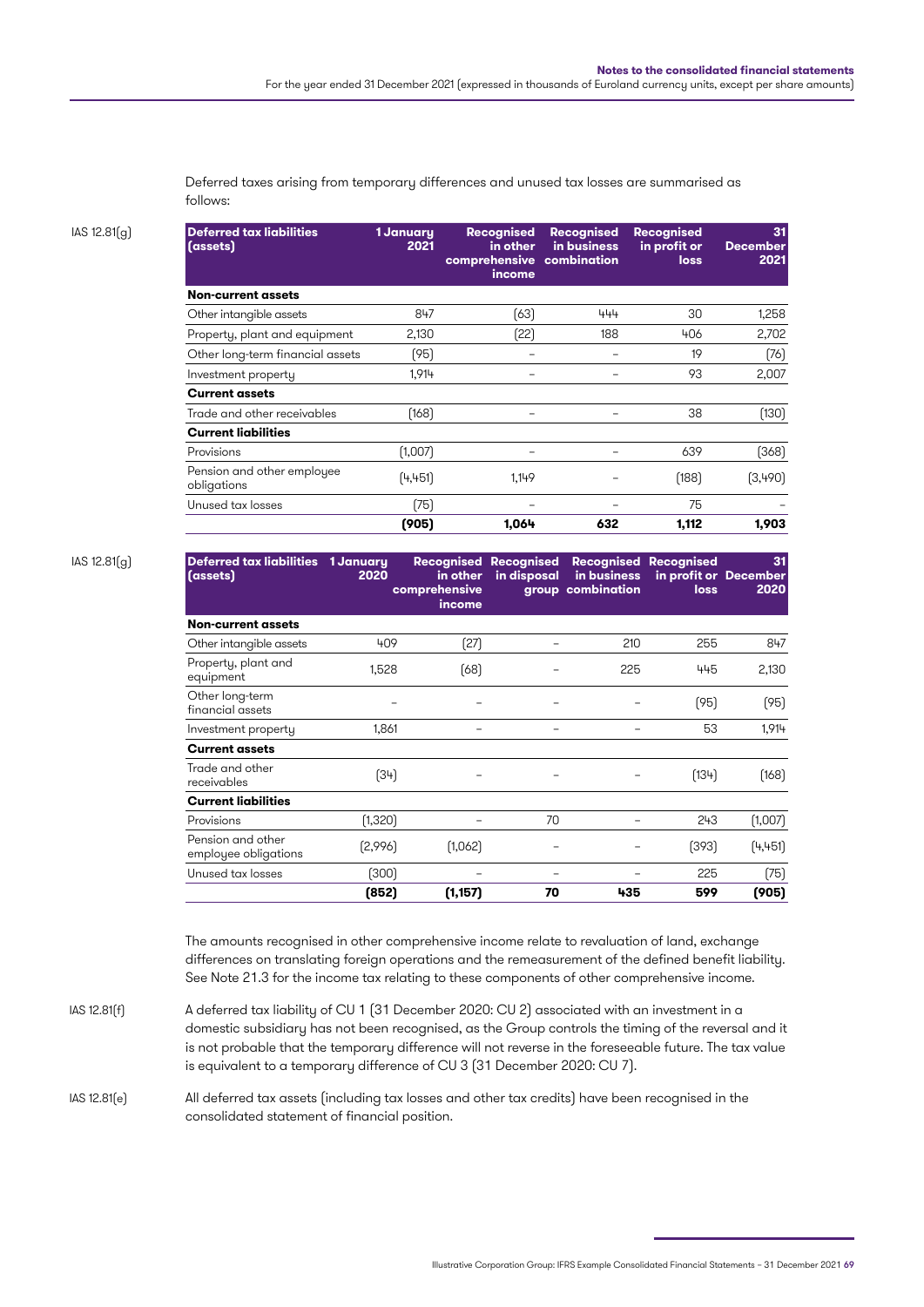Deferred taxes arising from temporary differences and unused tax losses are summarised as follows:

IAS 12.81(g)

| Deferred tax liabilities (assets) | 1 January 2021 | Recognised in other comprehensive income | Recognised in business combination | Recognised in profit or loss | 31 December 2021 |
|---|---|---|---|---|---|
| **Non-current assets** | | | | | |
| Other intangible assets | 847 | (63) | 444 | 30 | 1,258 |
| Property, plant and equipment | 2,130 | (22) | 188 | 406 | 2,702 |
| Other long-term financial assets | (95) | – | – | 19 | (76) |
| Investment property | 1,914 | – | – | 93 | 2,007 |
| **Current assets** | | | | | |
| Trade and other receivables | (168) | – | – | 38 | (130) |
| **Current liabilities** | | | | | |
| Provisions | (1,007) | – | – | 639 | (368) |
| Pension and other employee obligations | (4,451) | 1,149 | – | (188) | (3,490) |
| Unused tax losses | (75) | – | – | 75 | – |
| | **(905)** | **1,064** | **632** | **1,112** | **1,903** |

IAS 12.81(g)

| Deferred tax liabilities (assets) | 1 January 2020 | Recognised in other comprehensive income | Recognised in disposal group | Recognised in business combination | Recognised in profit or loss | 31 December 2020 |
|---|---|---|---|---|---|---|
| **Non-current assets** | | | | | | |
| Other intangible assets | 409 | (27) | – | 210 | 255 | 847 |
| Property, plant and equipment | 1,528 | (68) | – | 225 | 445 | 2,130 |
| Other long-term financial assets | – | – | – | – | (95) | (95) |
| Investment property | 1,861 | – | – | – | 53 | 1,914 |
| **Current assets** | | | | | | |
| Trade and other receivables | (34) | – | – | – | (134) | (168) |
| **Current liabilities** | | | | | | |
| Provisions | (1,320) | – | 70 | – | 243 | (1,007) |
| Pension and other employee obligations | (2,996) | (1,062) | – | – | (393) | (4,451) |
| Unused tax losses | (300) | – | – | – | 225 | (75) |
| | **(852)** | **(1,157)** | **70** | **435** | **599** | **(905)** |

The amounts recognised in other comprehensive income relate to revaluation of land, exchange differences on translating foreign operations and the remeasurement of the defined benefit liability. See Note 21.3 for the income tax relating to these components of other comprehensive income.

IAS 12.81(f)

A deferred tax liability of CU 1 (31 December 2020: CU 2) associated with an investment in a domestic subsidiary has not been recognised, as the Group controls the timing of the reversal and it is not probable that the temporary difference will not reverse in the foreseeable future. The tax value is equivalent to a temporary difference of CU 3 (31 December 2020: CU 7).

IAS 12.81(e)

All deferred tax assets (including tax losses and other tax credits) have been recognised in the consolidated statement of financial position.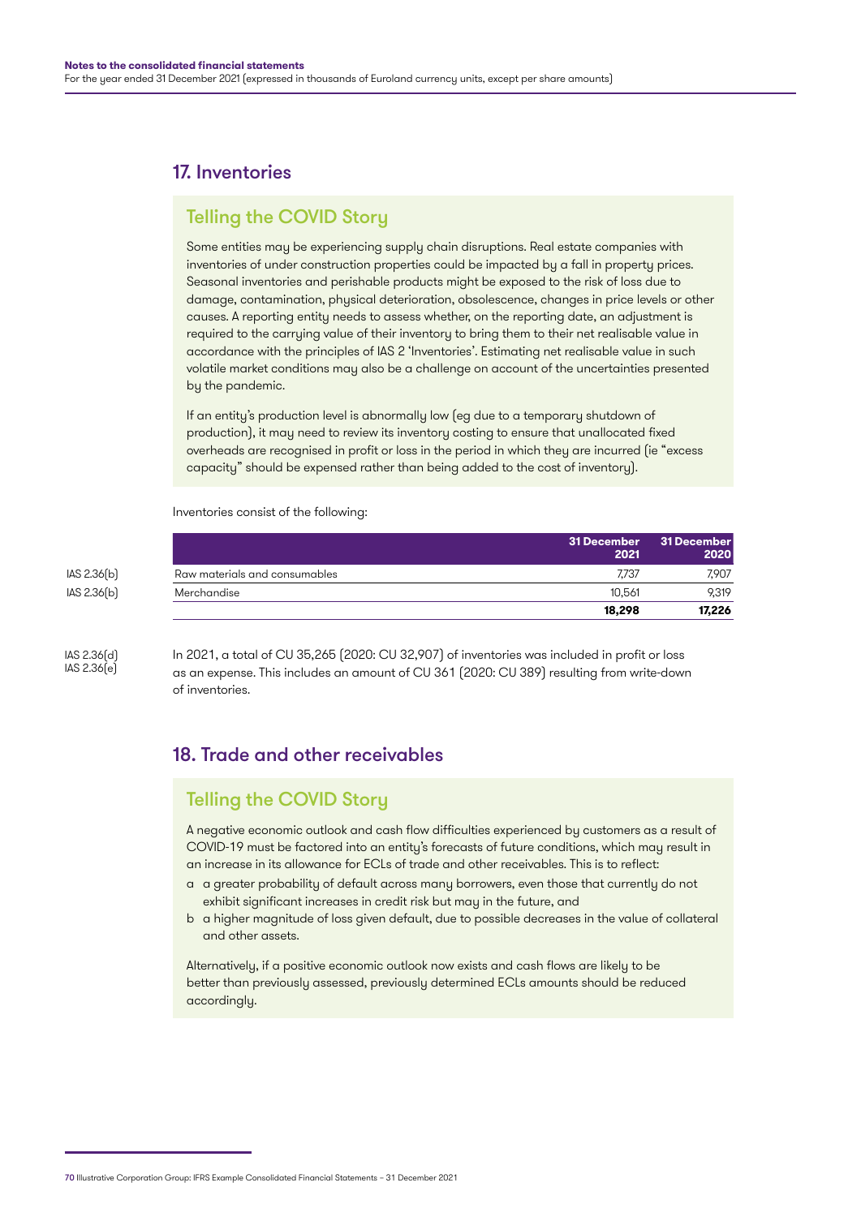## 17. Inventories

### Telling the COVID Story

Some entities may be experiencing supply chain disruptions. Real estate companies with inventories of under construction properties could be impacted by a fall in property prices. Seasonal inventories and perishable products might be exposed to the risk of loss due to damage, contamination, physical deterioration, obsolescence, changes in price levels or other causes. A reporting entity needs to assess whether, on the reporting date, an adjustment is required to the carrying value of their inventory to bring them to their net realisable value in accordance with the principles of IAS 2 'Inventories'. Estimating net realisable value in such volatile market conditions may also be a challenge on account of the uncertainties presented by the pandemic.

If an entity's production level is abnormally low (eg due to a temporary shutdown of production), it may need to review its inventory costing to ensure that unallocated fixed overheads are recognised in profit or loss in the period in which they are incurred (ie "excess capacity" should be expensed rather than being added to the cost of inventory).

Inventories consist of the following:

| | | 31 December 2021 | 31 December 2020 |
|---|---|---|---|
| IAS 2.36(b) | Raw materials and consumables | 7,737 | 7,907 |
| IAS 2.36(b) | Merchandise | 10,561 | 9,319 |
| | | **18,298** | **17,226** |

IAS 2.36(d)
IAS 2.36(e)

In 2021, a total of CU 35,265 (2020: CU 32,907) of inventories was included in profit or loss as an expense. This includes an amount of CU 361 (2020: CU 389) resulting from write-down of inventories.

## 18. Trade and other receivables

### Telling the COVID Story

A negative economic outlook and cash flow difficulties experienced by customers as a result of COVID-19 must be factored into an entity's forecasts of future conditions, which may result in an increase in its allowance for ECLs of trade and other receivables. This is to reflect:

a a greater probability of default across many borrowers, even those that currently do not exhibit significant increases in credit risk but may in the future, and

b a higher magnitude of loss given default, due to possible decreases in the value of collateral and other assets.

Alternatively, if a positive economic outlook now exists and cash flows are likely to be better than previously assessed, previously determined ECLs amounts should be reduced accordingly.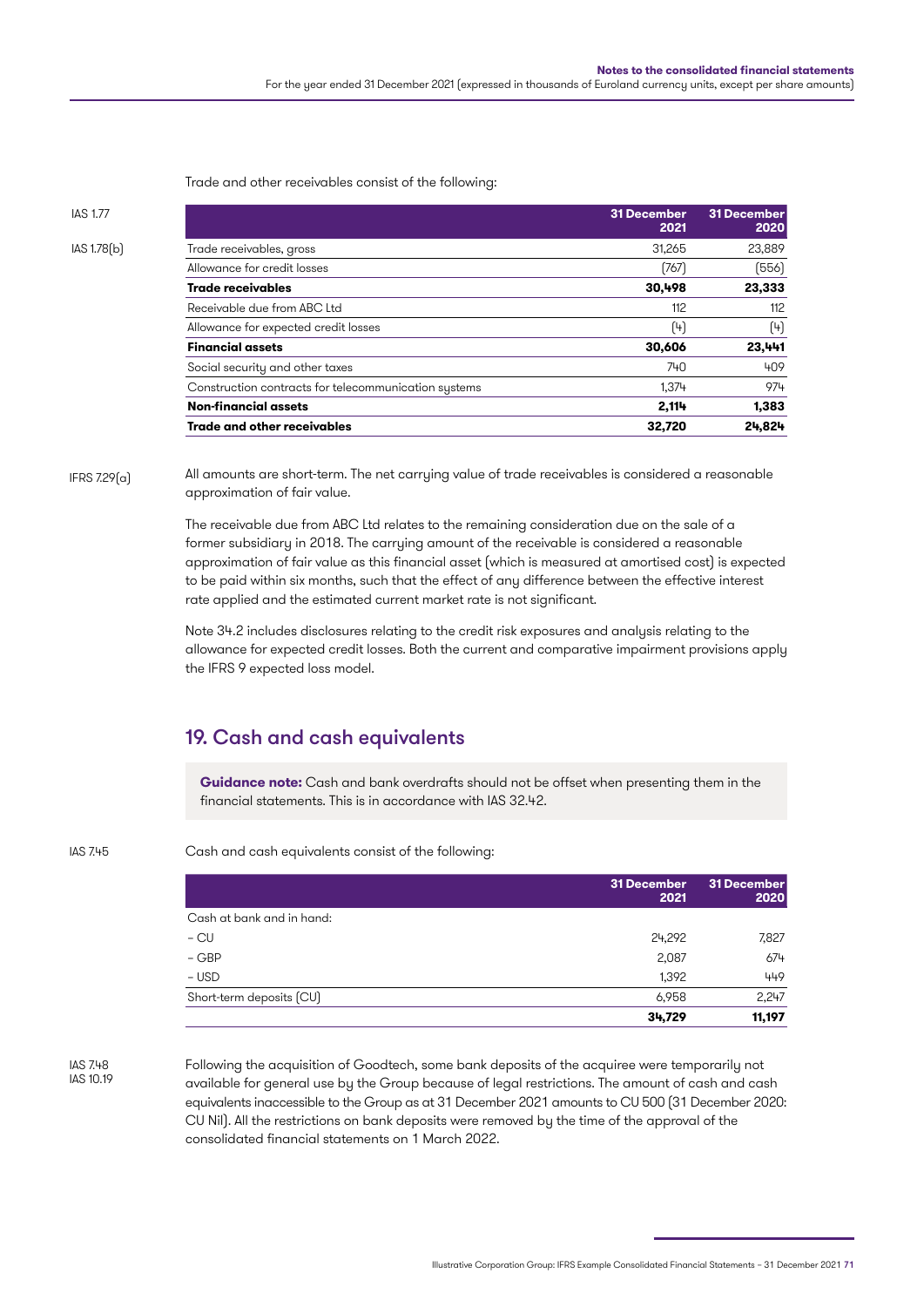Trade and other receivables consist of the following:

IAS 1.77

IAS 1.78(b)

| | 31 December 2021 | 31 December 2020 |
|---|---|---|
| Trade receivables, gross | 31,265 | 23,889 |
| Allowance for credit losses | (767) | (556) |
| **Trade receivables** | **30,498** | **23,333** |
| Receivable due from ABC Ltd | 112 | 112 |
| Allowance for expected credit losses | (4) | (4) |
| **Financial assets** | **30,606** | **23,441** |
| Social security and other taxes | 740 | 409 |
| Construction contracts for telecommunication systems | 1,374 | 974 |
| **Non-financial assets** | **2,114** | **1,383** |
| **Trade and other receivables** | **32,720** | **24,824** |

IFRS 7.29(a)

All amounts are short-term. The net carrying value of trade receivables is considered a reasonable approximation of fair value.

The receivable due from ABC Ltd relates to the remaining consideration due on the sale of a former subsidiary in 2018. The carrying amount of the receivable is considered a reasonable approximation of fair value as this financial asset (which is measured at amortised cost) is expected to be paid within six months, such that the effect of any difference between the effective interest rate applied and the estimated current market rate is not significant.

Note 34.2 includes disclosures relating to the credit risk exposures and analysis relating to the allowance for expected credit losses. Both the current and comparative impairment provisions apply the IFRS 9 expected loss model.

## 19. Cash and cash equivalents

**Guidance note:** Cash and bank overdrafts should not be offset when presenting them in the financial statements. This is in accordance with IAS 32.42.

IAS 7.45

Cash and cash equivalents consist of the following:

| | 31 December 2021 | 31 December 2020 |
|---|---|---|
| Cash at bank and in hand: | | |
| – CU | 24,292 | 7,827 |
| – GBP | 2,087 | 674 |
| – USD | 1,392 | 449 |
| Short-term deposits (CU) | 6,958 | 2,247 |
| | **34,729** | **11,197** |

IAS 7.48
IAS 10.19

Following the acquisition of Goodtech, some bank deposits of the acquiree were temporarily not available for general use by the Group because of legal restrictions. The amount of cash and cash equivalents inaccessible to the Group as at 31 December 2021 amounts to CU 500 (31 December 2020: CU Nil). All the restrictions on bank deposits were removed by the time of the approval of the consolidated financial statements on 1 March 2022.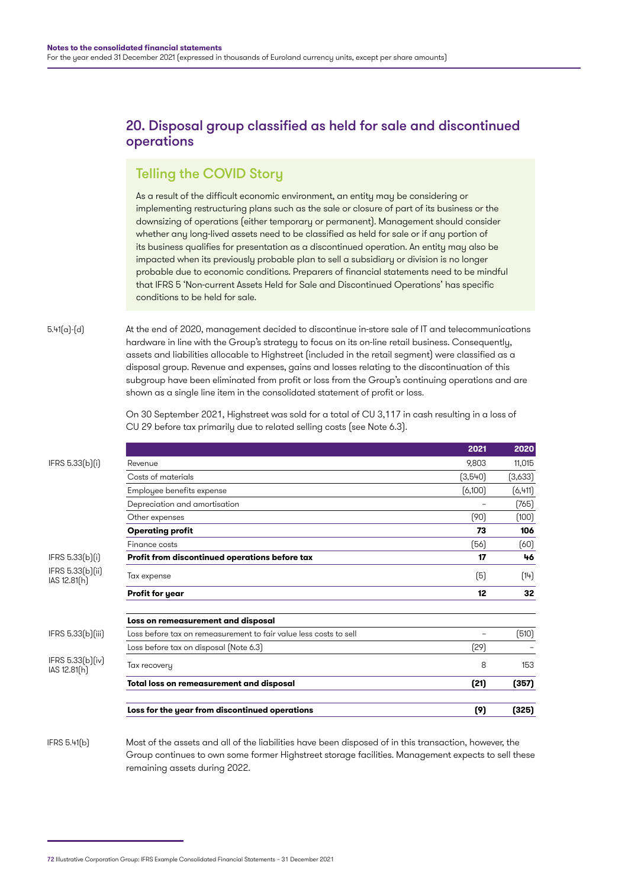## 20. Disposal group classified as held for sale and discontinued operations

### Telling the COVID Story

As a result of the difficult economic environment, an entity may be considering or implementing restructuring plans such as the sale or closure of part of its business or the downsizing of operations (either temporary or permanent). Management should consider whether any long-lived assets need to be classified as held for sale or if any portion of its business qualifies for presentation as a discontinued operation. An entity may also be impacted when its previously probable plan to sell a subsidiary or division is no longer probable due to economic conditions. Preparers of financial statements need to be mindful that IFRS 5 'Non-current Assets Held for Sale and Discontinued Operations' has specific conditions to be held for sale.

5.41(a)-(d)

At the end of 2020, management decided to discontinue in-store sale of IT and telecommunications hardware in line with the Group's strategy to focus on its on-line retail business. Consequently, assets and liabilities allocable to Highstreet (included in the retail segment) were classified as a disposal group. Revenue and expenses, gains and losses relating to the discontinuation of this subgroup have been eliminated from profit or loss from the Group's continuing operations and are shown as a single line item in the consolidated statement of profit or loss.

On 30 September 2021, Highstreet was sold for a total of CU 3,117 in cash resulting in a loss of CU 29 before tax primarily due to related selling costs (see Note 6.3).

| Reference | | 2021 | 2020 |
|---|---|---|---|
| IFRS 5.33(b)(i) | Revenue | 9,803 | 11,015 |
| | Costs of materials | (3,540) | (3,633) |
| | Employee benefits expense | (6,100) | (6,411) |
| | Depreciation and amortisation | – | (765) |
| | Other expenses | (90) | (100) |
| | **Operating profit** | **73** | **106** |
| | Finance costs | (56) | (60) |
| IFRS 5.33(b)(i) | **Profit from discontinued operations before tax** | **17** | **46** |
| IFRS 5.33(b)(ii) IAS 12.81(h) | Tax expense | (5) | (14) |
| | **Profit for year** | **12** | **32** |
| | **Loss on remeasurement and disposal** | | |
| IFRS 5.33(b)(iii) | Loss before tax on remeasurement to fair value less costs to sell | – | (510) |
| | Loss before tax on disposal (Note 6.3) | (29) | – |
| IFRS 5.33(b)(iv) IAS 12.81(h) | Tax recovery | 8 | 153 |
| | **Total loss on remeasurement and disposal** | **(21)** | **(357)** |
| | **Loss for the year from discontinued operations** | **(9)** | **(325)** |

IFRS 5.41(b)

Most of the assets and all of the liabilities have been disposed of in this transaction, however, the Group continues to own some former Highstreet storage facilities. Management expects to sell these remaining assets during 2022.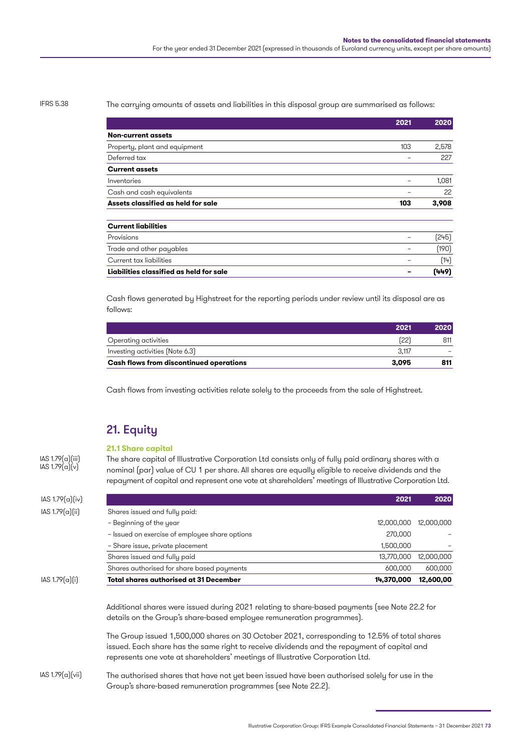IFRS 5.38

The carrying amounts of assets and liabilities in this disposal group are summarised as follows:

| | 2021 | 2020 |
|---|---|---|
| **Non-current assets** | | |
| Property, plant and equipment | 103 | 2,578 |
| Deferred tax | – | 227 |
| **Current assets** | | |
| Inventories | – | 1,081 |
| Cash and cash equivalents | – | 22 |
| **Assets classified as held for sale** | **103** | **3,908** |
| | | |
| **Current liabilities** | | |
| Provisions | – | (245) |
| Trade and other payables | – | (190) |
| Current tax liabilities | – | (14) |
| **Liabilities classified as held for sale** | **–** | **(449)** |

Cash flows generated by Highstreet for the reporting periods under review until its disposal are as follows:

| | 2021 | 2020 |
|---|---|---|
| Operating activities | (22) | 811 |
| Investing activities (Note 6.3) | 3,117 | – |
| **Cash flows from discontinued operations** | **3,095** | **811** |

Cash flows from investing activities relate solely to the proceeds from the sale of Highstreet.

## 21. Equity

### 21.1 Share capital

IAS 1.79(a)(iii)
IAS 1.79(a)(v)

The share capital of Illustrative Corporation Ltd consists only of fully paid ordinary shares with a nominal (par) value of CU 1 per share. All shares are equally eligible to receive dividends and the repayment of capital and represent one vote at shareholders' meetings of Illustrative Corporation Ltd.

IAS 1.79(a)(iv)
IAS 1.79(a)(ii)
IAS 1.79(a)(i)

| | 2021 | 2020 |
|---|---|---|
| Shares issued and fully paid: | | |
| – Beginning of the year | 12,000,000 | 12,000,000 |
| – Issued on exercise of employee share options | 270,000 | – |
| – Share issue, private placement | 1,500,000 | – |
| Shares issued and fully paid | 13,770,000 | 12,000,000 |
| Shares authorised for share based payments | 600,000 | 600,000 |
| **Total shares authorised at 31 December** | **14,370,000** | **12,600,00** |

Additional shares were issued during 2021 relating to share-based payments (see Note 22.2 for details on the Group's share-based employee remuneration programmes).

The Group issued 1,500,000 shares on 30 October 2021, corresponding to 12.5% of total shares issued. Each share has the same right to receive dividends and the repayment of capital and represents one vote at shareholders' meetings of Illustrative Corporation Ltd.

IAS 1.79(a)(vii)

The authorised shares that have not yet been issued have been authorised solely for use in the Group's share-based remuneration programmes (see Note 22.2).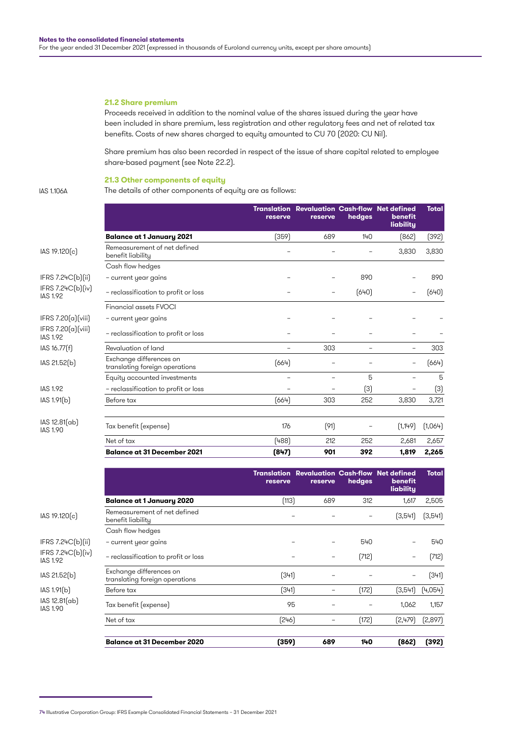### 21.2 Share premium

Proceeds received in addition to the nominal value of the shares issued during the year have been included in share premium, less registration and other regulatory fees and net of related tax benefits. Costs of new shares charged to equity amounted to CU 70 (2020: CU Nil).

Share premium has also been recorded in respect of the issue of share capital related to employee share-based payment (see Note 22.2).

### 21.3 Other components of equity

IAS 1.106A

The details of other components of equity are as follows:

| | | Translation reserve | Revaluation reserve | Cash-flow hedges | Net defined benefit liability | Total |
|---|---|---|---|---|---|---|
| | **Balance at 1 January 2021** | (359) | 689 | 140 | (862) | (392) |
| IAS 19.120(c) | Remeasurement of net defined benefit liability | – | – | – | 3,830 | 3,830 |
| | Cash flow hedges | | | | | |
| IFRS 7.24C(b)(ii) | – current year gains | – | – | 890 | – | 890 |
| IFRS 7.24C(b)(iv) IAS 1.92 | – reclassification to profit or loss | – | – | (640) | – | (640) |
| | Financial assets FVOCI | | | | | |
| IFRS 7.20(a)(viii) | – current year gains | – | – | – | – | – |
| IFRS 7.20(a)(viii) IAS 1.92 | – reclassification to profit or loss | – | – | – | – | – |
| IAS 16.77(f) | Revaluation of land | – | 303 | – | – | 303 |
| IAS 21.52(b) | Exchange differences on translating foreign operations | (664) | – | – | – | (664) |
| | Equity accounted investments | – | – | 5 | – | 5 |
| IAS 1.92 | – reclassification to profit or loss | – | – | (3) | – | (3) |
| IAS 1.91(b) | Before tax | (664) | 303 | 252 | 3,830 | 3,721 |
| IAS 12.81(ab) IAS 1.90 | Tax benefit (expense) | 176 | (91) | – | (1,149) | (1,064) |
| | Net of tax | (488) | 212 | 252 | 2,681 | 2,657 |
| | **Balance at 31 December 2021** | **(847)** | **901** | **392** | **1,819** | **2,265** |

| | | Translation reserve | Revaluation reserve | Cash-flow hedges | Net defined benefit liability | Total |
|---|---|---|---|---|---|---|
| | **Balance at 1 January 2020** | (113) | 689 | 312 | 1,617 | 2,505 |
| IAS 19.120(c) | Remeasurement of net defined benefit liability | – | – | – | (3,541) | (3,541) |
| | Cash flow hedges | | | | | |
| IFRS 7.24C(b)(ii) | – current year gains | – | – | 540 | – | 540 |
| IFRS 7.24C(b)(iv) IAS 1.92 | – reclassification to profit or loss | – | – | (712) | – | (712) |
| IAS 21.52(b) | Exchange differences on translating foreign operations | (341) | – | – | – | (341) |
| IAS 1.91(b) | Before tax | (341) | – | (172) | (3,541) | (4,054) |
| IAS 12.81(ab) IAS 1.90 | Tax benefit (expense) | 95 | – | – | 1,062 | 1,157 |
| | Net of tax | (246) | – | (172) | (2,479) | (2,897) |
| | **Balance at 31 December 2020** | **(359)** | **689** | **140** | **(862)** | **(392)** |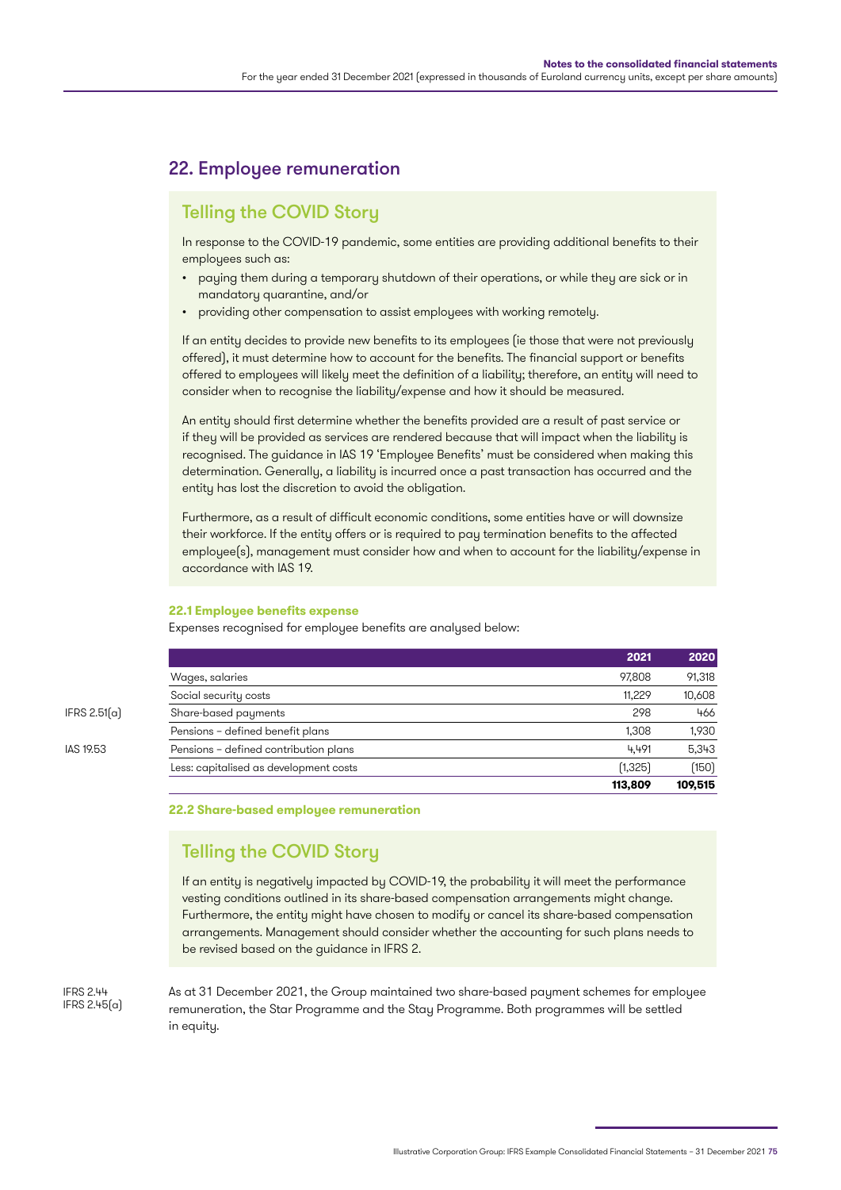## 22. Employee remuneration

### Telling the COVID Story

In response to the COVID-19 pandemic, some entities are providing additional benefits to their employees such as:

- paying them during a temporary shutdown of their operations, or while they are sick or in mandatory quarantine, and/or
- providing other compensation to assist employees with working remotely.

If an entity decides to provide new benefits to its employees (ie those that were not previously offered), it must determine how to account for the benefits. The financial support or benefits offered to employees will likely meet the definition of a liability; therefore, an entity will need to consider when to recognise the liability/expense and how it should be measured.

An entity should first determine whether the benefits provided are a result of past service or if they will be provided as services are rendered because that will impact when the liability is recognised. The guidance in IAS 19 'Employee Benefits' must be considered when making this determination. Generally, a liability is incurred once a past transaction has occurred and the entity has lost the discretion to avoid the obligation.

Furthermore, as a result of difficult economic conditions, some entities have or will downsize their workforce. If the entity offers or is required to pay termination benefits to the affected employee(s), management must consider how and when to account for the liability/expense in accordance with IAS 19.

**22.1 Employee benefits expense**

Expenses recognised for employee benefits are analysed below:

| | | 2021 | 2020 |
|---|---|---|---|
| | Wages, salaries | 97,808 | 91,318 |
| | Social security costs | 11,229 | 10,608 |
| IFRS 2.51(a) | Share-based payments | 298 | 466 |
| | Pensions – defined benefit plans | 1,308 | 1,930 |
| IAS 19.53 | Pensions – defined contribution plans | 4,491 | 5,343 |
| | Less: capitalised as development costs | (1,325) | (150) |
| | | **113,809** | **109,515** |

**22.2 Share-based employee remuneration**

### Telling the COVID Story

If an entity is negatively impacted by COVID-19, the probability it will meet the performance vesting conditions outlined in its share-based compensation arrangements might change. Furthermore, the entity might have chosen to modify or cancel its share-based compensation arrangements. Management should consider whether the accounting for such plans needs to be revised based on the guidance in IFRS 2.

IFRS 2.44
IFRS 2.45(a)

As at 31 December 2021, the Group maintained two share-based payment schemes for employee remuneration, the Star Programme and the Stay Programme. Both programmes will be settled in equity.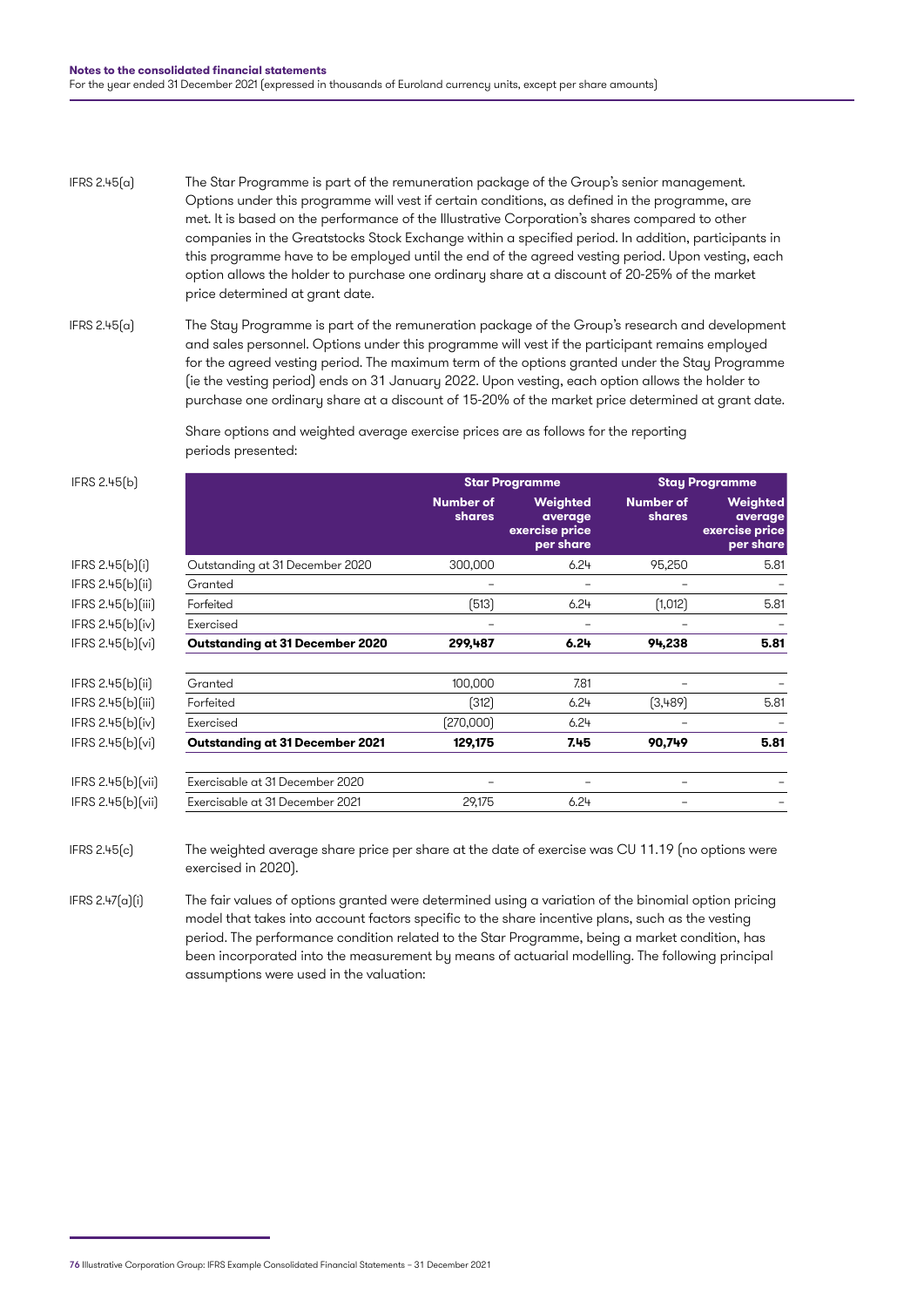IFRS 2.45(a) The Star Programme is part of the remuneration package of the Group's senior management. Options under this programme will vest if certain conditions, as defined in the programme, are met. It is based on the performance of the Illustrative Corporation's shares compared to other companies in the Greatstocks Stock Exchange within a specified period. In addition, participants in this programme have to be employed until the end of the agreed vesting period. Upon vesting, each option allows the holder to purchase one ordinary share at a discount of 20-25% of the market price determined at grant date.

IFRS 2.45(a) The Stay Programme is part of the remuneration package of the Group's research and development and sales personnel. Options under this programme will vest if the participant remains employed for the agreed vesting period. The maximum term of the options granted under the Stay Programme (ie the vesting period) ends on 31 January 2022. Upon vesting, each option allows the holder to purchase one ordinary share at a discount of 15-20% of the market price determined at grant date.

Share options and weighted average exercise prices are as follows for the reporting periods presented:

IFRS 2.45(b)

| | | Star Programme | | Stay Programme | |
|---|---|---|---|---|---|
| | | Number of shares | Weighted average exercise price per share | Number of shares | Weighted average exercise price per share |
| IFRS 2.45(b)(i) | Outstanding at 31 December 2020 | 300,000 | 6.24 | 95,250 | 5.81 |
| IFRS 2.45(b)(ii) | Granted | – | – | – | – |
| IFRS 2.45(b)(iii) | Forfeited | (513) | 6.24 | (1,012) | 5.81 |
| IFRS 2.45(b)(iv) | Exercised | – | – | – | – |
| IFRS 2.45(b)(vi) | **Outstanding at 31 December 2020** | **299,487** | **6.24** | **94,238** | **5.81** |
| IFRS 2.45(b)(ii) | Granted | 100,000 | 7.81 | – | – |
| IFRS 2.45(b)(iii) | Forfeited | (312) | 6.24 | (3,489) | 5.81 |
| IFRS 2.45(b)(iv) | Exercised | (270,000) | 6.24 | – | – |
| IFRS 2.45(b)(vi) | **Outstanding at 31 December 2021** | **129,175** | **7.45** | **90,749** | **5.81** |
| IFRS 2.45(b)(vii) | Exercisable at 31 December 2020 | – | – | – | – |
| IFRS 2.45(b)(vii) | Exercisable at 31 December 2021 | 29,175 | 6.24 | – | – |

IFRS 2.45(c) The weighted average share price per share at the date of exercise was CU 11.19 (no options were exercised in 2020).

IFRS 2.47(a)(i) The fair values of options granted were determined using a variation of the binomial option pricing model that takes into account factors specific to the share incentive plans, such as the vesting period. The performance condition related to the Star Programme, being a market condition, has been incorporated into the measurement by means of actuarial modelling. The following principal assumptions were used in the valuation: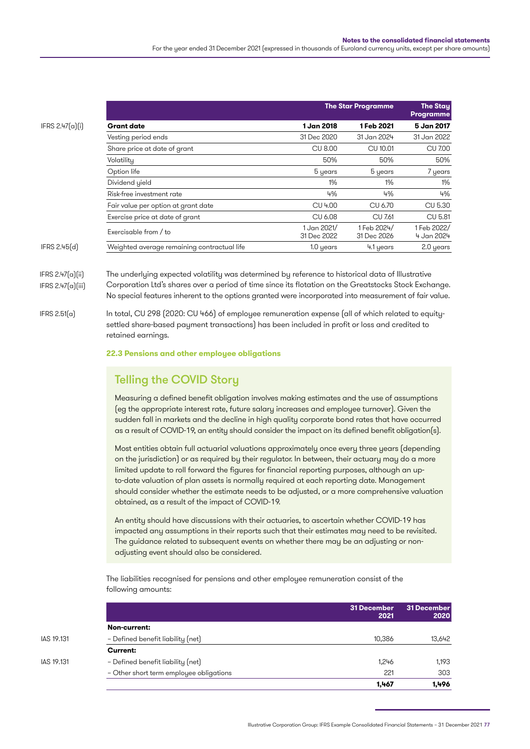| | The Star Programme | | The Stay Programme |
|---|---|---|---|
| **Grant date** | **1 Jan 2018** | **1 Feb 2021** | **5 Jan 2017** |
| Vesting period ends | 31 Dec 2020 | 31 Jan 2024 | 31 Jan 2022 |
| Share price at date of grant | CU 8.00 | CU 10.01 | CU 7.00 |
| Volatility | 50% | 50% | 50% |
| Option life | 5 years | 5 years | 7 years |
| Dividend yield | 1% | 1% | 1% |
| Risk-free investment rate | 4% | 4% | 4% |
| Fair value per option at grant date | CU 4.00 | CU 6.70 | CU 5.30 |
| Exercise price at date of grant | CU 6.08 | CU 7.61 | CU 5.81 |
| Exercisable from / to | 1 Jan 2021/ 31 Dec 2022 | 1 Feb 2024/ 31 Dec 2026 | 1 Feb 2022/ 4 Jan 2024 |
| Weighted average remaining contractual life | 1.0 years | 4.1 years | 2.0 years |

IFRS 2.47(a)(i), IFRS 2.45(d)

IFRS 2.47(a)(ii), IFRS 2.47(a)(iii)

The underlying expected volatility was determined by reference to historical data of Illustrative Corporation Ltd's shares over a period of time since its flotation on the Greatstocks Stock Exchange. No special features inherent to the options granted were incorporated into measurement of fair value.

IFRS 2.51(a)

In total, CU 298 (2020: CU 466) of employee remuneration expense (all of which related to equity-settled share-based payment transactions) has been included in profit or loss and credited to retained earnings.

### 22.3 Pensions and other employee obligations

#### Telling the COVID Story

Measuring a defined benefit obligation involves making estimates and the use of assumptions (eg the appropriate interest rate, future salary increases and employee turnover). Given the sudden fall in markets and the decline in high quality corporate bond rates that have occurred as a result of COVID-19, an entity should consider the impact on its defined benefit obligation(s).

Most entities obtain full actuarial valuations approximately once every three years (depending on the jurisdiction) or as required by their regulator. In between, their actuary may do a more limited update to roll forward the figures for financial reporting purposes, although an up-to-date valuation of plan assets is normally required at each reporting date. Management should consider whether the estimate needs to be adjusted, or a more comprehensive valuation obtained, as a result of the impact of COVID-19.

An entity should have discussions with their actuaries, to ascertain whether COVID-19 has impacted any assumptions in their reports such that their estimates may need to be revisited. The guidance related to subsequent events on whether there may be an adjusting or non-adjusting event should also be considered.

The liabilities recognised for pensions and other employee remuneration consist of the following amounts:

| | | 31 December 2021 | 31 December 2020 |
|---|---|---|---|
| | **Non-current:** | | |
| IAS 19.131 | – Defined benefit liability (net) | 10,386 | 13,642 |
| | **Current:** | | |
| IAS 19.131 | – Defined benefit liability (net) | 1,246 | 1,193 |
| | – Other short term employee obligations | 221 | 303 |
| | | **1,467** | **1,496** |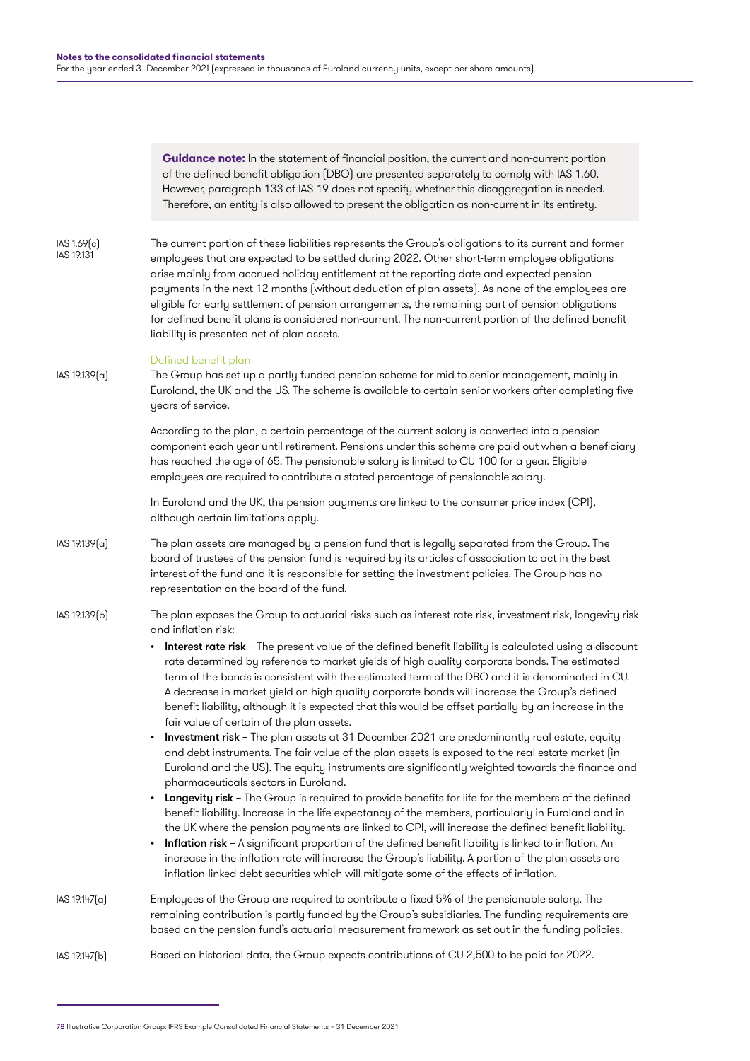> **Guidance note:** In the statement of financial position, the current and non-current portion of the defined benefit obligation (DBO) are presented separately to comply with IAS 1.60. However, paragraph 133 of IAS 19 does not specify whether this disaggregation is needed. Therefore, an entity is also allowed to present the obligation as non-current in its entirety.

IAS 1.69(c)
IAS 19.131

The current portion of these liabilities represents the Group's obligations to its current and former employees that are expected to be settled during 2022. Other short-term employee obligations arise mainly from accrued holiday entitlement at the reporting date and expected pension payments in the next 12 months (without deduction of plan assets). As none of the employees are eligible for early settlement of pension arrangements, the remaining part of pension obligations for defined benefit plans is considered non-current. The non-current portion of the defined benefit liability is presented net of plan assets.

### Defined benefit plan

IAS 19.139(a)

The Group has set up a partly funded pension scheme for mid to senior management, mainly in Euroland, the UK and the US. The scheme is available to certain senior workers after completing five years of service.

According to the plan, a certain percentage of the current salary is converted into a pension component each year until retirement. Pensions under this scheme are paid out when a beneficiary has reached the age of 65. The pensionable salary is limited to CU 100 for a year. Eligible employees are required to contribute a stated percentage of pensionable salary.

In Euroland and the UK, the pension payments are linked to the consumer price index (CPI), although certain limitations apply.

IAS 19.139(a)

The plan assets are managed by a pension fund that is legally separated from the Group. The board of trustees of the pension fund is required by its articles of association to act in the best interest of the fund and it is responsible for setting the investment policies. The Group has no representation on the board of the fund.

IAS 19.139(b)

The plan exposes the Group to actuarial risks such as interest rate risk, investment risk, longevity risk and inflation risk:

- **Interest rate risk** – The present value of the defined benefit liability is calculated using a discount rate determined by reference to market yields of high quality corporate bonds. The estimated term of the bonds is consistent with the estimated term of the DBO and it is denominated in CU. A decrease in market yield on high quality corporate bonds will increase the Group's defined benefit liability, although it is expected that this would be offset partially by an increase in the fair value of certain of the plan assets.
- **Investment risk** – The plan assets at 31 December 2021 are predominantly real estate, equity and debt instruments. The fair value of the plan assets is exposed to the real estate market (in Euroland and the US). The equity instruments are significantly weighted towards the finance and pharmaceuticals sectors in Euroland.
- **Longevity risk** – The Group is required to provide benefits for life for the members of the defined benefit liability. Increase in the life expectancy of the members, particularly in Euroland and in the UK where the pension payments are linked to CPI, will increase the defined benefit liability.
- **Inflation risk** – A significant proportion of the defined benefit liability is linked to inflation. An increase in the inflation rate will increase the Group's liability. A portion of the plan assets are inflation-linked debt securities which will mitigate some of the effects of inflation.

IAS 19.147(a)

Employees of the Group are required to contribute a fixed 5% of the pensionable salary. The remaining contribution is partly funded by the Group's subsidiaries. The funding requirements are based on the pension fund's actuarial measurement framework as set out in the funding policies.

IAS 19.147(b)

Based on historical data, the Group expects contributions of CU 2,500 to be paid for 2022.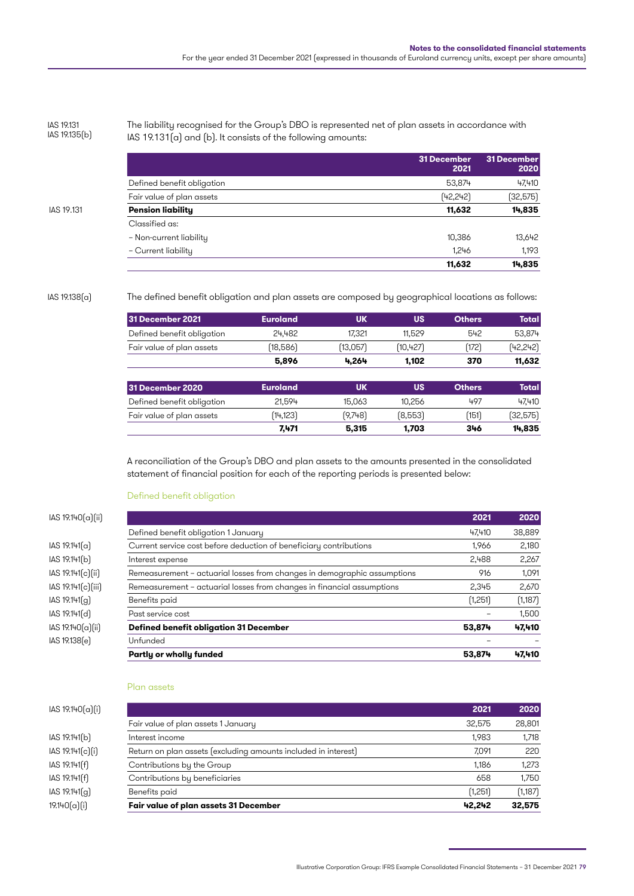IAS 19.131
IAS 19.135(b)

The liability recognised for the Group's DBO is represented net of plan assets in accordance with IAS 19.131(a) and (b). It consists of the following amounts:

| | | 31 December 2021 | 31 December 2020 |
|---|---|---|---|
| | Defined benefit obligation | 53,874 | 47,410 |
| | Fair value of plan assets | (42,242) | (32,575) |
| IAS 19.131 | **Pension liability** | **11,632** | **14,835** |
| | Classified as: | | |
| | – Non-current liability | 10,386 | 13,642 |
| | – Current liability | 1,246 | 1,193 |
| | | **11,632** | **14,835** |

IAS 19.138(a)

The defined benefit obligation and plan assets are composed by geographical locations as follows:

| 31 December 2021 | Euroland | UK | US | Others | Total |
|---|---|---|---|---|---|
| Defined benefit obligation | 24,482 | 17,321 | 11,529 | 542 | 53,874 |
| Fair value of plan assets | (18,586) | (13,057) | (10,427) | (172) | (42,242) |
| | **5,896** | **4,264** | **1,102** | **370** | **11,632** |

| 31 December 2020 | Euroland | UK | US | Others | Total |
|---|---|---|---|---|---|
| Defined benefit obligation | 21,594 | 15,063 | 10,256 | 497 | 47,410 |
| Fair value of plan assets | (14,123) | (9,748) | (8,553) | (151) | (32,575) |
| | **7,471** | **5,315** | **1,703** | **346** | **14,835** |

A reconciliation of the Group's DBO and plan assets to the amounts presented in the consolidated statement of financial position for each of the reporting periods is presented below:

### Defined benefit obligation

| | | 2021 | 2020 |
|---|---|---|---|
| IAS 19.140(a)(ii) | Defined benefit obligation 1 January | 47,410 | 38,889 |
| IAS 19.141(a) | Current service cost before deduction of beneficiary contributions | 1,966 | 2,180 |
| IAS 19.141(b) | Interest expense | 2,488 | 2,267 |
| IAS 19.141(c)(ii) | Remeasurement – actuarial losses from changes in demographic assumptions | 916 | 1,091 |
| IAS 19.141(c)(iii) | Remeasurement – actuarial losses from changes in financial assumptions | 2,345 | 2,670 |
| IAS 19.141(g) | Benefits paid | (1,251) | (1,187) |
| IAS 19.141(d) | Past service cost | – | 1,500 |
| IAS 19.140(a)(ii) | **Defined benefit obligation 31 December** | **53,874** | **47,410** |
| IAS 19.138(e) | Unfunded | – | – |
| | **Partly or wholly funded** | **53,874** | **47,410** |

### Plan assets

| | | 2021 | 2020 |
|---|---|---|---|
| IAS 19.140(a)(i) | Fair value of plan assets 1 January | 32,575 | 28,801 |
| IAS 19.141(b) | Interest income | 1,983 | 1,718 |
| IAS 19.141(c)(i) | Return on plan assets (excluding amounts included in interest) | 7,091 | 220 |
| IAS 19.141(f) | Contributions by the Group | 1,186 | 1,273 |
| IAS 19.141(f) | Contributions by beneficiaries | 658 | 1,750 |
| IAS 19.141(g) | Benefits paid | (1,251) | (1,187) |
| 19.140(a)(i) | **Fair value of plan assets 31 December** | **42,242** | **32,575** |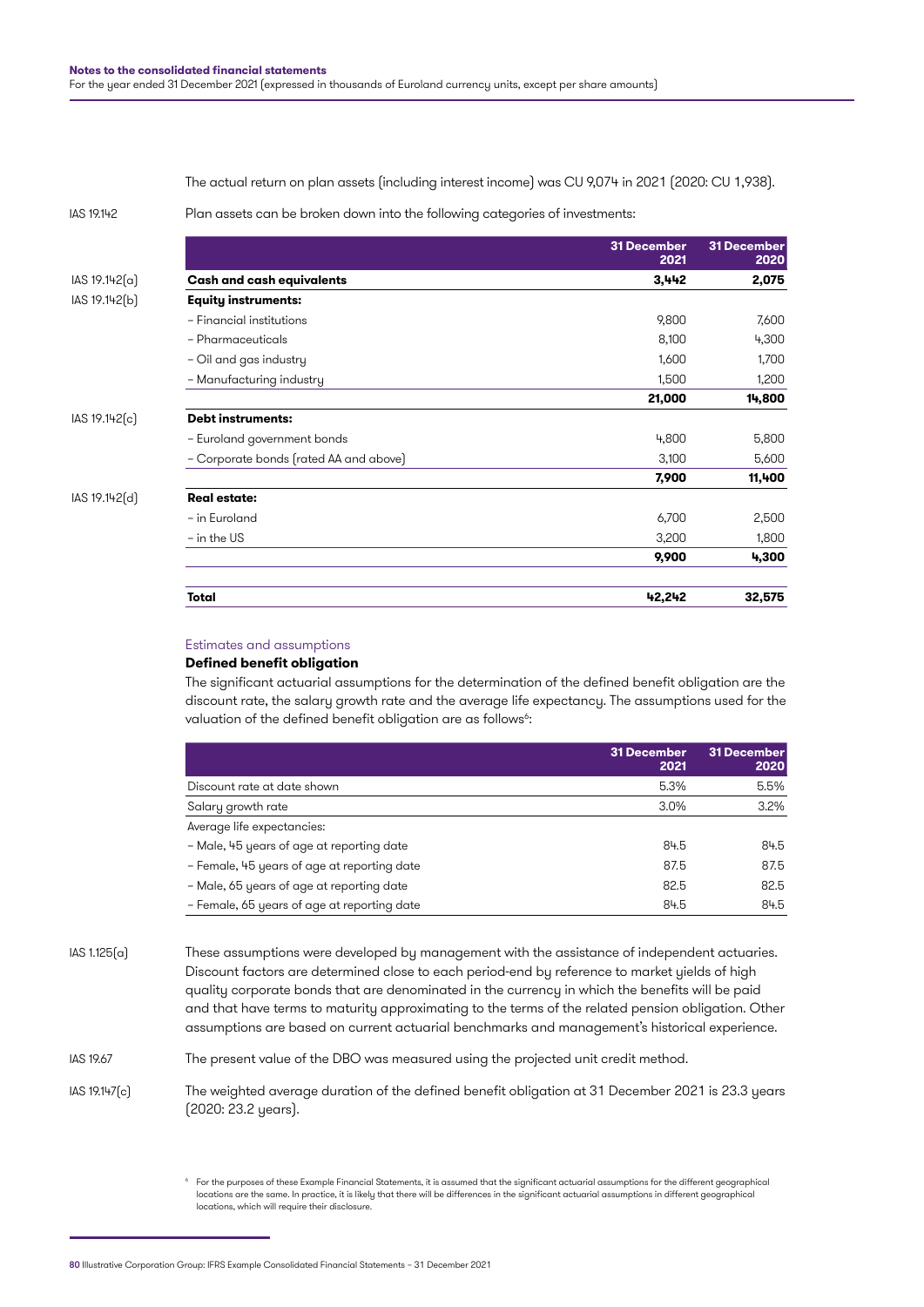The actual return on plan assets (including interest income) was CU 9,074 in 2021 (2020: CU 1,938).

IAS 19.142 Plan assets can be broken down into the following categories of investments:

| | | 31 December 2021 | 31 December 2020 |
|---|---|---|---|
| IAS 19.142(a) | **Cash and cash equivalents** | **3,442** | **2,075** |
| IAS 19.142(b) | **Equity instruments:** | | |
| | – Financial institutions | 9,800 | 7,600 |
| | – Pharmaceuticals | 8,100 | 4,300 |
| | – Oil and gas industry | 1,600 | 1,700 |
| | – Manufacturing industry | 1,500 | 1,200 |
| | | **21,000** | **14,800** |
| IAS 19.142(c) | **Debt instruments:** | | |
| | – Euroland government bonds | 4,800 | 5,800 |
| | – Corporate bonds (rated AA and above) | 3,100 | 5,600 |
| | | **7,900** | **11,400** |
| IAS 19.142(d) | **Real estate:** | | |
| | – in Euroland | 6,700 | 2,500 |
| | – in the US | 3,200 | 1,800 |
| | | **9,900** | **4,300** |
| | **Total** | **42,242** | **32,575** |

### Estimates and assumptions

**Defined benefit obligation**

The significant actuarial assumptions for the determination of the defined benefit obligation are the discount rate, the salary growth rate and the average life expectancy. The assumptions used for the valuation of the defined benefit obligation are as follows[6]:

| | 31 December 2021 | 31 December 2020 |
|---|---|---|
| Discount rate at date shown | 5.3% | 5.5% |
| Salary growth rate | 3.0% | 3.2% |
| Average life expectancies: | | |
| – Male, 45 years of age at reporting date | 84.5 | 84.5 |
| – Female, 45 years of age at reporting date | 87.5 | 87.5 |
| – Male, 65 years of age at reporting date | 82.5 | 82.5 |
| – Female, 65 years of age at reporting date | 84.5 | 84.5 |

IAS 1.125(a) These assumptions were developed by management with the assistance of independent actuaries. Discount factors are determined close to each period-end by reference to market yields of high quality corporate bonds that are denominated in the currency in which the benefits will be paid and that have terms to maturity approximating to the terms of the related pension obligation. Other assumptions are based on current actuarial benchmarks and management's historical experience.

IAS 19.67 The present value of the DBO was measured using the projected unit credit method.

IAS 19.147(c) The weighted average duration of the defined benefit obligation at 31 December 2021 is 23.3 years (2020: 23.2 years).

[6] For the purposes of these Example Financial Statements, it is assumed that the significant actuarial assumptions for the different geographical locations are the same. In practice, it is likely that there will be differences in the significant actuarial assumptions in different geographical locations, which will require their disclosure.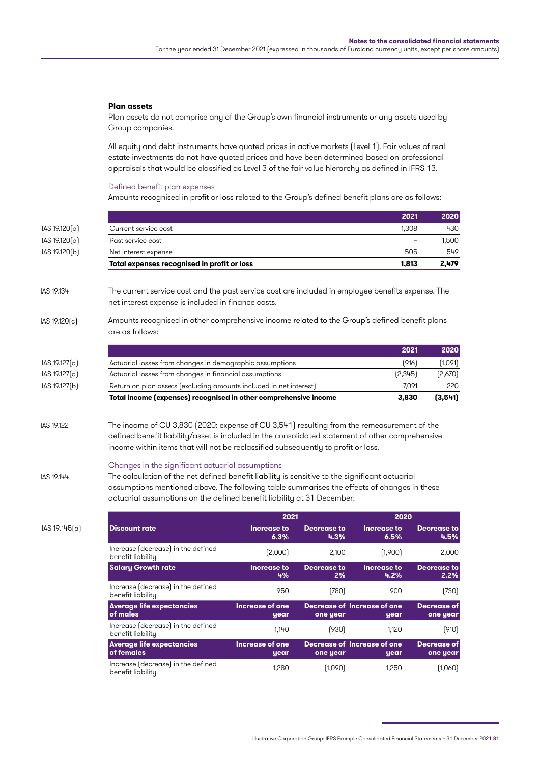### Plan assets

Plan assets do not comprise any of the Group's own financial instruments or any assets used by Group companies.

All equity and debt instruments have quoted prices in active markets (Level 1). Fair values of real estate investments do not have quoted prices and have been determined based on professional appraisals that would be classified as Level 3 of the fair value hierarchy as defined in IFRS 13.

#### Defined benefit plan expenses

Amounts recognised in profit or loss related to the Group's defined benefit plans are as follows:

| | | 2021 | 2020 |
|---|---|---|---|
| IAS 19.120(a) | Current service cost | 1,308 | 430 |
| IAS 19.120(a) | Past service cost | – | 1,500 |
| IAS 19.120(b) | Net interest expense | 505 | 549 |
| | **Total expenses recognised in profit or loss** | **1,813** | **2,479** |

IAS 19.134 — The current service cost and the past service cost are included in employee benefits expense. The net interest expense is included in finance costs.

IAS 19.120(c) — Amounts recognised in other comprehensive income related to the Group's defined benefit plans are as follows:

| | | 2021 | 2020 |
|---|---|---|---|
| IAS 19.127(a) | Actuarial losses from changes in demographic assumptions | (916) | (1,091) |
| IAS 19.127(a) | Actuarial losses from changes in financial assumptions | (2,345) | (2,670) |
| IAS 19.127(b) | Return on plan assets (excluding amounts included in net interest) | 7,091 | 220 |
| | **Total income (expenses) recognised in other comprehensive income** | **3,830** | **(3,541)** |

IAS 19.122 — The income of CU 3,830 (2020: expense of CU 3,541) resulting from the remeasurement of the defined benefit liability/asset is included in the consolidated statement of other comprehensive income within items that will not be reclassified subsequently to profit or loss.

#### Changes in the significant actuarial assumptions

IAS 19.144 — The calculation of the net defined benefit liability is sensitive to the significant actuarial assumptions mentioned above. The following table summarises the effects of changes in these actuarial assumptions on the defined benefit liability at 31 December:

IAS 19.145(a)

| | 2021 | | 2020 | |
|---|---|---|---|---|
| **Discount rate** | **Increase to 6.3%** | **Decrease to 4.3%** | **Increase to 6.5%** | **Decrease to 4.5%** |
| Increase (decrease) in the defined benefit liability | (2,000) | 2,100 | (1,900) | 2,000 |
| **Salary Growth rate** | **Increase to 4%** | **Decrease to 2%** | **Increase to 4.2%** | **Decrease to 2.2%** |
| Increase (decrease) in the defined benefit liability | 950 | (780) | 900 | (730) |
| **Average life expectancies of males** | **Increase of one year** | **Decrease of one year** | **Increase of one year** | **Decrease of one year** |
| Increase (decrease) in the defined benefit liability | 1,140 | (930) | 1,120 | (910) |
| **Average life expectancies of females** | **Increase of one year** | **Decrease of one year** | **Increase of one year** | **Decrease of one year** |
| Increase (decrease) in the defined benefit liability | 1,280 | (1,090) | 1,250 | (1,060) |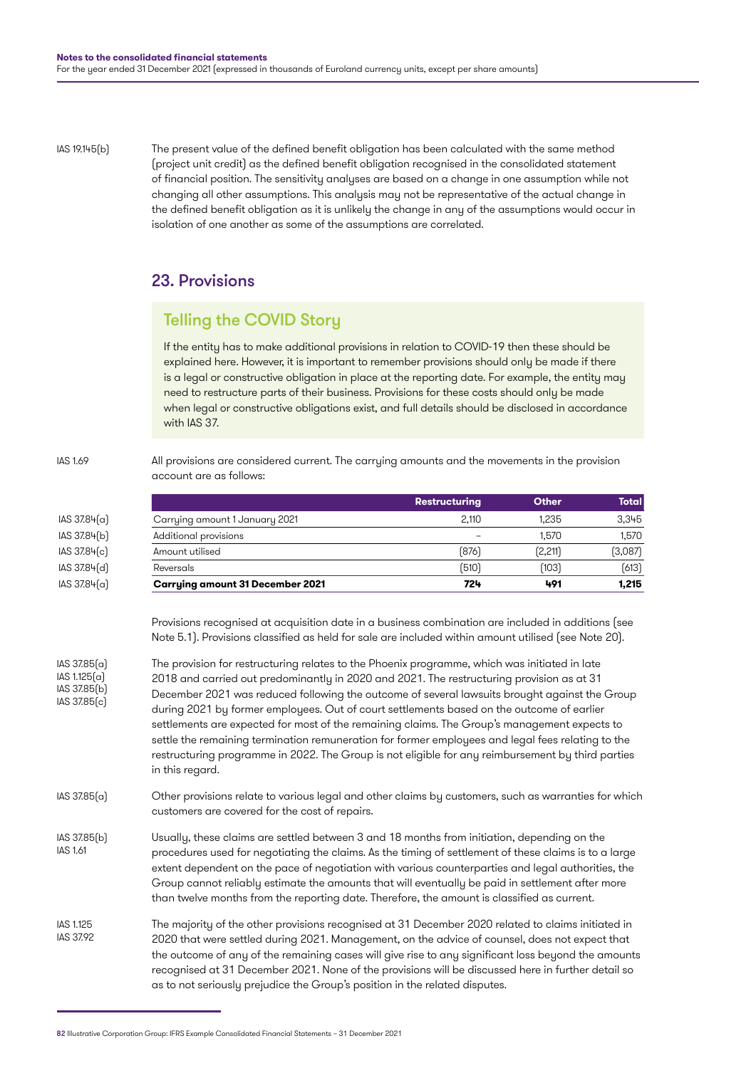IAS 19.145(b)

The present value of the defined benefit obligation has been calculated with the same method (project unit credit) as the defined benefit obligation recognised in the consolidated statement of financial position. The sensitivity analyses are based on a change in one assumption while not changing all other assumptions. This analysis may not be representative of the actual change in the defined benefit obligation as it is unlikely the change in any of the assumptions would occur in isolation of one another as some of the assumptions are correlated.

## 23. Provisions

### Telling the COVID Story

If the entity has to make additional provisions in relation to COVID-19 then these should be explained here. However, it is important to remember provisions should only be made if there is a legal or constructive obligation in place at the reporting date. For example, the entity may need to restructure parts of their business. Provisions for these costs should only be made when legal or constructive obligations exist, and full details should be disclosed in accordance with IAS 37.

IAS 1.69

All provisions are considered current. The carrying amounts and the movements in the provision account are as follows:

| | | Restructuring | Other | Total |
|---|---|---|---|---|
| IAS 37.84(a) | Carrying amount 1 January 2021 | 2,110 | 1,235 | 3,345 |
| IAS 37.84(b) | Additional provisions | – | 1,570 | 1,570 |
| IAS 37.84(c) | Amount utilised | (876) | (2,211) | (3,087) |
| IAS 37.84(d) | Reversals | (510) | (103) | (613) |
| IAS 37.84(a) | **Carrying amount 31 December 2021** | **724** | **491** | **1,215** |

Provisions recognised at acquisition date in a business combination are included in additions (see Note 5.1). Provisions classified as held for sale are included within amount utilised (see Note 20).

IAS 37.85(a), IAS 1.125(a), IAS 37.85(b), IAS 37.85(c)

The provision for restructuring relates to the Phoenix programme, which was initiated in late 2018 and carried out predominantly in 2020 and 2021. The restructuring provision as at 31 December 2021 was reduced following the outcome of several lawsuits brought against the Group during 2021 by former employees. Out of court settlements based on the outcome of earlier settlements are expected for most of the remaining claims. The Group's management expects to settle the remaining termination remuneration for former employees and legal fees relating to the restructuring programme in 2022. The Group is not eligible for any reimbursement by third parties in this regard.

IAS 37.85(a)

Other provisions relate to various legal and other claims by customers, such as warranties for which customers are covered for the cost of repairs.

IAS 37.85(b), IAS 1.61

Usually, these claims are settled between 3 and 18 months from initiation, depending on the procedures used for negotiating the claims. As the timing of settlement of these claims is to a large extent dependent on the pace of negotiation with various counterparties and legal authorities, the Group cannot reliably estimate the amounts that will eventually be paid in settlement after more than twelve months from the reporting date. Therefore, the amount is classified as current.

IAS 1.125, IAS 37.92

The majority of the other provisions recognised at 31 December 2020 related to claims initiated in 2020 that were settled during 2021. Management, on the advice of counsel, does not expect that the outcome of any of the remaining cases will give rise to any significant loss beyond the amounts recognised at 31 December 2021. None of the provisions will be discussed here in further detail so as to not seriously prejudice the Group's position in the related disputes.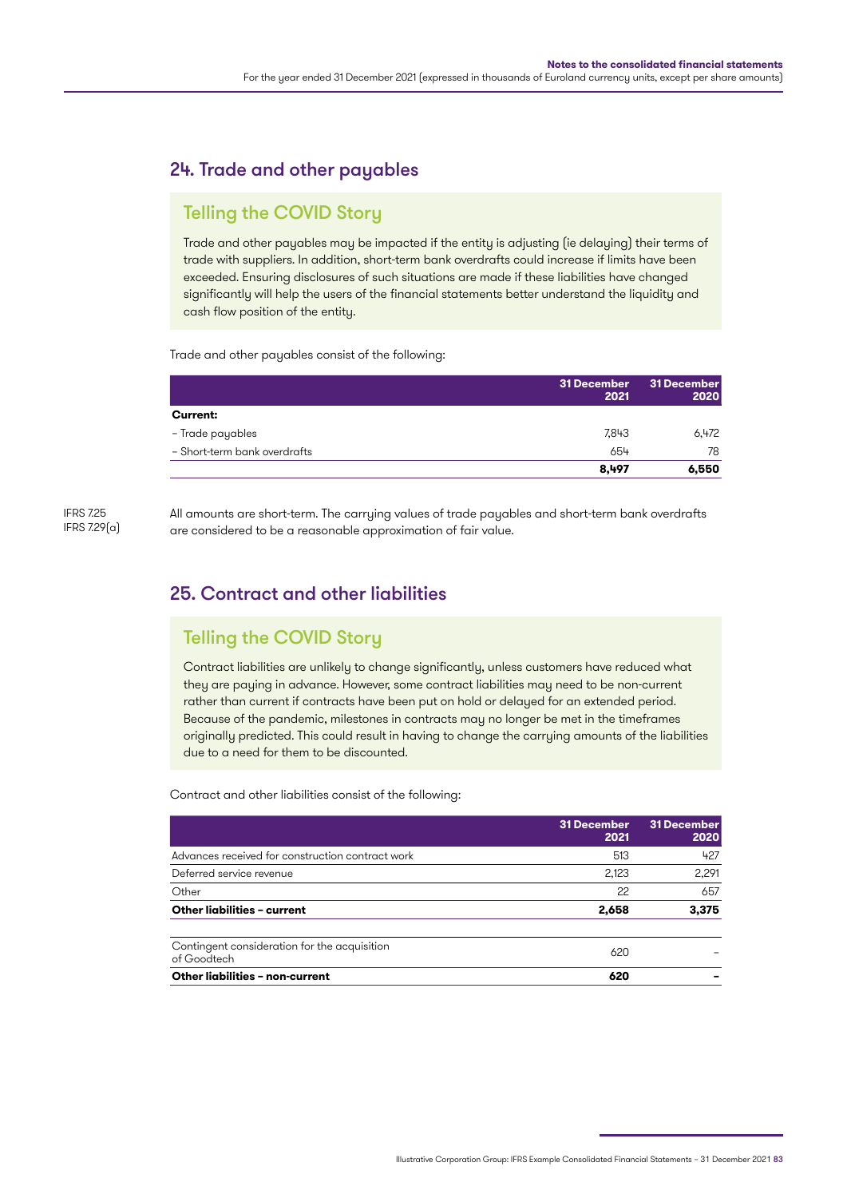## 24. Trade and other payables

### Telling the COVID Story

Trade and other payables may be impacted if the entity is adjusting (ie delaying) their terms of trade with suppliers. In addition, short-term bank overdrafts could increase if limits have been exceeded. Ensuring disclosures of such situations are made if these liabilities have changed significantly will help the users of the financial statements better understand the liquidity and cash flow position of the entity.

Trade and other payables consist of the following:

| | 31 December 2021 | 31 December 2020 |
|---|---|---|
| **Current:** | | |
| – Trade payables | 7,843 | 6,472 |
| – Short-term bank overdrafts | 654 | 78 |
| | **8,497** | **6,550** |

IFRS 7.25
IFRS 7.29(a)

All amounts are short-term. The carrying values of trade payables and short-term bank overdrafts are considered to be a reasonable approximation of fair value.

## 25. Contract and other liabilities

### Telling the COVID Story

Contract liabilities are unlikely to change significantly, unless customers have reduced what they are paying in advance. However, some contract liabilities may need to be non-current rather than current if contracts have been put on hold or delayed for an extended period. Because of the pandemic, milestones in contracts may no longer be met in the timeframes originally predicted. This could result in having to change the carrying amounts of the liabilities due to a need for them to be discounted.

Contract and other liabilities consist of the following:

| | 31 December 2021 | 31 December 2020 |
|---|---|---|
| Advances received for construction contract work | 513 | 427 |
| Deferred service revenue | 2,123 | 2,291 |
| Other | 22 | 657 |
| **Other liabilities – current** | **2,658** | **3,375** |
| | | |
| Contingent consideration for the acquisition of Goodtech | 620 | – |
| **Other liabilities – non-current** | **620** | **–** |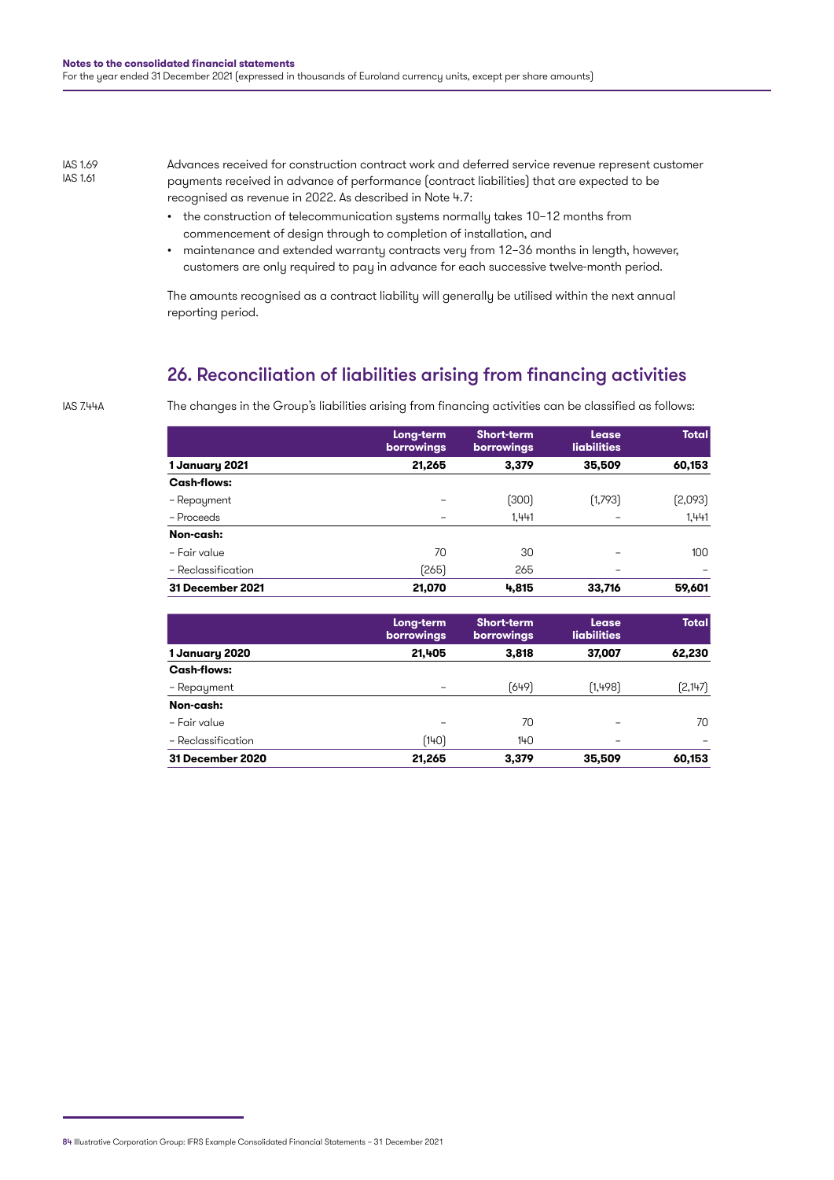IAS 1.69
IAS 1.61

Advances received for construction contract work and deferred service revenue represent customer payments received in advance of performance (contract liabilities) that are expected to be recognised as revenue in 2022. As described in Note 4.7:

- the construction of telecommunication systems normally takes 10–12 months from commencement of design through to completion of installation, and
- maintenance and extended warranty contracts very from 12–36 months in length, however, customers are only required to pay in advance for each successive twelve-month period.

The amounts recognised as a contract liability will generally be utilised within the next annual reporting period.

## 26. Reconciliation of liabilities arising from financing activities

IAS 7.44A

The changes in the Group's liabilities arising from financing activities can be classified as follows:

| | Long-term borrowings | Short-term borrowings | Lease liabilities | Total |
|---|---|---|---|---|
| **1 January 2021** | **21,265** | **3,379** | **35,509** | **60,153** |
| **Cash-flows:** | | | | |
| – Repayment | – | (300) | (1,793) | (2,093) |
| – Proceeds | – | 1,441 | – | 1,441 |
| **Non-cash:** | | | | |
| – Fair value | 70 | 30 | – | 100 |
| – Reclassification | (265) | 265 | – | – |
| **31 December 2021** | **21,070** | **4,815** | **33,716** | **59,601** |

| | Long-term borrowings | Short-term borrowings | Lease liabilities | Total |
|---|---|---|---|---|
| **1 January 2020** | **21,405** | **3,818** | **37,007** | **62,230** |
| **Cash-flows:** | | | | |
| – Repayment | – | (649) | (1,498) | (2,147) |
| **Non-cash:** | | | | |
| – Fair value | – | 70 | – | 70 |
| – Reclassification | (140) | 140 | – | – |
| **31 December 2020** | **21,265** | **3,379** | **35,509** | **60,153** |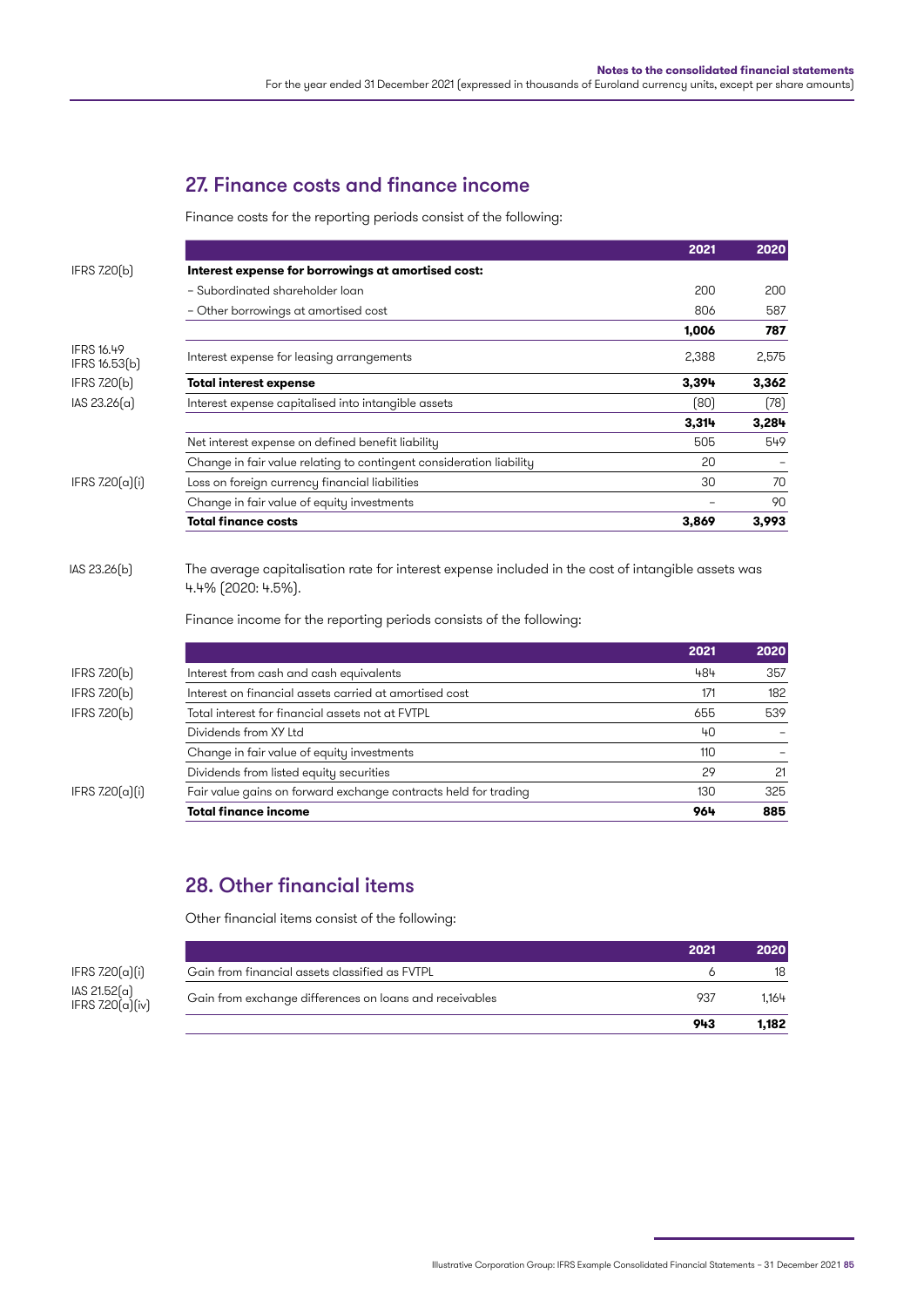## 27. Finance costs and finance income

Finance costs for the reporting periods consist of the following:

| | | 2021 | 2020 |
|---|---|---|---|
| IFRS 7.20(b) | **Interest expense for borrowings at amortised cost:** | | |
| | – Subordinated shareholder loan | 200 | 200 |
| | – Other borrowings at amortised cost | 806 | 587 |
| | | **1,006** | **787** |
| IFRS 16.49 IFRS 16.53(b) | Interest expense for leasing arrangements | 2,388 | 2,575 |
| IFRS 7.20(b) | **Total interest expense** | **3,394** | **3,362** |
| IAS 23.26(a) | Interest expense capitalised into intangible assets | (80) | (78) |
| | | **3,314** | **3,284** |
| | Net interest expense on defined benefit liability | 505 | 549 |
| | Change in fair value relating to contingent consideration liability | 20 | – |
| IFRS 7.20(a)(i) | Loss on foreign currency financial liabilities | 30 | 70 |
| | Change in fair value of equity investments | – | 90 |
| | **Total finance costs** | **3,869** | **3,993** |

IAS 23.26(b) The average capitalisation rate for interest expense included in the cost of intangible assets was 4.4% (2020: 4.5%).

Finance income for the reporting periods consists of the following:

| | | 2021 | 2020 |
|---|---|---|---|
| IFRS 7.20(b) | Interest from cash and cash equivalents | 484 | 357 |
| IFRS 7.20(b) | Interest on financial assets carried at amortised cost | 171 | 182 |
| IFRS 7.20(b) | Total interest for financial assets not at FVTPL | 655 | 539 |
| | Dividends from XY Ltd | 40 | – |
| | Change in fair value of equity investments | 110 | – |
| | Dividends from listed equity securities | 29 | 21 |
| IFRS 7.20(a)(i) | Fair value gains on forward exchange contracts held for trading | 130 | 325 |
| | **Total finance income** | **964** | **885** |

## 28. Other financial items

Other financial items consist of the following:

| | | 2021 | 2020 |
|---|---|---|---|
| IFRS 7.20(a)(i) | Gain from financial assets classified as FVTPL | 6 | 18 |
| IAS 21.52(a) IFRS 7.20(a)(iv) | Gain from exchange differences on loans and receivables | 937 | 1,164 |
| | | **943** | **1,182** |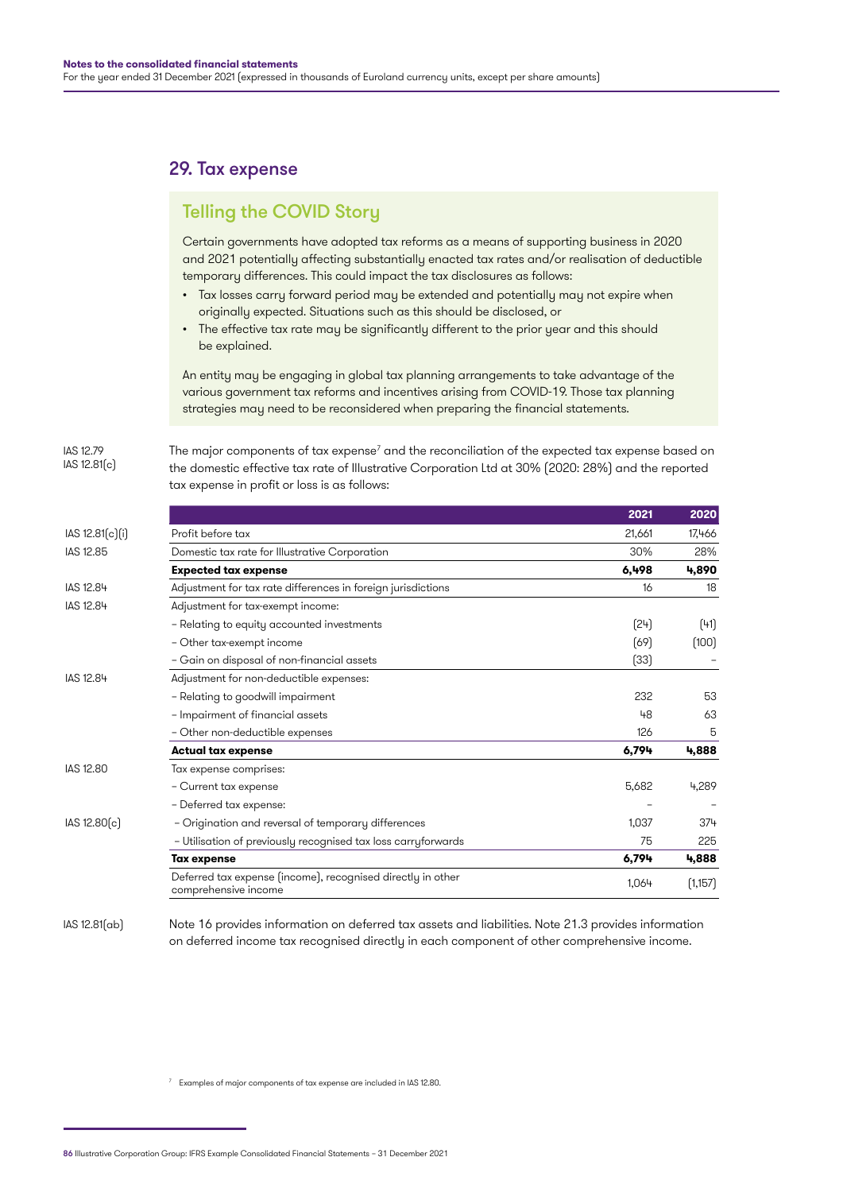## 29. Tax expense

### Telling the COVID Story

Certain governments have adopted tax reforms as a means of supporting business in 2020 and 2021 potentially affecting substantially enacted tax rates and/or realisation of deductible temporary differences. This could impact the tax disclosures as follows:

- Tax losses carry forward period may be extended and potentially may not expire when originally expected. Situations such as this should be disclosed, or
- The effective tax rate may be significantly different to the prior year and this should be explained.

An entity may be engaging in global tax planning arrangements to take advantage of the various government tax reforms and incentives arising from COVID-19. Those tax planning strategies may need to be reconsidered when preparing the financial statements.

IAS 12.79
IAS 12.81(c)

The major components of tax expense[7] and the reconciliation of the expected tax expense based on the domestic effective tax rate of Illustrative Corporation Ltd at 30% (2020: 28%) and the reported tax expense in profit or loss is as follows:

| | | 2021 | 2020 |
|---|---|---|---|
| IAS 12.81(c)(i) | Profit before tax | 21,661 | 17,466 |
| IAS 12.85 | Domestic tax rate for Illustrative Corporation | 30% | 28% |
| | **Expected tax expense** | **6,498** | **4,890** |
| IAS 12.84 | Adjustment for tax rate differences in foreign jurisdictions | 16 | 18 |
| IAS 12.84 | Adjustment for tax-exempt income: | | |
| | – Relating to equity accounted investments | (24) | (41) |
| | – Other tax-exempt income | (69) | (100) |
| | – Gain on disposal of non-financial assets | (33) | – |
| IAS 12.84 | Adjustment for non-deductible expenses: | | |
| | – Relating to goodwill impairment | 232 | 53 |
| | – Impairment of financial assets | 48 | 63 |
| | – Other non-deductible expenses | 126 | 5 |
| | **Actual tax expense** | **6,794** | **4,888** |
| IAS 12.80 | Tax expense comprises: | | |
| | – Current tax expense | 5,682 | 4,289 |
| | – Deferred tax expense: | – | – |
| IAS 12.80(c) | – Origination and reversal of temporary differences | 1,037 | 374 |
| | – Utilisation of previously recognised tax loss carryforwards | 75 | 225 |
| | **Tax expense** | **6,794** | **4,888** |
| | Deferred tax expense (income), recognised directly in other comprehensive income | 1,064 | (1,157) |

IAS 12.81(ab)

Note 16 provides information on deferred tax assets and liabilities. Note 21.3 provides information on deferred income tax recognised directly in each component of other comprehensive income.

[7] Examples of major components of tax expense are included in IAS 12.80.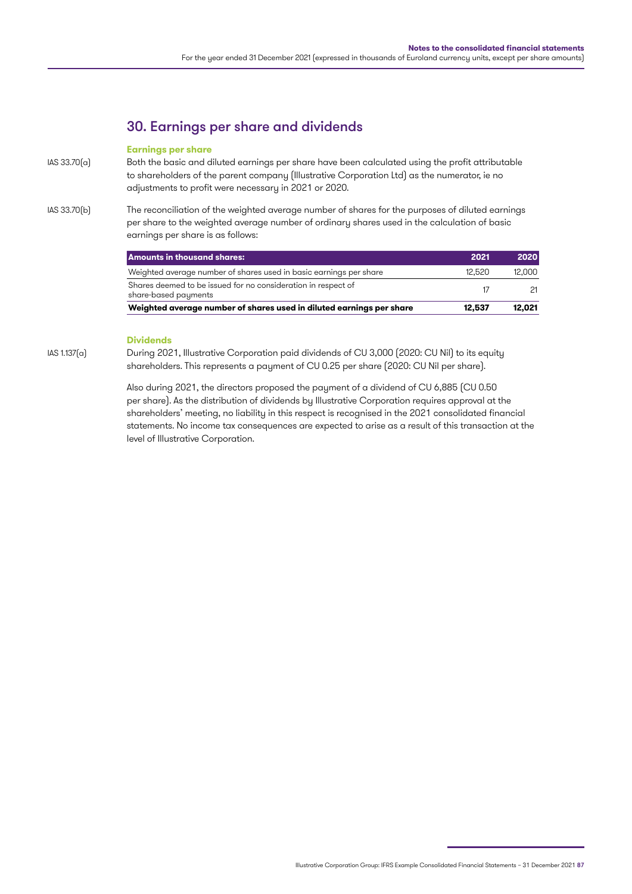## 30. Earnings per share and dividends

### Earnings per share

IAS 33.70(a)

Both the basic and diluted earnings per share have been calculated using the profit attributable to shareholders of the parent company (Illustrative Corporation Ltd) as the numerator, ie no adjustments to profit were necessary in 2021 or 2020.

IAS 33.70(b)

The reconciliation of the weighted average number of shares for the purposes of diluted earnings per share to the weighted average number of ordinary shares used in the calculation of basic earnings per share is as follows:

| Amounts in thousand shares: | 2021 | 2020 |
|---|---|---|
| Weighted average number of shares used in basic earnings per share | 12,520 | 12,000 |
| Shares deemed to be issued for no consideration in respect of share-based payments | 17 | 21 |
| **Weighted average number of shares used in diluted earnings per share** | **12,537** | **12,021** |

### Dividends

IAS 1.137(a)

During 2021, Illustrative Corporation paid dividends of CU 3,000 (2020: CU Nil) to its equity shareholders. This represents a payment of CU 0.25 per share (2020: CU Nil per share).

Also during 2021, the directors proposed the payment of a dividend of CU 6,885 (CU 0.50 per share). As the distribution of dividends by Illustrative Corporation requires approval at the shareholders' meeting, no liability in this respect is recognised in the 2021 consolidated financial statements. No income tax consequences are expected to arise as a result of this transaction at the level of Illustrative Corporation.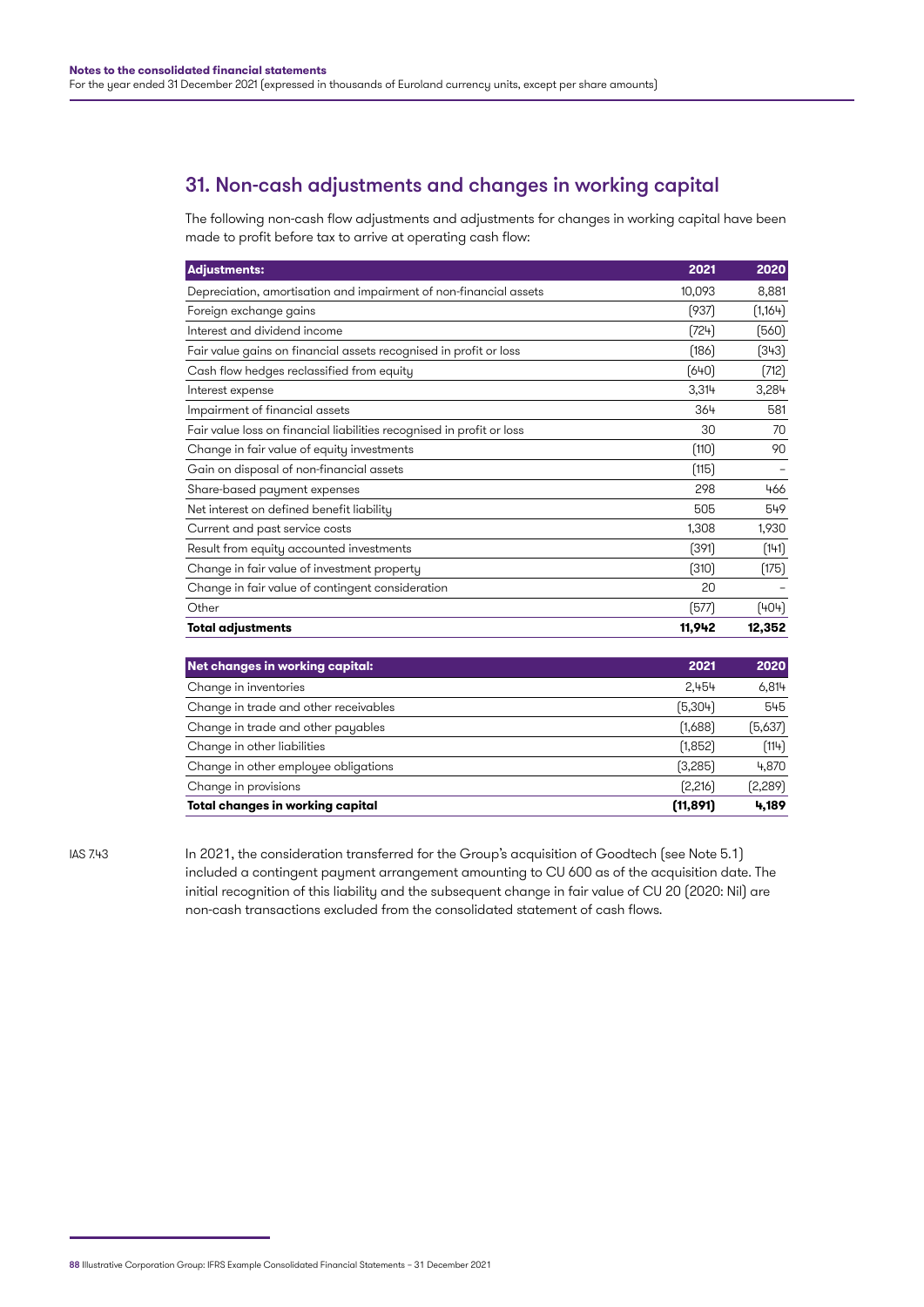## 31. Non-cash adjustments and changes in working capital

The following non-cash flow adjustments and adjustments for changes in working capital have been made to profit before tax to arrive at operating cash flow:

| Adjustments: | 2021 | 2020 |
|---|---|---|
| Depreciation, amortisation and impairment of non-financial assets | 10,093 | 8,881 |
| Foreign exchange gains | (937) | (1,164) |
| Interest and dividend income | (724) | (560) |
| Fair value gains on financial assets recognised in profit or loss | (186) | (343) |
| Cash flow hedges reclassified from equity | (640) | (712) |
| Interest expense | 3,314 | 3,284 |
| Impairment of financial assets | 364 | 581 |
| Fair value loss on financial liabilities recognised in profit or loss | 30 | 70 |
| Change in fair value of equity investments | (110) | 90 |
| Gain on disposal of non-financial assets | (115) | – |
| Share-based payment expenses | 298 | 466 |
| Net interest on defined benefit liability | 505 | 549 |
| Current and past service costs | 1,308 | 1,930 |
| Result from equity accounted investments | (391) | (141) |
| Change in fair value of investment property | (310) | (175) |
| Change in fair value of contingent consideration | 20 | – |
| Other | (577) | (404) |
| **Total adjustments** | **11,942** | **12,352** |

| Net changes in working capital: | 2021 | 2020 |
|---|---|---|
| Change in inventories | 2,454 | 6,814 |
| Change in trade and other receivables | (5,304) | 545 |
| Change in trade and other payables | (1,688) | (5,637) |
| Change in other liabilities | (1,852) | (114) |
| Change in other employee obligations | (3,285) | 4,870 |
| Change in provisions | (2,216) | (2,289) |
| **Total changes in working capital** | **(11,891)** | **4,189** |

IAS 7.43

In 2021, the consideration transferred for the Group's acquisition of Goodtech (see Note 5.1) included a contingent payment arrangement amounting to CU 600 as of the acquisition date. The initial recognition of this liability and the subsequent change in fair value of CU 20 (2020: Nil) are non-cash transactions excluded from the consolidated statement of cash flows.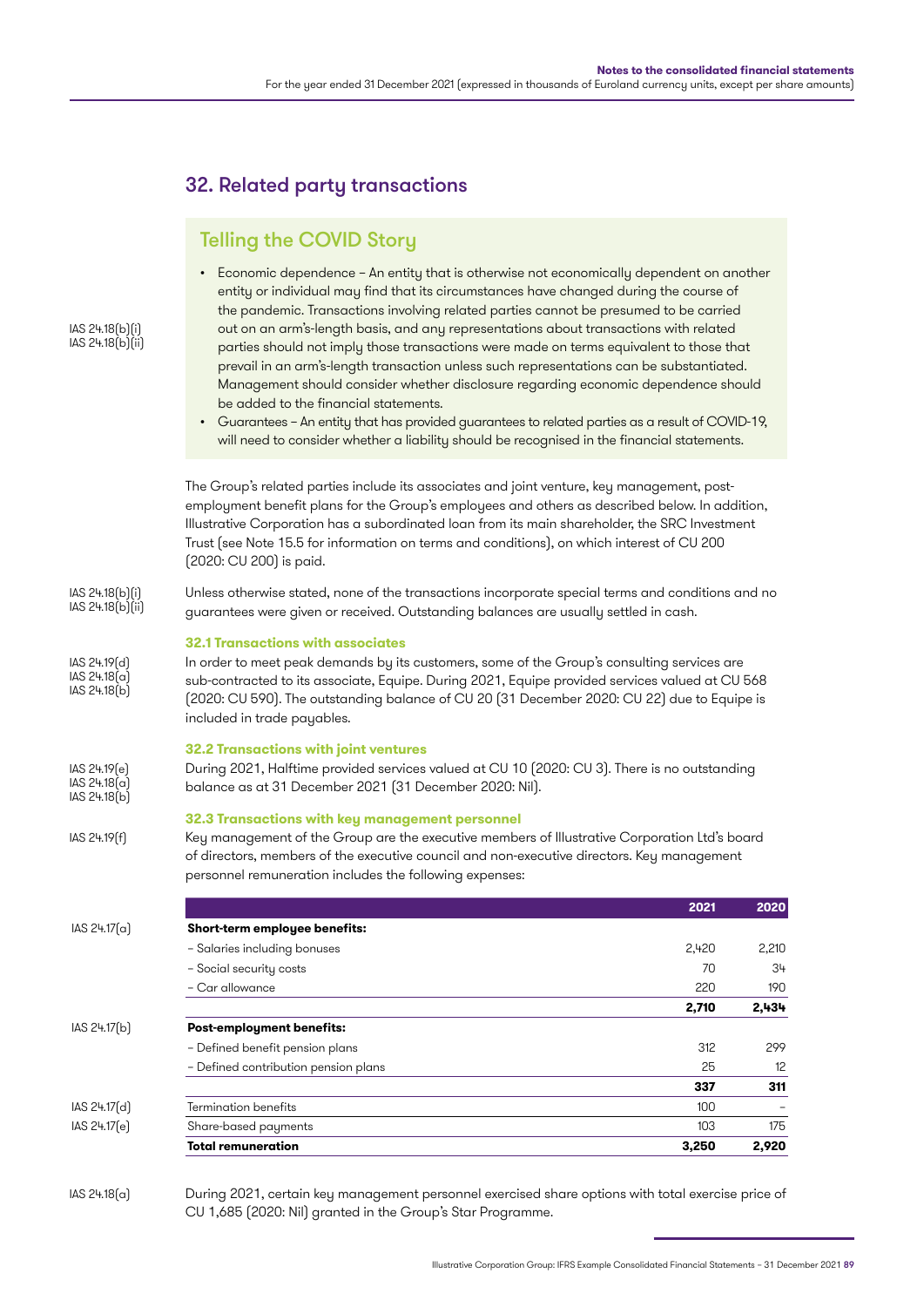## 32. Related party transactions

### Telling the COVID Story

IAS 24.18(b)(i)
IAS 24.18(b)(ii)

- Economic dependence – An entity that is otherwise not economically dependent on another entity or individual may find that its circumstances have changed during the course of the pandemic. Transactions involving related parties cannot be presumed to be carried out on an arm's-length basis, and any representations about transactions with related parties should not imply those transactions were made on terms equivalent to those that prevail in an arm's-length transaction unless such representations can be substantiated. Management should consider whether disclosure regarding economic dependence should be added to the financial statements.
- Guarantees – An entity that has provided guarantees to related parties as a result of COVID-19, will need to consider whether a liability should be recognised in the financial statements.

The Group's related parties include its associates and joint venture, key management, post-employment benefit plans for the Group's employees and others as described below. In addition, Illustrative Corporation has a subordinated loan from its main shareholder, the SRC Investment Trust (see Note 15.5 for information on terms and conditions), on which interest of CU 200 (2020: CU 200) is paid.

IAS 24.18(b)(i)
IAS 24.18(b)(ii)

Unless otherwise stated, none of the transactions incorporate special terms and conditions and no guarantees were given or received. Outstanding balances are usually settled in cash.

#### 32.1 Transactions with associates

IAS 24.19(d)
IAS 24.18(a)
IAS 24.18(b)

In order to meet peak demands by its customers, some of the Group's consulting services are sub-contracted to its associate, Equipe. During 2021, Equipe provided services valued at CU 568 (2020: CU 590). The outstanding balance of CU 20 (31 December 2020: CU 22) due to Equipe is included in trade payables.

#### 32.2 Transactions with joint ventures

IAS 24.19(e)
IAS 24.18(a)
IAS 24.18(b)

During 2021, Halftime provided services valued at CU 10 (2020: CU 3). There is no outstanding balance as at 31 December 2021 (31 December 2020: Nil).

#### 32.3 Transactions with key management personnel

IAS 24.19(f)

Key management of the Group are the executive members of Illustrative Corporation Ltd's board of directors, members of the executive council and non-executive directors. Key management personnel remuneration includes the following expenses:

| | | 2021 | 2020 |
|---|---|---|---|
| IAS 24.17(a) | **Short-term employee benefits:** | | |
| | – Salaries including bonuses | 2,420 | 2,210 |
| | – Social security costs | 70 | 34 |
| | – Car allowance | 220 | 190 |
| | | **2,710** | **2,434** |
| IAS 24.17(b) | **Post-employment benefits:** | | |
| | – Defined benefit pension plans | 312 | 299 |
| | – Defined contribution pension plans | 25 | 12 |
| | | **337** | **311** |
| IAS 24.17(d) | Termination benefits | 100 | – |
| IAS 24.17(e) | Share-based payments | 103 | 175 |
| | **Total remuneration** | **3,250** | **2,920** |

IAS 24.18(a)

During 2021, certain key management personnel exercised share options with total exercise price of CU 1,685 (2020: Nil) granted in the Group's Star Programme.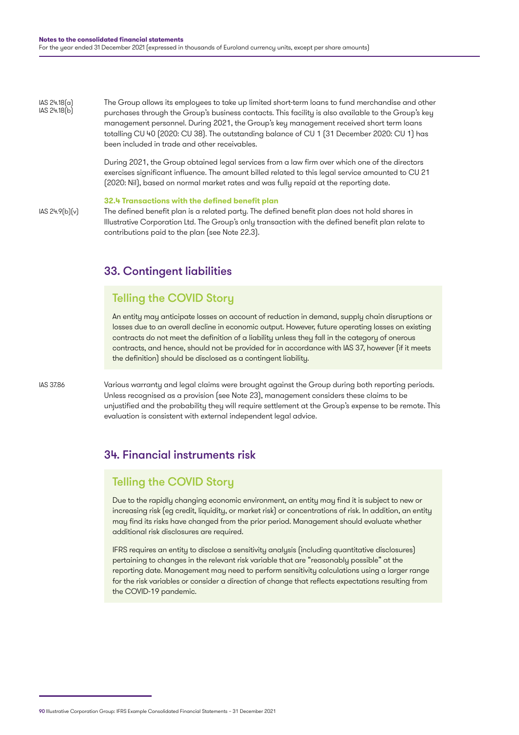IAS 24.18(a)
IAS 24.18(b)

The Group allows its employees to take up limited short-term loans to fund merchandise and other purchases through the Group's business contacts. This facility is also available to the Group's key management personnel. During 2021, the Group's key management received short term loans totalling CU 40 (2020: CU 38). The outstanding balance of CU 1 (31 December 2020: CU 1) has been included in trade and other receivables.

During 2021, the Group obtained legal services from a law firm over which one of the directors exercises significant influence. The amount billed related to this legal service amounted to CU 21 (2020: Nil), based on normal market rates and was fully repaid at the reporting date.

### 32.4 Transactions with the defined benefit plan

IAS 24.9(b)(v)

The defined benefit plan is a related party. The defined benefit plan does not hold shares in Illustrative Corporation Ltd. The Group's only transaction with the defined benefit plan relate to contributions paid to the plan (see Note 22.3).

## 33. Contingent liabilities

### Telling the COVID Story

An entity may anticipate losses on account of reduction in demand, supply chain disruptions or losses due to an overall decline in economic output. However, future operating losses on existing contracts do not meet the definition of a liability unless they fall in the category of onerous contracts, and hence, should not be provided for in accordance with IAS 37, however (if it meets the definition) should be disclosed as a contingent liability.

IAS 37.86

Various warranty and legal claims were brought against the Group during both reporting periods. Unless recognised as a provision (see Note 23), management considers these claims to be unjustified and the probability they will require settlement at the Group's expense to be remote. This evaluation is consistent with external independent legal advice.

## 34. Financial instruments risk

### Telling the COVID Story

Due to the rapidly changing economic environment, an entity may find it is subject to new or increasing risk (eg credit, liquidity, or market risk) or concentrations of risk. In addition, an entity may find its risks have changed from the prior period. Management should evaluate whether additional risk disclosures are required.

IFRS requires an entity to disclose a sensitivity analysis (including quantitative disclosures) pertaining to changes in the relevant risk variable that are "reasonably possible" at the reporting date. Management may need to perform sensitivity calculations using a larger range for the risk variables or consider a direction of change that reflects expectations resulting from the COVID-19 pandemic.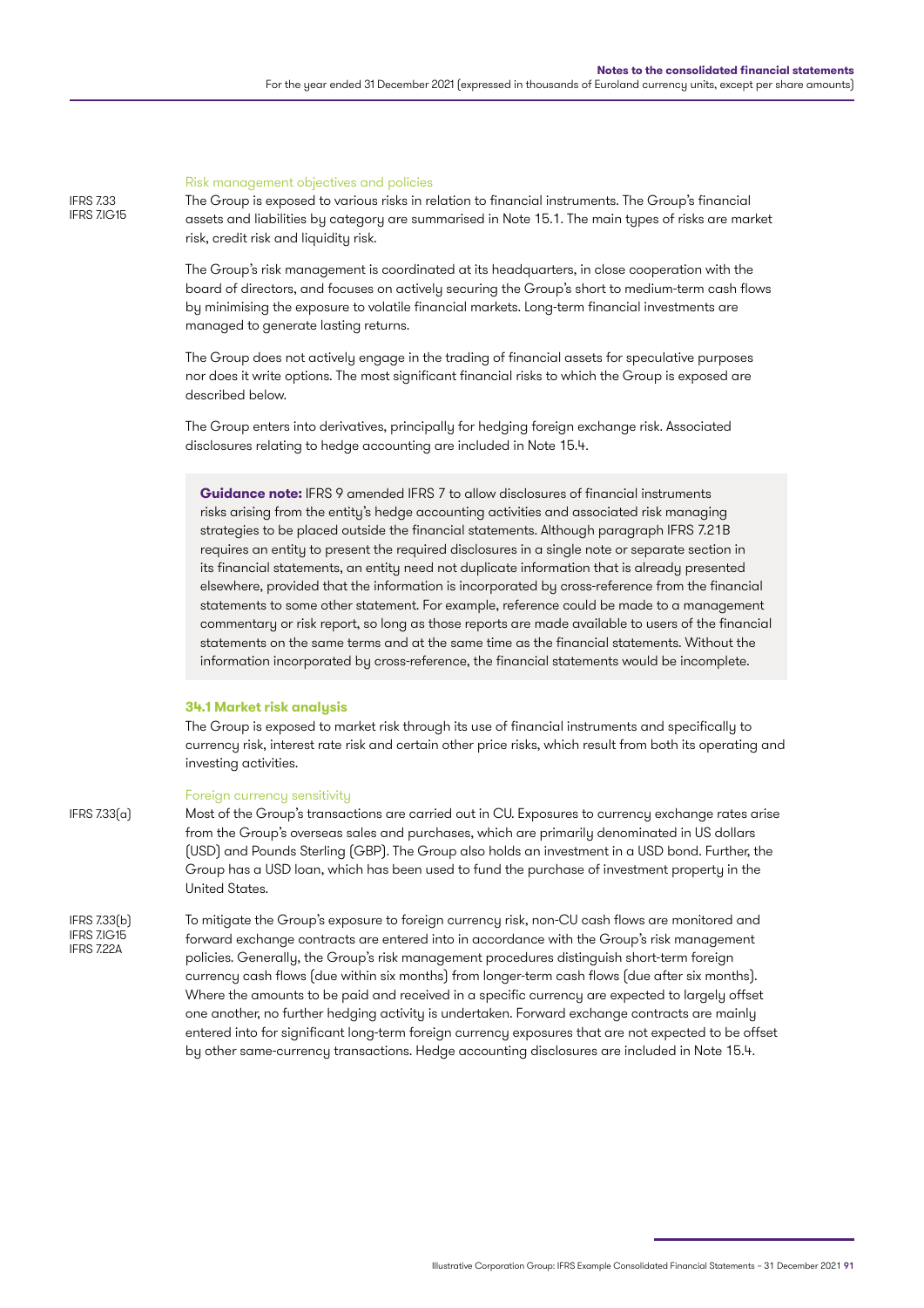Risk management objectives and policies

IFRS 7.33
IFRS 7.IG15

The Group is exposed to various risks in relation to financial instruments. The Group's financial assets and liabilities by category are summarised in Note 15.1. The main types of risks are market risk, credit risk and liquidity risk.

The Group's risk management is coordinated at its headquarters, in close cooperation with the board of directors, and focuses on actively securing the Group's short to medium-term cash flows by minimising the exposure to volatile financial markets. Long-term financial investments are managed to generate lasting returns.

The Group does not actively engage in the trading of financial assets for speculative purposes nor does it write options. The most significant financial risks to which the Group is exposed are described below.

The Group enters into derivatives, principally for hedging foreign exchange risk. Associated disclosures relating to hedge accounting are included in Note 15.4.

> **Guidance note:** IFRS 9 amended IFRS 7 to allow disclosures of financial instruments risks arising from the entity's hedge accounting activities and associated risk managing strategies to be placed outside the financial statements. Although paragraph IFRS 7.21B requires an entity to present the required disclosures in a single note or separate section in its financial statements, an entity need not duplicate information that is already presented elsewhere, provided that the information is incorporated by cross-reference from the financial statements to some other statement. For example, reference could be made to a management commentary or risk report, so long as those reports are made available to users of the financial statements on the same terms and at the same time as the financial statements. Without the information incorporated by cross-reference, the financial statements would be incomplete.

### 34.1 Market risk analysis

The Group is exposed to market risk through its use of financial instruments and specifically to currency risk, interest rate risk and certain other price risks, which result from both its operating and investing activities.

Foreign currency sensitivity

IFRS 7.33(a)

Most of the Group's transactions are carried out in CU. Exposures to currency exchange rates arise from the Group's overseas sales and purchases, which are primarily denominated in US dollars (USD) and Pounds Sterling (GBP). The Group also holds an investment in a USD bond. Further, the Group has a USD loan, which has been used to fund the purchase of investment property in the United States.

IFRS 7.33(b)
IFRS 7.IG15
IFRS 7.22A

To mitigate the Group's exposure to foreign currency risk, non-CU cash flows are monitored and forward exchange contracts are entered into in accordance with the Group's risk management policies. Generally, the Group's risk management procedures distinguish short-term foreign currency cash flows (due within six months) from longer-term cash flows (due after six months). Where the amounts to be paid and received in a specific currency are expected to largely offset one another, no further hedging activity is undertaken. Forward exchange contracts are mainly entered into for significant long-term foreign currency exposures that are not expected to be offset by other same-currency transactions. Hedge accounting disclosures are included in Note 15.4.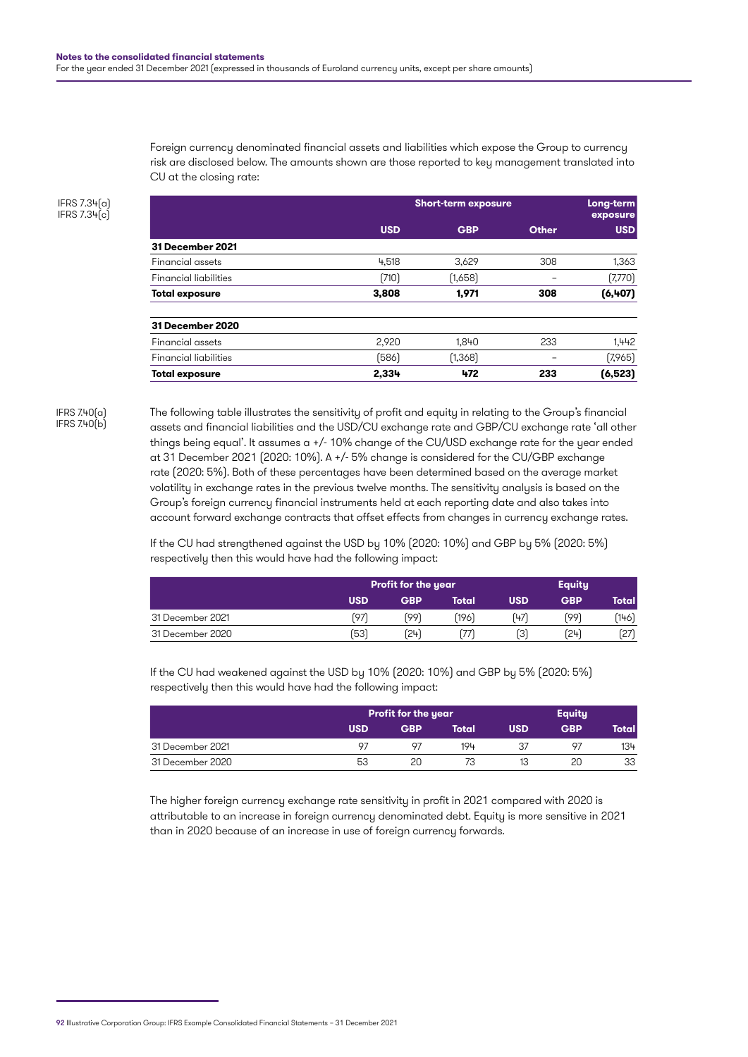Foreign currency denominated financial assets and liabilities which expose the Group to currency risk are disclosed below. The amounts shown are those reported to key management translated into CU at the closing rate:

IFRS 7.34(a)
IFRS 7.34(c)

| | Short-term exposure | | | Long-term exposure |
|---|---|---|---|---|
| | USD | GBP | Other | USD |
| **31 December 2021** | | | | |
| Financial assets | 4,518 | 3,629 | 308 | 1,363 |
| Financial liabilities | (710) | (1,658) | – | (7,770) |
| **Total exposure** | **3,808** | **1,971** | **308** | **(6,407)** |
| | | | | |
| **31 December 2020** | | | | |
| Financial assets | 2,920 | 1,840 | 233 | 1,442 |
| Financial liabilities | (586) | (1,368) | – | (7,965) |
| **Total exposure** | **2,334** | **472** | **233** | **(6,523)** |

IFRS 7.40(a)
IFRS 7.40(b)

The following table illustrates the sensitivity of profit and equity in relating to the Group's financial assets and financial liabilities and the USD/CU exchange rate and GBP/CU exchange rate 'all other things being equal'. It assumes a +/- 10% change of the CU/USD exchange rate for the year ended at 31 December 2021 (2020: 10%). A +/- 5% change is considered for the CU/GBP exchange rate (2020: 5%). Both of these percentages have been determined based on the average market volatility in exchange rates in the previous twelve months. The sensitivity analysis is based on the Group's foreign currency financial instruments held at each reporting date and also takes into account forward exchange contracts that offset effects from changes in currency exchange rates.

If the CU had strengthened against the USD by 10% (2020: 10%) and GBP by 5% (2020: 5%) respectively then this would have had the following impact:

| | Profit for the year | | | Equity | | |
|---|---|---|---|---|---|---|
| | USD | GBP | Total | USD | GBP | Total |
| 31 December 2021 | (97) | (99) | (196) | (47) | (99) | (146) |
| 31 December 2020 | (53) | (24) | (77) | (3) | (24) | (27) |

If the CU had weakened against the USD by 10% (2020: 10%) and GBP by 5% (2020: 5%) respectively then this would have had the following impact:

| | Profit for the year | | | Equity | | |
|---|---|---|---|---|---|---|
| | USD | GBP | Total | USD | GBP | Total |
| 31 December 2021 | 97 | 97 | 194 | 37 | 97 | 134 |
| 31 December 2020 | 53 | 20 | 73 | 13 | 20 | 33 |

The higher foreign currency exchange rate sensitivity in profit in 2021 compared with 2020 is attributable to an increase in foreign currency denominated debt. Equity is more sensitive in 2021 than in 2020 because of an increase in use of foreign currency forwards.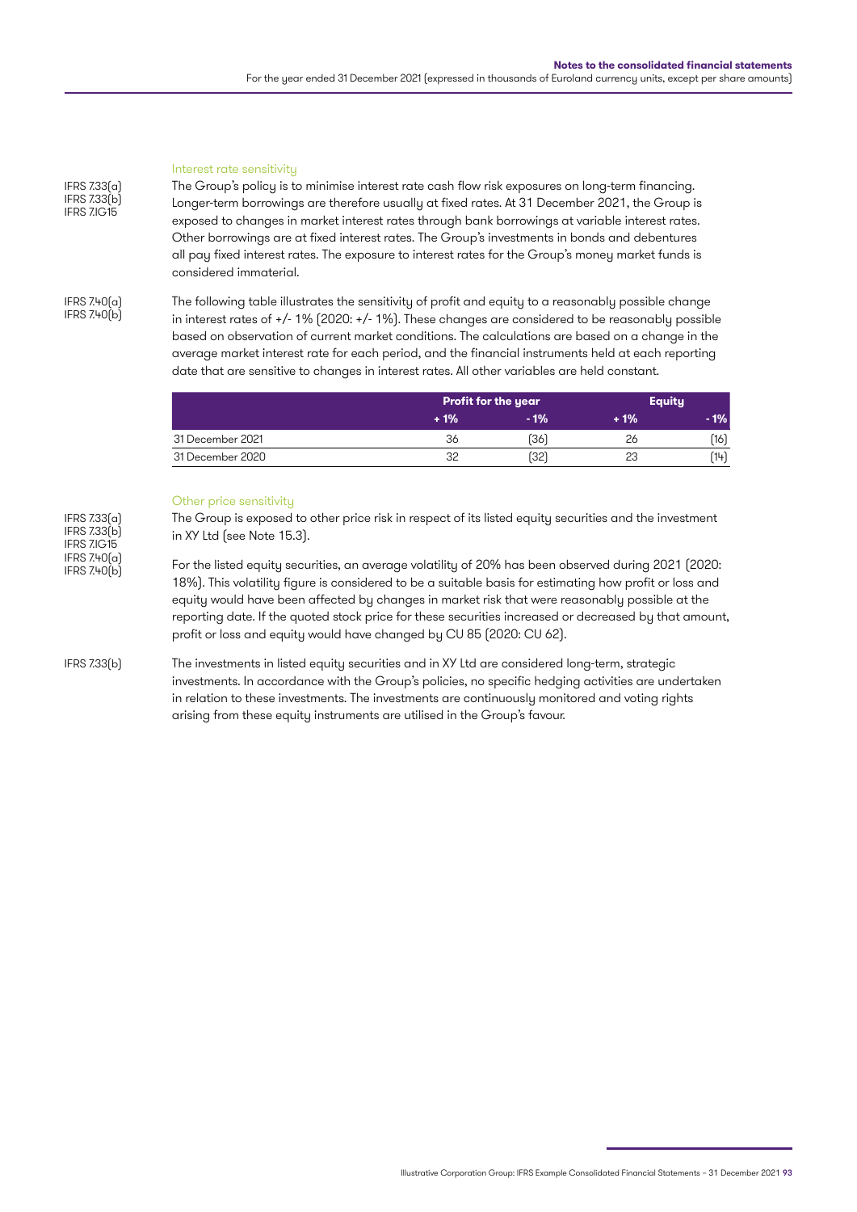### Interest rate sensitivity

IFRS 7.33(a)
IFRS 7.33(b)
IFRS 7.IG15

The Group's policy is to minimise interest rate cash flow risk exposures on long-term financing. Longer-term borrowings are therefore usually at fixed rates. At 31 December 2021, the Group is exposed to changes in market interest rates through bank borrowings at variable interest rates. Other borrowings are at fixed interest rates. The Group's investments in bonds and debentures all pay fixed interest rates. The exposure to interest rates for the Group's money market funds is considered immaterial.

IFRS 7.40(a)
IFRS 7.40(b)

The following table illustrates the sensitivity of profit and equity to a reasonably possible change in interest rates of +/- 1% (2020: +/- 1%). These changes are considered to be reasonably possible based on observation of current market conditions. The calculations are based on a change in the average market interest rate for each period, and the financial instruments held at each reporting date that are sensitive to changes in interest rates. All other variables are held constant.

| | Profit for the year | | Equity | |
|---|---|---|---|---|
| | + 1% | - 1% | + 1% | - 1% |
| 31 December 2021 | 36 | (36) | 26 | (16) |
| 31 December 2020 | 32 | (32) | 23 | (14) |

### Other price sensitivity

IFRS 7.33(a)
IFRS 7.33(b)
IFRS 7.IG15
IFRS 7.40(a)
IFRS 7.40(b)

The Group is exposed to other price risk in respect of its listed equity securities and the investment in XY Ltd (see Note 15.3).

For the listed equity securities, an average volatility of 20% has been observed during 2021 (2020: 18%). This volatility figure is considered to be a suitable basis for estimating how profit or loss and equity would have been affected by changes in market risk that were reasonably possible at the reporting date. If the quoted stock price for these securities increased or decreased by that amount, profit or loss and equity would have changed by CU 85 (2020: CU 62).

IFRS 7.33(b)

The investments in listed equity securities and in XY Ltd are considered long-term, strategic investments. In accordance with the Group's policies, no specific hedging activities are undertaken in relation to these investments. The investments are continuously monitored and voting rights arising from these equity instruments are utilised in the Group's favour.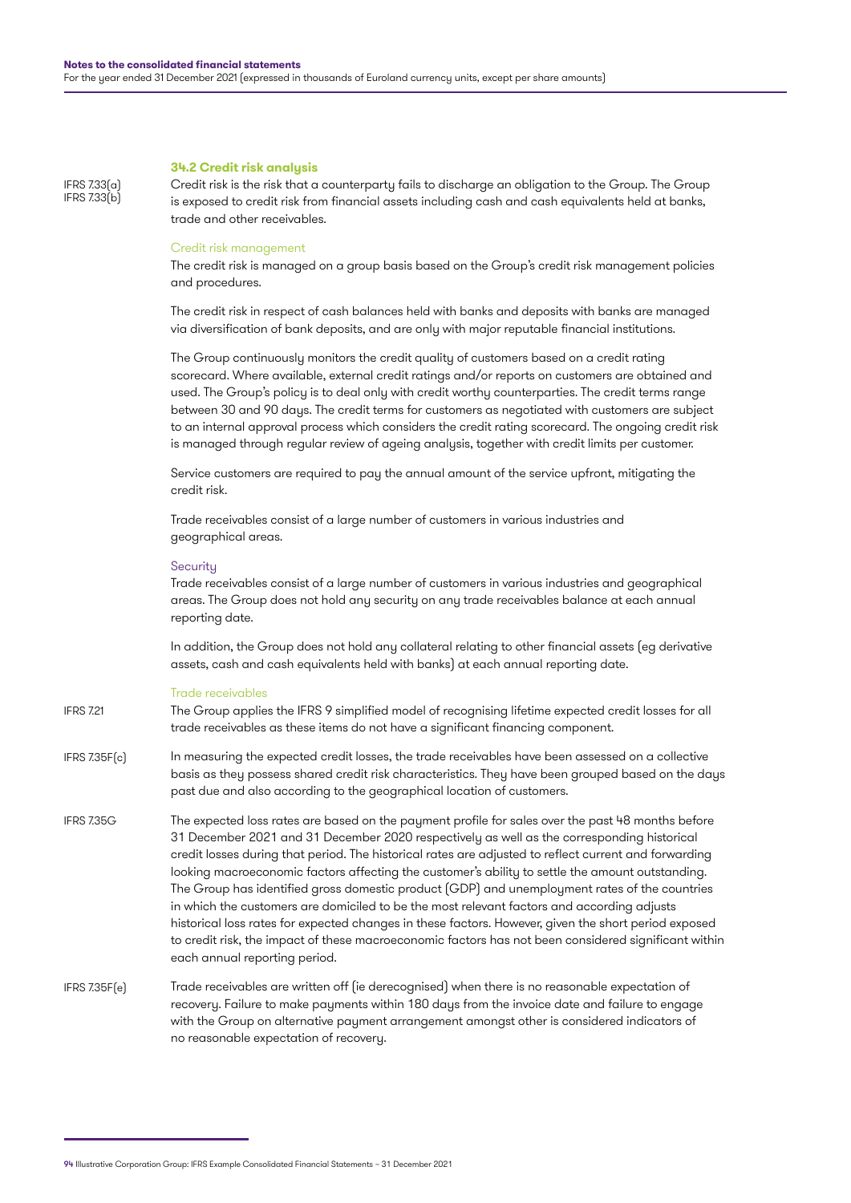### 34.2 Credit risk analysis

IFRS 7.33(a)
IFRS 7.33(b)

Credit risk is the risk that a counterparty fails to discharge an obligation to the Group. The Group is exposed to credit risk from financial assets including cash and cash equivalents held at banks, trade and other receivables.

#### Credit risk management

The credit risk is managed on a group basis based on the Group's credit risk management policies and procedures.

The credit risk in respect of cash balances held with banks and deposits with banks are managed via diversification of bank deposits, and are only with major reputable financial institutions.

The Group continuously monitors the credit quality of customers based on a credit rating scorecard. Where available, external credit ratings and/or reports on customers are obtained and used. The Group's policy is to deal only with credit worthy counterparties. The credit terms range between 30 and 90 days. The credit terms for customers as negotiated with customers are subject to an internal approval process which considers the credit rating scorecard. The ongoing credit risk is managed through regular review of ageing analysis, together with credit limits per customer.

Service customers are required to pay the annual amount of the service upfront, mitigating the credit risk.

Trade receivables consist of a large number of customers in various industries and geographical areas.

#### Security

Trade receivables consist of a large number of customers in various industries and geographical areas. The Group does not hold any security on any trade receivables balance at each annual reporting date.

In addition, the Group does not hold any collateral relating to other financial assets (eg derivative assets, cash and cash equivalents held with banks) at each annual reporting date.

#### Trade receivables

IFRS 7.21

The Group applies the IFRS 9 simplified model of recognising lifetime expected credit losses for all trade receivables as these items do not have a significant financing component.

IFRS 7.35F(c)

In measuring the expected credit losses, the trade receivables have been assessed on a collective basis as they possess shared credit risk characteristics. They have been grouped based on the days past due and also according to the geographical location of customers.

IFRS 7.35G

The expected loss rates are based on the payment profile for sales over the past 48 months before 31 December 2021 and 31 December 2020 respectively as well as the corresponding historical credit losses during that period. The historical rates are adjusted to reflect current and forwarding looking macroeconomic factors affecting the customer's ability to settle the amount outstanding. The Group has identified gross domestic product (GDP) and unemployment rates of the countries in which the customers are domiciled to be the most relevant factors and according adjusts historical loss rates for expected changes in these factors. However, given the short period exposed to credit risk, the impact of these macroeconomic factors has not been considered significant within each annual reporting period.

IFRS 7.35F(e)

Trade receivables are written off (ie derecognised) when there is no reasonable expectation of recovery. Failure to make payments within 180 days from the invoice date and failure to engage with the Group on alternative payment arrangement amongst other is considered indicators of no reasonable expectation of recovery.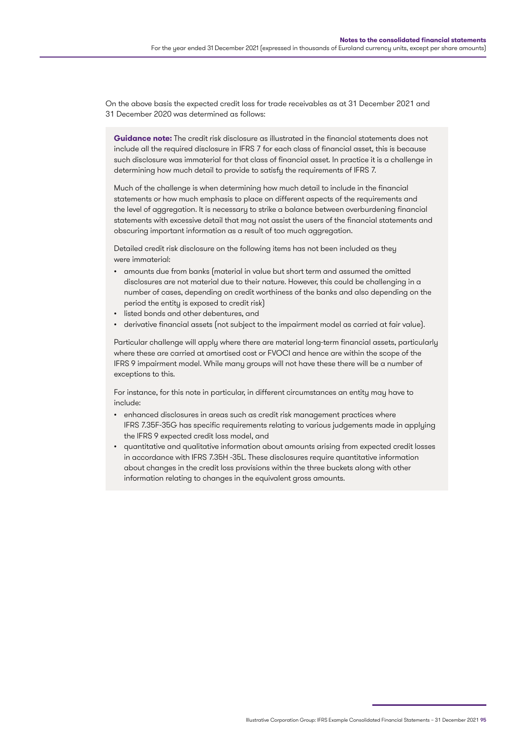On the above basis the expected credit loss for trade receivables as at 31 December 2021 and 31 December 2020 was determined as follows:

**Guidance note:** The credit risk disclosure as illustrated in the financial statements does not include all the required disclosure in IFRS 7 for each class of financial asset, this is because such disclosure was immaterial for that class of financial asset. In practice it is a challenge in determining how much detail to provide to satisfy the requirements of IFRS 7.

Much of the challenge is when determining how much detail to include in the financial statements or how much emphasis to place on different aspects of the requirements and the level of aggregation. It is necessary to strike a balance between overburdening financial statements with excessive detail that may not assist the users of the financial statements and obscuring important information as a result of too much aggregation.

Detailed credit risk disclosure on the following items has not been included as they were immaterial:

- amounts due from banks (material in value but short term and assumed the omitted disclosures are not material due to their nature. However, this could be challenging in a number of cases, depending on credit worthiness of the banks and also depending on the period the entity is exposed to credit risk)
- listed bonds and other debentures, and
- derivative financial assets (not subject to the impairment model as carried at fair value).

Particular challenge will apply where there are material long-term financial assets, particularly where these are carried at amortised cost or FVOCI and hence are within the scope of the IFRS 9 impairment model. While many groups will not have these there will be a number of exceptions to this.

For instance, for this note in particular, in different circumstances an entity may have to include:

- enhanced disclosures in areas such as credit risk management practices where IFRS 7.35F-35G has specific requirements relating to various judgements made in applying the IFRS 9 expected credit loss model, and
- quantitative and qualitative information about amounts arising from expected credit losses in accordance with IFRS 7.35H -35L. These disclosures require quantitative information about changes in the credit loss provisions within the three buckets along with other information relating to changes in the equivalent gross amounts.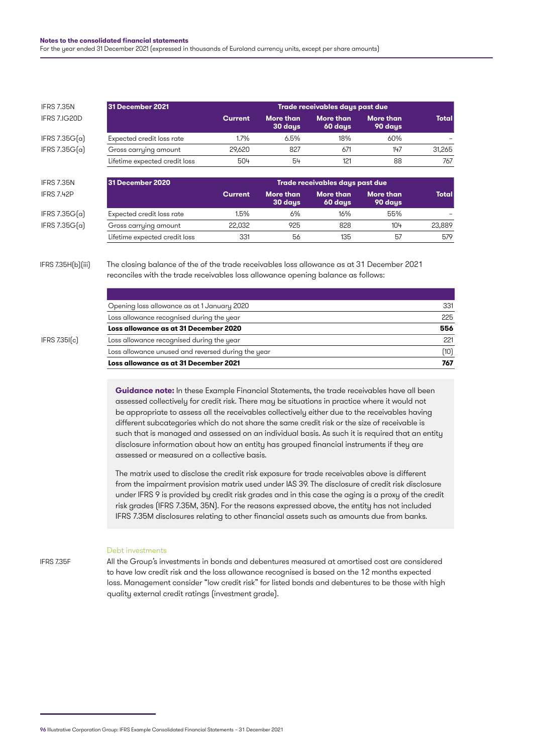IFRS 7.35N
IFRS 7.IG20D

| 31 December 2021 | Trade receivables days past due | | | | |
|---|---|---|---|---|---|
| | Current | More than 30 days | More than 60 days | More than 90 days | Total |
| Expected credit loss rate | 1.7% | 6.5% | 18% | 60% | – |
| Gross carrying amount | 29,620 | 827 | 671 | 147 | 31,265 |
| Lifetime expected credit loss | 504 | 54 | 121 | 88 | 767 |

IFRS 7.35G(a)
IFRS 7.35G(a)

IFRS 7.35N
IFRS 7.42P

| 31 December 2020 | Trade receivables days past due | | | | |
|---|---|---|---|---|---|
| | Current | More than 30 days | More than 60 days | More than 90 days | Total |
| Expected credit loss rate | 1.5% | 6% | 16% | 55% | – |
| Gross carrying amount | 22,032 | 925 | 828 | 104 | 23,889 |
| Lifetime expected credit loss | 331 | 56 | 135 | 57 | 579 |

IFRS 7.35G(a)
IFRS 7.35G(a)

IFRS 7.35H(b)(iii)

The closing balance of the of the trade receivables loss allowance as at 31 December 2021 reconciles with the trade receivables loss allowance opening balance as follows:

| | |
|---|---|
| Opening loss allowance as at 1 January 2020 | 331 |
| Loss allowance recognised during the year | 225 |
| **Loss allowance as at 31 December 2020** | **556** |
| Loss allowance recognised during the year | 221 |
| Loss allowance unused and reversed during the year | (10) |
| **Loss allowance as at 31 December 2021** | **767** |

IFRS 7.35I(c)

**Guidance note:** In these Example Financial Statements, the trade receivables have all been assessed collectively for credit risk. There may be situations in practice where it would not be appropriate to assess all the receivables collectively either due to the receivables having different subcategories which do not share the same credit risk or the size of receivable is such that is managed and assessed on an individual basis. As such it is required that an entity disclosure information about how an entity has grouped financial instruments if they are assessed or measured on a collective basis.

The matrix used to disclose the credit risk exposure for trade receivables above is different from the impairment provision matrix used under IAS 39. The disclosure of credit risk disclosure under IFRS 9 is provided by credit risk grades and in this case the aging is a proxy of the credit risk grades (IFRS 7.35M, 35N). For the reasons expressed above, the entity has not included IFRS 7.35M disclosures relating to other financial assets such as amounts due from banks.

### Debt investments

IFRS 7.35F

All the Group's investments in bonds and debentures measured at amortised cost are considered to have low credit risk and the loss allowance recognised is based on the 12 months expected loss. Management consider "low credit risk" for listed bonds and debentures to be those with high quality external credit ratings (investment grade).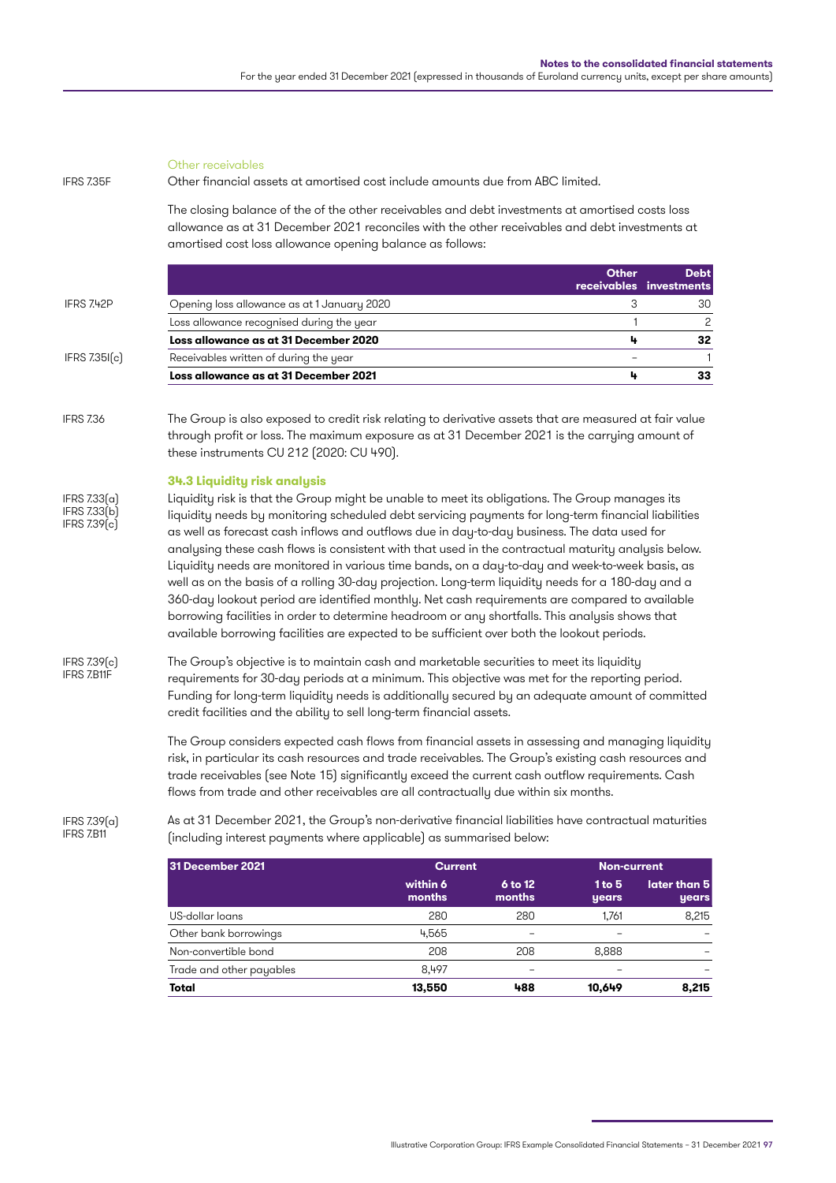Other receivables

IFRS 7.35F

Other financial assets at amortised cost include amounts due from ABC limited.

The closing balance of the of the other receivables and debt investments at amortised costs loss allowance as at 31 December 2021 reconciles with the other receivables and debt investments at amortised cost loss allowance opening balance as follows:

| | | Other receivables | Debt investments |
|---|---|---|---|
| IFRS 7.42P | Opening loss allowance as at 1 January 2020 | 3 | 30 |
| | Loss allowance recognised during the year | 1 | 2 |
| | **Loss allowance as at 31 December 2020** | **4** | **32** |
| IFRS 7.35I(c) | Receivables written of during the year | – | 1 |
| | **Loss allowance as at 31 December 2021** | **4** | **33** |

IFRS 7.36

The Group is also exposed to credit risk relating to derivative assets that are measured at fair value through profit or loss. The maximum exposure as at 31 December 2021 is the carrying amount of these instruments CU 212 (2020: CU 490).

### 34.3 Liquidity risk analysis

IFRS 7.33(a)
IFRS 7.33(b)
IFRS 7.39(c)

Liquidity risk is that the Group might be unable to meet its obligations. The Group manages its liquidity needs by monitoring scheduled debt servicing payments for long-term financial liabilities as well as forecast cash inflows and outflows due in day-to-day business. The data used for analysing these cash flows is consistent with that used in the contractual maturity analysis below. Liquidity needs are monitored in various time bands, on a day-to-day and week-to-week basis, as well as on the basis of a rolling 30-day projection. Long-term liquidity needs for a 180-day and a 360-day lookout period are identified monthly. Net cash requirements are compared to available borrowing facilities in order to determine headroom or any shortfalls. This analysis shows that available borrowing facilities are expected to be sufficient over both the lookout periods.

IFRS 7.39(c)
IFRS 7.B11F

The Group's objective is to maintain cash and marketable securities to meet its liquidity requirements for 30-day periods at a minimum. This objective was met for the reporting period. Funding for long-term liquidity needs is additionally secured by an adequate amount of committed credit facilities and the ability to sell long-term financial assets.

The Group considers expected cash flows from financial assets in assessing and managing liquidity risk, in particular its cash resources and trade receivables. The Group's existing cash resources and trade receivables (see Note 15) significantly exceed the current cash outflow requirements. Cash flows from trade and other receivables are all contractually due within six months.

IFRS 7.39(a)
IFRS 7.B11

As at 31 December 2021, the Group's non-derivative financial liabilities have contractual maturities (including interest payments where applicable) as summarised below:

| 31 December 2021 | Current | | Non-current | |
|---|---|---|---|---|
| | within 6 months | 6 to 12 months | 1 to 5 years | later than 5 years |
| US-dollar loans | 280 | 280 | 1,761 | 8,215 |
| Other bank borrowings | 4,565 | – | – | – |
| Non-convertible bond | 208 | 208 | 8,888 | – |
| Trade and other payables | 8,497 | – | – | – |
| **Total** | **13,550** | **488** | **10,649** | **8,215** |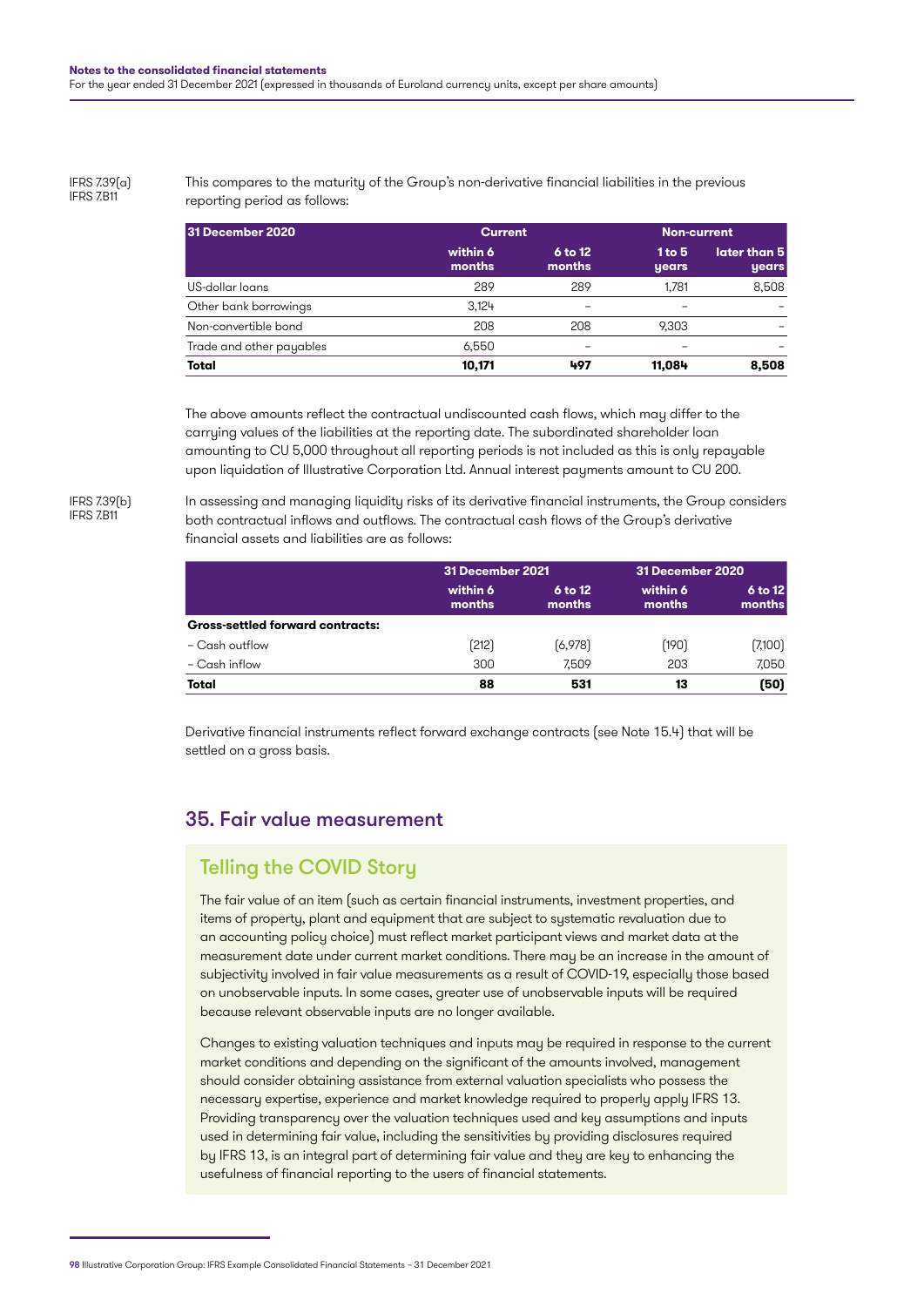IFRS 7.39(a)
IFRS 7.B11

This compares to the maturity of the Group's non-derivative financial liabilities in the previous reporting period as follows:

| 31 December 2020 | Current | | Non-current | |
|---|---|---|---|---|
| | within 6 months | 6 to 12 months | 1 to 5 years | later than 5 years |
| US-dollar loans | 289 | 289 | 1,781 | 8,508 |
| Other bank borrowings | 3,124 | – | – | – |
| Non-convertible bond | 208 | 208 | 9,303 | – |
| Trade and other payables | 6,550 | – | – | – |
| **Total** | **10,171** | **497** | **11,084** | **8,508** |

The above amounts reflect the contractual undiscounted cash flows, which may differ to the carrying values of the liabilities at the reporting date. The subordinated shareholder loan amounting to CU 5,000 throughout all reporting periods is not included as this is only repayable upon liquidation of Illustrative Corporation Ltd. Annual interest payments amount to CU 200.

IFRS 7.39(b)
IFRS 7.B11

In assessing and managing liquidity risks of its derivative financial instruments, the Group considers both contractual inflows and outflows. The contractual cash flows of the Group's derivative financial assets and liabilities are as follows:

| | 31 December 2021 | | 31 December 2020 | |
|---|---|---|---|---|
| | within 6 months | 6 to 12 months | within 6 months | 6 to 12 months |
| **Gross-settled forward contracts:** | | | | |
| – Cash outflow | (212) | (6,978) | (190) | (7,100) |
| – Cash inflow | 300 | 7,509 | 203 | 7,050 |
| **Total** | **88** | **531** | **13** | **(50)** |

Derivative financial instruments reflect forward exchange contracts (see Note 15.4) that will be settled on a gross basis.

## 35. Fair value measurement

### Telling the COVID Story

The fair value of an item (such as certain financial instruments, investment properties, and items of property, plant and equipment that are subject to systematic revaluation due to an accounting policy choice) must reflect market participant views and market data at the measurement date under current market conditions. There may be an increase in the amount of subjectivity involved in fair value measurements as a result of COVID-19, especially those based on unobservable inputs. In some cases, greater use of unobservable inputs will be required because relevant observable inputs are no longer available.

Changes to existing valuation techniques and inputs may be required in response to the current market conditions and depending on the significant of the amounts involved, management should consider obtaining assistance from external valuation specialists who possess the necessary expertise, experience and market knowledge required to properly apply IFRS 13. Providing transparency over the valuation techniques used and key assumptions and inputs used in determining fair value, including the sensitivities by providing disclosures required by IFRS 13, is an integral part of determining fair value and they are key to enhancing the usefulness of financial reporting to the users of financial statements.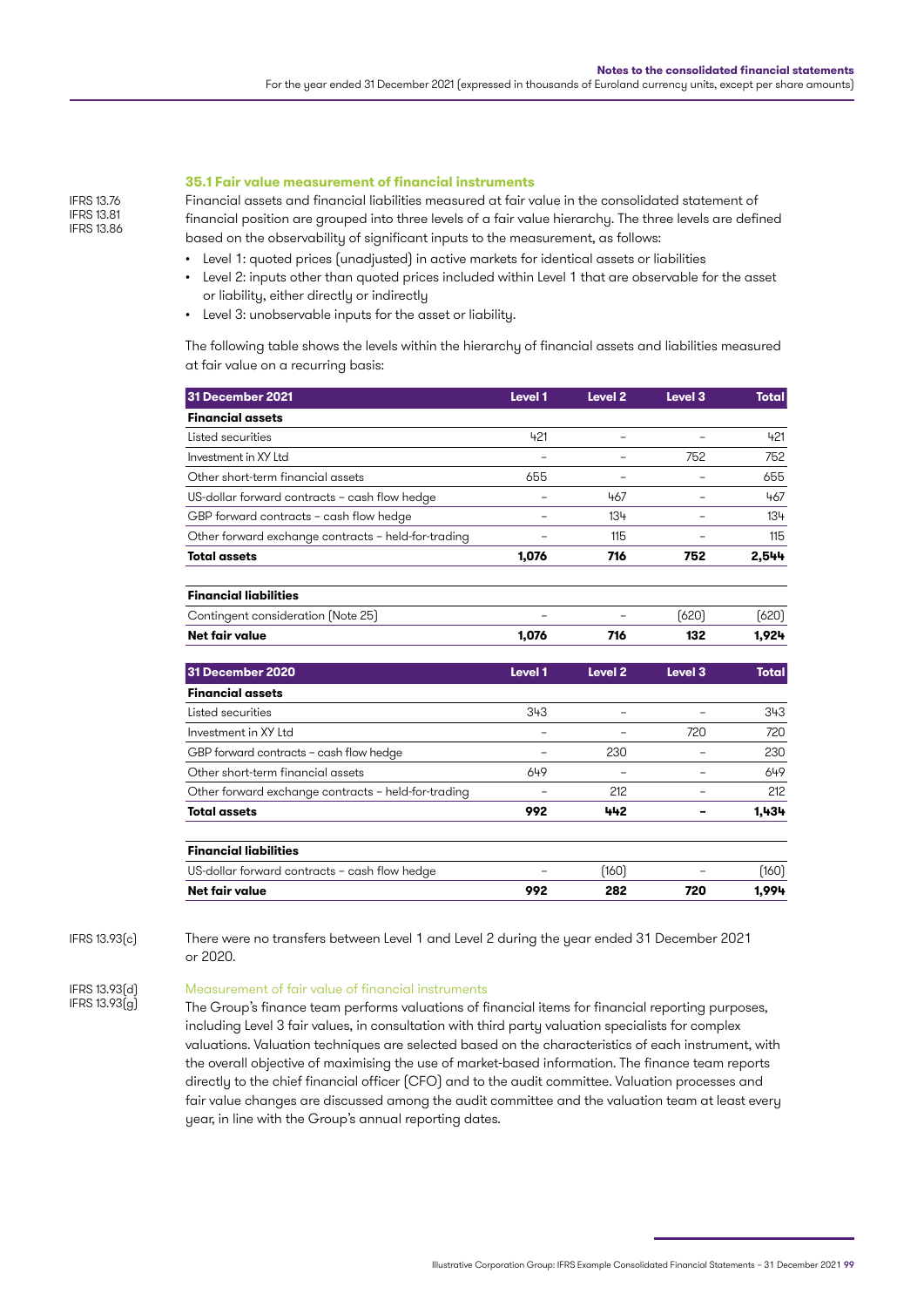### 35.1 Fair value measurement of financial instruments

IFRS 13.76
IFRS 13.81
IFRS 13.86

Financial assets and financial liabilities measured at fair value in the consolidated statement of financial position are grouped into three levels of a fair value hierarchy. The three levels are defined based on the observability of significant inputs to the measurement, as follows:

- Level 1: quoted prices (unadjusted) in active markets for identical assets or liabilities
- Level 2: inputs other than quoted prices included within Level 1 that are observable for the asset or liability, either directly or indirectly
- Level 3: unobservable inputs for the asset or liability.

The following table shows the levels within the hierarchy of financial assets and liabilities measured at fair value on a recurring basis:

| 31 December 2021 | Level 1 | Level 2 | Level 3 | Total |
|---|---|---|---|---|
| **Financial assets** | | | | |
| Listed securities | 421 | – | – | 421 |
| Investment in XY Ltd | – | – | 752 | 752 |
| Other short-term financial assets | 655 | – | – | 655 |
| US-dollar forward contracts – cash flow hedge | – | 467 | – | 467 |
| GBP forward contracts – cash flow hedge | – | 134 | – | 134 |
| Other forward exchange contracts – held-for-trading | – | 115 | – | 115 |
| **Total assets** | **1,076** | **716** | **752** | **2,544** |
| | | | | |
| **Financial liabilities** | | | | |
| Contingent consideration (Note 25) | – | – | (620) | (620) |
| **Net fair value** | **1,076** | **716** | **132** | **1,924** |

| 31 December 2020 | Level 1 | Level 2 | Level 3 | Total |
|---|---|---|---|---|
| **Financial assets** | | | | |
| Listed securities | 343 | – | – | 343 |
| Investment in XY Ltd | – | – | 720 | 720 |
| GBP forward contracts – cash flow hedge | – | 230 | – | 230 |
| Other short-term financial assets | 649 | – | – | 649 |
| Other forward exchange contracts – held-for-trading | – | 212 | – | 212 |
| **Total assets** | **992** | **442** | **–** | **1,434** |
| | | | | |
| **Financial liabilities** | | | | |
| US-dollar forward contracts – cash flow hedge | – | (160) | – | (160) |
| **Net fair value** | **992** | **282** | **720** | **1,994** |

IFRS 13.93(c)

There were no transfers between Level 1 and Level 2 during the year ended 31 December 2021 or 2020.

IFRS 13.93(d)
IFRS 13.93(g)

#### Measurement of fair value of financial instruments

The Group's finance team performs valuations of financial items for financial reporting purposes, including Level 3 fair values, in consultation with third party valuation specialists for complex valuations. Valuation techniques are selected based on the characteristics of each instrument, with the overall objective of maximising the use of market-based information. The finance team reports directly to the chief financial officer (CFO) and to the audit committee. Valuation processes and fair value changes are discussed among the audit committee and the valuation team at least every year, in line with the Group's annual reporting dates.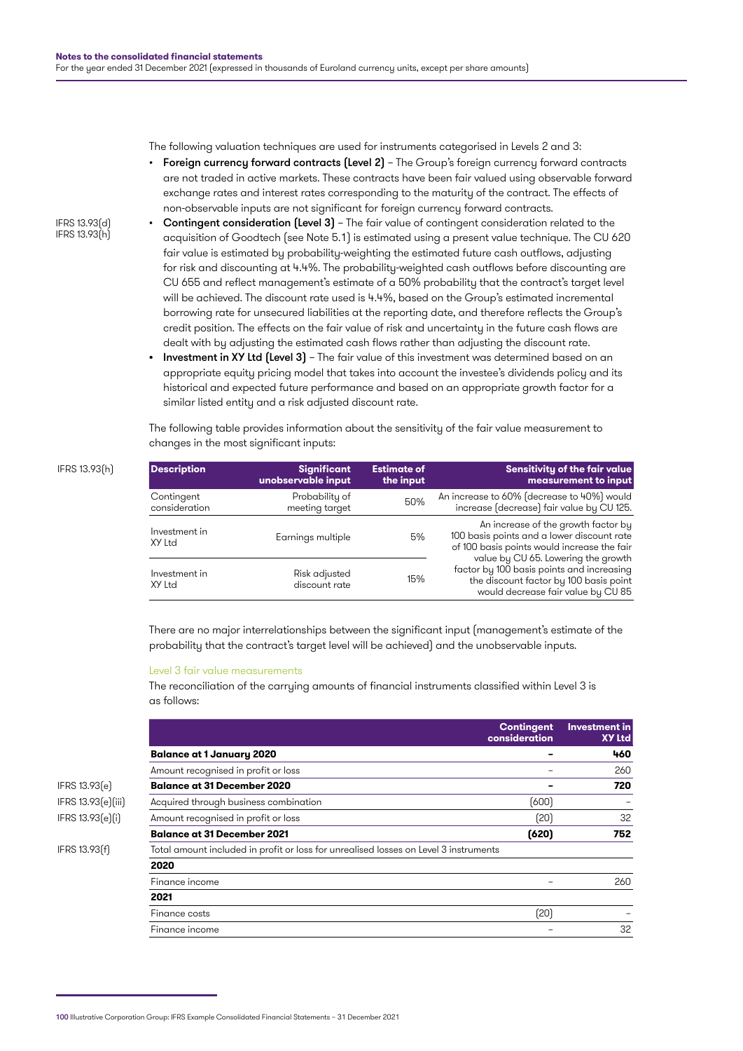The following valuation techniques are used for instruments categorised in Levels 2 and 3:

- **Foreign currency forward contracts (Level 2)** – The Group's foreign currency forward contracts are not traded in active markets. These contracts have been fair valued using observable forward exchange rates and interest rates corresponding to the maturity of the contract. The effects of non-observable inputs are not significant for foreign currency forward contracts.

IFRS 13.93(d)
IFRS 13.93(h)

- **Contingent consideration (Level 3)** – The fair value of contingent consideration related to the acquisition of Goodtech (see Note 5.1) is estimated using a present value technique. The CU 620 fair value is estimated by probability-weighting the estimated future cash outflows, adjusting for risk and discounting at 4.4%. The probability-weighted cash outflows before discounting are CU 655 and reflect management's estimate of a 50% probability that the contract's target level will be achieved. The discount rate used is 4.4%, based on the Group's estimated incremental borrowing rate for unsecured liabilities at the reporting date, and therefore reflects the Group's credit position. The effects on the fair value of risk and uncertainty in the future cash flows are dealt with by adjusting the estimated cash flows rather than adjusting the discount rate.
- **Investment in XY Ltd (Level 3)** – The fair value of this investment was determined based on an appropriate equity pricing model that takes into account the investee's dividends policy and its historical and expected future performance and based on an appropriate growth factor for a similar listed entity and a risk adjusted discount rate.

The following table provides information about the sensitivity of the fair value measurement to changes in the most significant inputs:

IFRS 13.93(h)

| Description | Significant unobservable input | Estimate of the input | Sensitivity of the fair value measurement to input |
|---|---|---|---|
| Contingent consideration | Probability of meeting target | 50% | An increase to 60% (decrease to 40%) would increase (decrease) fair value by CU 125. |
| Investment in XY Ltd | Earnings multiple | 5% | An increase of the growth factor by 100 basis points and a lower discount rate of 100 basis points would increase the fair value by CU 65. Lowering the growth factor by 100 basis points and increasing the discount factor by 100 basis point would decrease fair value by CU 85 |
| Investment in XY Ltd | Risk adjusted discount rate | 15% | |

There are no major interrelationships between the significant input (management's estimate of the probability that the contract's target level will be achieved) and the unobservable inputs.

### Level 3 fair value measurements

The reconciliation of the carrying amounts of financial instruments classified within Level 3 is as follows:

| | Contingent consideration | Investment in XY Ltd |
|---|---|---|
| **Balance at 1 January 2020** | **–** | **460** |
| Amount recognised in profit or loss | – | 260 |
| **Balance at 31 December 2020** (IFRS 13.93(e)) | **–** | **720** |
| Acquired through business combination (IFRS 13.93(e)(iii)) | (600) | – |
| Amount recognised in profit or loss (IFRS 13.93(e)(i)) | (20) | 32 |
| **Balance at 31 December 2021** | **(620)** | **752** |
| Total amount included in profit or loss for unrealised losses on Level 3 instruments (IFRS 13.93(f)) | | |
| **2020** | | |
| Finance income | – | 260 |
| **2021** | | |
| Finance costs | (20) | – |
| Finance income | – | 32 |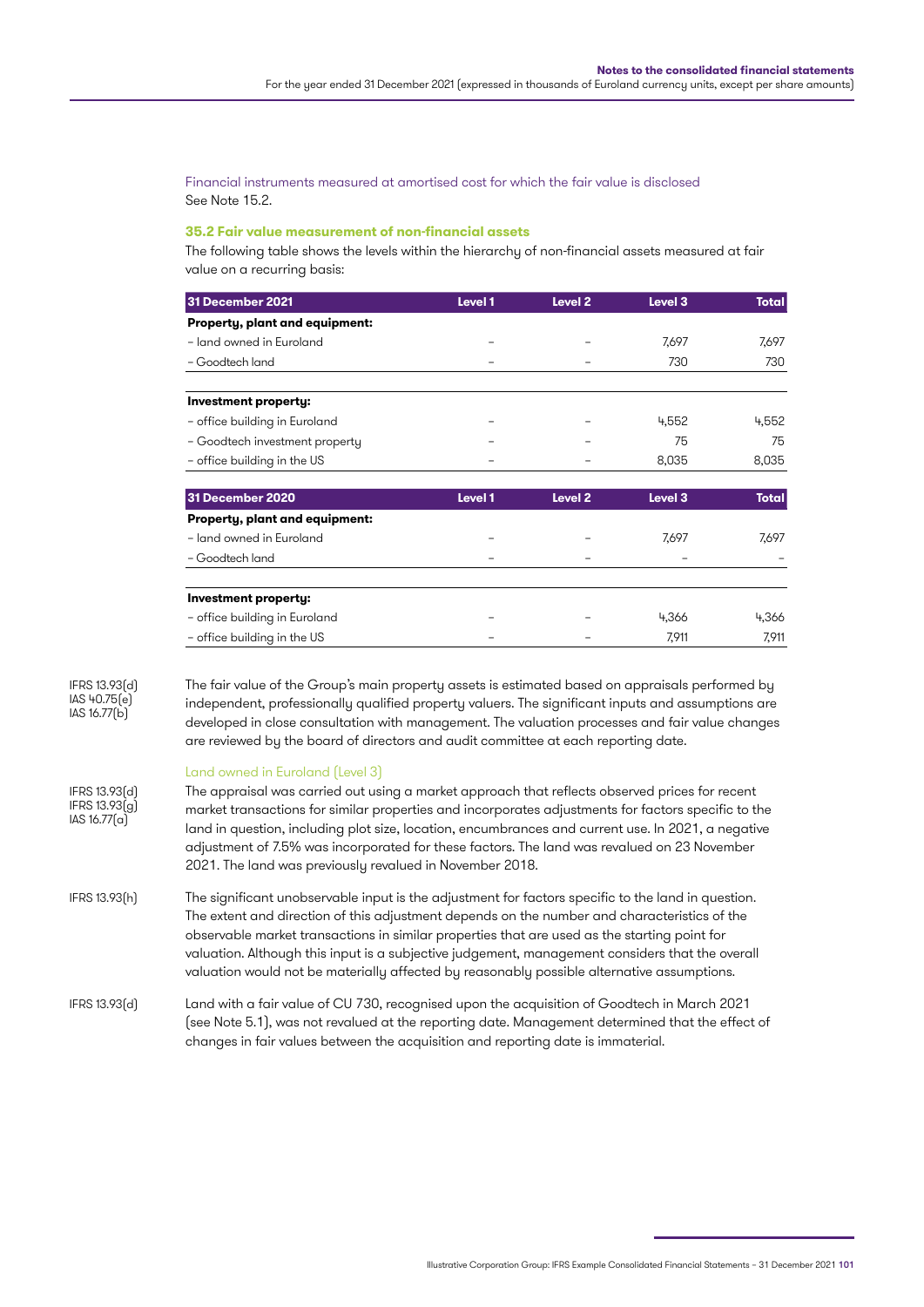Financial instruments measured at amortised cost for which the fair value is disclosed
See Note 15.2.

### 35.2 Fair value measurement of non-financial assets

The following table shows the levels within the hierarchy of non-financial assets measured at fair value on a recurring basis:

| 31 December 2021 | Level 1 | Level 2 | Level 3 | Total |
|---|---|---|---|---|
| **Property, plant and equipment:** | | | | |
| – land owned in Euroland | – | – | 7,697 | 7,697 |
| – Goodtech land | – | – | 730 | 730 |
| **Investment property:** | | | | |
| – office building in Euroland | – | – | 4,552 | 4,552 |
| – Goodtech investment property | – | – | 75 | 75 |
| – office building in the US | – | – | 8,035 | 8,035 |

| 31 December 2020 | Level 1 | Level 2 | Level 3 | Total |
|---|---|---|---|---|
| **Property, plant and equipment:** | | | | |
| – land owned in Euroland | – | – | 7,697 | 7,697 |
| – Goodtech land | – | – | – | – |
| **Investment property:** | | | | |
| – office building in Euroland | – | – | 4,366 | 4,366 |
| – office building in the US | – | – | 7,911 | 7,911 |

IFRS 13.93(d)
IAS 40.75(e)
IAS 16.77(b)

The fair value of the Group's main property assets is estimated based on appraisals performed by independent, professionally qualified property valuers. The significant inputs and assumptions are developed in close consultation with management. The valuation processes and fair value changes are reviewed by the board of directors and audit committee at each reporting date.

Land owned in Euroland (Level 3)

IFRS 13.93(d)
IFRS 13.93(g)
IAS 16.77(a)

The appraisal was carried out using a market approach that reflects observed prices for recent market transactions for similar properties and incorporates adjustments for factors specific to the land in question, including plot size, location, encumbrances and current use. In 2021, a negative adjustment of 7.5% was incorporated for these factors. The land was revalued on 23 November 2021. The land was previously revalued in November 2018.

IFRS 13.93(h)

The significant unobservable input is the adjustment for factors specific to the land in question. The extent and direction of this adjustment depends on the number and characteristics of the observable market transactions in similar properties that are used as the starting point for valuation. Although this input is a subjective judgement, management considers that the overall valuation would not be materially affected by reasonably possible alternative assumptions.

IFRS 13.93(d)

Land with a fair value of CU 730, recognised upon the acquisition of Goodtech in March 2021 (see Note 5.1), was not revalued at the reporting date. Management determined that the effect of changes in fair values between the acquisition and reporting date is immaterial.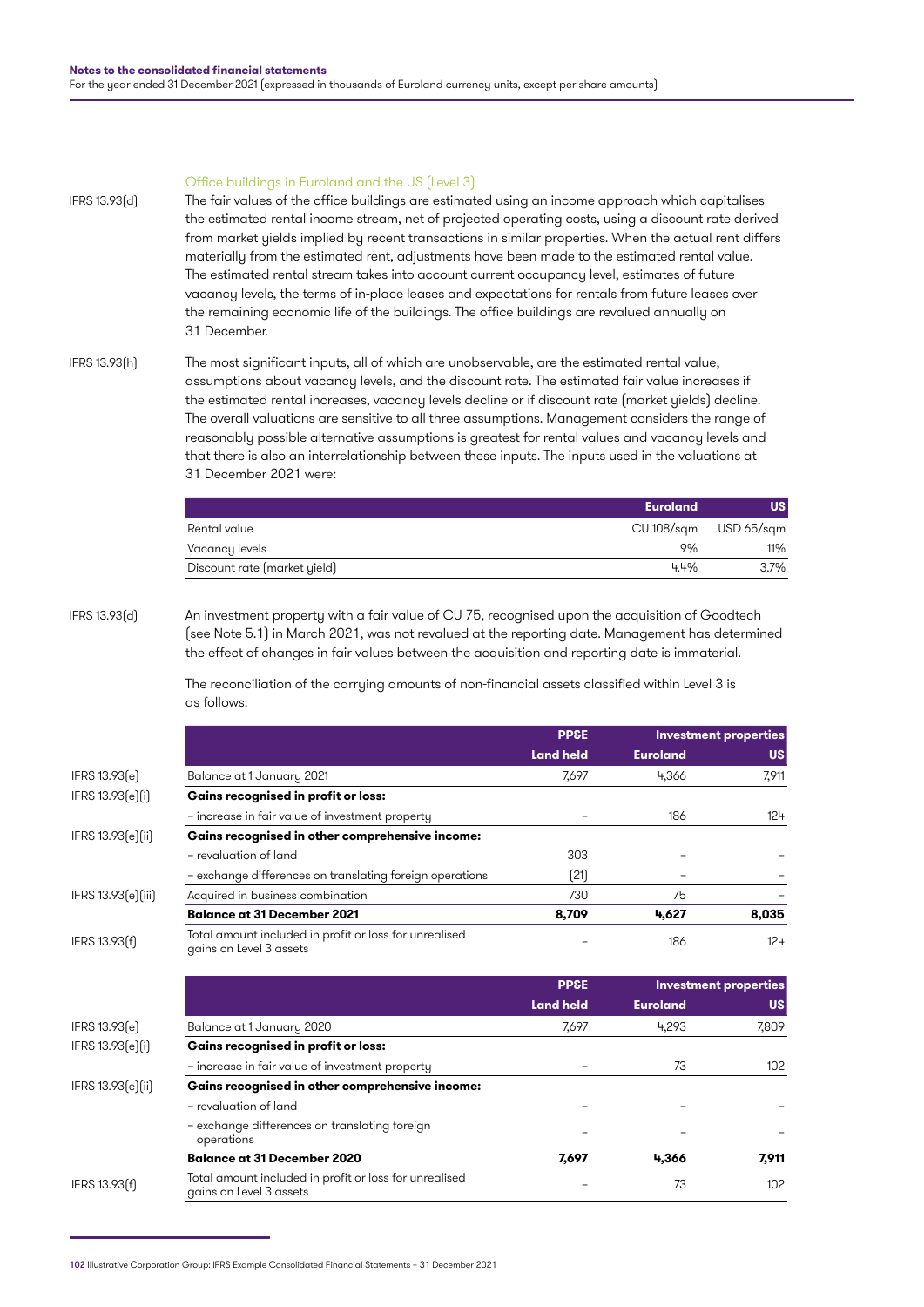### Office buildings in Euroland and the US (Level 3)

IFRS 13.93(d)

The fair values of the office buildings are estimated using an income approach which capitalises the estimated rental income stream, net of projected operating costs, using a discount rate derived from market yields implied by recent transactions in similar properties. When the actual rent differs materially from the estimated rent, adjustments have been made to the estimated rental value. The estimated rental stream takes into account current occupancy level, estimates of future vacancy levels, the terms of in-place leases and expectations for rentals from future leases over the remaining economic life of the buildings. The office buildings are revalued annually on 31 December.

IFRS 13.93(h)

The most significant inputs, all of which are unobservable, are the estimated rental value, assumptions about vacancy levels, and the discount rate. The estimated fair value increases if the estimated rental increases, vacancy levels decline or if discount rate (market yields) decline. The overall valuations are sensitive to all three assumptions. Management considers the range of reasonably possible alternative assumptions is greatest for rental values and vacancy levels and that there is also an interrelationship between these inputs. The inputs used in the valuations at 31 December 2021 were:

| | Euroland | US |
|---|---|---|
| Rental value | CU 108/sqm | USD 65/sqm |
| Vacancy levels | 9% | 11% |
| Discount rate (market yield) | 4.4% | 3.7% |

IFRS 13.93(d)

An investment property with a fair value of CU 75, recognised upon the acquisition of Goodtech (see Note 5.1) in March 2021, was not revalued at the reporting date. Management has determined the effect of changes in fair values between the acquisition and reporting date is immaterial.

The reconciliation of the carrying amounts of non-financial assets classified within Level 3 is as follows:

| | | PP&E | Investment properties | |
|---|---|---|---|---|
| | | Land held | Euroland | US |
| IFRS 13.93(e) | Balance at 1 January 2021 | 7,697 | 4,366 | 7,911 |
| IFRS 13.93(e)(i) | **Gains recognised in profit or loss:** | | | |
| | – increase in fair value of investment property | – | 186 | 124 |
| IFRS 13.93(e)(ii) | **Gains recognised in other comprehensive income:** | | | |
| | – revaluation of land | 303 | – | – |
| | – exchange differences on translating foreign operations | (21) | – | – |
| IFRS 13.93(e)(iii) | Acquired in business combination | 730 | 75 | – |
| | **Balance at 31 December 2021** | **8,709** | **4,627** | **8,035** |
| IFRS 13.93(f) | Total amount included in profit or loss for unrealised gains on Level 3 assets | – | 186 | 124 |

| | | PP&E | Investment properties | |
|---|---|---|---|---|
| | | Land held | Euroland | US |
| IFRS 13.93(e) | Balance at 1 January 2020 | 7,697 | 4,293 | 7,809 |
| IFRS 13.93(e)(i) | **Gains recognised in profit or loss:** | | | |
| | – increase in fair value of investment property | – | 73 | 102 |
| IFRS 13.93(e)(ii) | **Gains recognised in other comprehensive income:** | | | |
| | – revaluation of land | – | – | – |
| | – exchange differences on translating foreign operations | – | – | – |
| | **Balance at 31 December 2020** | **7,697** | **4,366** | **7,911** |
| IFRS 13.93(f) | Total amount included in profit or loss for unrealised gains on Level 3 assets | – | 73 | 102 |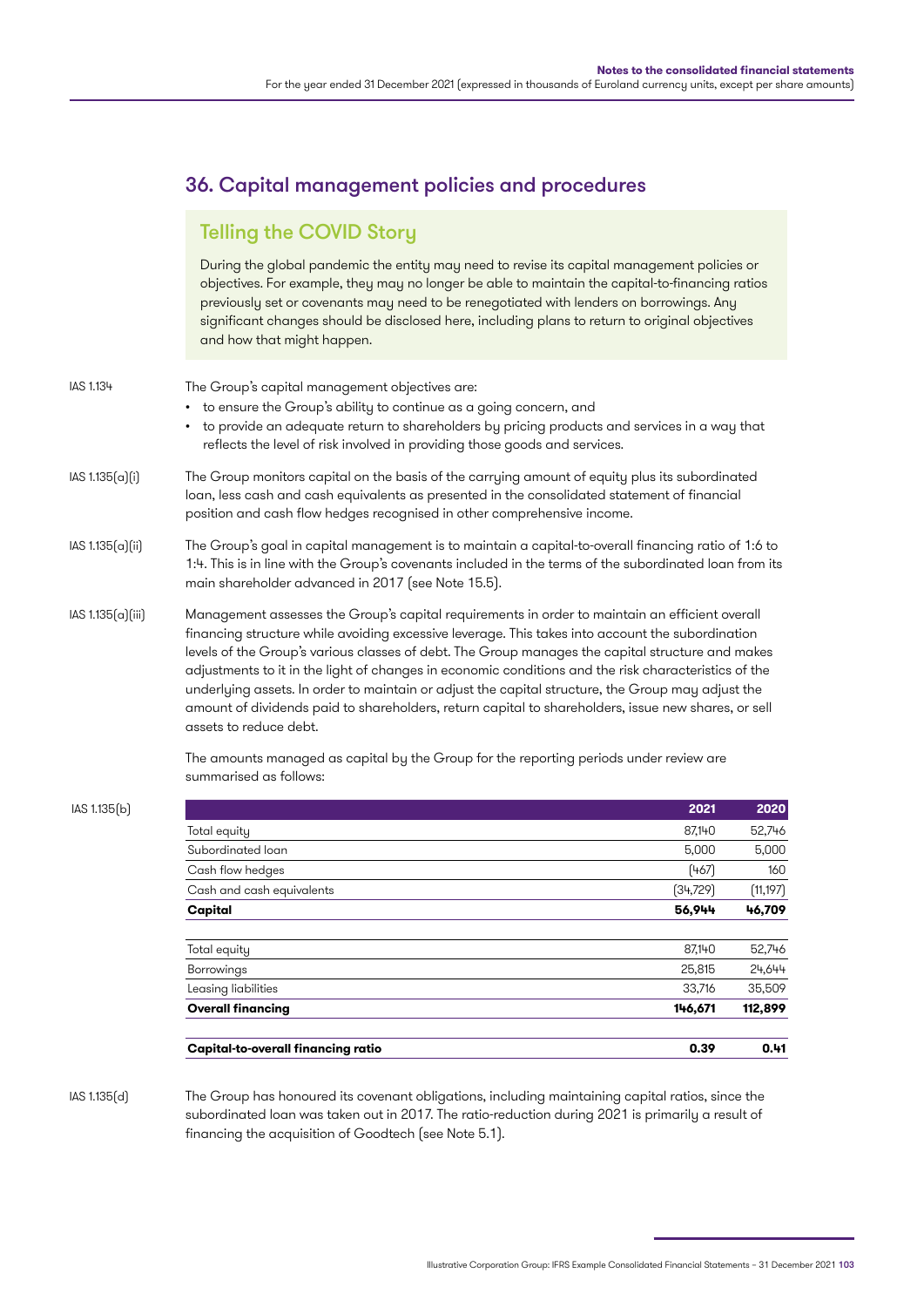## 36. Capital management policies and procedures

### Telling the COVID Story

During the global pandemic the entity may need to revise its capital management policies or objectives. For example, they may no longer be able to maintain the capital-to-financing ratios previously set or covenants may need to be renegotiated with lenders on borrowings. Any significant changes should be disclosed here, including plans to return to original objectives and how that might happen.

IAS 1.134

The Group's capital management objectives are:

- to ensure the Group's ability to continue as a going concern, and
- to provide an adequate return to shareholders by pricing products and services in a way that reflects the level of risk involved in providing those goods and services.

IAS 1.135(a)(i)

The Group monitors capital on the basis of the carrying amount of equity plus its subordinated loan, less cash and cash equivalents as presented in the consolidated statement of financial position and cash flow hedges recognised in other comprehensive income.

IAS 1.135(a)(ii)

The Group's goal in capital management is to maintain a capital-to-overall financing ratio of 1:6 to 1:4. This is in line with the Group's covenants included in the terms of the subordinated loan from its main shareholder advanced in 2017 (see Note 15.5).

IAS 1.135(a)(iii)

Management assesses the Group's capital requirements in order to maintain an efficient overall financing structure while avoiding excessive leverage. This takes into account the subordination levels of the Group's various classes of debt. The Group manages the capital structure and makes adjustments to it in the light of changes in economic conditions and the risk characteristics of the underlying assets. In order to maintain or adjust the capital structure, the Group may adjust the amount of dividends paid to shareholders, return capital to shareholders, issue new shares, or sell assets to reduce debt.

The amounts managed as capital by the Group for the reporting periods under review are summarised as follows:

IAS 1.135(b)

| | 2021 | 2020 |
|---|---|---|
| Total equity | 87,140 | 52,746 |
| Subordinated loan | 5,000 | 5,000 |
| Cash flow hedges | (467) | 160 |
| Cash and cash equivalents | (34,729) | (11,197) |
| **Capital** | **56,944** | **46,709** |
| | | |
| Total equity | 87,140 | 52,746 |
| Borrowings | 25,815 | 24,644 |
| Leasing liabilities | 33,716 | 35,509 |
| **Overall financing** | **146,671** | **112,899** |
| | | |
| **Capital-to-overall financing ratio** | **0.39** | **0.41** |

IAS 1.135(d)

The Group has honoured its covenant obligations, including maintaining capital ratios, since the subordinated loan was taken out in 2017. The ratio-reduction during 2021 is primarily a result of financing the acquisition of Goodtech (see Note 5.1).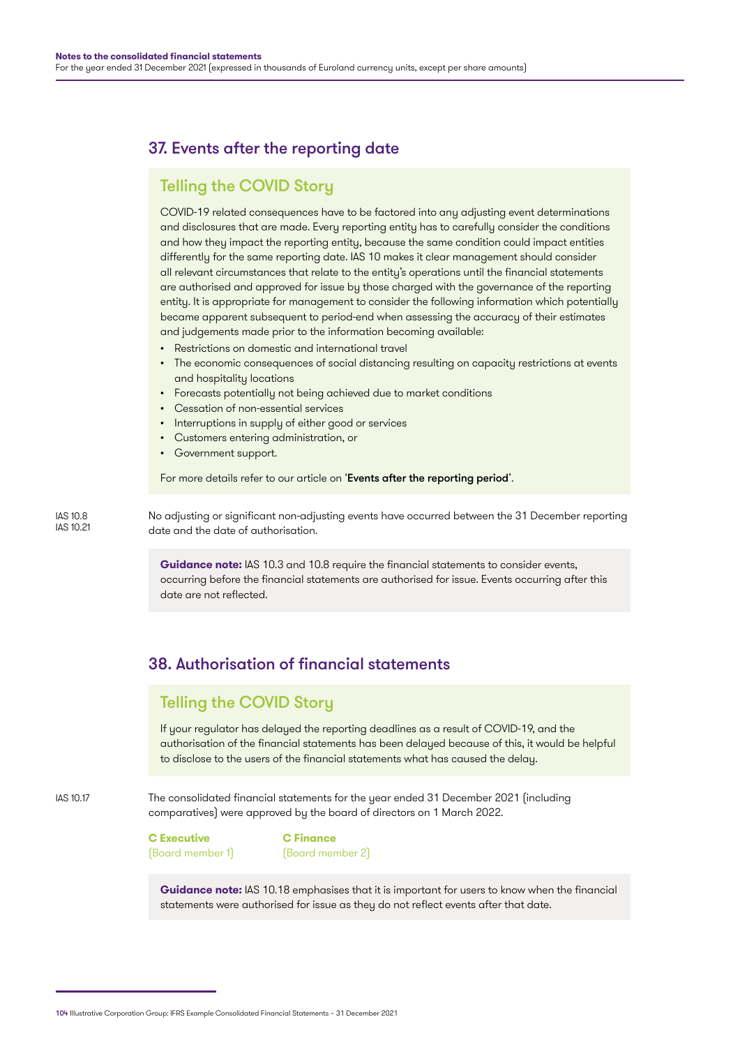## 37. Events after the reporting date

### Telling the COVID Story

COVID-19 related consequences have to be factored into any adjusting event determinations and disclosures that are made. Every reporting entity has to carefully consider the conditions and how they impact the reporting entity, because the same condition could impact entities differently for the same reporting date. IAS 10 makes it clear management should consider all relevant circumstances that relate to the entity's operations until the financial statements are authorised and approved for issue by those charged with the governance of the reporting entity. It is appropriate for management to consider the following information which potentially became apparent subsequent to period-end when assessing the accuracy of their estimates and judgements made prior to the information becoming available:

- Restrictions on domestic and international travel
- The economic consequences of social distancing resulting on capacity restrictions at events and hospitality locations
- Forecasts potentially not being achieved due to market conditions
- Cessation of non-essential services
- Interruptions in supply of either good or services
- Customers entering administration, or
- Government support.

For more details refer to our article on '**Events after the reporting period**'.

IAS 10.8
IAS 10.21

No adjusting or significant non-adjusting events have occurred between the 31 December reporting date and the date of authorisation.

**Guidance note:** IAS 10.3 and 10.8 require the financial statements to consider events, occurring before the financial statements are authorised for issue. Events occurring after this date are not reflected.

## 38. Authorisation of financial statements

### Telling the COVID Story

If your regulator has delayed the reporting deadlines as a result of COVID-19, and the authorisation of the financial statements has been delayed because of this, it would be helpful to disclose to the users of the financial statements what has caused the delay.

IAS 10.17

The consolidated financial statements for the year ended 31 December 2021 (including comparatives) were approved by the board of directors on 1 March 2022.

| **C Executive** | **C Finance** |
|---|---|
| (Board member 1) | (Board member 2) |

**Guidance note:** IAS 10.18 emphasises that it is important for users to know when the financial statements were authorised for issue as they do not reflect events after that date.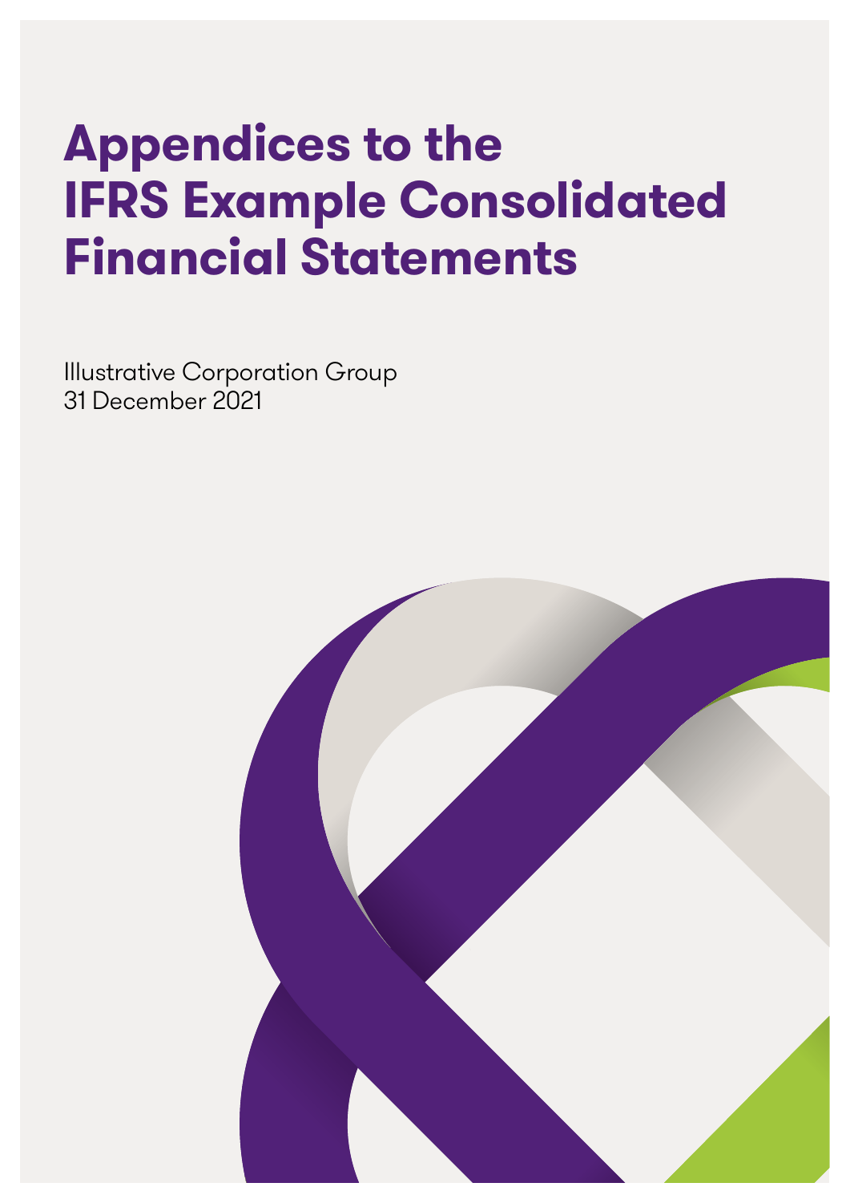# Appendices to the IFRS Example Consolidated Financial Statements

Illustrative Corporation Group
31 December 2021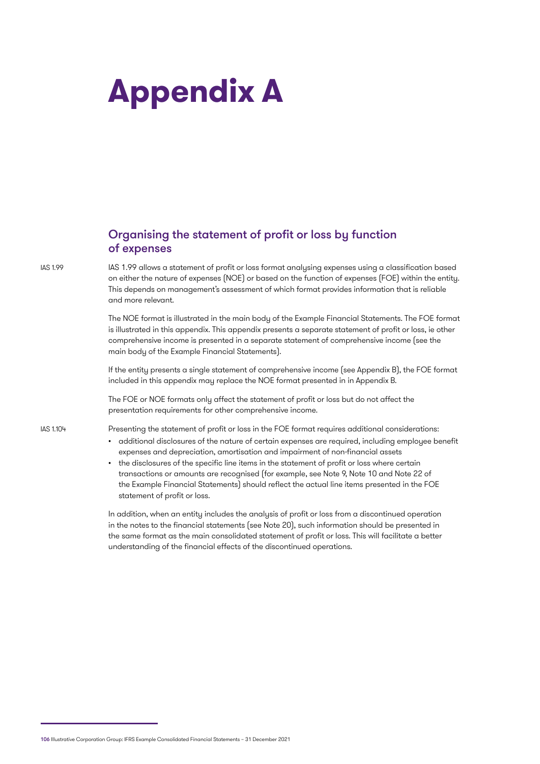# Appendix A

## Organising the statement of profit or loss by function of expenses

IAS 1.99

IAS 1.99 allows a statement of profit or loss format analysing expenses using a classification based on either the nature of expenses (NOE) or based on the function of expenses (FOE) within the entity. This depends on management's assessment of which format provides information that is reliable and more relevant.

The NOE format is illustrated in the main body of the Example Financial Statements. The FOE format is illustrated in this appendix. This appendix presents a separate statement of profit or loss, ie other comprehensive income is presented in a separate statement of comprehensive income (see the main body of the Example Financial Statements).

If the entity presents a single statement of comprehensive income (see Appendix B), the FOE format included in this appendix may replace the NOE format presented in in Appendix B.

The FOE or NOE formats only affect the statement of profit or loss but do not affect the presentation requirements for other comprehensive income.

IAS 1.104

Presenting the statement of profit or loss in the FOE format requires additional considerations:

- additional disclosures of the nature of certain expenses are required, including employee benefit expenses and depreciation, amortisation and impairment of non-financial assets
- the disclosures of the specific line items in the statement of profit or loss where certain transactions or amounts are recognised (for example, see Note 9, Note 10 and Note 22 of the Example Financial Statements) should reflect the actual line items presented in the FOE statement of profit or loss.

In addition, when an entity includes the analysis of profit or loss from a discontinued operation in the notes to the financial statements (see Note 20), such information should be presented in the same format as the main consolidated statement of profit or loss. This will facilitate a better understanding of the financial effects of the discontinued operations.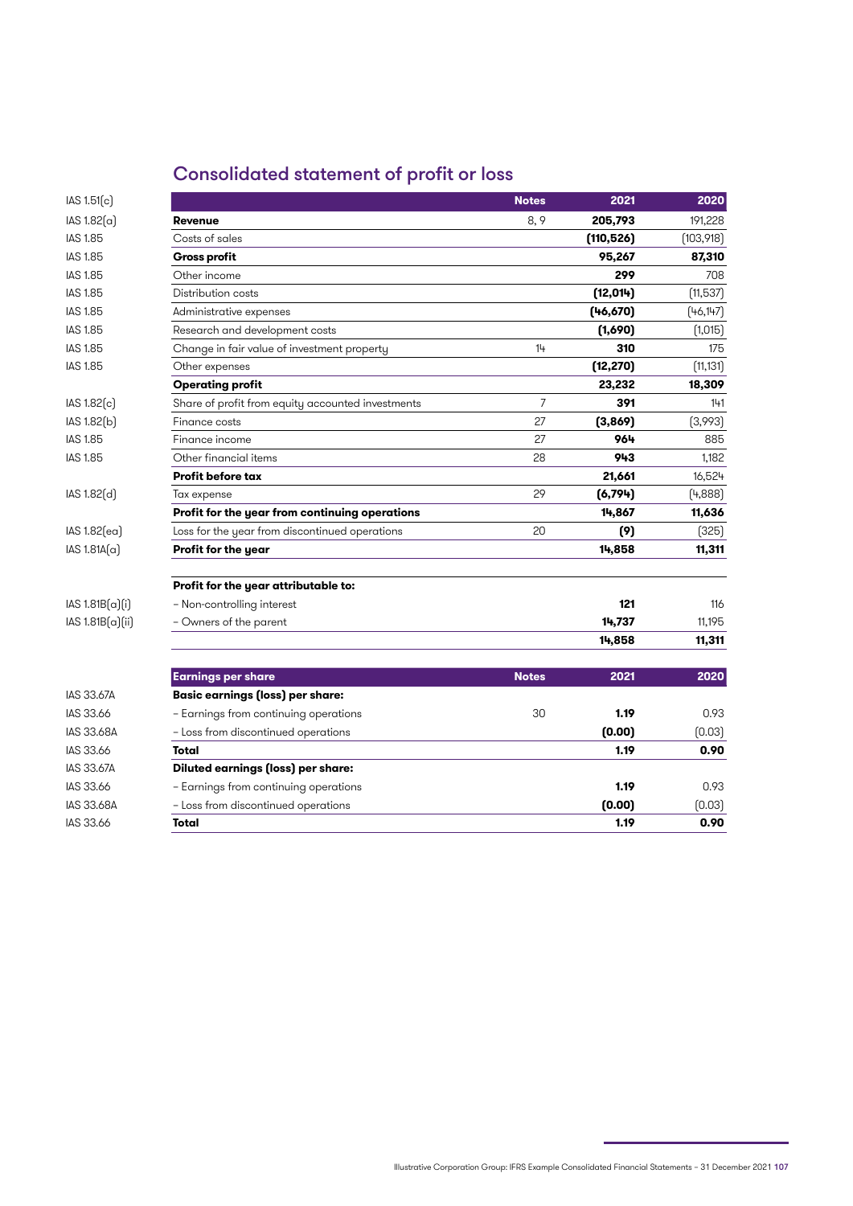# Consolidated statement of profit or loss

| IAS 1.51(c) | | Notes | 2021 | 2020 |
|---|---|---|---|---|
| IAS 1.82(a) | **Revenue** | 8, 9 | **205,793** | 191,228 |
| IAS 1.85 | Costs of sales | | **(110,526)** | (103,918) |
| IAS 1.85 | **Gross profit** | | **95,267** | **87,310** |
| IAS 1.85 | Other income | | **299** | 708 |
| IAS 1.85 | Distribution costs | | **(12,014)** | (11,537) |
| IAS 1.85 | Administrative expenses | | **(46,670)** | (46,147) |
| IAS 1.85 | Research and development costs | | **(1,690)** | (1,015) |
| IAS 1.85 | Change in fair value of investment property | 14 | **310** | 175 |
| IAS 1.85 | Other expenses | | **(12,270)** | (11,131) |
| | **Operating profit** | | **23,232** | **18,309** |
| IAS 1.82(c) | Share of profit from equity accounted investments | 7 | **391** | 141 |
| IAS 1.82(b) | Finance costs | 27 | **(3,869)** | (3,993) |
| IAS 1.85 | Finance income | 27 | **964** | 885 |
| IAS 1.85 | Other financial items | 28 | **943** | 1,182 |
| | **Profit before tax** | | **21,661** | 16,524 |
| IAS 1.82(d) | Tax expense | 29 | **(6,794)** | (4,888) |
| | **Profit for the year from continuing operations** | | **14,867** | **11,636** |
| IAS 1.82(ea) | Loss for the year from discontinued operations | 20 | **(9)** | (325) |
| IAS 1.81A(a) | **Profit for the year** | | **14,858** | **11,311** |
| | | | | |
| | **Profit for the year attributable to:** | | | |
| IAS 1.81B(a)(i) | – Non-controlling interest | | **121** | 116 |
| IAS 1.81B(a)(ii) | – Owners of the parent | | **14,737** | 11,195 |
| | | | **14,858** | **11,311** |

| | Earnings per share | Notes | 2021 | 2020 |
|---|---|---|---|---|
| IAS 33.67A | **Basic earnings (loss) per share:** | | | |
| IAS 33.66 | – Earnings from continuing operations | 30 | **1.19** | 0.93 |
| IAS 33.68A | – Loss from discontinued operations | | **(0.00)** | (0.03) |
| IAS 33.66 | **Total** | | **1.19** | **0.90** |
| IAS 33.67A | **Diluted earnings (loss) per share:** | | | |
| IAS 33.66 | – Earnings from continuing operations | | **1.19** | 0.93 |
| IAS 33.68A | – Loss from discontinued operations | | **(0.00)** | (0.03) |
| IAS 33.66 | **Total** | | **1.19** | **0.90** |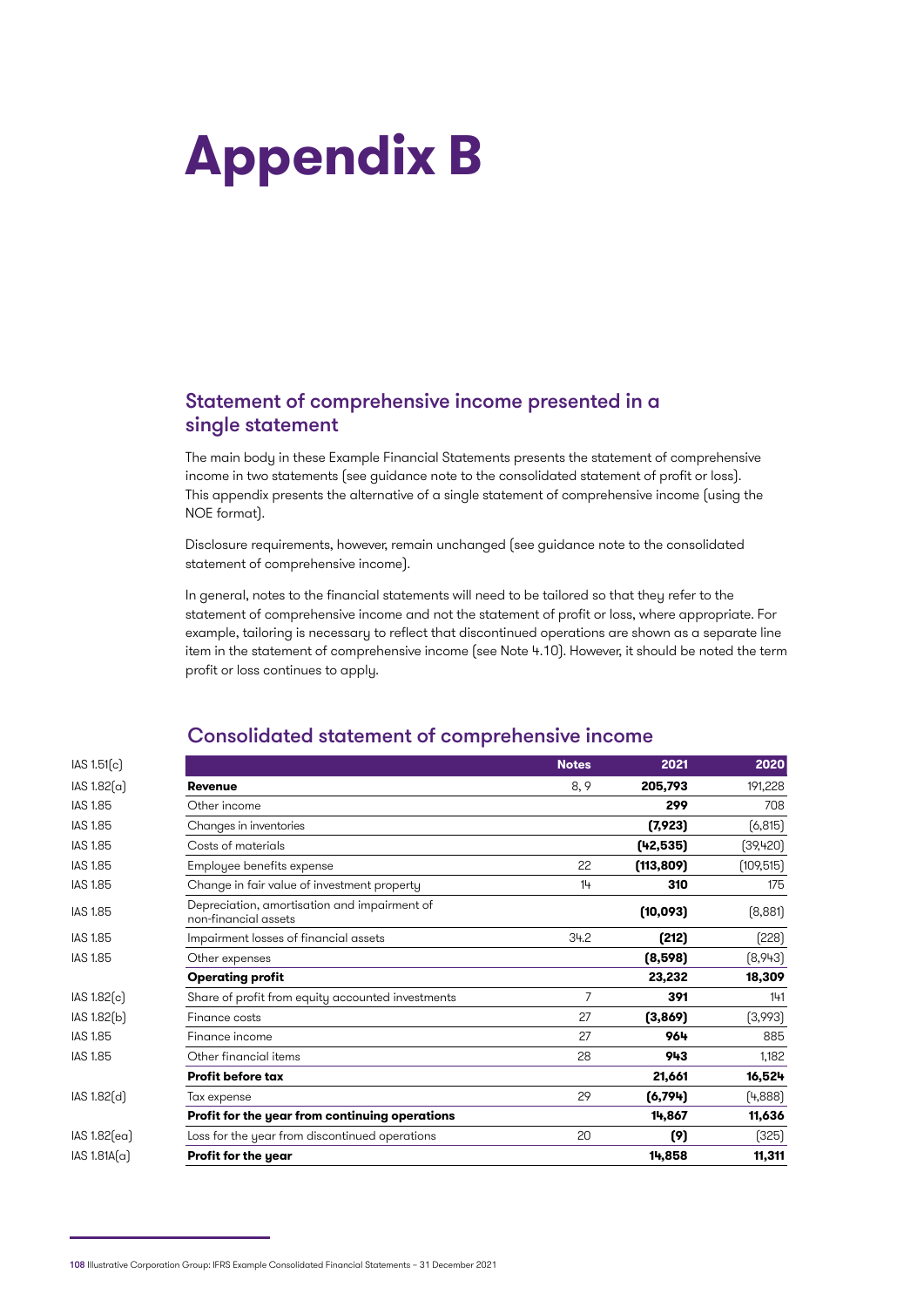# Appendix B

## Statement of comprehensive income presented in a single statement

The main body in these Example Financial Statements presents the statement of comprehensive income in two statements (see guidance note to the consolidated statement of profit or loss). This appendix presents the alternative of a single statement of comprehensive income (using the NOE format).

Disclosure requirements, however, remain unchanged (see guidance note to the consolidated statement of comprehensive income).

In general, notes to the financial statements will need to be tailored so that they refer to the statement of comprehensive income and not the statement of profit or loss, where appropriate. For example, tailoring is necessary to reflect that discontinued operations are shown as a separate line item in the statement of comprehensive income (see Note 4.10). However, it should be noted the term profit or loss continues to apply.

## Consolidated statement of comprehensive income

| | | Notes | 2021 | 2020 |
|---|---|---|---|---|
| IAS 1.51(c) | | | | |
| IAS 1.82(a) | **Revenue** | 8, 9 | **205,793** | 191,228 |
| IAS 1.85 | Other income | | **299** | 708 |
| IAS 1.85 | Changes in inventories | | **(7,923)** | (6,815) |
| IAS 1.85 | Costs of materials | | **(42,535)** | (39,420) |
| IAS 1.85 | Employee benefits expense | 22 | **(113,809)** | (109,515) |
| IAS 1.85 | Change in fair value of investment property | 14 | **310** | 175 |
| IAS 1.85 | Depreciation, amortisation and impairment of non-financial assets | | **(10,093)** | (8,881) |
| IAS 1.85 | Impairment losses of financial assets | 34.2 | **(212)** | (228) |
| IAS 1.85 | Other expenses | | **(8,598)** | (8,943) |
| | **Operating profit** | | **23,232** | **18,309** |
| IAS 1.82(c) | Share of profit from equity accounted investments | 7 | **391** | 141 |
| IAS 1.82(b) | Finance costs | 27 | **(3,869)** | (3,993) |
| IAS 1.85 | Finance income | 27 | **964** | 885 |
| IAS 1.85 | Other financial items | 28 | **943** | 1,182 |
| | **Profit before tax** | | **21,661** | **16,524** |
| IAS 1.82(d) | Tax expense | 29 | **(6,794)** | (4,888) |
| | **Profit for the year from continuing operations** | | **14,867** | **11,636** |
| IAS 1.82(ea) | Loss for the year from discontinued operations | 20 | **(9)** | (325) |
| IAS 1.81A(a) | **Profit for the year** | | **14,858** | **11,311** |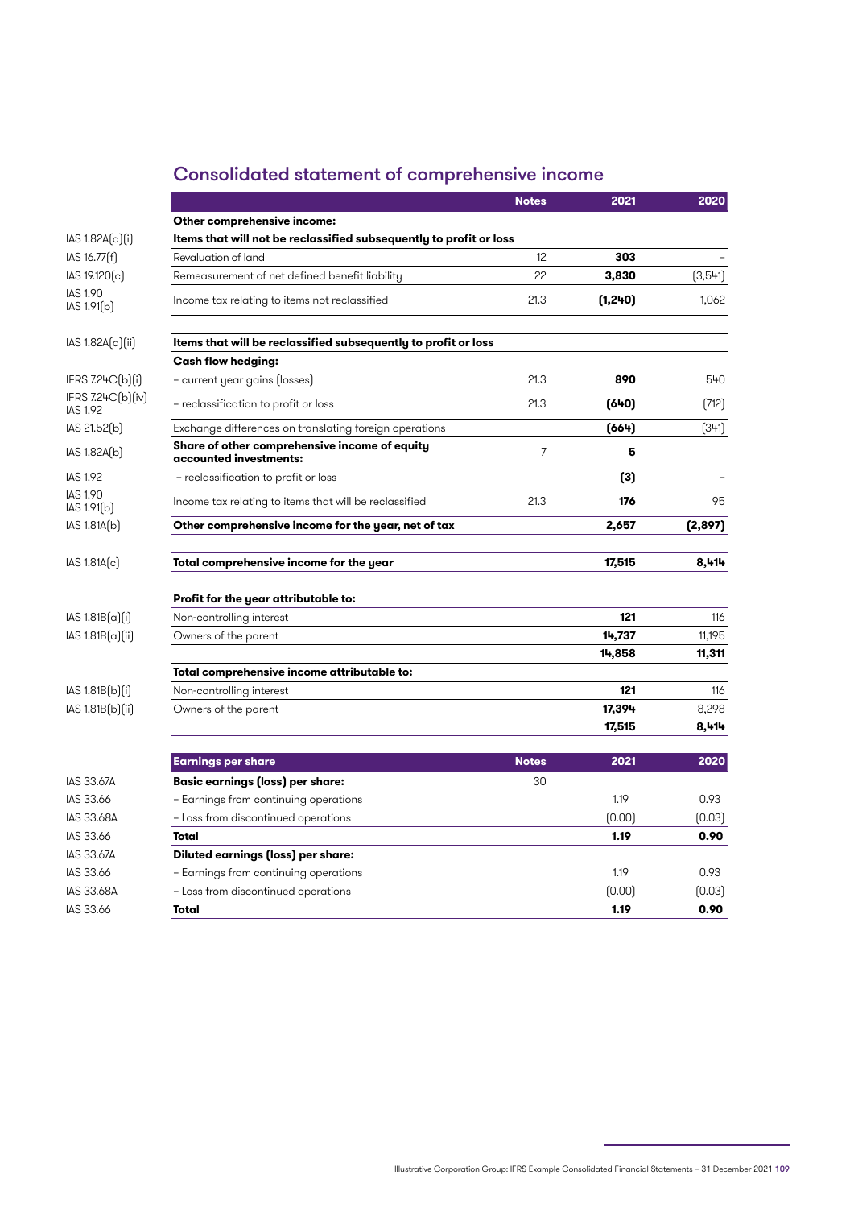# Consolidated statement of comprehensive income

| | | Notes | 2021 | 2020 |
|---|---|---|---|---|
| | **Other comprehensive income:** | | | |
| IAS 1.82A(a)(i) | **Items that will not be reclassified subsequently to profit or loss** | | | |
| IAS 16.77(f) | Revaluation of land | 12 | **303** | – |
| IAS 19.120(c) | Remeasurement of net defined benefit liability | 22 | **3,830** | (3,541) |
| IAS 1.90 IAS 1.91(b) | Income tax relating to items not reclassified | 21.3 | **(1,240)** | 1,062 |
| IAS 1.82A(a)(ii) | **Items that will be reclassified subsequently to profit or loss** | | | |
| | **Cash flow hedging:** | | | |
| IFRS 7.24C(b)(i) | – current year gains (losses) | 21.3 | **890** | 540 |
| IFRS 7.24C(b)(iv) IAS 1.92 | – reclassification to profit or loss | 21.3 | **(640)** | (712) |
| IAS 21.52(b) | Exchange differences on translating foreign operations | | **(664)** | (341) |
| IAS 1.82A(b) | **Share of other comprehensive income of equity accounted investments:** | 7 | **5** | |
| IAS 1.92 | – reclassification to profit or loss | | **(3)** | – |
| IAS 1.90 IAS 1.91(b) | Income tax relating to items that will be reclassified | 21.3 | **176** | 95 |
| IAS 1.81A(b) | **Other comprehensive income for the year, net of tax** | | **2,657** | **(2,897)** |
| IAS 1.81A(c) | **Total comprehensive income for the year** | | **17,515** | **8,414** |
| | **Profit for the year attributable to:** | | | |
| IAS 1.81B(a)(i) | Non-controlling interest | | **121** | 116 |
| IAS 1.81B(a)(ii) | Owners of the parent | | **14,737** | 11,195 |
| | | | **14,858** | **11,311** |
| | **Total comprehensive income attributable to:** | | | |
| IAS 1.81B(b)(i) | Non-controlling interest | | **121** | 116 |
| IAS 1.81B(b)(ii) | Owners of the parent | | **17,394** | 8,298 |
| | | | **17,515** | **8,414** |

| | Earnings per share | Notes | 2021 | 2020 |
|---|---|---|---|---|
| IAS 33.67A | **Basic earnings (loss) per share:** | 30 | | |
| IAS 33.66 | – Earnings from continuing operations | | 1.19 | 0.93 |
| IAS 33.68A | – Loss from discontinued operations | | (0.00) | (0.03) |
| IAS 33.66 | **Total** | | **1.19** | **0.90** |
| IAS 33.67A | **Diluted earnings (loss) per share:** | | | |
| IAS 33.66 | – Earnings from continuing operations | | 1.19 | 0.93 |
| IAS 33.68A | – Loss from discontinued operations | | (0.00) | (0.03) |
| IAS 33.66 | **Total** | | **1.19** | **0.90** |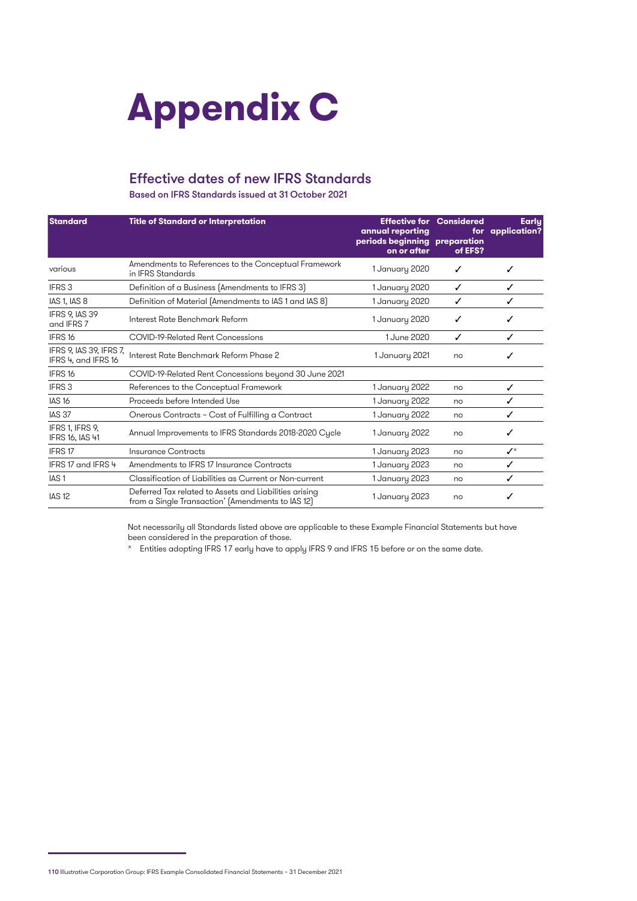# Appendix C

## Effective dates of new IFRS Standards

Based on IFRS Standards issued at 31 October 2021

| Standard | Title of Standard or Interpretation | Effective for annual reporting periods beginning on or after | Considered for preparation of EFS? | Early application? |
|---|---|---|---|---|
| various | Amendments to References to the Conceptual Framework in IFRS Standards | 1 January 2020 | ✓ | ✓ |
| IFRS 3 | Definition of a Business (Amendments to IFRS 3) | 1 January 2020 | ✓ | ✓ |
| IAS 1, IAS 8 | Definition of Material (Amendments to IAS 1 and IAS 8) | 1 January 2020 | ✓ | ✓ |
| IFRS 9, IAS 39 and IFRS 7 | Interest Rate Benchmark Reform | 1 January 2020 | ✓ | ✓ |
| IFRS 16 | COVID-19-Related Rent Concessions | 1 June 2020 | ✓ | ✓ |
| IFRS 9, IAS 39, IFRS 7, IFRS 4, and IFRS 16 | Interest Rate Benchmark Reform Phase 2 | 1 January 2021 | no | ✓ |
| IFRS 16 | COVID-19-Related Rent Concessions beyond 30 June 2021 | | | |
| IFRS 3 | References to the Conceptual Framework | 1 January 2022 | no | ✓ |
| IAS 16 | Proceeds before Intended Use | 1 January 2022 | no | ✓ |
| IAS 37 | Onerous Contracts – Cost of Fulfilling a Contract | 1 January 2022 | no | ✓ |
| IFRS 1, IFRS 9, IFRS 16, IAS 41 | Annual Improvements to IFRS Standards 2018-2020 Cycle | 1 January 2022 | no | ✓ |
| IFRS 17 | Insurance Contracts | 1 January 2023 | no | ✓* |
| IFRS 17 and IFRS 4 | Amendments to IFRS 17 Insurance Contracts | 1 January 2023 | no | ✓ |
| IAS 1 | Classification of Liabilities as Current or Non-current | 1 January 2023 | no | ✓ |
| IAS 12 | Deferred Tax related to Assets and Liabilities arising from a Single Transaction' (Amendments to IAS 12) | 1 January 2023 | no | ✓ |

Not necessarily all Standards listed above are applicable to these Example Financial Statements but have been considered in the preparation of those.

\* Entities adopting IFRS 17 early have to apply IFRS 9 and IFRS 15 before or on the same date.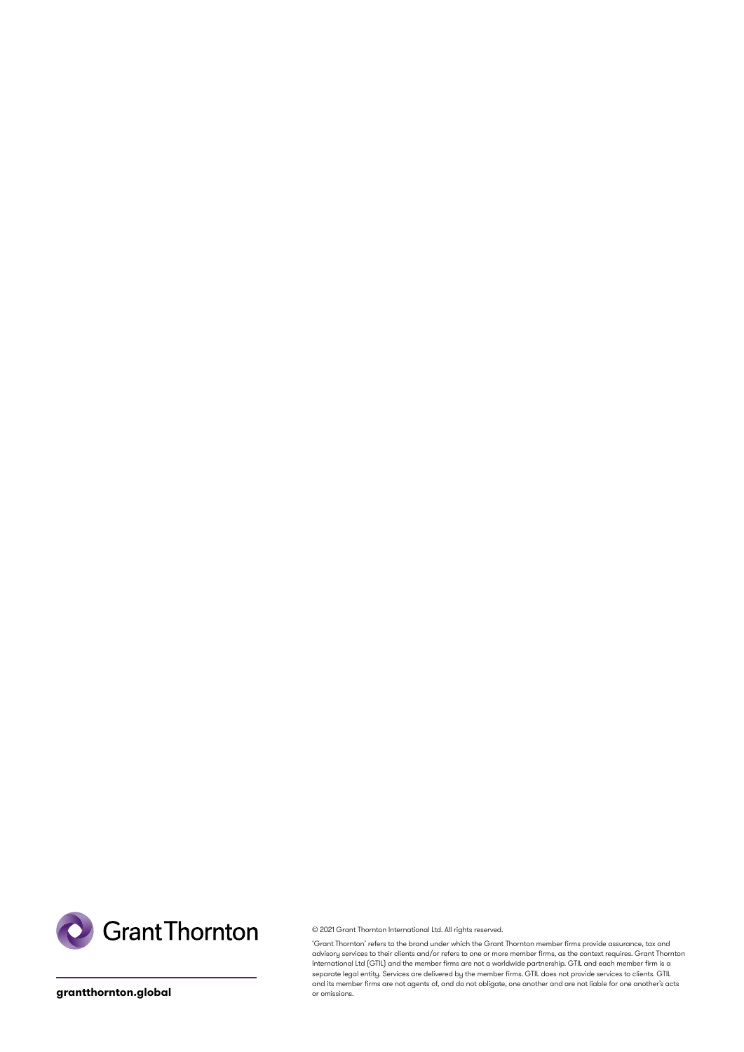Grant Thornton

**grantthornton.global**

© 2021 Grant Thornton International Ltd. All rights reserved.

'Grant Thornton' refers to the brand under which the Grant Thornton member firms provide assurance, tax and advisory services to their clients and/or refers to one or more member firms, as the context requires. Grant Thornton International Ltd (GTIL) and the member firms are not a worldwide partnership. GTIL and each member firm is a separate legal entity. Services are delivered by the member firms. GTIL does not provide services to clients. GTIL and its member firms are not agents of, and do not obligate, one another and are not liable for one another's acts or omissions.